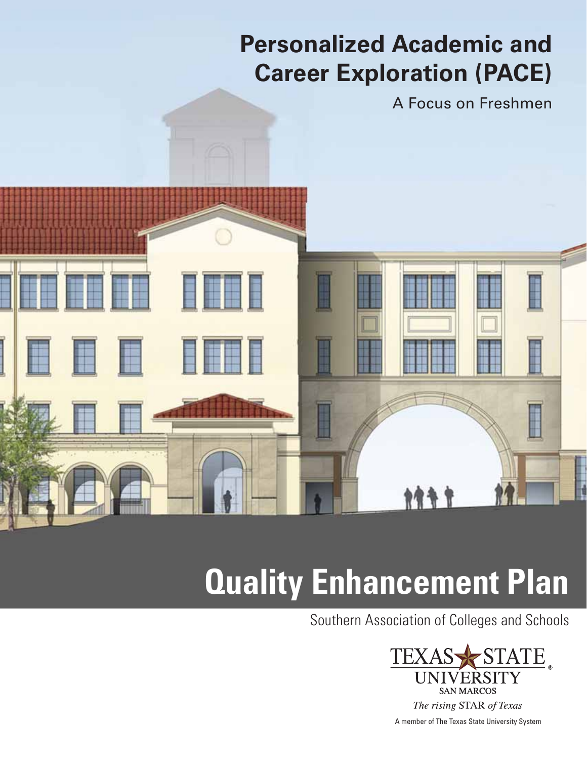# Personalized Academic and Career Exploration (PACE)

A Focus on Freshmen

# Quality Enhancement Plan

Southern Association of Colleges and Schools

TEXAS STATE UNIVERSITY SAN MARCOS

*The rising* STAR *of Texas*

A member of The Texas State University System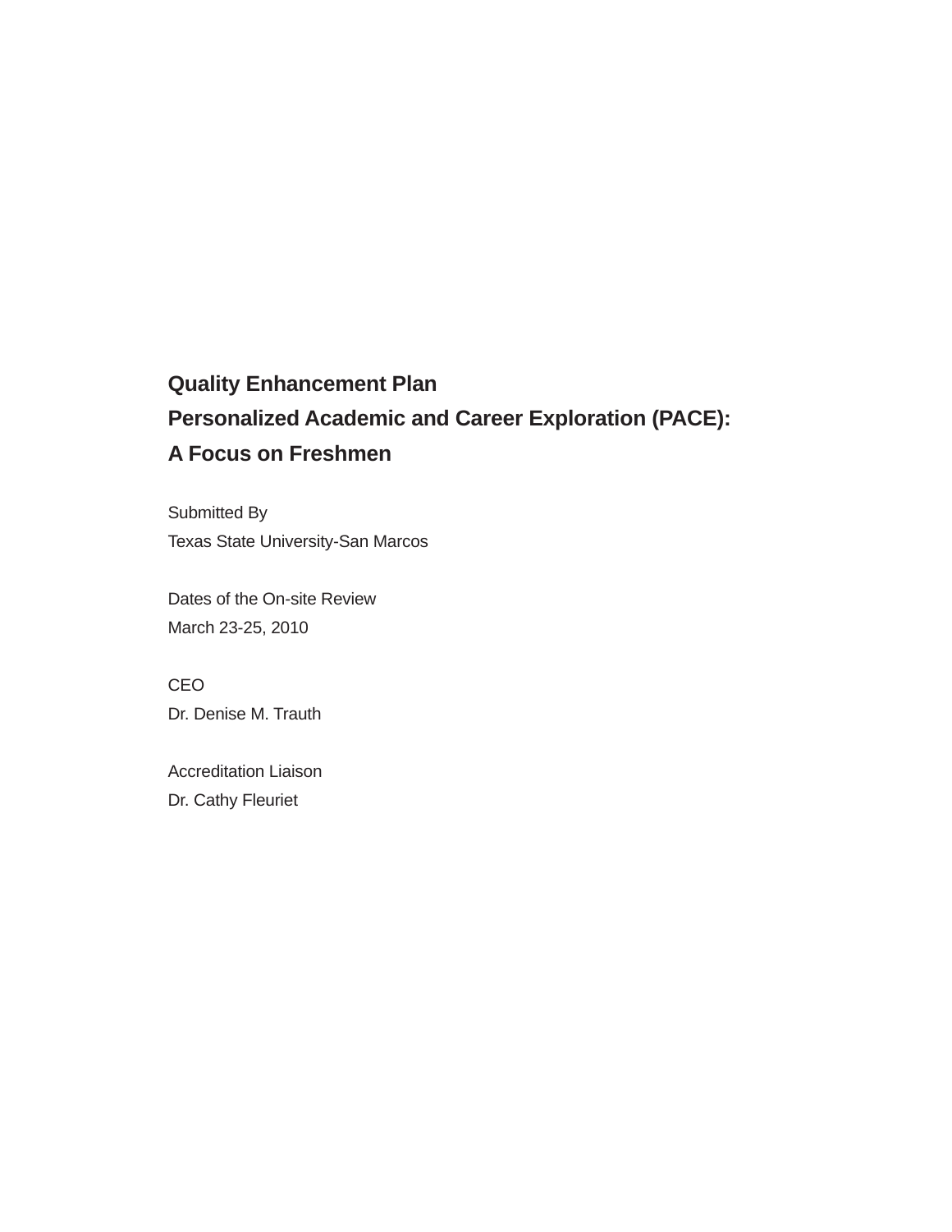# Quality Enhancement Plan
# Personalized Academic and Career Exploration (PACE): A Focus on Freshmen

Submitted By

Texas State University-San Marcos

Dates of the On-site Review

March 23-25, 2010

CEO

Dr. Denise M. Trauth

Accreditation Liaison

Dr. Cathy Fleuriet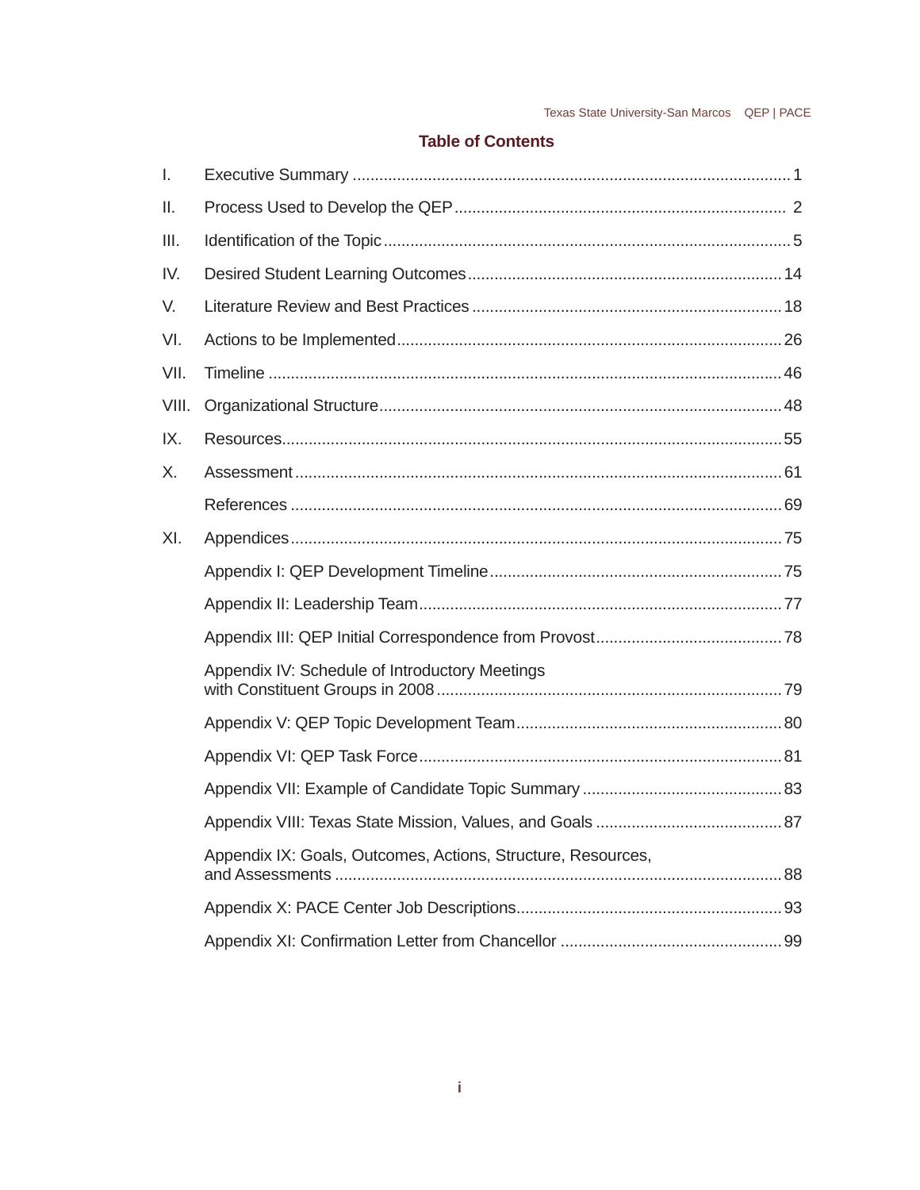## Table of Contents

| | | |
|---|---|---|
| I. | Executive Summary | 1 |
| II. | Process Used to Develop the QEP | 2 |
| III. | Identification of the Topic | 5 |
| IV. | Desired Student Learning Outcomes | 14 |
| V. | Literature Review and Best Practices | 18 |
| VI. | Actions to be Implemented | 26 |
| VII. | Timeline | 46 |
| VIII. | Organizational Structure | 48 |
| IX. | Resources | 55 |
| X. | Assessment | 61 |
| | References | 69 |
| XI. | Appendices | 75 |
| | Appendix I: QEP Development Timeline | 75 |
| | Appendix II: Leadership Team | 77 |
| | Appendix III: QEP Initial Correspondence from Provost | 78 |
| | Appendix IV: Schedule of Introductory Meetings with Constituent Groups in 2008 | 79 |
| | Appendix V: QEP Topic Development Team | 80 |
| | Appendix VI: QEP Task Force | 81 |
| | Appendix VII: Example of Candidate Topic Summary | 83 |
| | Appendix VIII: Texas State Mission, Values, and Goals | 87 |
| | Appendix IX: Goals, Outcomes, Actions, Structure, Resources, and Assessments | 88 |
| | Appendix X: PACE Center Job Descriptions | 93 |
| | Appendix XI: Confirmation Letter from Chancellor | 99 |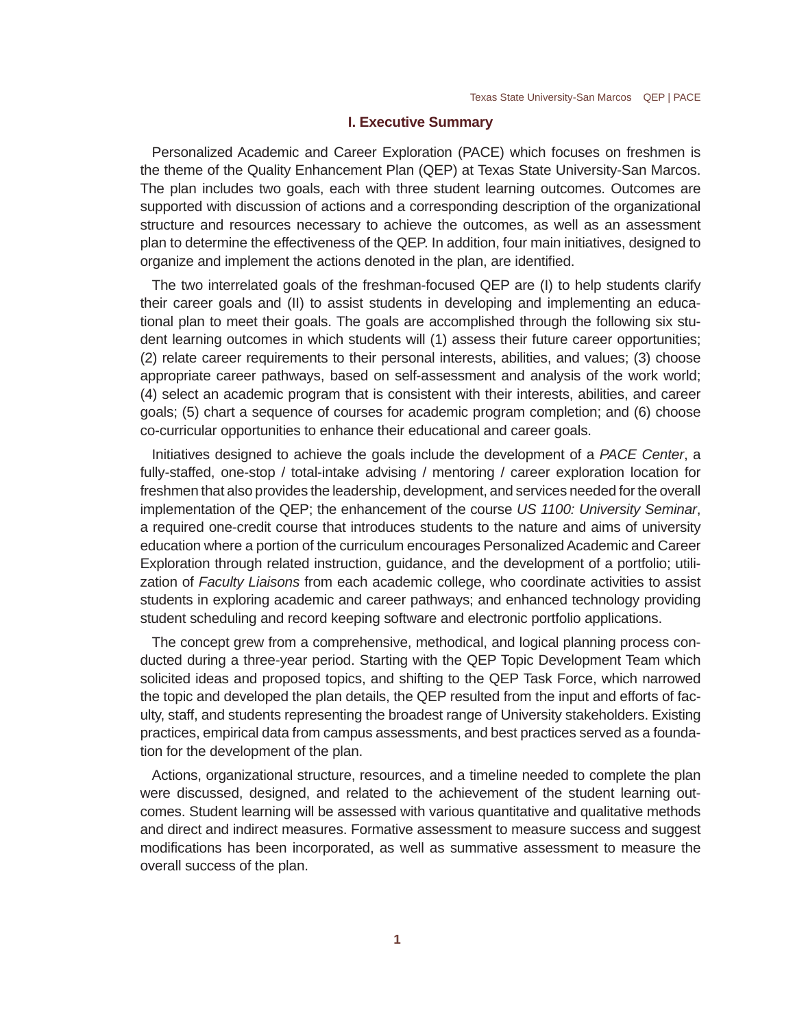# I. Executive Summary

Personalized Academic and Career Exploration (PACE) which focuses on freshmen is the theme of the Quality Enhancement Plan (QEP) at Texas State University-San Marcos. The plan includes two goals, each with three student learning outcomes. Outcomes are supported with discussion of actions and a corresponding description of the organizational structure and resources necessary to achieve the outcomes, as well as an assessment plan to determine the effectiveness of the QEP. In addition, four main initiatives, designed to organize and implement the actions denoted in the plan, are identified.

The two interrelated goals of the freshman-focused QEP are (I) to help students clarify their career goals and (II) to assist students in developing and implementing an educational plan to meet their goals. The goals are accomplished through the following six student learning outcomes in which students will (1) assess their future career opportunities; (2) relate career requirements to their personal interests, abilities, and values; (3) choose appropriate career pathways, based on self-assessment and analysis of the work world; (4) select an academic program that is consistent with their interests, abilities, and career goals; (5) chart a sequence of courses for academic program completion; and (6) choose co-curricular opportunities to enhance their educational and career goals.

Initiatives designed to achieve the goals include the development of a *PACE Center*, a fully-staffed, one-stop / total-intake advising / mentoring / career exploration location for freshmen that also provides the leadership, development, and services needed for the overall implementation of the QEP; the enhancement of the course *US 1100: University Seminar*, a required one-credit course that introduces students to the nature and aims of university education where a portion of the curriculum encourages Personalized Academic and Career Exploration through related instruction, guidance, and the development of a portfolio; utilization of *Faculty Liaisons* from each academic college, who coordinate activities to assist students in exploring academic and career pathways; and enhanced technology providing student scheduling and record keeping software and electronic portfolio applications.

The concept grew from a comprehensive, methodical, and logical planning process conducted during a three-year period. Starting with the QEP Topic Development Team which solicited ideas and proposed topics, and shifting to the QEP Task Force, which narrowed the topic and developed the plan details, the QEP resulted from the input and efforts of faculty, staff, and students representing the broadest range of University stakeholders. Existing practices, empirical data from campus assessments, and best practices served as a foundation for the development of the plan.

Actions, organizational structure, resources, and a timeline needed to complete the plan were discussed, designed, and related to the achievement of the student learning outcomes. Student learning will be assessed with various quantitative and qualitative methods and direct and indirect measures. Formative assessment to measure success and suggest modifications has been incorporated, as well as summative assessment to measure the overall success of the plan.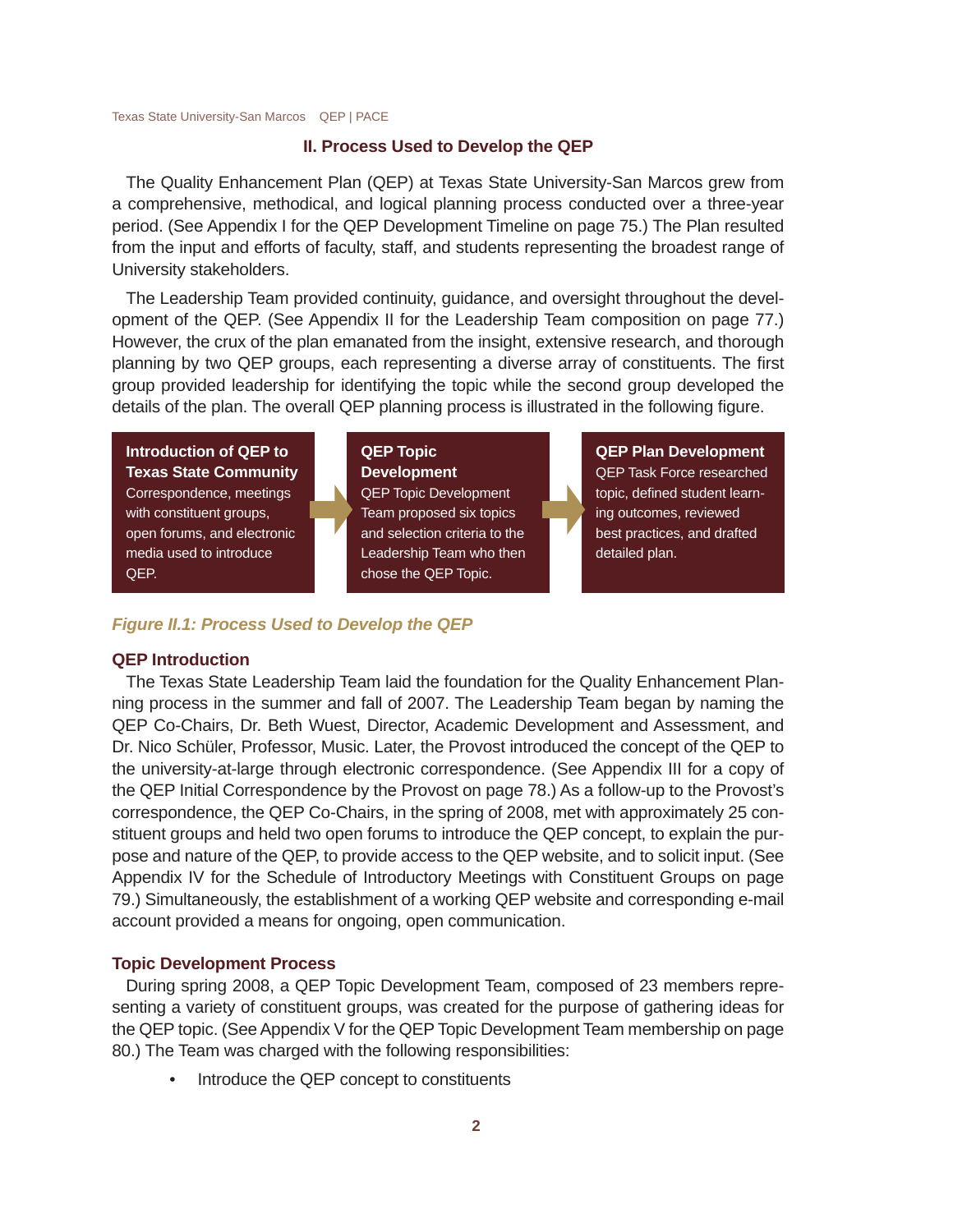## II. Process Used to Develop the QEP

The Quality Enhancement Plan (QEP) at Texas State University-San Marcos grew from a comprehensive, methodical, and logical planning process conducted over a three-year period. (See Appendix I for the QEP Development Timeline on page 75.) The Plan resulted from the input and efforts of faculty, staff, and students representing the broadest range of University stakeholders.

The Leadership Team provided continuity, guidance, and oversight throughout the development of the QEP. (See Appendix II for the Leadership Team composition on page 77.) However, the crux of the plan emanated from the insight, extensive research, and thorough planning by two QEP groups, each representing a diverse array of constituents. The first group provided leadership for identifying the topic while the second group developed the details of the plan. The overall QEP planning process is illustrated in the following figure.

| Introduction of QEP to Texas State Community | | QEP Topic Development | | QEP Plan Development |
|---|---|---|---|---|
| Correspondence, meetings with constituent groups, open forums, and electronic media used to introduce QEP. | → | QEP Topic Development Team proposed six topics and selection criteria to the Leadership Team who then chose the QEP Topic. | → | QEP Task Force researched topic, defined student learning outcomes, reviewed best practices, and drafted detailed plan. |

*Figure II.1: Process Used to Develop the QEP*

### QEP Introduction

The Texas State Leadership Team laid the foundation for the Quality Enhancement Planning process in the summer and fall of 2007. The Leadership Team began by naming the QEP Co-Chairs, Dr. Beth Wuest, Director, Academic Development and Assessment, and Dr. Nico Schüler, Professor, Music. Later, the Provost introduced the concept of the QEP to the university-at-large through electronic correspondence. (See Appendix III for a copy of the QEP Initial Correspondence by the Provost on page 78.) As a follow-up to the Provost's correspondence, the QEP Co-Chairs, in the spring of 2008, met with approximately 25 constituent groups and held two open forums to introduce the QEP concept, to explain the purpose and nature of the QEP, to provide access to the QEP website, and to solicit input. (See Appendix IV for the Schedule of Introductory Meetings with Constituent Groups on page 79.) Simultaneously, the establishment of a working QEP website and corresponding e-mail account provided a means for ongoing, open communication.

### Topic Development Process

During spring 2008, a QEP Topic Development Team, composed of 23 members representing a variety of constituent groups, was created for the purpose of gathering ideas for the QEP topic. (See Appendix V for the QEP Topic Development Team membership on page 80.) The Team was charged with the following responsibilities:

- Introduce the QEP concept to constituents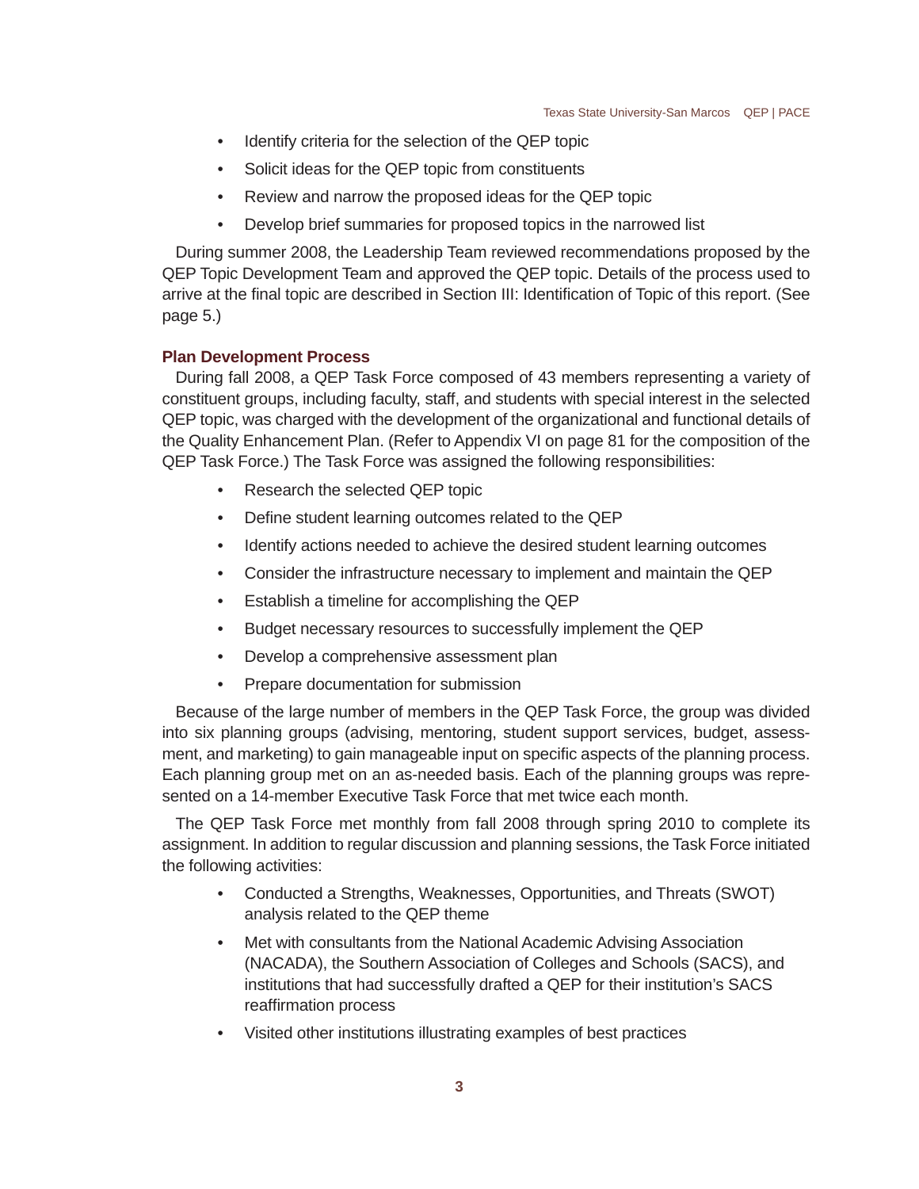- Identify criteria for the selection of the QEP topic
- Solicit ideas for the QEP topic from constituents
- Review and narrow the proposed ideas for the QEP topic
- Develop brief summaries for proposed topics in the narrowed list

During summer 2008, the Leadership Team reviewed recommendations proposed by the QEP Topic Development Team and approved the QEP topic. Details of the process used to arrive at the final topic are described in Section III: Identification of Topic of this report. (See page 5.)

### Plan Development Process

During fall 2008, a QEP Task Force composed of 43 members representing a variety of constituent groups, including faculty, staff, and students with special interest in the selected QEP topic, was charged with the development of the organizational and functional details of the Quality Enhancement Plan. (Refer to Appendix VI on page 81 for the composition of the QEP Task Force.) The Task Force was assigned the following responsibilities:

- Research the selected QEP topic
- Define student learning outcomes related to the QEP
- Identify actions needed to achieve the desired student learning outcomes
- Consider the infrastructure necessary to implement and maintain the QEP
- Establish a timeline for accomplishing the QEP
- Budget necessary resources to successfully implement the QEP
- Develop a comprehensive assessment plan
- Prepare documentation for submission

Because of the large number of members in the QEP Task Force, the group was divided into six planning groups (advising, mentoring, student support services, budget, assessment, and marketing) to gain manageable input on specific aspects of the planning process. Each planning group met on an as-needed basis. Each of the planning groups was represented on a 14-member Executive Task Force that met twice each month.

The QEP Task Force met monthly from fall 2008 through spring 2010 to complete its assignment. In addition to regular discussion and planning sessions, the Task Force initiated the following activities:

- Conducted a Strengths, Weaknesses, Opportunities, and Threats (SWOT) analysis related to the QEP theme
- Met with consultants from the National Academic Advising Association (NACADA), the Southern Association of Colleges and Schools (SACS), and institutions that had successfully drafted a QEP for their institution's SACS reaffirmation process
- Visited other institutions illustrating examples of best practices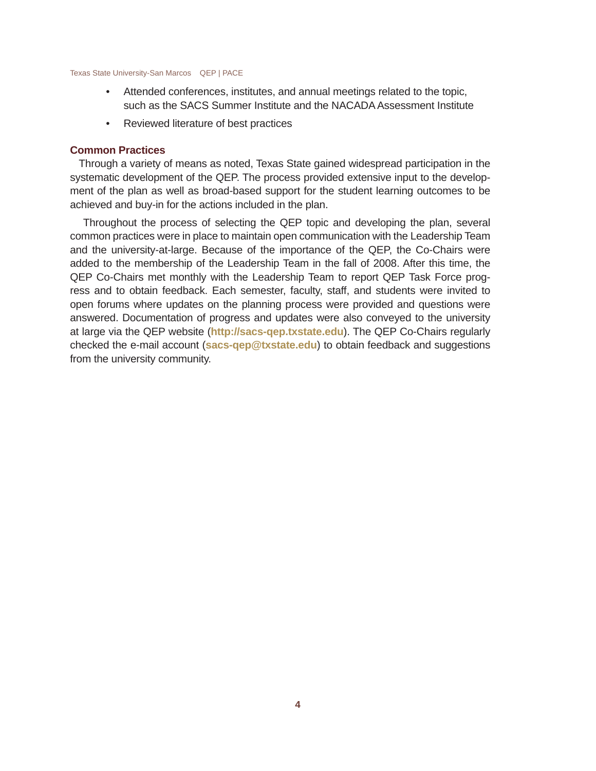- Attended conferences, institutes, and annual meetings related to the topic, such as the SACS Summer Institute and the NACADA Assessment Institute
- Reviewed literature of best practices

## Common Practices

Through a variety of means as noted, Texas State gained widespread participation in the systematic development of the QEP. The process provided extensive input to the development of the plan as well as broad-based support for the student learning outcomes to be achieved and buy-in for the actions included in the plan.

Throughout the process of selecting the QEP topic and developing the plan, several common practices were in place to maintain open communication with the Leadership Team and the university-at-large. Because of the importance of the QEP, the Co-Chairs were added to the membership of the Leadership Team in the fall of 2008. After this time, the QEP Co-Chairs met monthly with the Leadership Team to report QEP Task Force progress and to obtain feedback. Each semester, faculty, staff, and students were invited to open forums where updates on the planning process were provided and questions were answered. Documentation of progress and updates were also conveyed to the university at large via the QEP website (**http://sacs-qep.txstate.edu**). The QEP Co-Chairs regularly checked the e-mail account (**sacs-qep@txstate.edu**) to obtain feedback and suggestions from the university community.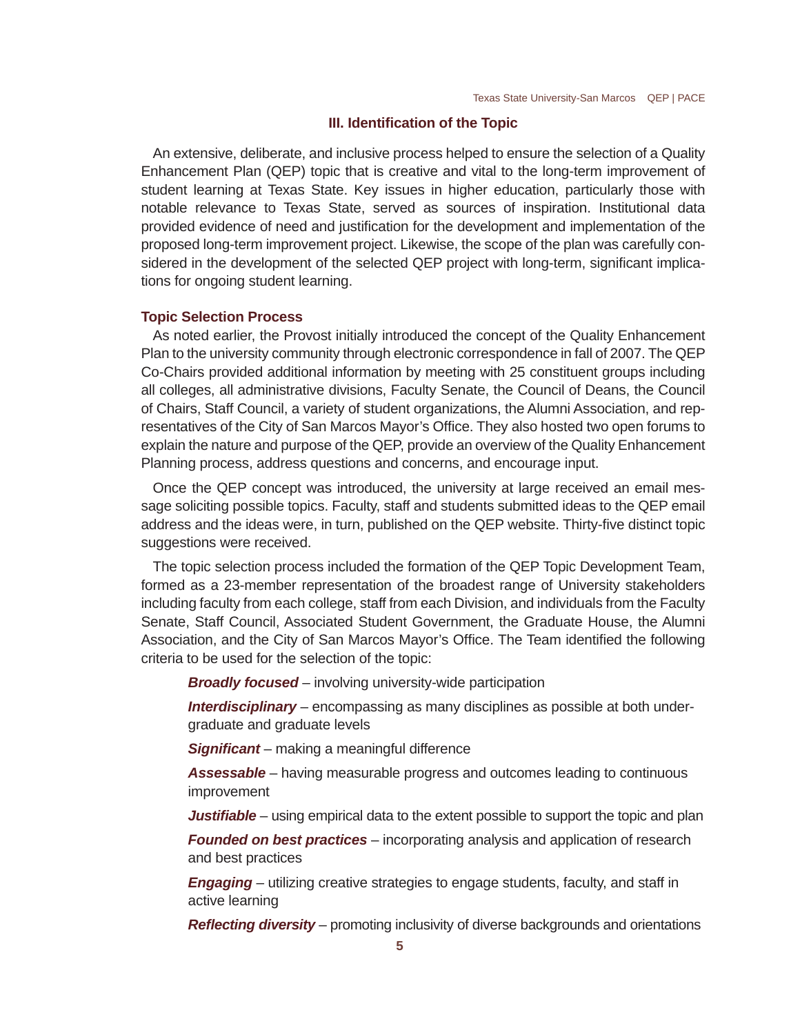## III. Identification of the Topic

An extensive, deliberate, and inclusive process helped to ensure the selection of a Quality Enhancement Plan (QEP) topic that is creative and vital to the long-term improvement of student learning at Texas State. Key issues in higher education, particularly those with notable relevance to Texas State, served as sources of inspiration. Institutional data provided evidence of need and justification for the development and implementation of the proposed long-term improvement project. Likewise, the scope of the plan was carefully considered in the development of the selected QEP project with long-term, significant implications for ongoing student learning.

### Topic Selection Process

As noted earlier, the Provost initially introduced the concept of the Quality Enhancement Plan to the university community through electronic correspondence in fall of 2007. The QEP Co-Chairs provided additional information by meeting with 25 constituent groups including all colleges, all administrative divisions, Faculty Senate, the Council of Deans, the Council of Chairs, Staff Council, a variety of student organizations, the Alumni Association, and representatives of the City of San Marcos Mayor's Office. They also hosted two open forums to explain the nature and purpose of the QEP, provide an overview of the Quality Enhancement Planning process, address questions and concerns, and encourage input.

Once the QEP concept was introduced, the university at large received an email message soliciting possible topics. Faculty, staff and students submitted ideas to the QEP email address and the ideas were, in turn, published on the QEP website. Thirty-five distinct topic suggestions were received.

The topic selection process included the formation of the QEP Topic Development Team, formed as a 23-member representation of the broadest range of University stakeholders including faculty from each college, staff from each Division, and individuals from the Faculty Senate, Staff Council, Associated Student Government, the Graduate House, the Alumni Association, and the City of San Marcos Mayor's Office. The Team identified the following criteria to be used for the selection of the topic:

***Broadly focused*** – involving university-wide participation

***Interdisciplinary*** – encompassing as many disciplines as possible at both undergraduate and graduate levels

***Significant*** – making a meaningful difference

***Assessable*** – having measurable progress and outcomes leading to continuous improvement

***Justifiable*** – using empirical data to the extent possible to support the topic and plan

***Founded on best practices*** – incorporating analysis and application of research and best practices

***Engaging*** – utilizing creative strategies to engage students, faculty, and staff in active learning

***Reflecting diversity*** – promoting inclusivity of diverse backgrounds and orientations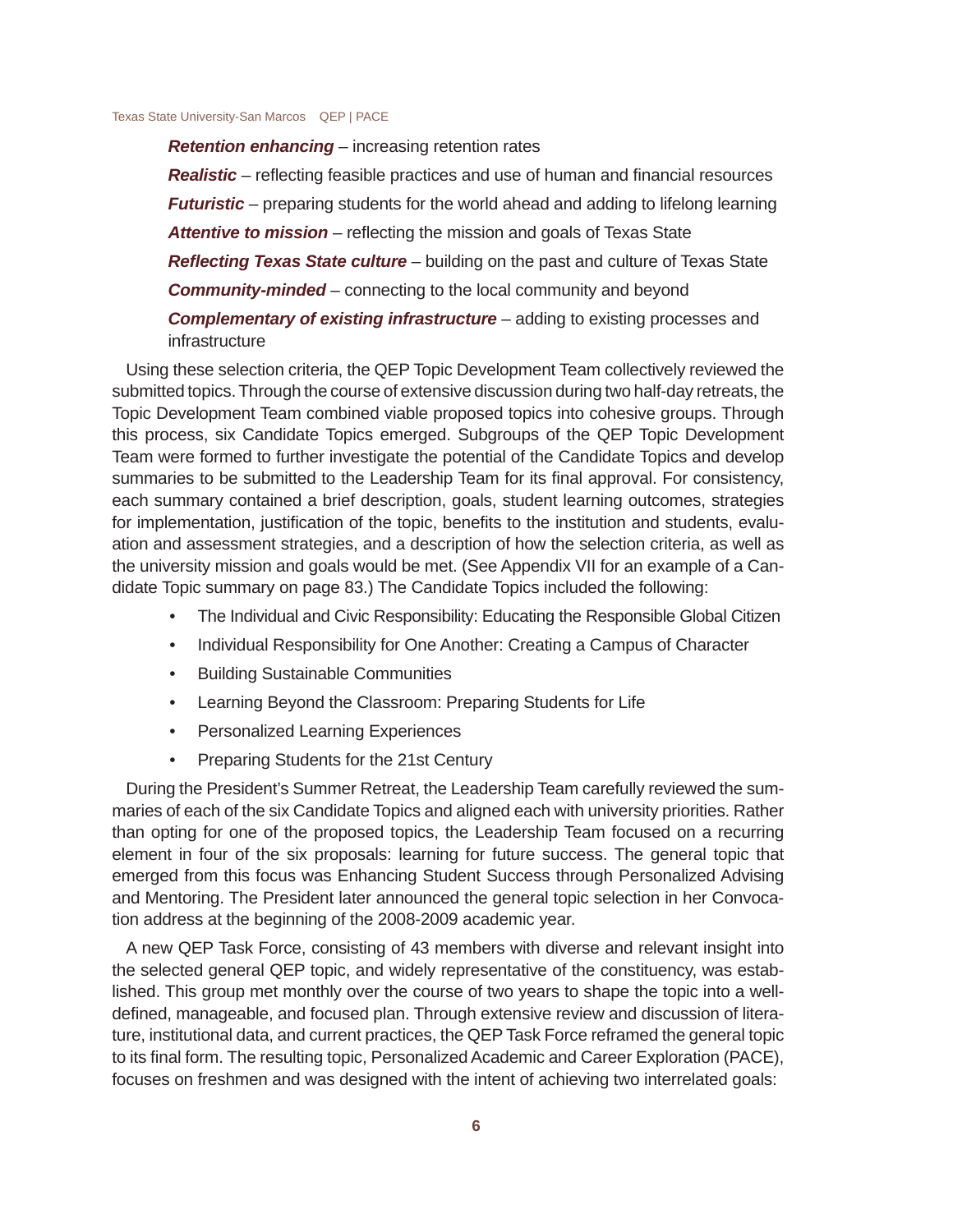***Retention enhancing*** – increasing retention rates

***Realistic*** – reflecting feasible practices and use of human and financial resources

***Futuristic*** – preparing students for the world ahead and adding to lifelong learning

***Attentive to mission*** – reflecting the mission and goals of Texas State

***Reflecting Texas State culture*** – building on the past and culture of Texas State

***Community-minded*** – connecting to the local community and beyond

***Complementary of existing infrastructure*** – adding to existing processes and infrastructure

Using these selection criteria, the QEP Topic Development Team collectively reviewed the submitted topics. Through the course of extensive discussion during two half-day retreats, the Topic Development Team combined viable proposed topics into cohesive groups. Through this process, six Candidate Topics emerged. Subgroups of the QEP Topic Development Team were formed to further investigate the potential of the Candidate Topics and develop summaries to be submitted to the Leadership Team for its final approval. For consistency, each summary contained a brief description, goals, student learning outcomes, strategies for implementation, justification of the topic, benefits to the institution and students, evaluation and assessment strategies, and a description of how the selection criteria, as well as the university mission and goals would be met. (See Appendix VII for an example of a Candidate Topic summary on page 83.) The Candidate Topics included the following:

- The Individual and Civic Responsibility: Educating the Responsible Global Citizen
- Individual Responsibility for One Another: Creating a Campus of Character
- Building Sustainable Communities
- Learning Beyond the Classroom: Preparing Students for Life
- Personalized Learning Experiences
- Preparing Students for the 21st Century

During the President's Summer Retreat, the Leadership Team carefully reviewed the summaries of each of the six Candidate Topics and aligned each with university priorities. Rather than opting for one of the proposed topics, the Leadership Team focused on a recurring element in four of the six proposals: learning for future success. The general topic that emerged from this focus was Enhancing Student Success through Personalized Advising and Mentoring. The President later announced the general topic selection in her Convocation address at the beginning of the 2008-2009 academic year.

A new QEP Task Force, consisting of 43 members with diverse and relevant insight into the selected general QEP topic, and widely representative of the constituency, was established. This group met monthly over the course of two years to shape the topic into a well-defined, manageable, and focused plan. Through extensive review and discussion of literature, institutional data, and current practices, the QEP Task Force reframed the general topic to its final form. The resulting topic, Personalized Academic and Career Exploration (PACE), focuses on freshmen and was designed with the intent of achieving two interrelated goals: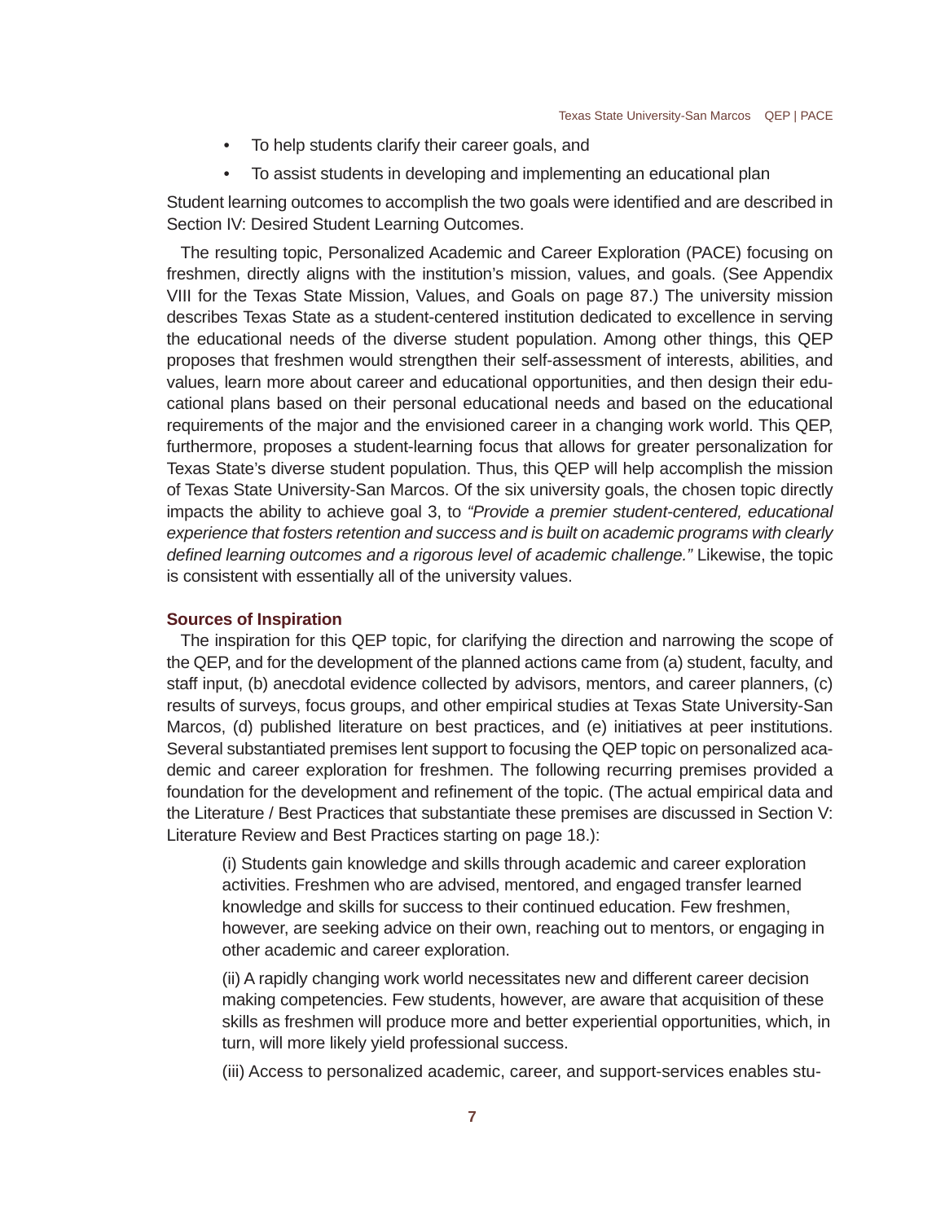- To help students clarify their career goals, and
- To assist students in developing and implementing an educational plan

Student learning outcomes to accomplish the two goals were identified and are described in Section IV: Desired Student Learning Outcomes.

The resulting topic, Personalized Academic and Career Exploration (PACE) focusing on freshmen, directly aligns with the institution's mission, values, and goals. (See Appendix VIII for the Texas State Mission, Values, and Goals on page 87.) The university mission describes Texas State as a student-centered institution dedicated to excellence in serving the educational needs of the diverse student population. Among other things, this QEP proposes that freshmen would strengthen their self-assessment of interests, abilities, and values, learn more about career and educational opportunities, and then design their educational plans based on their personal educational needs and based on the educational requirements of the major and the envisioned career in a changing work world. This QEP, furthermore, proposes a student-learning focus that allows for greater personalization for Texas State's diverse student population. Thus, this QEP will help accomplish the mission of Texas State University-San Marcos. Of the six university goals, the chosen topic directly impacts the ability to achieve goal 3, to *"Provide a premier student-centered, educational experience that fosters retention and success and is built on academic programs with clearly defined learning outcomes and a rigorous level of academic challenge."* Likewise, the topic is consistent with essentially all of the university values.

### Sources of Inspiration

The inspiration for this QEP topic, for clarifying the direction and narrowing the scope of the QEP, and for the development of the planned actions came from (a) student, faculty, and staff input, (b) anecdotal evidence collected by advisors, mentors, and career planners, (c) results of surveys, focus groups, and other empirical studies at Texas State University-San Marcos, (d) published literature on best practices, and (e) initiatives at peer institutions. Several substantiated premises lent support to focusing the QEP topic on personalized academic and career exploration for freshmen. The following recurring premises provided a foundation for the development and refinement of the topic. (The actual empirical data and the Literature / Best Practices that substantiate these premises are discussed in Section V: Literature Review and Best Practices starting on page 18.):

(i) Students gain knowledge and skills through academic and career exploration activities. Freshmen who are advised, mentored, and engaged transfer learned knowledge and skills for success to their continued education. Few freshmen, however, are seeking advice on their own, reaching out to mentors, or engaging in other academic and career exploration.

(ii) A rapidly changing work world necessitates new and different career decision making competencies. Few students, however, are aware that acquisition of these skills as freshmen will produce more and better experiential opportunities, which, in turn, will more likely yield professional success.

(iii) Access to personalized academic, career, and support-services enables stu-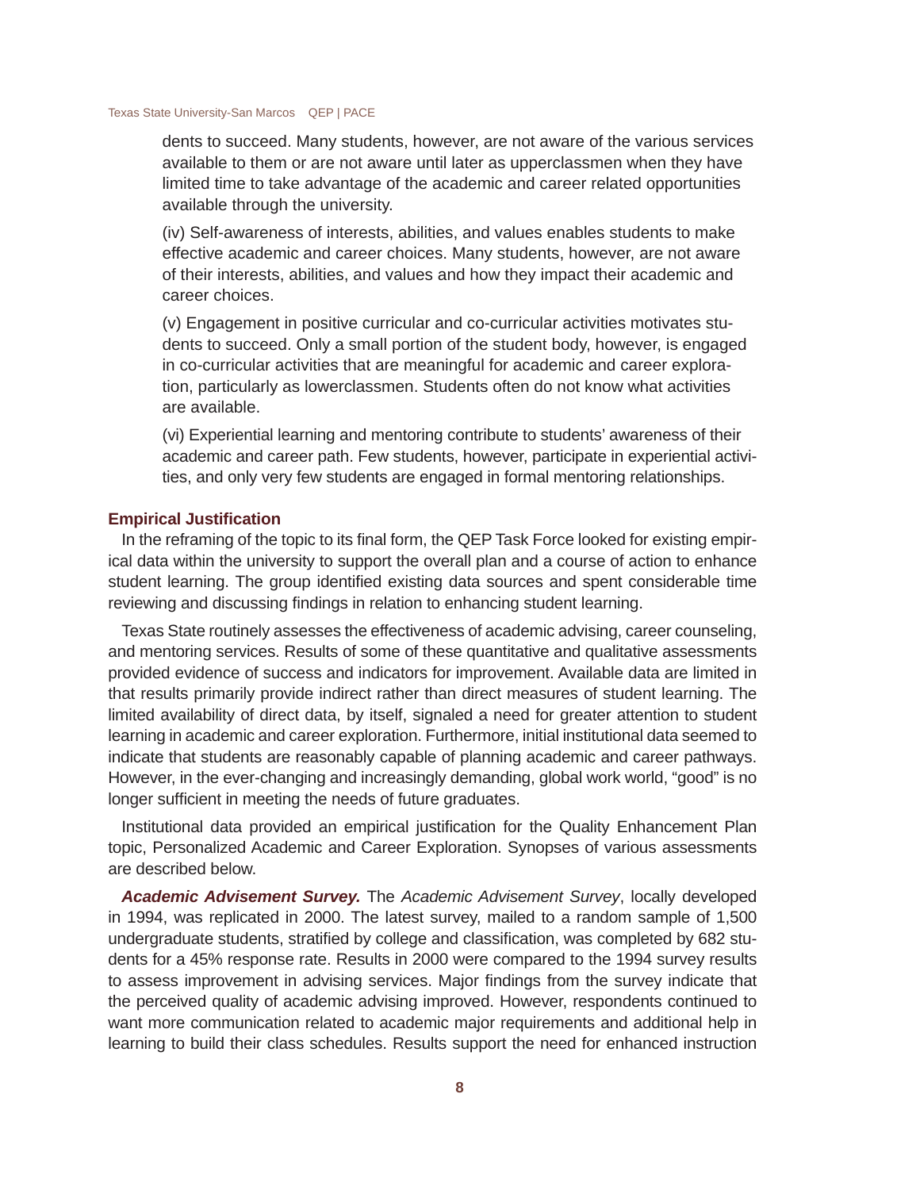dents to succeed. Many students, however, are not aware of the various services available to them or are not aware until later as upperclassmen when they have limited time to take advantage of the academic and career related opportunities available through the university.

(iv) Self-awareness of interests, abilities, and values enables students to make effective academic and career choices. Many students, however, are not aware of their interests, abilities, and values and how they impact their academic and career choices.

(v) Engagement in positive curricular and co-curricular activities motivates students to succeed. Only a small portion of the student body, however, is engaged in co-curricular activities that are meaningful for academic and career exploration, particularly as lowerclassmen. Students often do not know what activities are available.

(vi) Experiential learning and mentoring contribute to students' awareness of their academic and career path. Few students, however, participate in experiential activities, and only very few students are engaged in formal mentoring relationships.

## Empirical Justification

In the reframing of the topic to its final form, the QEP Task Force looked for existing empirical data within the university to support the overall plan and a course of action to enhance student learning. The group identified existing data sources and spent considerable time reviewing and discussing findings in relation to enhancing student learning.

Texas State routinely assesses the effectiveness of academic advising, career counseling, and mentoring services. Results of some of these quantitative and qualitative assessments provided evidence of success and indicators for improvement. Available data are limited in that results primarily provide indirect rather than direct measures of student learning. The limited availability of direct data, by itself, signaled a need for greater attention to student learning in academic and career exploration. Furthermore, initial institutional data seemed to indicate that students are reasonably capable of planning academic and career pathways. However, in the ever-changing and increasingly demanding, global work world, "good" is no longer sufficient in meeting the needs of future graduates.

Institutional data provided an empirical justification for the Quality Enhancement Plan topic, Personalized Academic and Career Exploration. Synopses of various assessments are described below.

***Academic Advisement Survey.*** The *Academic Advisement Survey*, locally developed in 1994, was replicated in 2000. The latest survey, mailed to a random sample of 1,500 undergraduate students, stratified by college and classification, was completed by 682 students for a 45% response rate. Results in 2000 were compared to the 1994 survey results to assess improvement in advising services. Major findings from the survey indicate that the perceived quality of academic advising improved. However, respondents continued to want more communication related to academic major requirements and additional help in learning to build their class schedules. Results support the need for enhanced instruction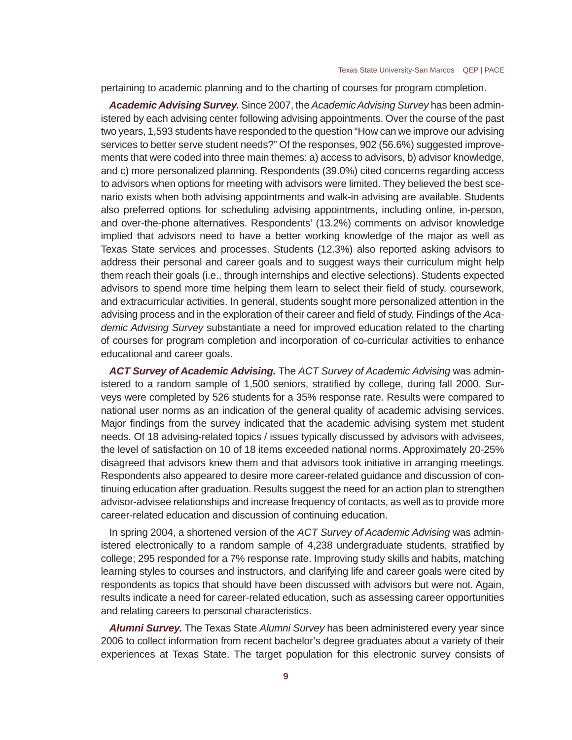pertaining to academic planning and to the charting of courses for program completion.

***Academic Advising Survey.*** Since 2007, the *Academic Advising Survey* has been administered by each advising center following advising appointments. Over the course of the past two years, 1,593 students have responded to the question "How can we improve our advising services to better serve student needs?" Of the responses, 902 (56.6%) suggested improvements that were coded into three main themes: a) access to advisors, b) advisor knowledge, and c) more personalized planning. Respondents (39.0%) cited concerns regarding access to advisors when options for meeting with advisors were limited. They believed the best scenario exists when both advising appointments and walk-in advising are available. Students also preferred options for scheduling advising appointments, including online, in-person, and over-the-phone alternatives. Respondents' (13.2%) comments on advisor knowledge implied that advisors need to have a better working knowledge of the major as well as Texas State services and processes. Students (12.3%) also reported asking advisors to address their personal and career goals and to suggest ways their curriculum might help them reach their goals (i.e., through internships and elective selections). Students expected advisors to spend more time helping them learn to select their field of study, coursework, and extracurricular activities. In general, students sought more personalized attention in the advising process and in the exploration of their career and field of study. Findings of the *Academic Advising Survey* substantiate a need for improved education related to the charting of courses for program completion and incorporation of co-curricular activities to enhance educational and career goals.

***ACT Survey of Academic Advising.*** The *ACT Survey of Academic Advising* was administered to a random sample of 1,500 seniors, stratified by college, during fall 2000. Surveys were completed by 526 students for a 35% response rate. Results were compared to national user norms as an indication of the general quality of academic advising services. Major findings from the survey indicated that the academic advising system met student needs. Of 18 advising-related topics / issues typically discussed by advisors with advisees, the level of satisfaction on 10 of 18 items exceeded national norms. Approximately 20-25% disagreed that advisors knew them and that advisors took initiative in arranging meetings. Respondents also appeared to desire more career-related guidance and discussion of continuing education after graduation. Results suggest the need for an action plan to strengthen advisor-advisee relationships and increase frequency of contacts, as well as to provide more career-related education and discussion of continuing education.

In spring 2004, a shortened version of the *ACT Survey of Academic Advising* was administered electronically to a random sample of 4,238 undergraduate students, stratified by college; 295 responded for a 7% response rate. Improving study skills and habits, matching learning styles to courses and instructors, and clarifying life and career goals were cited by respondents as topics that should have been discussed with advisors but were not. Again, results indicate a need for career-related education, such as assessing career opportunities and relating careers to personal characteristics.

***Alumni Survey.*** The Texas State *Alumni Survey* has been administered every year since 2006 to collect information from recent bachelor's degree graduates about a variety of their experiences at Texas State. The target population for this electronic survey consists of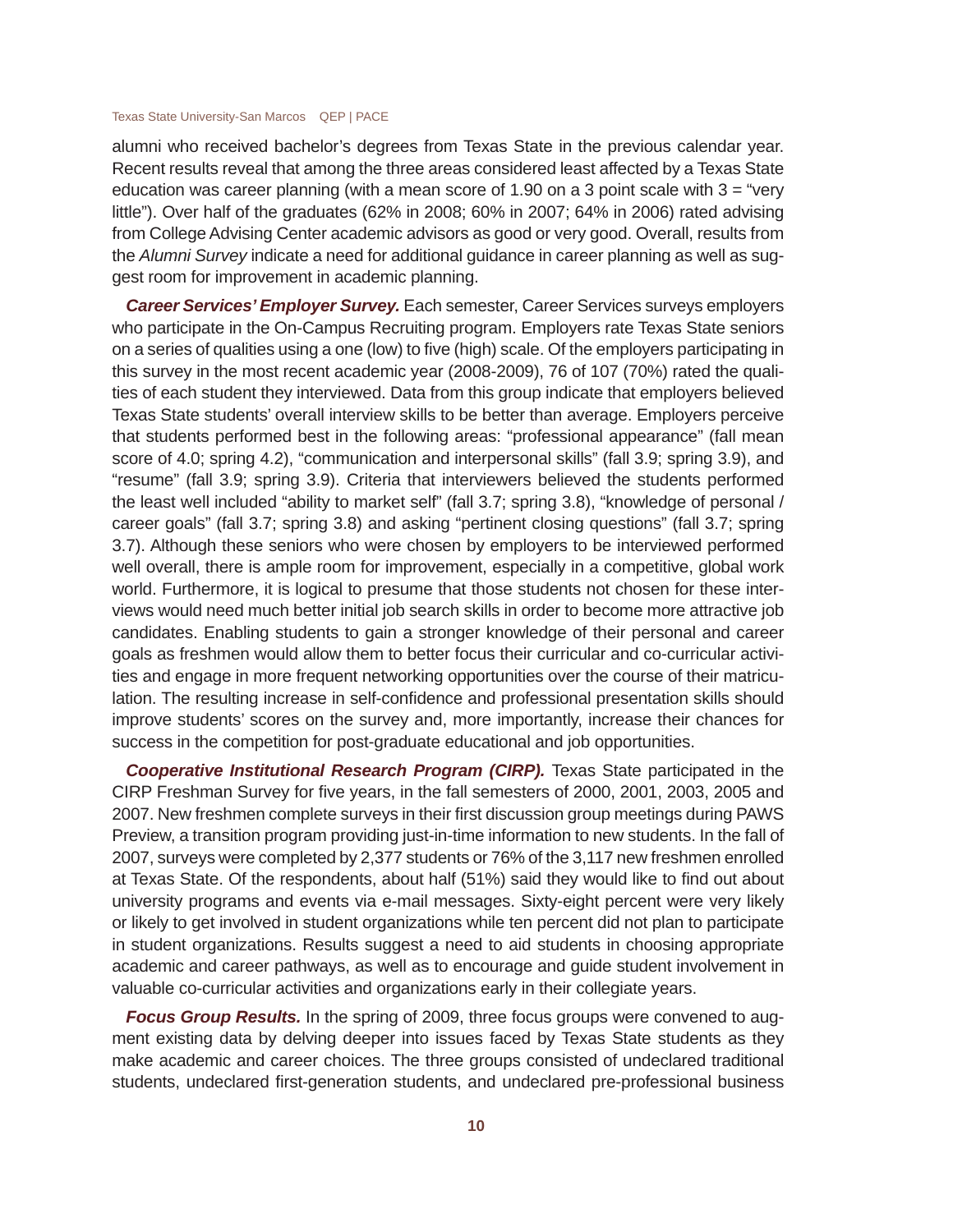alumni who received bachelor's degrees from Texas State in the previous calendar year. Recent results reveal that among the three areas considered least affected by a Texas State education was career planning (with a mean score of 1.90 on a 3 point scale with 3 = "very little"). Over half of the graduates (62% in 2008; 60% in 2007; 64% in 2006) rated advising from College Advising Center academic advisors as good or very good. Overall, results from the *Alumni Survey* indicate a need for additional guidance in career planning as well as suggest room for improvement in academic planning.

***Career Services' Employer Survey.*** Each semester, Career Services surveys employers who participate in the On-Campus Recruiting program. Employers rate Texas State seniors on a series of qualities using a one (low) to five (high) scale. Of the employers participating in this survey in the most recent academic year (2008-2009), 76 of 107 (70%) rated the qualities of each student they interviewed. Data from this group indicate that employers believed Texas State students' overall interview skills to be better than average. Employers perceive that students performed best in the following areas: "professional appearance" (fall mean score of 4.0; spring 4.2), "communication and interpersonal skills" (fall 3.9; spring 3.9), and "resume" (fall 3.9; spring 3.9). Criteria that interviewers believed the students performed the least well included "ability to market self" (fall 3.7; spring 3.8), "knowledge of personal / career goals" (fall 3.7; spring 3.8) and asking "pertinent closing questions" (fall 3.7; spring 3.7). Although these seniors who were chosen by employers to be interviewed performed well overall, there is ample room for improvement, especially in a competitive, global work world. Furthermore, it is logical to presume that those students not chosen for these interviews would need much better initial job search skills in order to become more attractive job candidates. Enabling students to gain a stronger knowledge of their personal and career goals as freshmen would allow them to better focus their curricular and co-curricular activities and engage in more frequent networking opportunities over the course of their matriculation. The resulting increase in self-confidence and professional presentation skills should improve students' scores on the survey and, more importantly, increase their chances for success in the competition for post-graduate educational and job opportunities.

***Cooperative Institutional Research Program (CIRP).*** Texas State participated in the CIRP Freshman Survey for five years, in the fall semesters of 2000, 2001, 2003, 2005 and 2007. New freshmen complete surveys in their first discussion group meetings during PAWS Preview, a transition program providing just-in-time information to new students. In the fall of 2007, surveys were completed by 2,377 students or 76% of the 3,117 new freshmen enrolled at Texas State. Of the respondents, about half (51%) said they would like to find out about university programs and events via e-mail messages. Sixty-eight percent were very likely or likely to get involved in student organizations while ten percent did not plan to participate in student organizations. Results suggest a need to aid students in choosing appropriate academic and career pathways, as well as to encourage and guide student involvement in valuable co-curricular activities and organizations early in their collegiate years.

***Focus Group Results.*** In the spring of 2009, three focus groups were convened to augment existing data by delving deeper into issues faced by Texas State students as they make academic and career choices. The three groups consisted of undeclared traditional students, undeclared first-generation students, and undeclared pre-professional business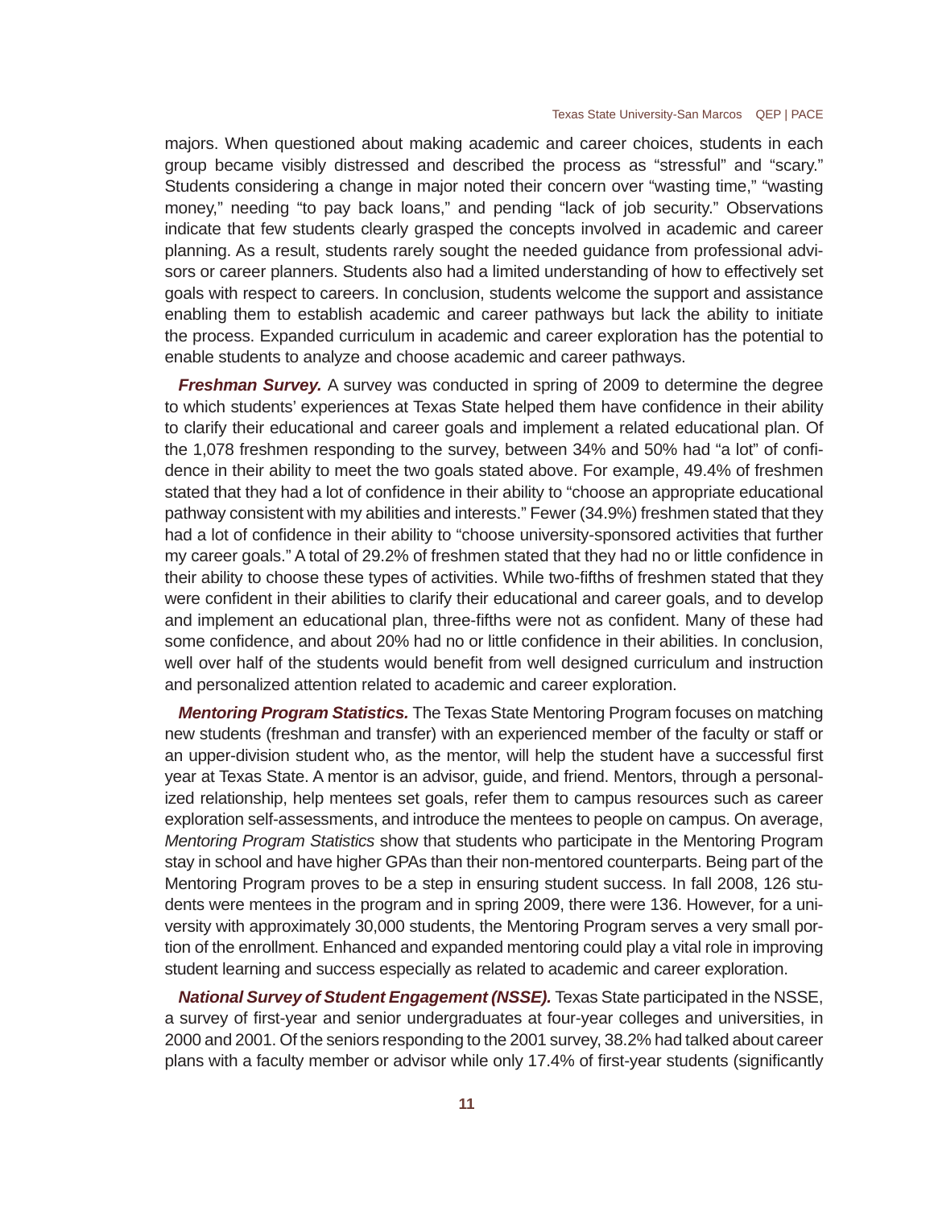majors. When questioned about making academic and career choices, students in each group became visibly distressed and described the process as "stressful" and "scary." Students considering a change in major noted their concern over "wasting time," "wasting money," needing "to pay back loans," and pending "lack of job security." Observations indicate that few students clearly grasped the concepts involved in academic and career planning. As a result, students rarely sought the needed guidance from professional advisors or career planners. Students also had a limited understanding of how to effectively set goals with respect to careers. In conclusion, students welcome the support and assistance enabling them to establish academic and career pathways but lack the ability to initiate the process. Expanded curriculum in academic and career exploration has the potential to enable students to analyze and choose academic and career pathways.

***Freshman Survey.*** A survey was conducted in spring of 2009 to determine the degree to which students' experiences at Texas State helped them have confidence in their ability to clarify their educational and career goals and implement a related educational plan. Of the 1,078 freshmen responding to the survey, between 34% and 50% had "a lot" of confidence in their ability to meet the two goals stated above. For example, 49.4% of freshmen stated that they had a lot of confidence in their ability to "choose an appropriate educational pathway consistent with my abilities and interests." Fewer (34.9%) freshmen stated that they had a lot of confidence in their ability to "choose university-sponsored activities that further my career goals." A total of 29.2% of freshmen stated that they had no or little confidence in their ability to choose these types of activities. While two-fifths of freshmen stated that they were confident in their abilities to clarify their educational and career goals, and to develop and implement an educational plan, three-fifths were not as confident. Many of these had some confidence, and about 20% had no or little confidence in their abilities. In conclusion, well over half of the students would benefit from well designed curriculum and instruction and personalized attention related to academic and career exploration.

***Mentoring Program Statistics.*** The Texas State Mentoring Program focuses on matching new students (freshman and transfer) with an experienced member of the faculty or staff or an upper-division student who, as the mentor, will help the student have a successful first year at Texas State. A mentor is an advisor, guide, and friend. Mentors, through a personalized relationship, help mentees set goals, refer them to campus resources such as career exploration self-assessments, and introduce the mentees to people on campus. On average, *Mentoring Program Statistics* show that students who participate in the Mentoring Program stay in school and have higher GPAs than their non-mentored counterparts. Being part of the Mentoring Program proves to be a step in ensuring student success. In fall 2008, 126 students were mentees in the program and in spring 2009, there were 136. However, for a university with approximately 30,000 students, the Mentoring Program serves a very small portion of the enrollment. Enhanced and expanded mentoring could play a vital role in improving student learning and success especially as related to academic and career exploration.

***National Survey of Student Engagement (NSSE).*** Texas State participated in the NSSE, a survey of first-year and senior undergraduates at four-year colleges and universities, in 2000 and 2001. Of the seniors responding to the 2001 survey, 38.2% had talked about career plans with a faculty member or advisor while only 17.4% of first-year students (significantly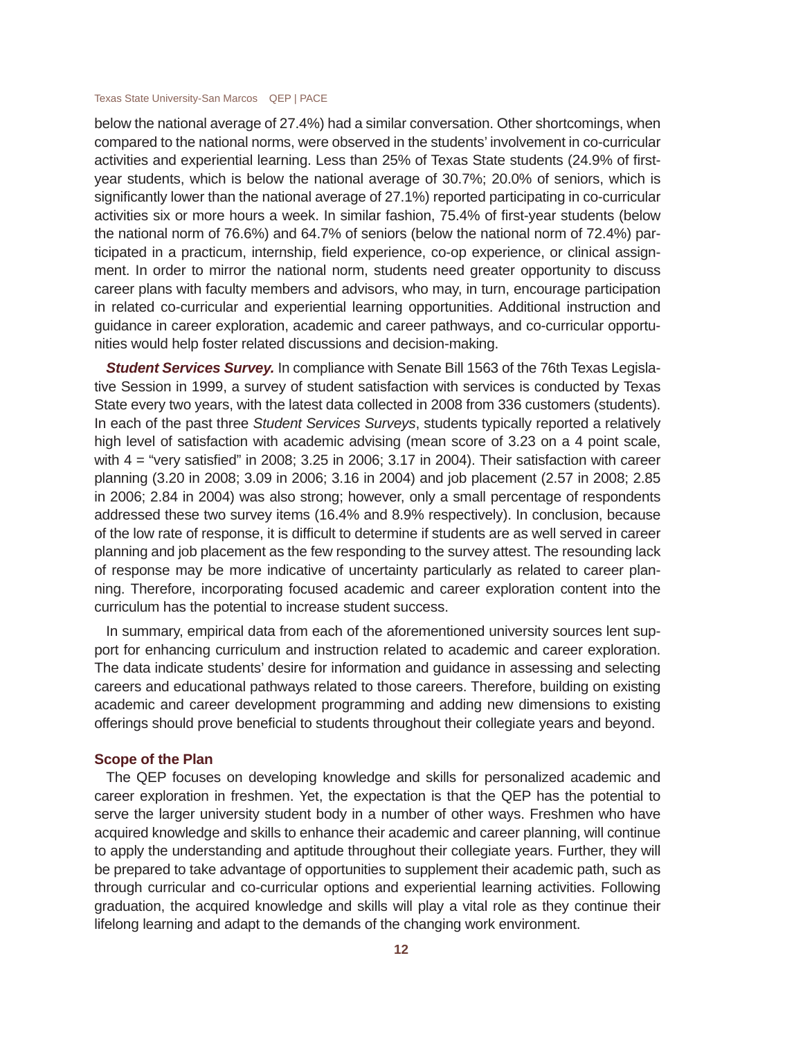below the national average of 27.4%) had a similar conversation. Other shortcomings, when compared to the national norms, were observed in the students' involvement in co-curricular activities and experiential learning. Less than 25% of Texas State students (24.9% of first-year students, which is below the national average of 30.7%; 20.0% of seniors, which is significantly lower than the national average of 27.1%) reported participating in co-curricular activities six or more hours a week. In similar fashion, 75.4% of first-year students (below the national norm of 76.6%) and 64.7% of seniors (below the national norm of 72.4%) participated in a practicum, internship, field experience, co-op experience, or clinical assignment. In order to mirror the national norm, students need greater opportunity to discuss career plans with faculty members and advisors, who may, in turn, encourage participation in related co-curricular and experiential learning opportunities. Additional instruction and guidance in career exploration, academic and career pathways, and co-curricular opportunities would help foster related discussions and decision-making.

***Student Services Survey.*** In compliance with Senate Bill 1563 of the 76th Texas Legislative Session in 1999, a survey of student satisfaction with services is conducted by Texas State every two years, with the latest data collected in 2008 from 336 customers (students). In each of the past three *Student Services Surveys*, students typically reported a relatively high level of satisfaction with academic advising (mean score of 3.23 on a 4 point scale, with 4 = "very satisfied" in 2008; 3.25 in 2006; 3.17 in 2004). Their satisfaction with career planning (3.20 in 2008; 3.09 in 2006; 3.16 in 2004) and job placement (2.57 in 2008; 2.85 in 2006; 2.84 in 2004) was also strong; however, only a small percentage of respondents addressed these two survey items (16.4% and 8.9% respectively). In conclusion, because of the low rate of response, it is difficult to determine if students are as well served in career planning and job placement as the few responding to the survey attest. The resounding lack of response may be more indicative of uncertainty particularly as related to career planning. Therefore, incorporating focused academic and career exploration content into the curriculum has the potential to increase student success.

In summary, empirical data from each of the aforementioned university sources lent support for enhancing curriculum and instruction related to academic and career exploration. The data indicate students' desire for information and guidance in assessing and selecting careers and educational pathways related to those careers. Therefore, building on existing academic and career development programming and adding new dimensions to existing offerings should prove beneficial to students throughout their collegiate years and beyond.

### Scope of the Plan

The QEP focuses on developing knowledge and skills for personalized academic and career exploration in freshmen. Yet, the expectation is that the QEP has the potential to serve the larger university student body in a number of other ways. Freshmen who have acquired knowledge and skills to enhance their academic and career planning, will continue to apply the understanding and aptitude throughout their collegiate years. Further, they will be prepared to take advantage of opportunities to supplement their academic path, such as through curricular and co-curricular options and experiential learning activities. Following graduation, the acquired knowledge and skills will play a vital role as they continue their lifelong learning and adapt to the demands of the changing work environment.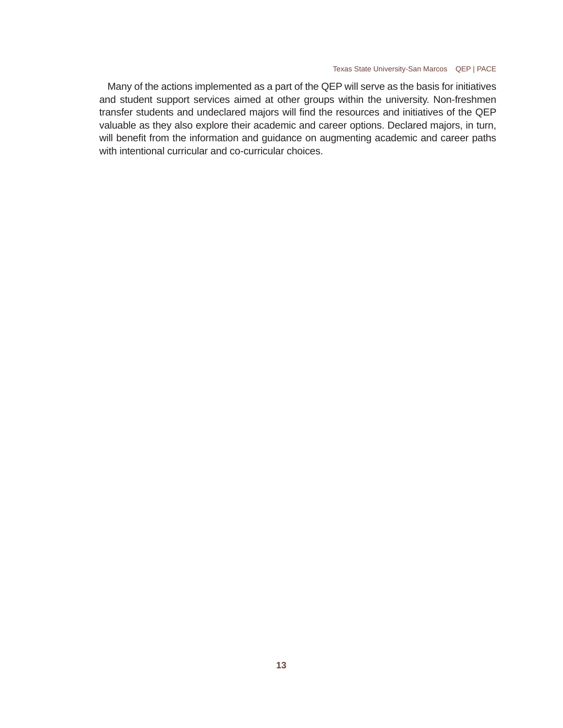Many of the actions implemented as a part of the QEP will serve as the basis for initiatives and student support services aimed at other groups within the university. Non-freshmen transfer students and undeclared majors will find the resources and initiatives of the QEP valuable as they also explore their academic and career options. Declared majors, in turn, will benefit from the information and guidance on augmenting academic and career paths with intentional curricular and co-curricular choices.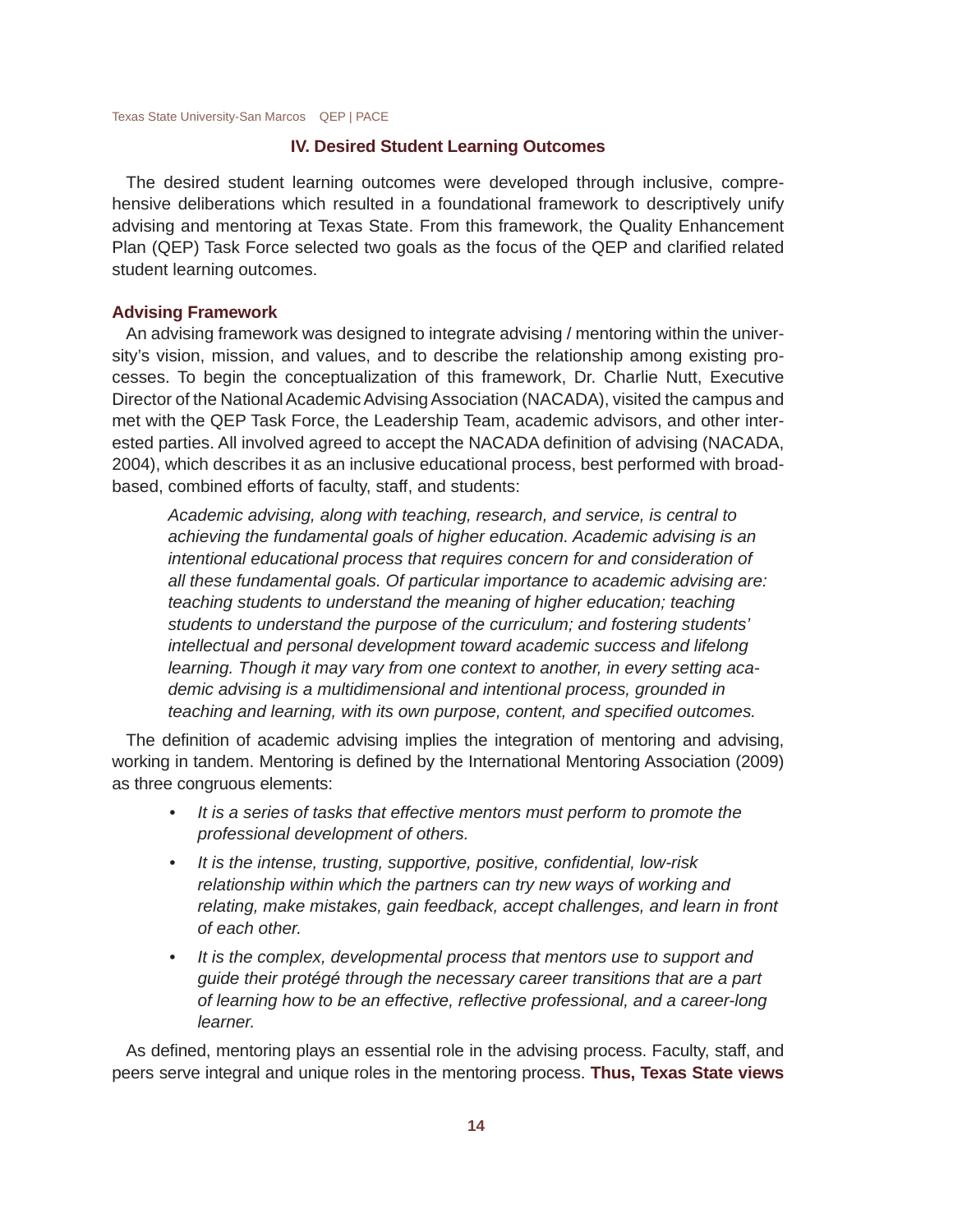## IV. Desired Student Learning Outcomes

The desired student learning outcomes were developed through inclusive, comprehensive deliberations which resulted in a foundational framework to descriptively unify advising and mentoring at Texas State. From this framework, the Quality Enhancement Plan (QEP) Task Force selected two goals as the focus of the QEP and clarified related student learning outcomes.

### Advising Framework

An advising framework was designed to integrate advising / mentoring within the university's vision, mission, and values, and to describe the relationship among existing processes. To begin the conceptualization of this framework, Dr. Charlie Nutt, Executive Director of the National Academic Advising Association (NACADA), visited the campus and met with the QEP Task Force, the Leadership Team, academic advisors, and other interested parties. All involved agreed to accept the NACADA definition of advising (NACADA, 2004), which describes it as an inclusive educational process, best performed with broad-based, combined efforts of faculty, staff, and students:

> *Academic advising, along with teaching, research, and service, is central to achieving the fundamental goals of higher education. Academic advising is an intentional educational process that requires concern for and consideration of all these fundamental goals. Of particular importance to academic advising are: teaching students to understand the meaning of higher education; teaching students to understand the purpose of the curriculum; and fostering students' intellectual and personal development toward academic success and lifelong learning. Though it may vary from one context to another, in every setting academic advising is a multidimensional and intentional process, grounded in teaching and learning, with its own purpose, content, and specified outcomes.*

The definition of academic advising implies the integration of mentoring and advising, working in tandem. Mentoring is defined by the International Mentoring Association (2009) as three congruous elements:

- *It is a series of tasks that effective mentors must perform to promote the professional development of others.*
- *It is the intense, trusting, supportive, positive, confidential, low-risk relationship within which the partners can try new ways of working and relating, make mistakes, gain feedback, accept challenges, and learn in front of each other.*
- *It is the complex, developmental process that mentors use to support and guide their protégé through the necessary career transitions that are a part of learning how to be an effective, reflective professional, and a career-long learner.*

As defined, mentoring plays an essential role in the advising process. Faculty, staff, and peers serve integral and unique roles in the mentoring process. **Thus, Texas State views**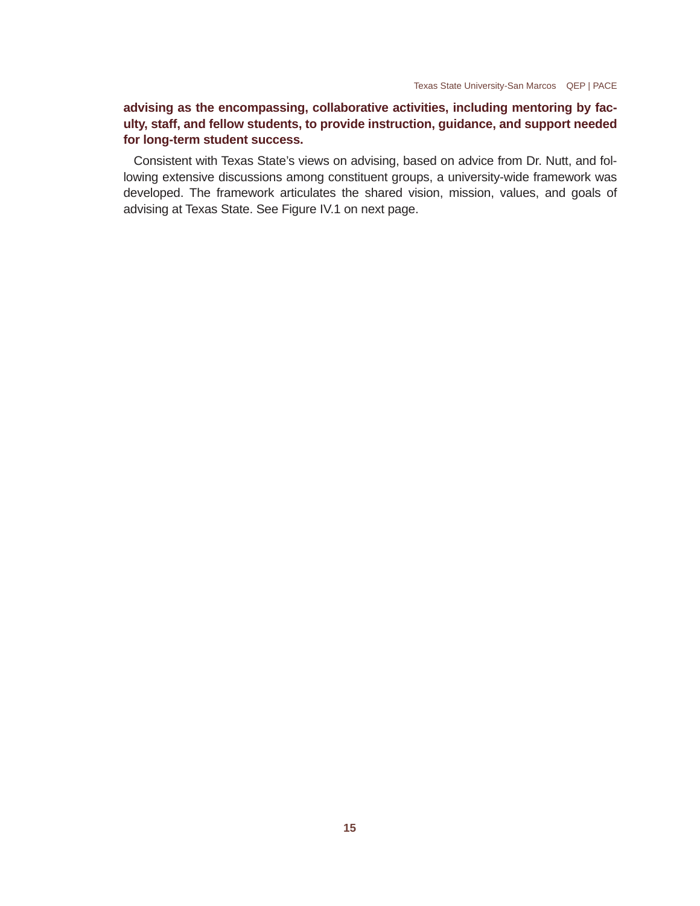**advising as the encompassing, collaborative activities, including mentoring by faculty, staff, and fellow students, to provide instruction, guidance, and support needed for long-term student success.**

Consistent with Texas State's views on advising, based on advice from Dr. Nutt, and following extensive discussions among constituent groups, a university-wide framework was developed. The framework articulates the shared vision, mission, values, and goals of advising at Texas State. See Figure IV.1 on next page.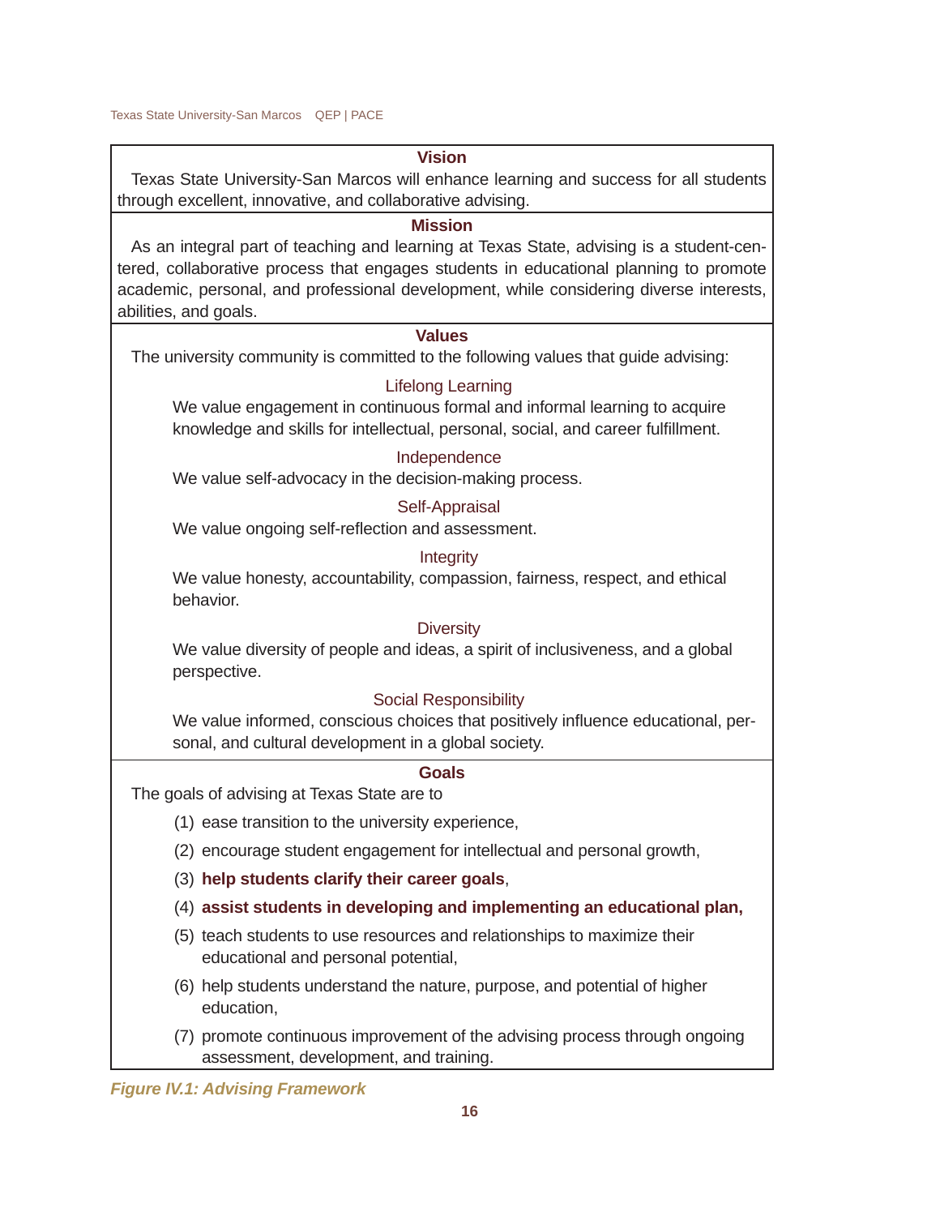### Vision

Texas State University-San Marcos will enhance learning and success for all students through excellent, innovative, and collaborative advising.

### Mission

As an integral part of teaching and learning at Texas State, advising is a student-centered, collaborative process that engages students in educational planning to promote academic, personal, and professional development, while considering diverse interests, abilities, and goals.

### Values

The university community is committed to the following values that guide advising:

#### Lifelong Learning

We value engagement in continuous formal and informal learning to acquire knowledge and skills for intellectual, personal, social, and career fulfillment.

#### Independence

We value self-advocacy in the decision-making process.

#### Self-Appraisal

We value ongoing self-reflection and assessment.

#### Integrity

We value honesty, accountability, compassion, fairness, respect, and ethical behavior.

#### Diversity

We value diversity of people and ideas, a spirit of inclusiveness, and a global perspective.

#### Social Responsibility

We value informed, conscious choices that positively influence educational, personal, and cultural development in a global society.

### Goals

The goals of advising at Texas State are to

(1) ease transition to the university experience,

(2) encourage student engagement for intellectual and personal growth,

(3) **help students clarify their career goals**,

(4) **assist students in developing and implementing an educational plan,**

(5) teach students to use resources and relationships to maximize their educational and personal potential,

(6) help students understand the nature, purpose, and potential of higher education,

(7) promote continuous improvement of the advising process through ongoing assessment, development, and training.

***Figure IV.1: Advising Framework***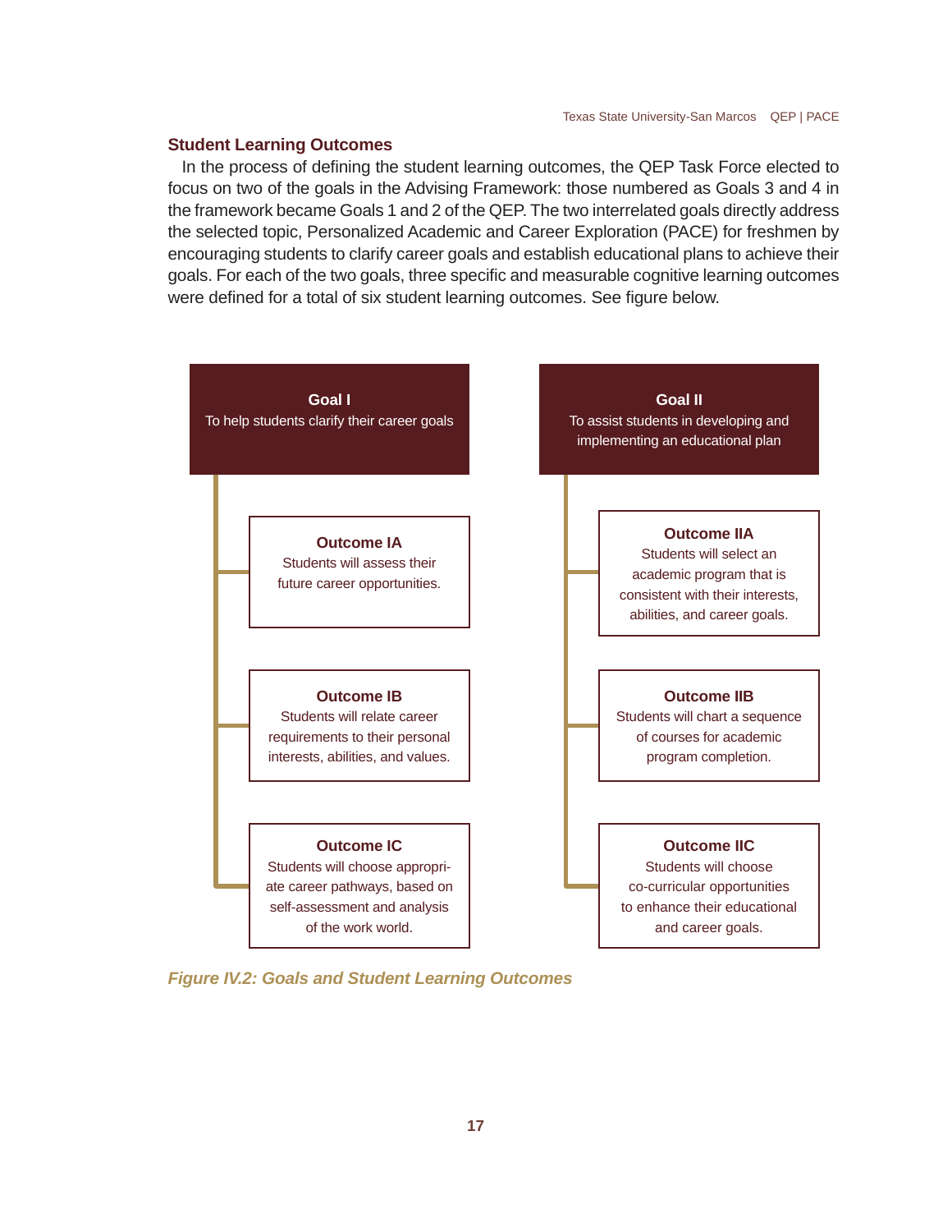## Student Learning Outcomes

In the process of defining the student learning outcomes, the QEP Task Force elected to focus on two of the goals in the Advising Framework: those numbered as Goals 3 and 4 in the framework became Goals 1 and 2 of the QEP. The two interrelated goals directly address the selected topic, Personalized Academic and Career Exploration (PACE) for freshmen by encouraging students to clarify career goals and establish educational plans to achieve their goals. For each of the two goals, three specific and measurable cognitive learning outcomes were defined for a total of six student learning outcomes. See figure below.

**Goal I**
To help students clarify their career goals

- **Outcome IA**
  Students will assess their future career opportunities.
- **Outcome IB**
  Students will relate career requirements to their personal interests, abilities, and values.
- **Outcome IC**
  Students will choose appropriate career pathways, based on self-assessment and analysis of the work world.

**Goal II**
To assist students in developing and implementing an educational plan

- **Outcome IIA**
  Students will select an academic program that is consistent with their interests, abilities, and career goals.
- **Outcome IIB**
  Students will chart a sequence of courses for academic program completion.
- **Outcome IIC**
  Students will choose co-curricular opportunities to enhance their educational and career goals.

*Figure IV.2: Goals and Student Learning Outcomes*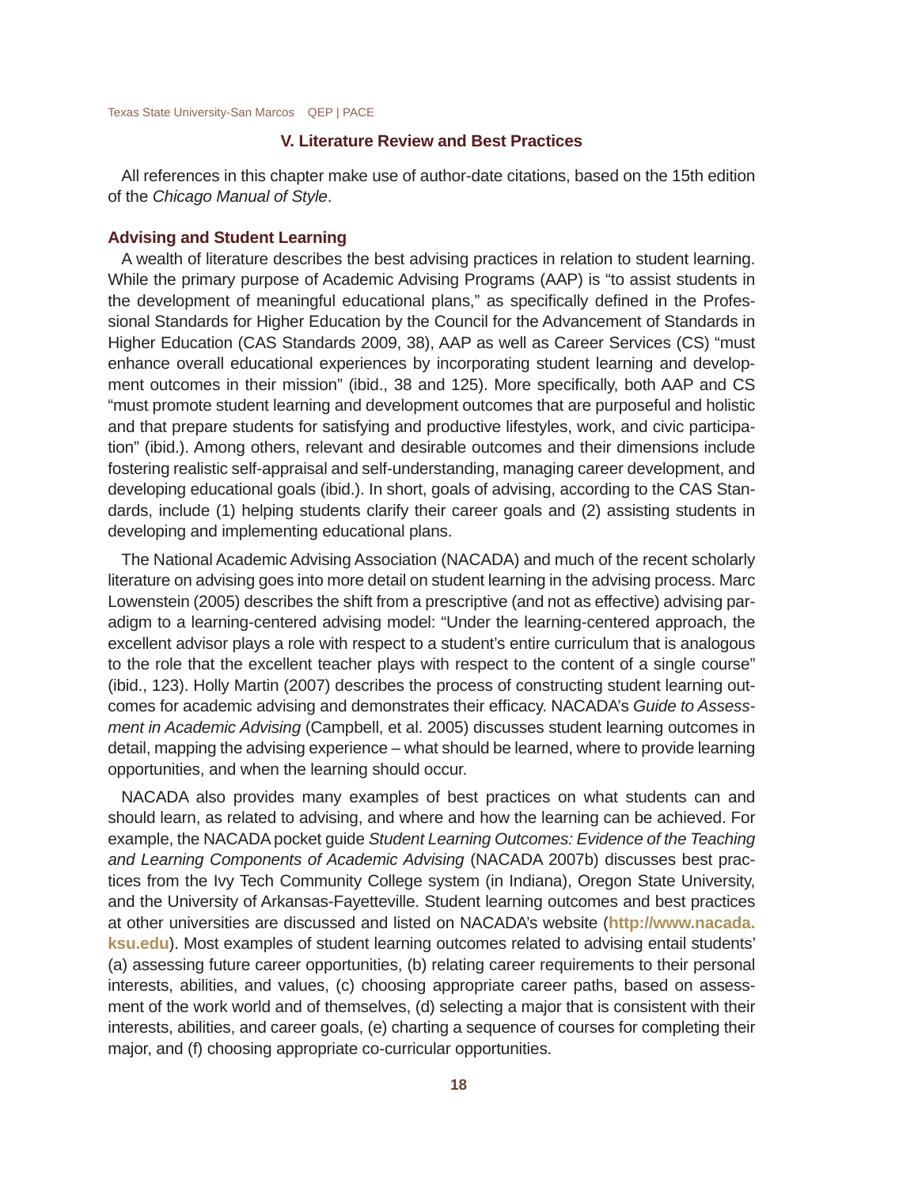## V. Literature Review and Best Practices

All references in this chapter make use of author-date citations, based on the 15th edition of the *Chicago Manual of Style*.

### Advising and Student Learning

A wealth of literature describes the best advising practices in relation to student learning. While the primary purpose of Academic Advising Programs (AAP) is "to assist students in the development of meaningful educational plans," as specifically defined in the Professional Standards for Higher Education by the Council for the Advancement of Standards in Higher Education (CAS Standards 2009, 38), AAP as well as Career Services (CS) "must enhance overall educational experiences by incorporating student learning and development outcomes in their mission" (ibid., 38 and 125). More specifically, both AAP and CS "must promote student learning and development outcomes that are purposeful and holistic and that prepare students for satisfying and productive lifestyles, work, and civic participation" (ibid.). Among others, relevant and desirable outcomes and their dimensions include fostering realistic self-appraisal and self-understanding, managing career development, and developing educational goals (ibid.). In short, goals of advising, according to the CAS Standards, include (1) helping students clarify their career goals and (2) assisting students in developing and implementing educational plans.

The National Academic Advising Association (NACADA) and much of the recent scholarly literature on advising goes into more detail on student learning in the advising process. Marc Lowenstein (2005) describes the shift from a prescriptive (and not as effective) advising paradigm to a learning-centered advising model: "Under the learning-centered approach, the excellent advisor plays a role with respect to a student's entire curriculum that is analogous to the role that the excellent teacher plays with respect to the content of a single course" (ibid., 123). Holly Martin (2007) describes the process of constructing student learning outcomes for academic advising and demonstrates their efficacy. NACADA's *Guide to Assessment in Academic Advising* (Campbell, et al. 2005) discusses student learning outcomes in detail, mapping the advising experience – what should be learned, where to provide learning opportunities, and when the learning should occur.

NACADA also provides many examples of best practices on what students can and should learn, as related to advising, and where and how the learning can be achieved. For example, the NACADA pocket guide *Student Learning Outcomes: Evidence of the Teaching and Learning Components of Academic Advising* (NACADA 2007b) discusses best practices from the Ivy Tech Community College system (in Indiana), Oregon State University, and the University of Arkansas-Fayetteville. Student learning outcomes and best practices at other universities are discussed and listed on NACADA's website (**http://www.nacada.ksu.edu**). Most examples of student learning outcomes related to advising entail students' (a) assessing future career opportunities, (b) relating career requirements to their personal interests, abilities, and values, (c) choosing appropriate career paths, based on assessment of the work world and of themselves, (d) selecting a major that is consistent with their interests, abilities, and career goals, (e) charting a sequence of courses for completing their major, and (f) choosing appropriate co-curricular opportunities.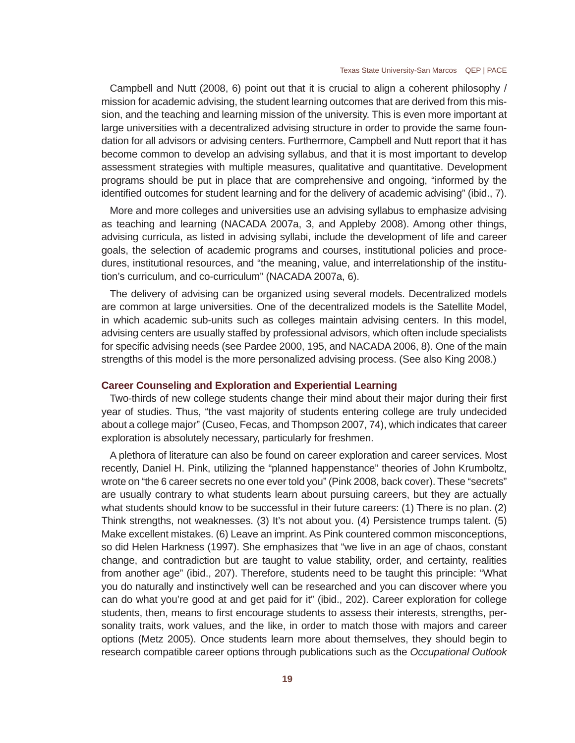Campbell and Nutt (2008, 6) point out that it is crucial to align a coherent philosophy / mission for academic advising, the student learning outcomes that are derived from this mission, and the teaching and learning mission of the university. This is even more important at large universities with a decentralized advising structure in order to provide the same foundation for all advisors or advising centers. Furthermore, Campbell and Nutt report that it has become common to develop an advising syllabus, and that it is most important to develop assessment strategies with multiple measures, qualitative and quantitative. Development programs should be put in place that are comprehensive and ongoing, "informed by the identified outcomes for student learning and for the delivery of academic advising" (ibid., 7).

More and more colleges and universities use an advising syllabus to emphasize advising as teaching and learning (NACADA 2007a, 3, and Appleby 2008). Among other things, advising curricula, as listed in advising syllabi, include the development of life and career goals, the selection of academic programs and courses, institutional policies and procedures, institutional resources, and "the meaning, value, and interrelationship of the institution's curriculum, and co-curriculum" (NACADA 2007a, 6).

The delivery of advising can be organized using several models. Decentralized models are common at large universities. One of the decentralized models is the Satellite Model, in which academic sub-units such as colleges maintain advising centers. In this model, advising centers are usually staffed by professional advisors, which often include specialists for specific advising needs (see Pardee 2000, 195, and NACADA 2006, 8). One of the main strengths of this model is the more personalized advising process. (See also King 2008.)

### Career Counseling and Exploration and Experiential Learning

Two-thirds of new college students change their mind about their major during their first year of studies. Thus, "the vast majority of students entering college are truly undecided about a college major" (Cuseo, Fecas, and Thompson 2007, 74), which indicates that career exploration is absolutely necessary, particularly for freshmen.

A plethora of literature can also be found on career exploration and career services. Most recently, Daniel H. Pink, utilizing the "planned happenstance" theories of John Krumboltz, wrote on "the 6 career secrets no one ever told you" (Pink 2008, back cover). These "secrets" are usually contrary to what students learn about pursuing careers, but they are actually what students should know to be successful in their future careers: (1) There is no plan. (2) Think strengths, not weaknesses. (3) It's not about you. (4) Persistence trumps talent. (5) Make excellent mistakes. (6) Leave an imprint. As Pink countered common misconceptions, so did Helen Harkness (1997). She emphasizes that "we live in an age of chaos, constant change, and contradiction but are taught to value stability, order, and certainty, realities from another age" (ibid., 207). Therefore, students need to be taught this principle: "What you do naturally and instinctively well can be researched and you can discover where you can do what you're good at and get paid for it" (ibid., 202). Career exploration for college students, then, means to first encourage students to assess their interests, strengths, personality traits, work values, and the like, in order to match those with majors and career options (Metz 2005). Once students learn more about themselves, they should begin to research compatible career options through publications such as the *Occupational Outlook*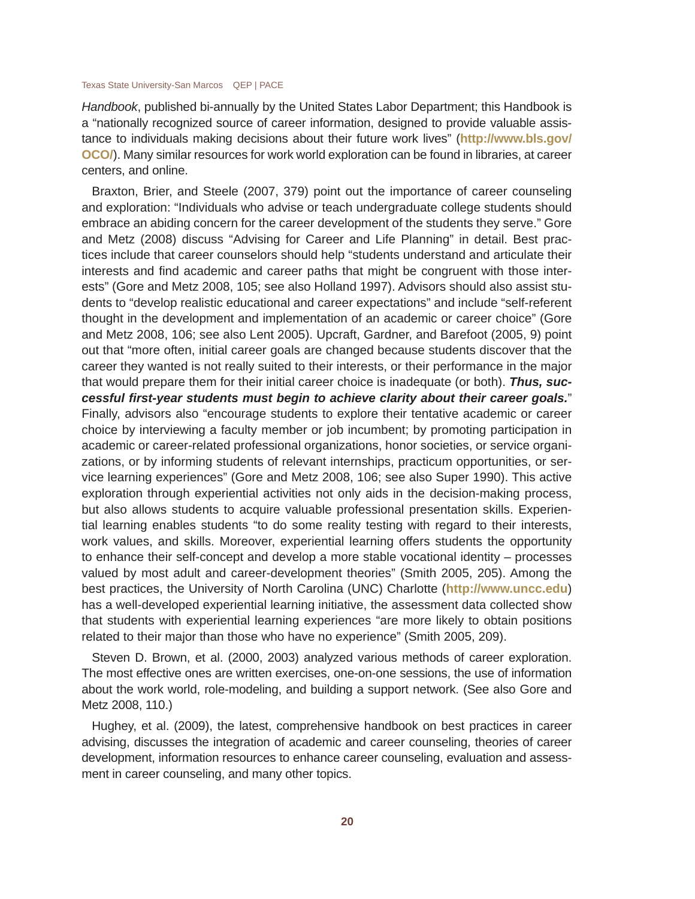*Handbook*, published bi-annually by the United States Labor Department; this Handbook is a "nationally recognized source of career information, designed to provide valuable assistance to individuals making decisions about their future work lives" (**http://www.bls.gov/OCO/**). Many similar resources for work world exploration can be found in libraries, at career centers, and online.

Braxton, Brier, and Steele (2007, 379) point out the importance of career counseling and exploration: "Individuals who advise or teach undergraduate college students should embrace an abiding concern for the career development of the students they serve." Gore and Metz (2008) discuss "Advising for Career and Life Planning" in detail. Best practices include that career counselors should help "students understand and articulate their interests and find academic and career paths that might be congruent with those interests" (Gore and Metz 2008, 105; see also Holland 1997). Advisors should also assist students to "develop realistic educational and career expectations" and include "self-referent thought in the development and implementation of an academic or career choice" (Gore and Metz 2008, 106; see also Lent 2005). Upcraft, Gardner, and Barefoot (2005, 9) point out that "more often, initial career goals are changed because students discover that the career they wanted is not really suited to their interests, or their performance in the major that would prepare them for their initial career choice is inadequate (or both). ***Thus, successful first-year students must begin to achieve clarity about their career goals.***" Finally, advisors also "encourage students to explore their tentative academic or career choice by interviewing a faculty member or job incumbent; by promoting participation in academic or career-related professional organizations, honor societies, or service organizations, or by informing students of relevant internships, practicum opportunities, or service learning experiences" (Gore and Metz 2008, 106; see also Super 1990). This active exploration through experiential activities not only aids in the decision-making process, but also allows students to acquire valuable professional presentation skills. Experiential learning enables students "to do some reality testing with regard to their interests, work values, and skills. Moreover, experiential learning offers students the opportunity to enhance their self-concept and develop a more stable vocational identity – processes valued by most adult and career-development theories" (Smith 2005, 205). Among the best practices, the University of North Carolina (UNC) Charlotte (**http://www.uncc.edu**) has a well-developed experiential learning initiative, the assessment data collected show that students with experiential learning experiences "are more likely to obtain positions related to their major than those who have no experience" (Smith 2005, 209).

Steven D. Brown, et al. (2000, 2003) analyzed various methods of career exploration. The most effective ones are written exercises, one-on-one sessions, the use of information about the work world, role-modeling, and building a support network. (See also Gore and Metz 2008, 110.)

Hughey, et al. (2009), the latest, comprehensive handbook on best practices in career advising, discusses the integration of academic and career counseling, theories of career development, information resources to enhance career counseling, evaluation and assessment in career counseling, and many other topics.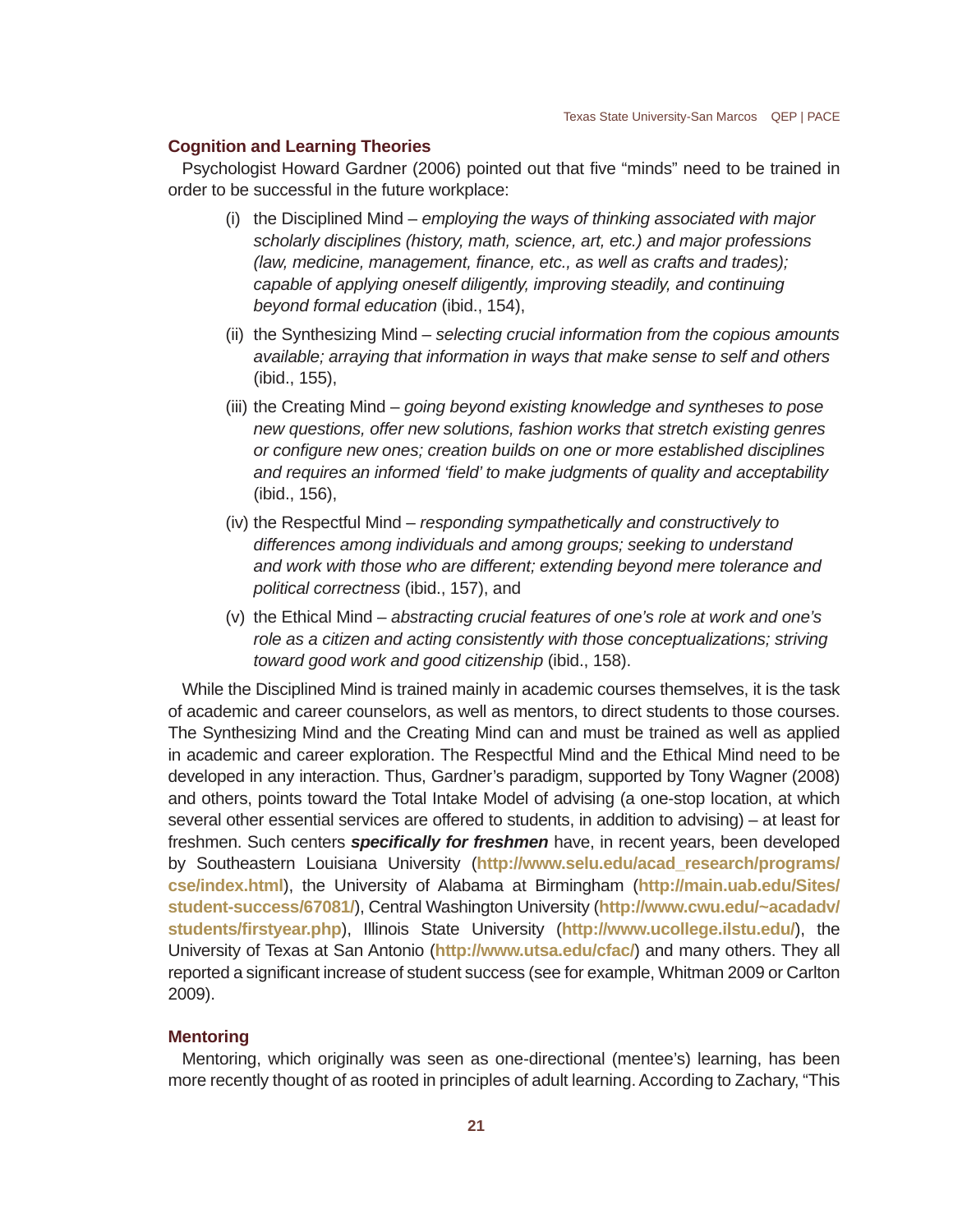### Cognition and Learning Theories

Psychologist Howard Gardner (2006) pointed out that five "minds" need to be trained in order to be successful in the future workplace:

(i) the Disciplined Mind – *employing the ways of thinking associated with major scholarly disciplines (history, math, science, art, etc.) and major professions (law, medicine, management, finance, etc., as well as crafts and trades); capable of applying oneself diligently, improving steadily, and continuing beyond formal education* (ibid., 154),

(ii) the Synthesizing Mind – *selecting crucial information from the copious amounts available; arraying that information in ways that make sense to self and others* (ibid., 155),

(iii) the Creating Mind – *going beyond existing knowledge and syntheses to pose new questions, offer new solutions, fashion works that stretch existing genres or configure new ones; creation builds on one or more established disciplines and requires an informed 'field' to make judgments of quality and acceptability* (ibid., 156),

(iv) the Respectful Mind – *responding sympathetically and constructively to differences among individuals and among groups; seeking to understand and work with those who are different; extending beyond mere tolerance and political correctness* (ibid., 157), and

(v) the Ethical Mind – *abstracting crucial features of one's role at work and one's role as a citizen and acting consistently with those conceptualizations; striving toward good work and good citizenship* (ibid., 158).

While the Disciplined Mind is trained mainly in academic courses themselves, it is the task of academic and career counselors, as well as mentors, to direct students to those courses. The Synthesizing Mind and the Creating Mind can and must be trained as well as applied in academic and career exploration. The Respectful Mind and the Ethical Mind need to be developed in any interaction. Thus, Gardner's paradigm, supported by Tony Wagner (2008) and others, points toward the Total Intake Model of advising (a one-stop location, at which several other essential services are offered to students, in addition to advising) – at least for freshmen. Such centers ***specifically for freshmen*** have, in recent years, been developed by Southeastern Louisiana University (**http://www.selu.edu/acad_research/programs/cse/index.html**), the University of Alabama at Birmingham (**http://main.uab.edu/Sites/student-success/67081/**), Central Washington University (**http://www.cwu.edu/~acadadv/students/firstyear.php**), Illinois State University (**http://www.ucollege.ilstu.edu/**), the University of Texas at San Antonio (**http://www.utsa.edu/cfac/**) and many others. They all reported a significant increase of student success (see for example, Whitman 2009 or Carlton 2009).

### Mentoring

Mentoring, which originally was seen as one-directional (mentee's) learning, has been more recently thought of as rooted in principles of adult learning. According to Zachary, "This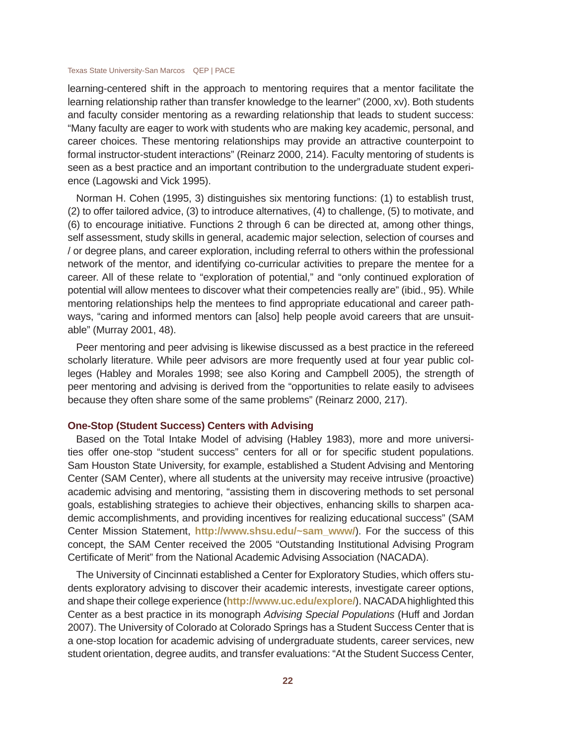learning-centered shift in the approach to mentoring requires that a mentor facilitate the learning relationship rather than transfer knowledge to the learner" (2000, xv). Both students and faculty consider mentoring as a rewarding relationship that leads to student success: "Many faculty are eager to work with students who are making key academic, personal, and career choices. These mentoring relationships may provide an attractive counterpoint to formal instructor-student interactions" (Reinarz 2000, 214). Faculty mentoring of students is seen as a best practice and an important contribution to the undergraduate student experience (Lagowski and Vick 1995).

Norman H. Cohen (1995, 3) distinguishes six mentoring functions: (1) to establish trust, (2) to offer tailored advice, (3) to introduce alternatives, (4) to challenge, (5) to motivate, and (6) to encourage initiative. Functions 2 through 6 can be directed at, among other things, self assessment, study skills in general, academic major selection, selection of courses and / or degree plans, and career exploration, including referral to others within the professional network of the mentor, and identifying co-curricular activities to prepare the mentee for a career. All of these relate to "exploration of potential," and "only continued exploration of potential will allow mentees to discover what their competencies really are" (ibid., 95). While mentoring relationships help the mentees to find appropriate educational and career pathways, "caring and informed mentors can [also] help people avoid careers that are unsuitable" (Murray 2001, 48).

Peer mentoring and peer advising is likewise discussed as a best practice in the refereed scholarly literature. While peer advisors are more frequently used at four year public colleges (Habley and Morales 1998; see also Koring and Campbell 2005), the strength of peer mentoring and advising is derived from the "opportunities to relate easily to advisees because they often share some of the same problems" (Reinarz 2000, 217).

### One-Stop (Student Success) Centers with Advising

Based on the Total Intake Model of advising (Habley 1983), more and more universities offer one-stop "student success" centers for all or for specific student populations. Sam Houston State University, for example, established a Student Advising and Mentoring Center (SAM Center), where all students at the university may receive intrusive (proactive) academic advising and mentoring, "assisting them in discovering methods to set personal goals, establishing strategies to achieve their objectives, enhancing skills to sharpen academic accomplishments, and providing incentives for realizing educational success" (SAM Center Mission Statement, **http://www.shsu.edu/~sam_www/**). For the success of this concept, the SAM Center received the 2005 "Outstanding Institutional Advising Program Certificate of Merit" from the National Academic Advising Association (NACADA).

The University of Cincinnati established a Center for Exploratory Studies, which offers students exploratory advising to discover their academic interests, investigate career options, and shape their college experience (**http://www.uc.edu/explore/**). NACADA highlighted this Center as a best practice in its monograph *Advising Special Populations* (Huff and Jordan 2007). The University of Colorado at Colorado Springs has a Student Success Center that is a one-stop location for academic advising of undergraduate students, career services, new student orientation, degree audits, and transfer evaluations: "At the Student Success Center,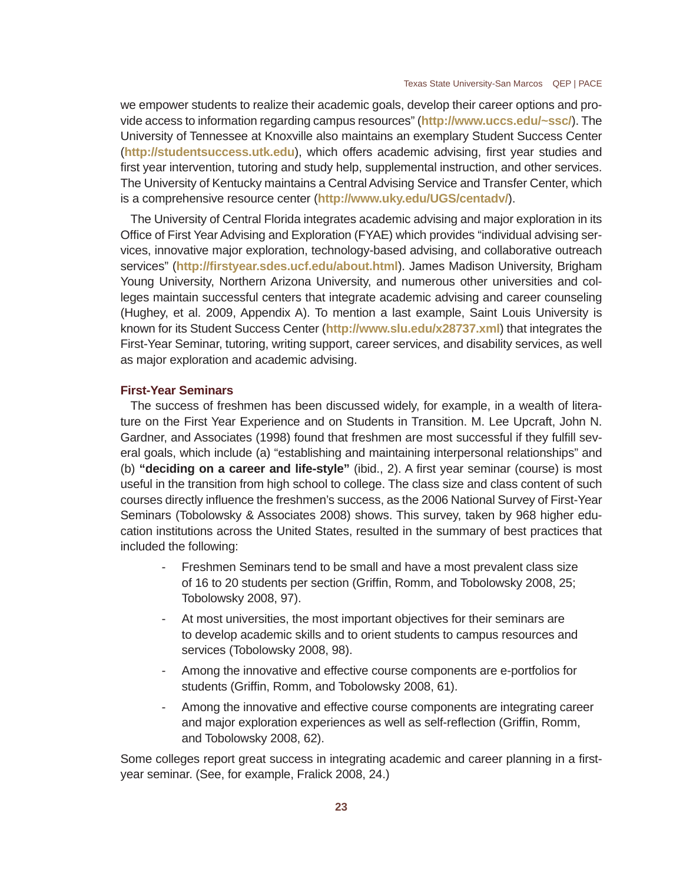we empower students to realize their academic goals, develop their career options and provide access to information regarding campus resources" (**http://www.uccs.edu/~ssc/**). The University of Tennessee at Knoxville also maintains an exemplary Student Success Center (**http://studentsuccess.utk.edu**), which offers academic advising, first year studies and first year intervention, tutoring and study help, supplemental instruction, and other services. The University of Kentucky maintains a Central Advising Service and Transfer Center, which is a comprehensive resource center (**http://www.uky.edu/UGS/centadv/**).

The University of Central Florida integrates academic advising and major exploration in its Office of First Year Advising and Exploration (FYAE) which provides "individual advising services, innovative major exploration, technology-based advising, and collaborative outreach services" (**http://firstyear.sdes.ucf.edu/about.html**). James Madison University, Brigham Young University, Northern Arizona University, and numerous other universities and colleges maintain successful centers that integrate academic advising and career counseling (Hughey, et al. 2009, Appendix A). To mention a last example, Saint Louis University is known for its Student Success Center (**http://www.slu.edu/x28737.xml**) that integrates the First-Year Seminar, tutoring, writing support, career services, and disability services, as well as major exploration and academic advising.

### First-Year Seminars

The success of freshmen has been discussed widely, for example, in a wealth of literature on the First Year Experience and on Students in Transition. M. Lee Upcraft, John N. Gardner, and Associates (1998) found that freshmen are most successful if they fulfill several goals, which include (a) "establishing and maintaining interpersonal relationships" and (b) **"deciding on a career and life-style"** (ibid., 2). A first year seminar (course) is most useful in the transition from high school to college. The class size and class content of such courses directly influence the freshmen's success, as the 2006 National Survey of First-Year Seminars (Tobolowsky & Associates 2008) shows. This survey, taken by 968 higher education institutions across the United States, resulted in the summary of best practices that included the following:

- Freshmen Seminars tend to be small and have a most prevalent class size of 16 to 20 students per section (Griffin, Romm, and Tobolowsky 2008, 25; Tobolowsky 2008, 97).
- At most universities, the most important objectives for their seminars are to develop academic skills and to orient students to campus resources and services (Tobolowsky 2008, 98).
- Among the innovative and effective course components are e-portfolios for students (Griffin, Romm, and Tobolowsky 2008, 61).
- Among the innovative and effective course components are integrating career and major exploration experiences as well as self-reflection (Griffin, Romm, and Tobolowsky 2008, 62).

Some colleges report great success in integrating academic and career planning in a first-year seminar. (See, for example, Fralick 2008, 24.)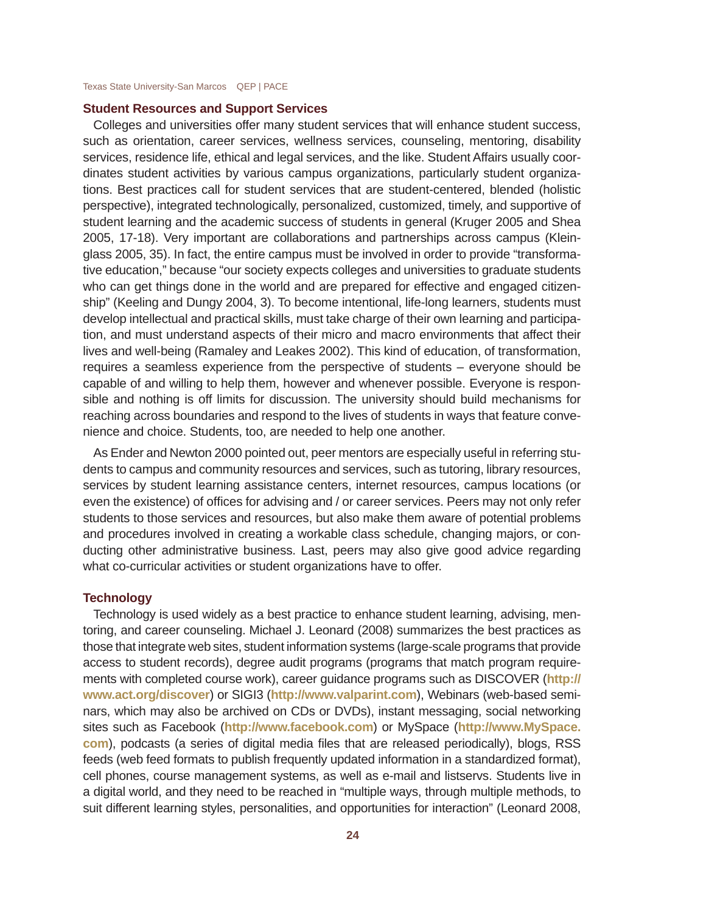## Student Resources and Support Services

Colleges and universities offer many student services that will enhance student success, such as orientation, career services, wellness services, counseling, mentoring, disability services, residence life, ethical and legal services, and the like. Student Affairs usually coordinates student activities by various campus organizations, particularly student organizations. Best practices call for student services that are student-centered, blended (holistic perspective), integrated technologically, personalized, customized, timely, and supportive of student learning and the academic success of students in general (Kruger 2005 and Shea 2005, 17-18). Very important are collaborations and partnerships across campus (Kleinglass 2005, 35). In fact, the entire campus must be involved in order to provide "transformative education," because "our society expects colleges and universities to graduate students who can get things done in the world and are prepared for effective and engaged citizenship" (Keeling and Dungy 2004, 3). To become intentional, life-long learners, students must develop intellectual and practical skills, must take charge of their own learning and participation, and must understand aspects of their micro and macro environments that affect their lives and well-being (Ramaley and Leakes 2002). This kind of education, of transformation, requires a seamless experience from the perspective of students – everyone should be capable of and willing to help them, however and whenever possible. Everyone is responsible and nothing is off limits for discussion. The university should build mechanisms for reaching across boundaries and respond to the lives of students in ways that feature convenience and choice. Students, too, are needed to help one another.

As Ender and Newton 2000 pointed out, peer mentors are especially useful in referring students to campus and community resources and services, such as tutoring, library resources, services by student learning assistance centers, internet resources, campus locations (or even the existence) of offices for advising and / or career services. Peers may not only refer students to those services and resources, but also make them aware of potential problems and procedures involved in creating a workable class schedule, changing majors, or conducting other administrative business. Last, peers may also give good advice regarding what co-curricular activities or student organizations have to offer.

## Technology

Technology is used widely as a best practice to enhance student learning, advising, mentoring, and career counseling. Michael J. Leonard (2008) summarizes the best practices as those that integrate web sites, student information systems (large-scale programs that provide access to student records), degree audit programs (programs that match program requirements with completed course work), career guidance programs such as DISCOVER (**http://www.act.org/discover**) or SIGI3 (**http://www.valparint.com**), Webinars (web-based seminars, which may also be archived on CDs or DVDs), instant messaging, social networking sites such as Facebook (**http://www.facebook.com**) or MySpace (**http://www.MySpace.com**), podcasts (a series of digital media files that are released periodically), blogs, RSS feeds (web feed formats to publish frequently updated information in a standardized format), cell phones, course management systems, as well as e-mail and listservs. Students live in a digital world, and they need to be reached in "multiple ways, through multiple methods, to suit different learning styles, personalities, and opportunities for interaction" (Leonard 2008,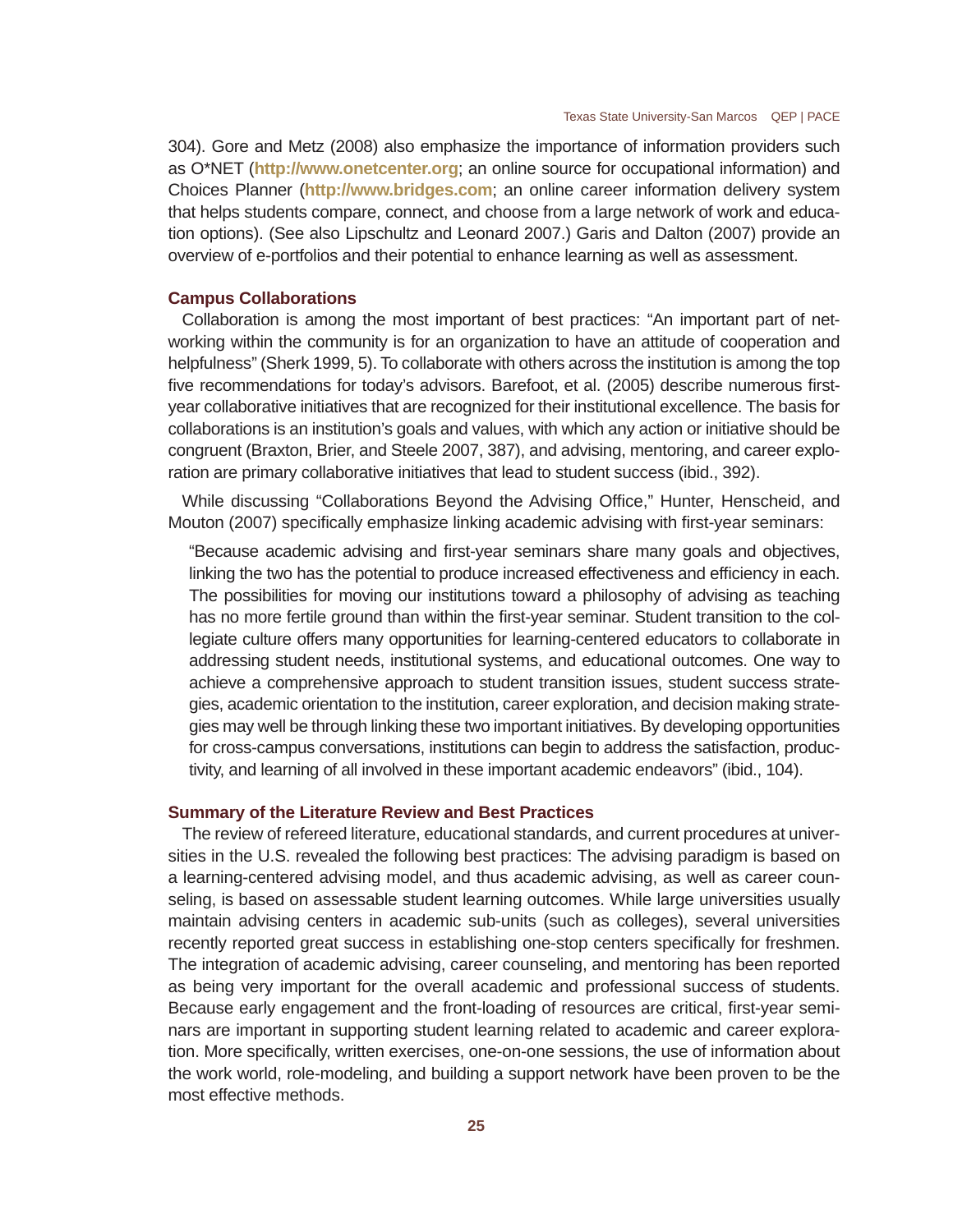304). Gore and Metz (2008) also emphasize the importance of information providers such as O*NET (**http://www.onetcenter.org**; an online source for occupational information) and Choices Planner (**http://www.bridges.com**; an online career information delivery system that helps students compare, connect, and choose from a large network of work and education options). (See also Lipschultz and Leonard 2007.) Garis and Dalton (2007) provide an overview of e-portfolios and their potential to enhance learning as well as assessment.

### Campus Collaborations

Collaboration is among the most important of best practices: "An important part of networking within the community is for an organization to have an attitude of cooperation and helpfulness" (Sherk 1999, 5). To collaborate with others across the institution is among the top five recommendations for today's advisors. Barefoot, et al. (2005) describe numerous first-year collaborative initiatives that are recognized for their institutional excellence. The basis for collaborations is an institution's goals and values, with which any action or initiative should be congruent (Braxton, Brier, and Steele 2007, 387), and advising, mentoring, and career exploration are primary collaborative initiatives that lead to student success (ibid., 392).

While discussing "Collaborations Beyond the Advising Office," Hunter, Henscheid, and Mouton (2007) specifically emphasize linking academic advising with first-year seminars:

> "Because academic advising and first-year seminars share many goals and objectives, linking the two has the potential to produce increased effectiveness and efficiency in each. The possibilities for moving our institutions toward a philosophy of advising as teaching has no more fertile ground than within the first-year seminar. Student transition to the collegiate culture offers many opportunities for learning-centered educators to collaborate in addressing student needs, institutional systems, and educational outcomes. One way to achieve a comprehensive approach to student transition issues, student success strategies, academic orientation to the institution, career exploration, and decision making strategies may well be through linking these two important initiatives. By developing opportunities for cross-campus conversations, institutions can begin to address the satisfaction, productivity, and learning of all involved in these important academic endeavors" (ibid., 104).

### Summary of the Literature Review and Best Practices

The review of refereed literature, educational standards, and current procedures at universities in the U.S. revealed the following best practices: The advising paradigm is based on a learning-centered advising model, and thus academic advising, as well as career counseling, is based on assessable student learning outcomes. While large universities usually maintain advising centers in academic sub-units (such as colleges), several universities recently reported great success in establishing one-stop centers specifically for freshmen. The integration of academic advising, career counseling, and mentoring has been reported as being very important for the overall academic and professional success of students. Because early engagement and the front-loading of resources are critical, first-year seminars are important in supporting student learning related to academic and career exploration. More specifically, written exercises, one-on-one sessions, the use of information about the work world, role-modeling, and building a support network have been proven to be the most effective methods.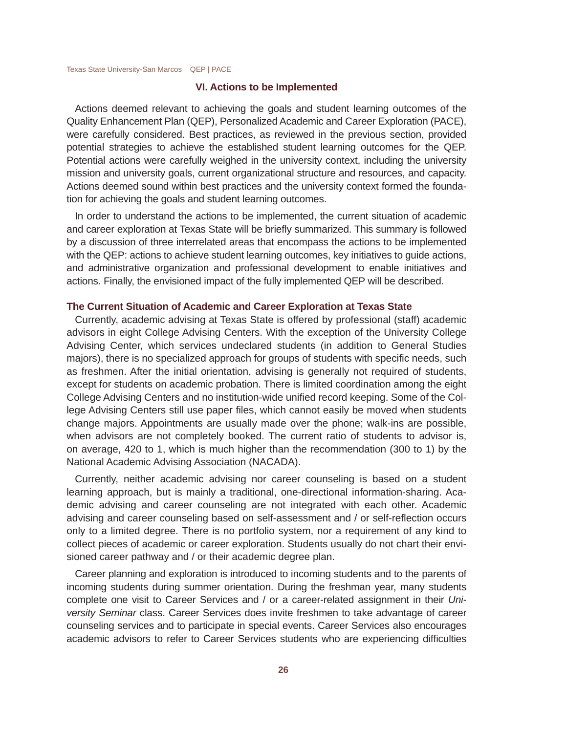## VI. Actions to be Implemented

Actions deemed relevant to achieving the goals and student learning outcomes of the Quality Enhancement Plan (QEP), Personalized Academic and Career Exploration (PACE), were carefully considered. Best practices, as reviewed in the previous section, provided potential strategies to achieve the established student learning outcomes for the QEP. Potential actions were carefully weighed in the university context, including the university mission and university goals, current organizational structure and resources, and capacity. Actions deemed sound within best practices and the university context formed the foundation for achieving the goals and student learning outcomes.

In order to understand the actions to be implemented, the current situation of academic and career exploration at Texas State will be briefly summarized. This summary is followed by a discussion of three interrelated areas that encompass the actions to be implemented with the QEP: actions to achieve student learning outcomes, key initiatives to guide actions, and administrative organization and professional development to enable initiatives and actions. Finally, the envisioned impact of the fully implemented QEP will be described.

### The Current Situation of Academic and Career Exploration at Texas State

Currently, academic advising at Texas State is offered by professional (staff) academic advisors in eight College Advising Centers. With the exception of the University College Advising Center, which services undeclared students (in addition to General Studies majors), there is no specialized approach for groups of students with specific needs, such as freshmen. After the initial orientation, advising is generally not required of students, except for students on academic probation. There is limited coordination among the eight College Advising Centers and no institution-wide unified record keeping. Some of the College Advising Centers still use paper files, which cannot easily be moved when students change majors. Appointments are usually made over the phone; walk-ins are possible, when advisors are not completely booked. The current ratio of students to advisor is, on average, 420 to 1, which is much higher than the recommendation (300 to 1) by the National Academic Advising Association (NACADA).

Currently, neither academic advising nor career counseling is based on a student learning approach, but is mainly a traditional, one-directional information-sharing. Academic advising and career counseling are not integrated with each other. Academic advising and career counseling based on self-assessment and / or self-reflection occurs only to a limited degree. There is no portfolio system, nor a requirement of any kind to collect pieces of academic or career exploration. Students usually do not chart their envisioned career pathway and / or their academic degree plan.

Career planning and exploration is introduced to incoming students and to the parents of incoming students during summer orientation. During the freshman year, many students complete one visit to Career Services and / or a career-related assignment in their *University Seminar* class. Career Services does invite freshmen to take advantage of career counseling services and to participate in special events. Career Services also encourages academic advisors to refer to Career Services students who are experiencing difficulties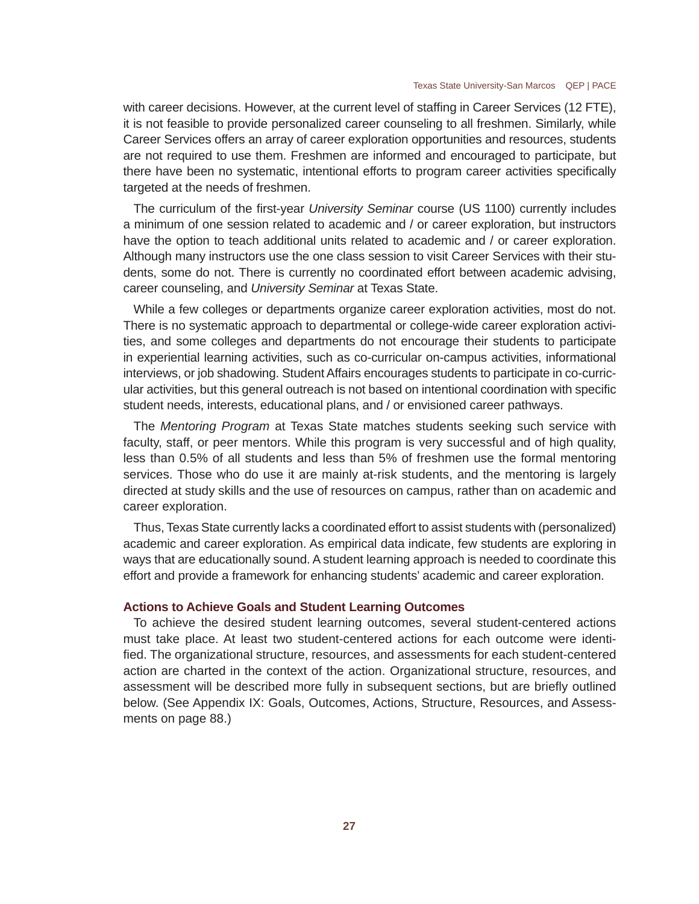with career decisions. However, at the current level of staffing in Career Services (12 FTE), it is not feasible to provide personalized career counseling to all freshmen. Similarly, while Career Services offers an array of career exploration opportunities and resources, students are not required to use them. Freshmen are informed and encouraged to participate, but there have been no systematic, intentional efforts to program career activities specifically targeted at the needs of freshmen.

The curriculum of the first-year *University Seminar* course (US 1100) currently includes a minimum of one session related to academic and / or career exploration, but instructors have the option to teach additional units related to academic and / or career exploration. Although many instructors use the one class session to visit Career Services with their students, some do not. There is currently no coordinated effort between academic advising, career counseling, and *University Seminar* at Texas State.

While a few colleges or departments organize career exploration activities, most do not. There is no systematic approach to departmental or college-wide career exploration activities, and some colleges and departments do not encourage their students to participate in experiential learning activities, such as co-curricular on-campus activities, informational interviews, or job shadowing. Student Affairs encourages students to participate in co-curricular activities, but this general outreach is not based on intentional coordination with specific student needs, interests, educational plans, and / or envisioned career pathways.

The *Mentoring Program* at Texas State matches students seeking such service with faculty, staff, or peer mentors. While this program is very successful and of high quality, less than 0.5% of all students and less than 5% of freshmen use the formal mentoring services. Those who do use it are mainly at-risk students, and the mentoring is largely directed at study skills and the use of resources on campus, rather than on academic and career exploration.

Thus, Texas State currently lacks a coordinated effort to assist students with (personalized) academic and career exploration. As empirical data indicate, few students are exploring in ways that are educationally sound. A student learning approach is needed to coordinate this effort and provide a framework for enhancing students' academic and career exploration.

### Actions to Achieve Goals and Student Learning Outcomes

To achieve the desired student learning outcomes, several student-centered actions must take place. At least two student-centered actions for each outcome were identified. The organizational structure, resources, and assessments for each student-centered action are charted in the context of the action. Organizational structure, resources, and assessment will be described more fully in subsequent sections, but are briefly outlined below. (See Appendix IX: Goals, Outcomes, Actions, Structure, Resources, and Assessments on page 88.)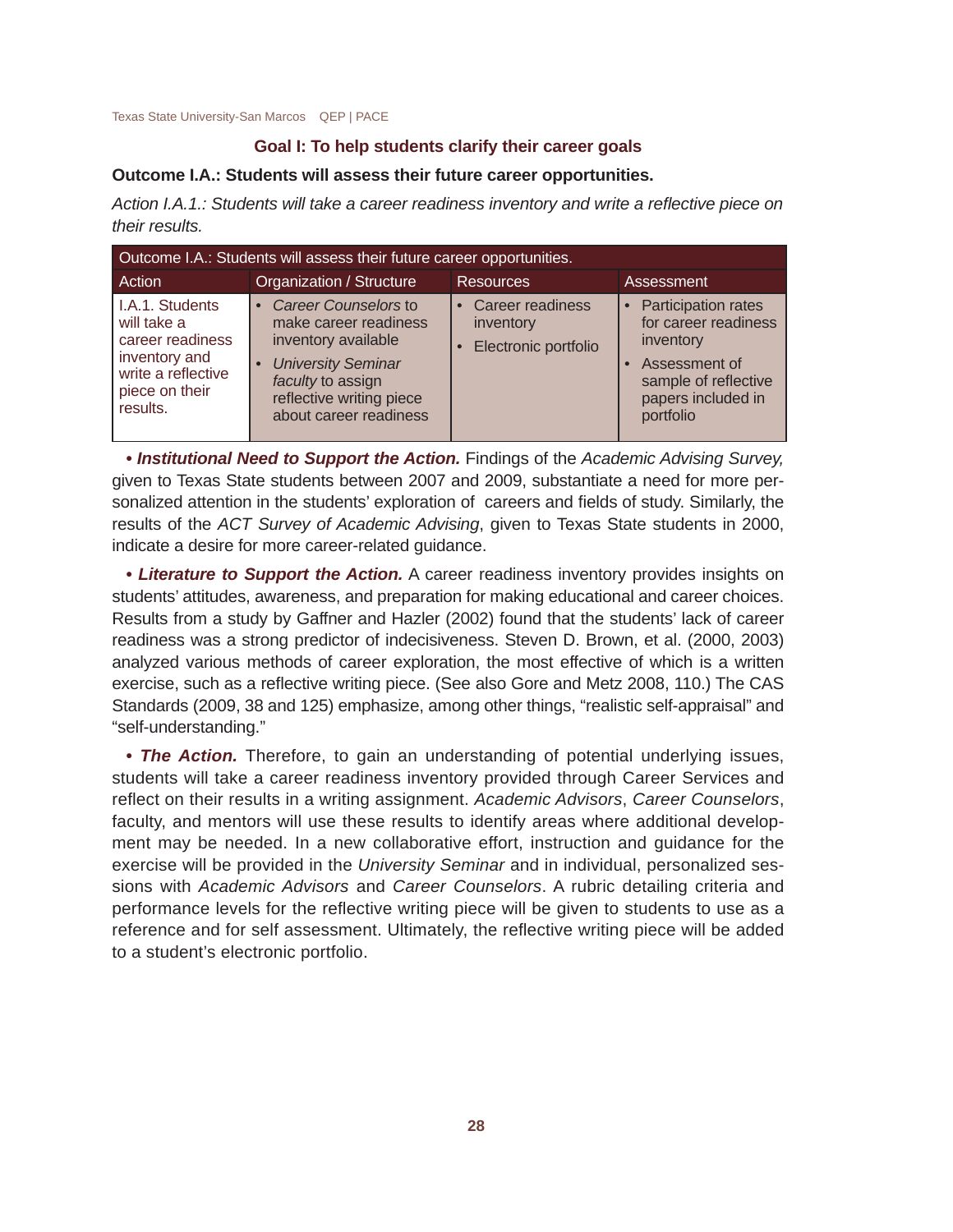## Goal I: To help students clarify their career goals

**Outcome I.A.: Students will assess their future career opportunities.**

*Action I.A.1.: Students will take a career readiness inventory and write a reflective piece on their results.*

| Outcome I.A.: Students will assess their future career opportunities. | | | |
|---|---|---|---|
| Action | Organization / Structure | Resources | Assessment |
| I.A.1. Students will take a career readiness inventory and write a reflective piece on their results. | • *Career Counselors* to make career readiness inventory available<br>• *University Seminar faculty* to assign reflective writing piece about career readiness | • Career readiness inventory<br>• Electronic portfolio | • Participation rates for career readiness inventory<br>• Assessment of sample of reflective papers included in portfolio |

**• *Institutional Need to Support the Action.*** Findings of the *Academic Advising Survey,* given to Texas State students between 2007 and 2009, substantiate a need for more personalized attention in the students' exploration of careers and fields of study. Similarly, the results of the *ACT Survey of Academic Advising*, given to Texas State students in 2000, indicate a desire for more career-related guidance.

**• *Literature to Support the Action.*** A career readiness inventory provides insights on students' attitudes, awareness, and preparation for making educational and career choices. Results from a study by Gaffner and Hazler (2002) found that the students' lack of career readiness was a strong predictor of indecisiveness. Steven D. Brown, et al. (2000, 2003) analyzed various methods of career exploration, the most effective of which is a written exercise, such as a reflective writing piece. (See also Gore and Metz 2008, 110.) The CAS Standards (2009, 38 and 125) emphasize, among other things, "realistic self-appraisal" and "self-understanding."

**• *The Action.*** Therefore, to gain an understanding of potential underlying issues, students will take a career readiness inventory provided through Career Services and reflect on their results in a writing assignment. *Academic Advisors*, *Career Counselors*, faculty, and mentors will use these results to identify areas where additional development may be needed. In a new collaborative effort, instruction and guidance for the exercise will be provided in the *University Seminar* and in individual, personalized sessions with *Academic Advisors* and *Career Counselors*. A rubric detailing criteria and performance levels for the reflective writing piece will be given to students to use as a reference and for self assessment. Ultimately, the reflective writing piece will be added to a student's electronic portfolio.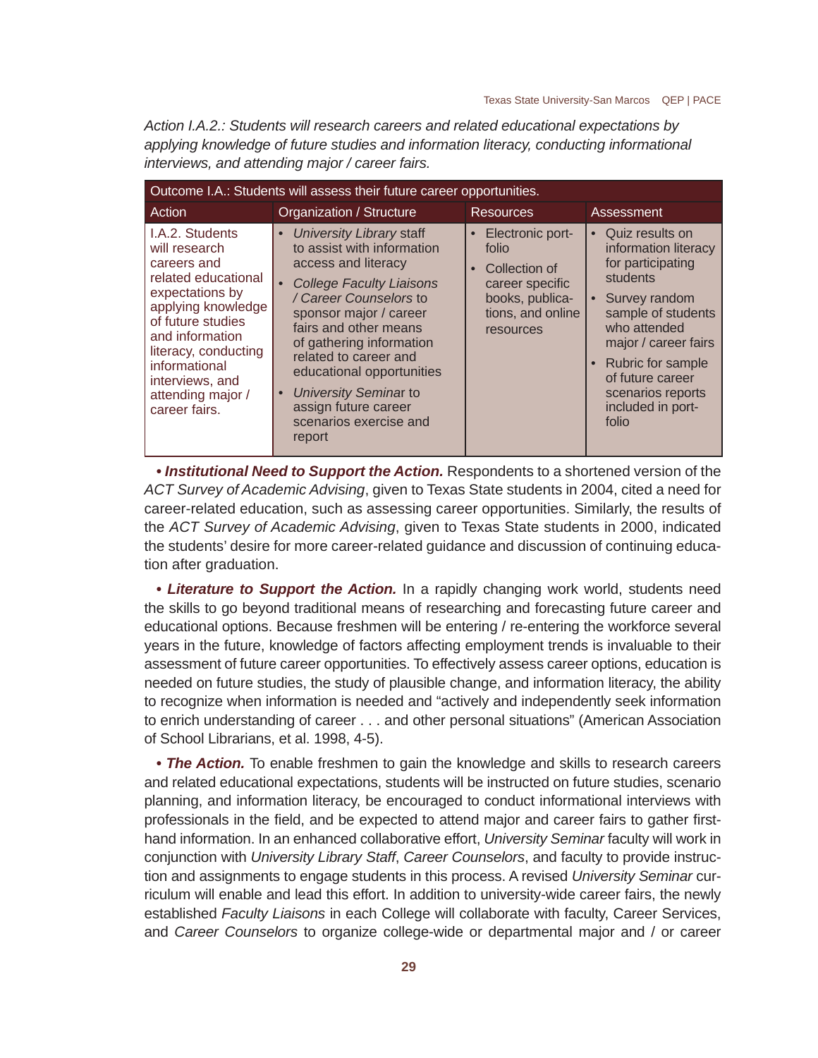*Action I.A.2.: Students will research careers and related educational expectations by applying knowledge of future studies and information literacy, conducting informational interviews, and attending major / career fairs.*

| Outcome I.A.: Students will assess their future career opportunities. | | | |
|---|---|---|---|
| Action | Organization / Structure | Resources | Assessment |
| I.A.2. Students will research careers and related educational expectations by applying knowledge of future studies and information literacy, conducting informational interviews, and attending major / career fairs. | • *University Library* staff to assist with information access and literacy<br>• *College Faculty Liaisons / Career Counselors* to sponsor major / career fairs and other means of gathering information related to career and educational opportunities<br>• *University Seminar* to assign future career scenarios exercise and report | • Electronic portfolio<br>• Collection of career specific books, publications, and online resources | • Quiz results on information literacy for participating students<br>• Survey random sample of students who attended major / career fairs<br>• Rubric for sample of future career scenarios reports included in portfolio |

***• Institutional Need to Support the Action.*** Respondents to a shortened version of the *ACT Survey of Academic Advising*, given to Texas State students in 2004, cited a need for career-related education, such as assessing career opportunities. Similarly, the results of the *ACT Survey of Academic Advising*, given to Texas State students in 2000, indicated the students' desire for more career-related guidance and discussion of continuing education after graduation.

***• Literature to Support the Action.*** In a rapidly changing work world, students need the skills to go beyond traditional means of researching and forecasting future career and educational options. Because freshmen will be entering / re-entering the workforce several years in the future, knowledge of factors affecting employment trends is invaluable to their assessment of future career opportunities. To effectively assess career options, education is needed on future studies, the study of plausible change, and information literacy, the ability to recognize when information is needed and "actively and independently seek information to enrich understanding of career . . . and other personal situations" (American Association of School Librarians, et al. 1998, 4-5).

***• The Action.*** To enable freshmen to gain the knowledge and skills to research careers and related educational expectations, students will be instructed on future studies, scenario planning, and information literacy, be encouraged to conduct informational interviews with professionals in the field, and be expected to attend major and career fairs to gather first-hand information. In an enhanced collaborative effort, *University Seminar* faculty will work in conjunction with *University Library Staff*, *Career Counselors*, and faculty to provide instruction and assignments to engage students in this process. A revised *University Seminar* curriculum will enable and lead this effort. In addition to university-wide career fairs, the newly established *Faculty Liaisons* in each College will collaborate with faculty, Career Services, and *Career Counselors* to organize college-wide or departmental major and / or career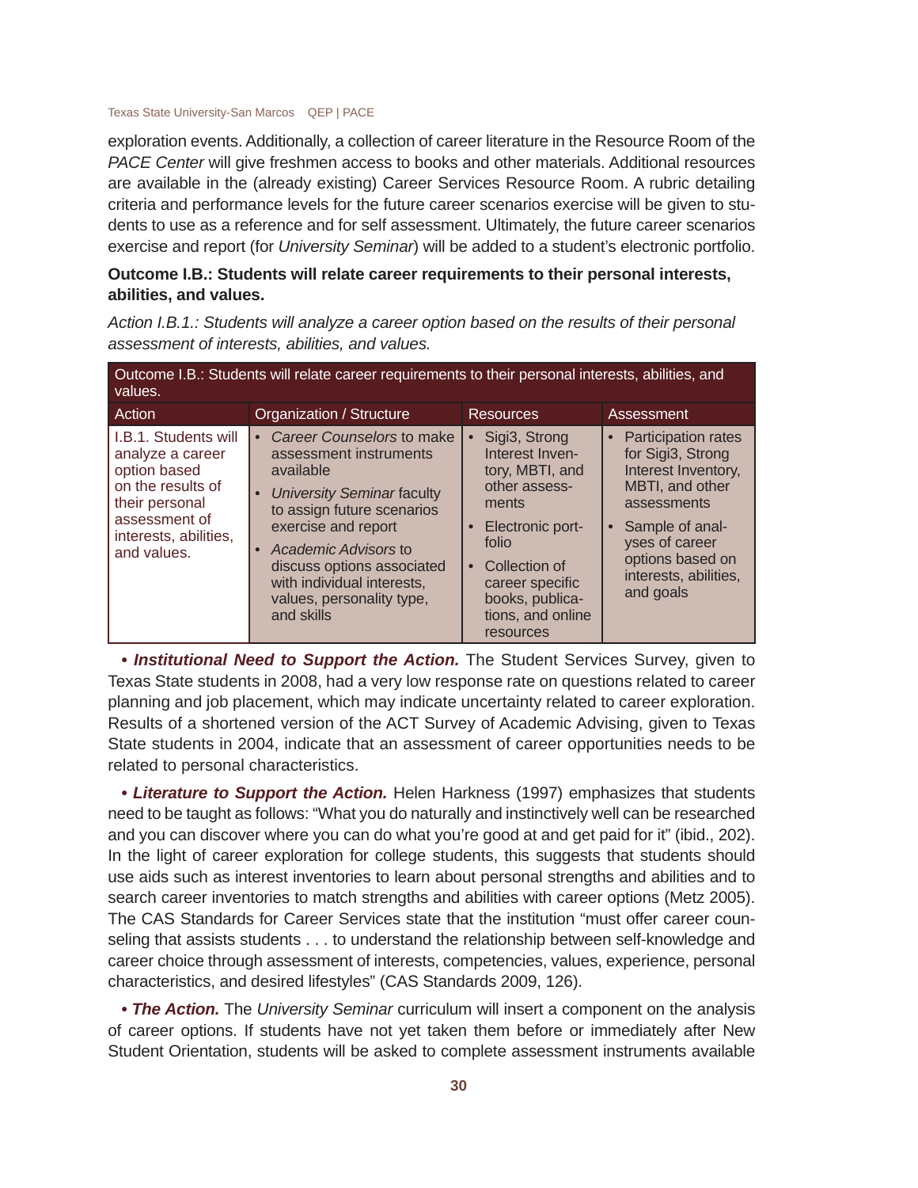exploration events. Additionally, a collection of career literature in the Resource Room of the *PACE Center* will give freshmen access to books and other materials. Additional resources are available in the (already existing) Career Services Resource Room. A rubric detailing criteria and performance levels for the future career scenarios exercise will be given to students to use as a reference and for self assessment. Ultimately, the future career scenarios exercise and report (for *University Seminar*) will be added to a student's electronic portfolio.

**Outcome I.B.: Students will relate career requirements to their personal interests, abilities, and values.**

*Action I.B.1.: Students will analyze a career option based on the results of their personal assessment of interests, abilities, and values.*

| Outcome I.B.: Students will relate career requirements to their personal interests, abilities, and values. | | | |
|---|---|---|---|
| **Action** | **Organization / Structure** | **Resources** | **Assessment** |
| I.B.1. Students will analyze a career option based on the results of their personal assessment of interests, abilities, and values. | • *Career Counselors* to make assessment instruments available<br>• *University Seminar* faculty to assign future scenarios exercise and report<br>• *Academic Advisors* to discuss options associated with individual interests, values, personality type, and skills | • Sigi3, Strong Interest Inventory, MBTI, and other assessments<br>• Electronic portfolio<br>• Collection of career specific books, publications, and online resources | • Participation rates for Sigi3, Strong Interest Inventory, MBTI, and other assessments<br>• Sample of analyses of career options based on interests, abilities, and goals |

**• *Institutional Need to Support the Action.*** The Student Services Survey, given to Texas State students in 2008, had a very low response rate on questions related to career planning and job placement, which may indicate uncertainty related to career exploration. Results of a shortened version of the ACT Survey of Academic Advising, given to Texas State students in 2004, indicate that an assessment of career opportunities needs to be related to personal characteristics.

**• *Literature to Support the Action.*** Helen Harkness (1997) emphasizes that students need to be taught as follows: "What you do naturally and instinctively well can be researched and you can discover where you can do what you're good at and get paid for it" (ibid., 202). In the light of career exploration for college students, this suggests that students should use aids such as interest inventories to learn about personal strengths and abilities and to search career inventories to match strengths and abilities with career options (Metz 2005). The CAS Standards for Career Services state that the institution "must offer career counseling that assists students . . . to understand the relationship between self-knowledge and career choice through assessment of interests, competencies, values, experience, personal characteristics, and desired lifestyles" (CAS Standards 2009, 126).

**• *The Action.*** The *University Seminar* curriculum will insert a component on the analysis of career options. If students have not yet taken them before or immediately after New Student Orientation, students will be asked to complete assessment instruments available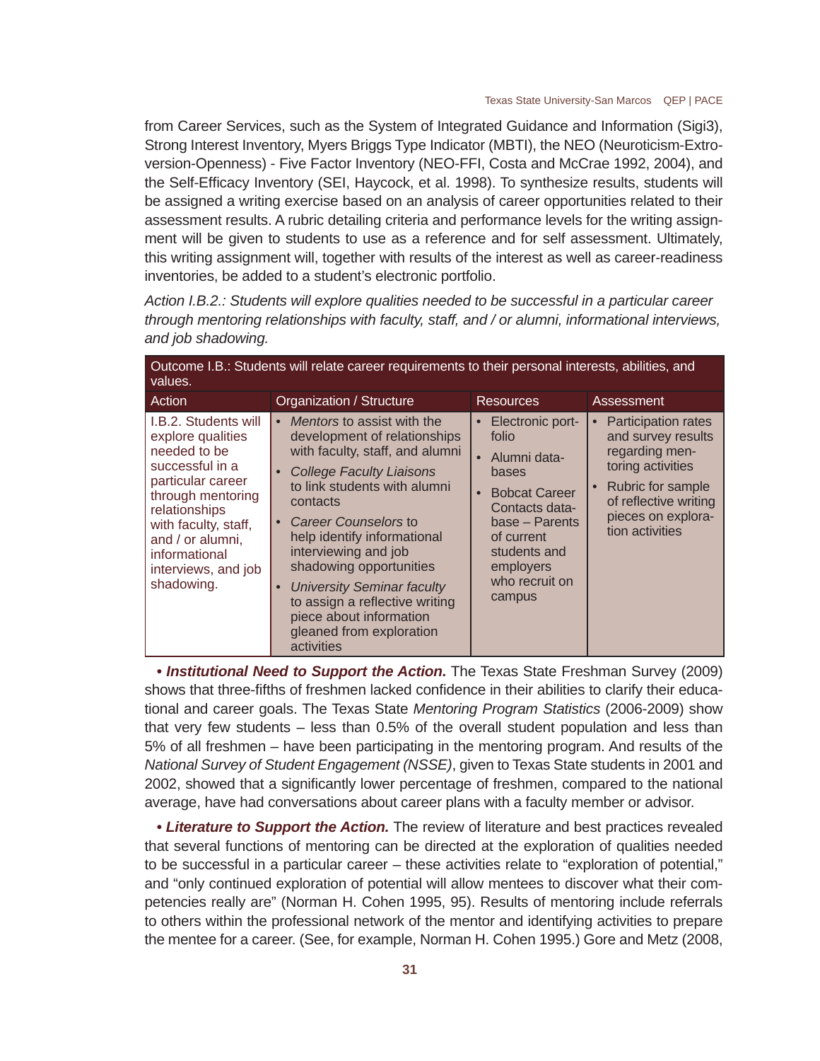from Career Services, such as the System of Integrated Guidance and Information (Sigi3), Strong Interest Inventory, Myers Briggs Type Indicator (MBTI), the NEO (Neuroticism-Extroversion-Openness) - Five Factor Inventory (NEO-FFI, Costa and McCrae 1992, 2004), and the Self-Efficacy Inventory (SEI, Haycock, et al. 1998). To synthesize results, students will be assigned a writing exercise based on an analysis of career opportunities related to their assessment results. A rubric detailing criteria and performance levels for the writing assignment will be given to students to use as a reference and for self assessment. Ultimately, this writing assignment will, together with results of the interest as well as career-readiness inventories, be added to a student's electronic portfolio.

*Action I.B.2.: Students will explore qualities needed to be successful in a particular career through mentoring relationships with faculty, staff, and / or alumni, informational interviews, and job shadowing.*

| Outcome I.B.: Students will relate career requirements to their personal interests, abilities, and values. | | | |
|---|---|---|---|
| Action | Organization / Structure | Resources | Assessment |
| I.B.2. Students will explore qualities needed to be successful in a particular career through mentoring relationships with faculty, staff, and / or alumni, informational interviews, and job shadowing. | • *Mentors* to assist with the development of relationships with faculty, staff, and alumni<br>• *College Faculty Liaisons* to link students with alumni contacts<br>• *Career Counselors* to help identify informational interviewing and job shadowing opportunities<br>• *University Seminar faculty* to assign a reflective writing piece about information gleaned from exploration activities | • Electronic portfolio<br>• Alumni databases<br>• Bobcat Career Contacts database – Parents of current students and employers who recruit on campus | • Participation rates and survey results regarding mentoring activities<br>• Rubric for sample of reflective writing pieces on exploration activities |

***• Institutional Need to Support the Action.*** The Texas State Freshman Survey (2009) shows that three-fifths of freshmen lacked confidence in their abilities to clarify their educational and career goals. The Texas State *Mentoring Program Statistics* (2006-2009) show that very few students – less than 0.5% of the overall student population and less than 5% of all freshmen – have been participating in the mentoring program. And results of the *National Survey of Student Engagement (NSSE)*, given to Texas State students in 2001 and 2002, showed that a significantly lower percentage of freshmen, compared to the national average, have had conversations about career plans with a faculty member or advisor.

***• Literature to Support the Action.*** The review of literature and best practices revealed that several functions of mentoring can be directed at the exploration of qualities needed to be successful in a particular career – these activities relate to "exploration of potential," and "only continued exploration of potential will allow mentees to discover what their competencies really are" (Norman H. Cohen 1995, 95). Results of mentoring include referrals to others within the professional network of the mentor and identifying activities to prepare the mentee for a career. (See, for example, Norman H. Cohen 1995.) Gore and Metz (2008,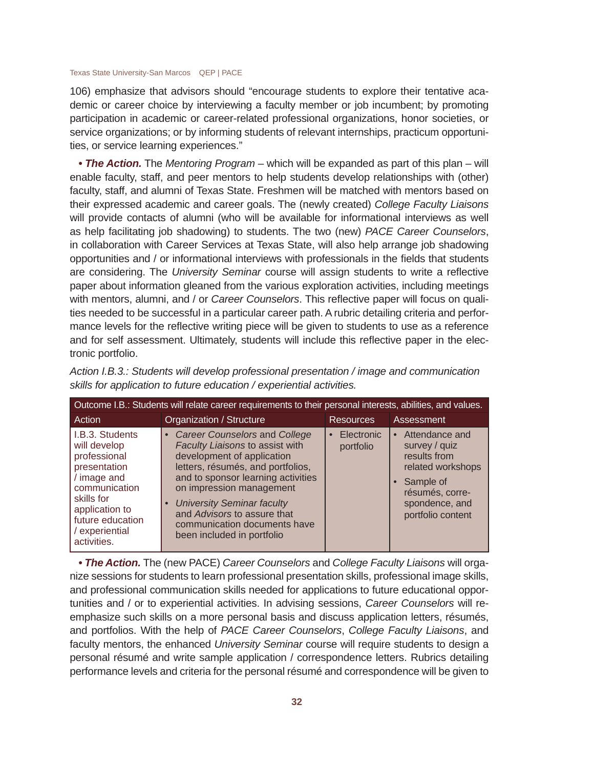106) emphasize that advisors should "encourage students to explore their tentative academic or career choice by interviewing a faculty member or job incumbent; by promoting participation in academic or career-related professional organizations, honor societies, or service organizations; or by informing students of relevant internships, practicum opportunities, or service learning experiences."

***• The Action.*** The *Mentoring Program* – which will be expanded as part of this plan – will enable faculty, staff, and peer mentors to help students develop relationships with (other) faculty, staff, and alumni of Texas State. Freshmen will be matched with mentors based on their expressed academic and career goals. The (newly created) *College Faculty Liaisons* will provide contacts of alumni (who will be available for informational interviews as well as help facilitating job shadowing) to students. The two (new) *PACE Career Counselors*, in collaboration with Career Services at Texas State, will also help arrange job shadowing opportunities and / or informational interviews with professionals in the fields that students are considering. The *University Seminar* course will assign students to write a reflective paper about information gleaned from the various exploration activities, including meetings with mentors, alumni, and / or *Career Counselors*. This reflective paper will focus on qualities needed to be successful in a particular career path. A rubric detailing criteria and performance levels for the reflective writing piece will be given to students to use as a reference and for self assessment. Ultimately, students will include this reflective paper in the electronic portfolio.

*Action I.B.3.: Students will develop professional presentation / image and communication skills for application to future education / experiential activities.*

| Outcome I.B.: Students will relate career requirements to their personal interests, abilities, and values. | | | |
|---|---|---|---|
| **Action** | **Organization / Structure** | **Resources** | **Assessment** |
| I.B.3. Students will develop professional presentation / image and communication skills for application to future education / experiential activities. | • *Career Counselors* and *College Faculty Liaisons* to assist with development of application letters, résumés, and portfolios, and to sponsor learning activities on impression management<br>• *University Seminar faculty* and *Advisors* to assure that communication documents have been included in portfolio | • Electronic portfolio | • Attendance and survey / quiz results from related workshops<br>• Sample of résumés, correspondence, and portfolio content |

***• The Action.*** The (new PACE) *Career Counselors* and *College Faculty Liaisons* will organize sessions for students to learn professional presentation skills, professional image skills, and professional communication skills needed for applications to future educational opportunities and / or to experiential activities. In advising sessions, *Career Counselors* will reemphasize such skills on a more personal basis and discuss application letters, résumés, and portfolios. With the help of *PACE Career Counselors*, *College Faculty Liaisons*, and faculty mentors, the enhanced *University Seminar* course will require students to design a personal résumé and write sample application / correspondence letters. Rubrics detailing performance levels and criteria for the personal résumé and correspondence will be given to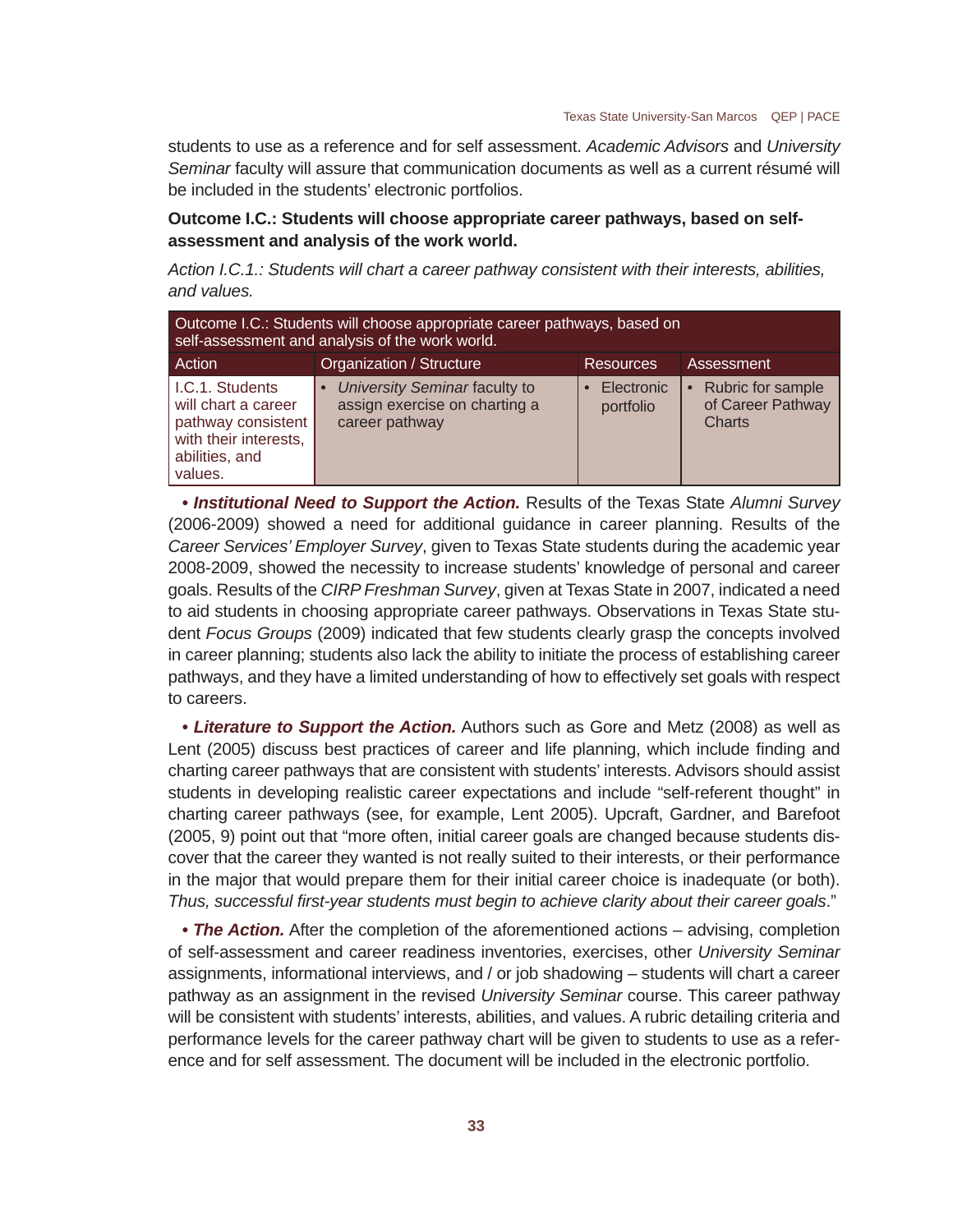students to use as a reference and for self assessment. *Academic Advisors* and *University Seminar* faculty will assure that communication documents as well as a current résumé will be included in the students' electronic portfolios.

**Outcome I.C.: Students will choose appropriate career pathways, based on self-assessment and analysis of the work world.**

*Action I.C.1.: Students will chart a career pathway consistent with their interests, abilities, and values.*

| Outcome I.C.: Students will choose appropriate career pathways, based on self-assessment and analysis of the work world. | | | |
|---|---|---|---|
| Action | Organization / Structure | Resources | Assessment |
| I.C.1. Students will chart a career pathway consistent with their interests, abilities, and values. | • *University Seminar* faculty to assign exercise on charting a career pathway | • Electronic portfolio | • Rubric for sample of Career Pathway Charts |

• ***Institutional Need to Support the Action.*** Results of the Texas State *Alumni Survey* (2006-2009) showed a need for additional guidance in career planning. Results of the *Career Services' Employer Survey*, given to Texas State students during the academic year 2008-2009, showed the necessity to increase students' knowledge of personal and career goals. Results of the *CIRP Freshman Survey*, given at Texas State in 2007, indicated a need to aid students in choosing appropriate career pathways. Observations in Texas State student *Focus Groups* (2009) indicated that few students clearly grasp the concepts involved in career planning; students also lack the ability to initiate the process of establishing career pathways, and they have a limited understanding of how to effectively set goals with respect to careers.

• ***Literature to Support the Action.*** Authors such as Gore and Metz (2008) as well as Lent (2005) discuss best practices of career and life planning, which include finding and charting career pathways that are consistent with students' interests. Advisors should assist students in developing realistic career expectations and include "self-referent thought" in charting career pathways (see, for example, Lent 2005). Upcraft, Gardner, and Barefoot (2005, 9) point out that "more often, initial career goals are changed because students discover that the career they wanted is not really suited to their interests, or their performance in the major that would prepare them for their initial career choice is inadequate (or both). *Thus, successful first-year students must begin to achieve clarity about their career goals*."

• ***The Action.*** After the completion of the aforementioned actions – advising, completion of self-assessment and career readiness inventories, exercises, other *University Seminar* assignments, informational interviews, and / or job shadowing – students will chart a career pathway as an assignment in the revised *University Seminar* course. This career pathway will be consistent with students' interests, abilities, and values. A rubric detailing criteria and performance levels for the career pathway chart will be given to students to use as a reference and for self assessment. The document will be included in the electronic portfolio.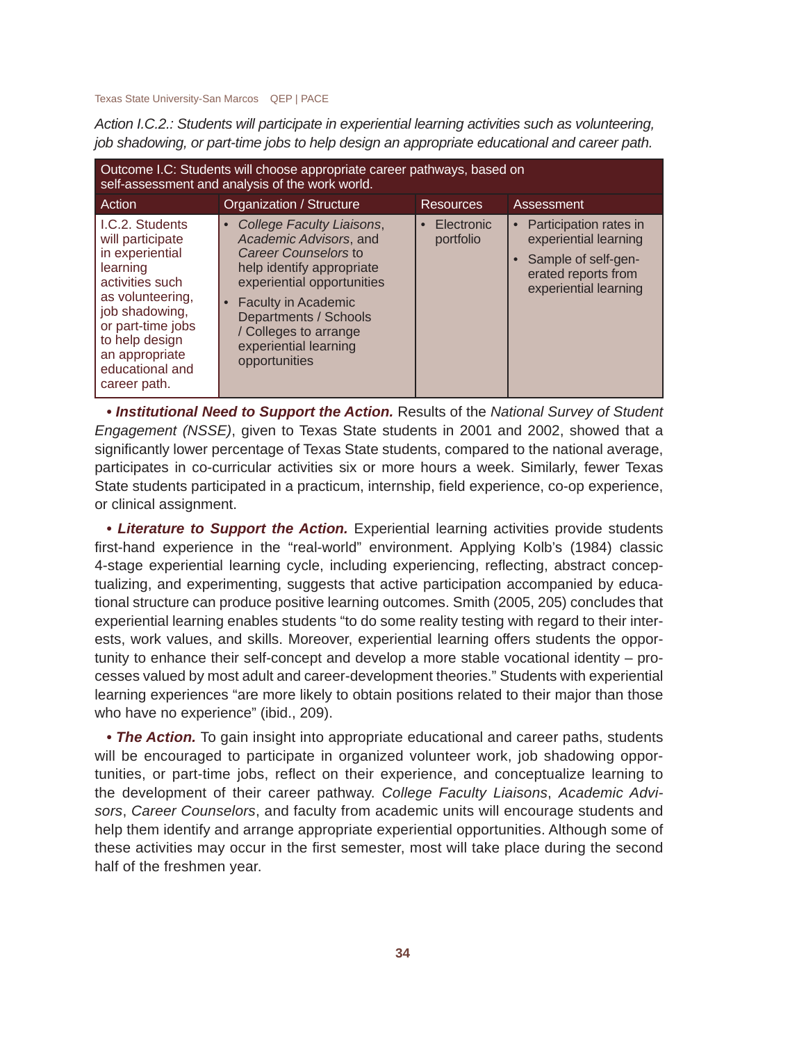*Action I.C.2.: Students will participate in experiential learning activities such as volunteering, job shadowing, or part-time jobs to help design an appropriate educational and career path.*

| Outcome I.C: Students will choose appropriate career pathways, based on self-assessment and analysis of the work world. | | | |
|---|---|---|---|
| **Action** | **Organization / Structure** | **Resources** | **Assessment** |
| I.C.2. Students will participate in experiential learning activities such as volunteering, job shadowing, or part-time jobs to help design an appropriate educational and career path. | • *College Faculty Liaisons*, *Academic Advisors*, and *Career Counselors* to help identify appropriate experiential opportunities<br>• Faculty in Academic Departments / Schools / Colleges to arrange experiential learning opportunities | • Electronic portfolio | • Participation rates in experiential learning<br>• Sample of self-generated reports from experiential learning |

***• Institutional Need to Support the Action.*** Results of the *National Survey of Student Engagement (NSSE)*, given to Texas State students in 2001 and 2002, showed that a significantly lower percentage of Texas State students, compared to the national average, participates in co-curricular activities six or more hours a week. Similarly, fewer Texas State students participated in a practicum, internship, field experience, co-op experience, or clinical assignment.

***• Literature to Support the Action.*** Experiential learning activities provide students first-hand experience in the "real-world" environment. Applying Kolb's (1984) classic 4-stage experiential learning cycle, including experiencing, reflecting, abstract conceptualizing, and experimenting, suggests that active participation accompanied by educational structure can produce positive learning outcomes. Smith (2005, 205) concludes that experiential learning enables students "to do some reality testing with regard to their interests, work values, and skills. Moreover, experiential learning offers students the opportunity to enhance their self-concept and develop a more stable vocational identity – processes valued by most adult and career-development theories." Students with experiential learning experiences "are more likely to obtain positions related to their major than those who have no experience" (ibid., 209).

***• The Action.*** To gain insight into appropriate educational and career paths, students will be encouraged to participate in organized volunteer work, job shadowing opportunities, or part-time jobs, reflect on their experience, and conceptualize learning to the development of their career pathway. *College Faculty Liaisons*, *Academic Advisors*, *Career Counselors*, and faculty from academic units will encourage students and help them identify and arrange appropriate experiential opportunities. Although some of these activities may occur in the first semester, most will take place during the second half of the freshmen year.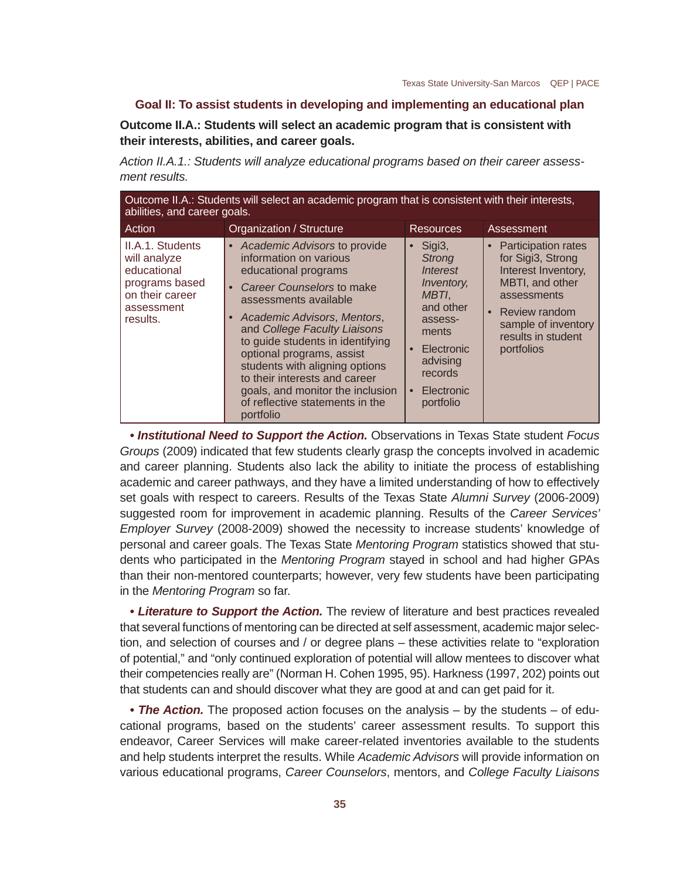## Goal II: To assist students in developing and implementing an educational plan

**Outcome II.A.: Students will select an academic program that is consistent with their interests, abilities, and career goals.**

*Action II.A.1.: Students will analyze educational programs based on their career assessment results.*

| Outcome II.A.: Students will select an academic program that is consistent with their interests, abilities, and career goals. | | | |
|---|---|---|---|
| **Action** | **Organization / Structure** | **Resources** | **Assessment** |
| II.A.1. Students will analyze educational programs based on their career assessment results. | • *Academic Advisors* to provide information on various educational programs<br>• *Career Counselors* to make assessments available<br>• *Academic Advisors*, *Mentors*, and *College Faculty Liaisons* to guide students in identifying optional programs, assist students with aligning options to their interests and career goals, and monitor the inclusion of reflective statements in the portfolio | • Sigi3, *Strong Interest Inventory, MBTI*, and other assessments<br>• Electronic advising records<br>• Electronic portfolio | • Participation rates for Sigi3, Strong Interest Inventory, MBTI, and other assessments<br>• Review random sample of inventory results in student portfolios |

• ***Institutional Need to Support the Action.*** Observations in Texas State student *Focus Groups* (2009) indicated that few students clearly grasp the concepts involved in academic and career planning. Students also lack the ability to initiate the process of establishing academic and career pathways, and they have a limited understanding of how to effectively set goals with respect to careers. Results of the Texas State *Alumni Survey* (2006-2009) suggested room for improvement in academic planning. Results of the *Career Services' Employer Survey* (2008-2009) showed the necessity to increase students' knowledge of personal and career goals. The Texas State *Mentoring Program* statistics showed that students who participated in the *Mentoring Program* stayed in school and had higher GPAs than their non-mentored counterparts; however, very few students have been participating in the *Mentoring Program* so far.

• ***Literature to Support the Action.*** The review of literature and best practices revealed that several functions of mentoring can be directed at self assessment, academic major selection, and selection of courses and / or degree plans – these activities relate to "exploration of potential," and "only continued exploration of potential will allow mentees to discover what their competencies really are" (Norman H. Cohen 1995, 95). Harkness (1997, 202) points out that students can and should discover what they are good at and can get paid for it.

• ***The Action.*** The proposed action focuses on the analysis – by the students – of educational programs, based on the students' career assessment results. To support this endeavor, Career Services will make career-related inventories available to the students and help students interpret the results. While *Academic Advisors* will provide information on various educational programs, *Career Counselors*, mentors, and *College Faculty Liaisons*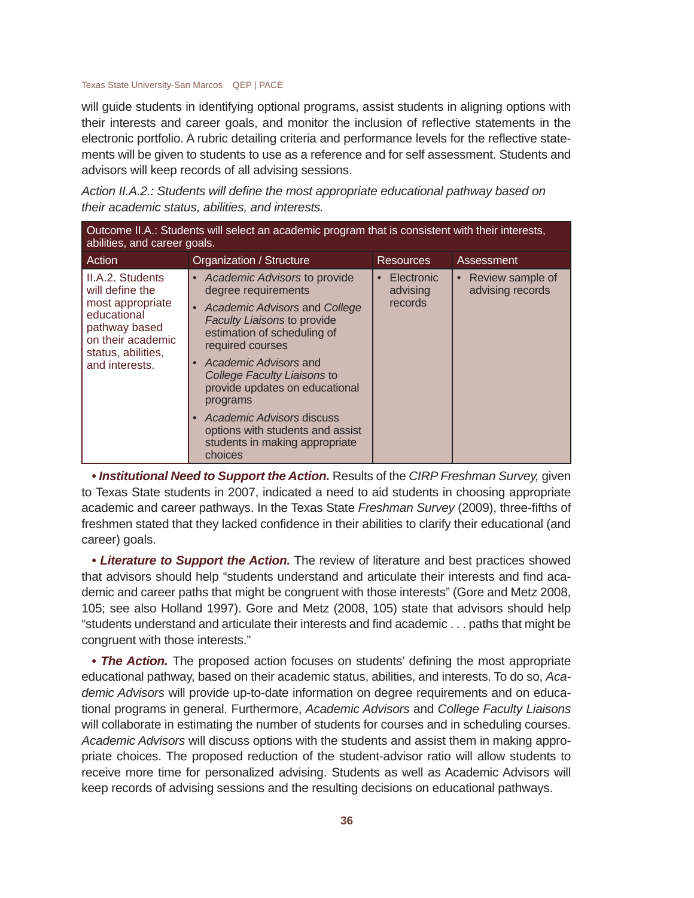will guide students in identifying optional programs, assist students in aligning options with their interests and career goals, and monitor the inclusion of reflective statements in the electronic portfolio. A rubric detailing criteria and performance levels for the reflective statements will be given to students to use as a reference and for self assessment. Students and advisors will keep records of all advising sessions.

*Action II.A.2.: Students will define the most appropriate educational pathway based on their academic status, abilities, and interests.*

| Outcome II.A.: Students will select an academic program that is consistent with their interests, abilities, and career goals. | | | |
|---|---|---|---|
| **Action** | **Organization / Structure** | **Resources** | **Assessment** |
| II.A.2. Students will define the most appropriate educational pathway based on their academic status, abilities, and interests. | • *Academic Advisors* to provide degree requirements<br>• *Academic Advisors* and *College Faculty Liaisons* to provide estimation of scheduling of required courses<br>• *Academic Advisors* and *College Faculty Liaisons* to provide updates on educational programs<br>• *Academic Advisors* discuss options with students and assist students in making appropriate choices | • Electronic advising records | • Review sample of advising records |

***• Institutional Need to Support the Action.*** Results of the *CIRP Freshman Survey,* given to Texas State students in 2007, indicated a need to aid students in choosing appropriate academic and career pathways. In the Texas State *Freshman Survey* (2009), three-fifths of freshmen stated that they lacked confidence in their abilities to clarify their educational (and career) goals.

***• Literature to Support the Action.*** The review of literature and best practices showed that advisors should help "students understand and articulate their interests and find academic and career paths that might be congruent with those interests" (Gore and Metz 2008, 105; see also Holland 1997). Gore and Metz (2008, 105) state that advisors should help "students understand and articulate their interests and find academic . . . paths that might be congruent with those interests."

***• The Action.*** The proposed action focuses on students' defining the most appropriate educational pathway, based on their academic status, abilities, and interests. To do so, *Academic Advisors* will provide up-to-date information on degree requirements and on educational programs in general. Furthermore, *Academic Advisors* and *College Faculty Liaisons* will collaborate in estimating the number of students for courses and in scheduling courses. *Academic Advisors* will discuss options with the students and assist them in making appropriate choices. The proposed reduction of the student-advisor ratio will allow students to receive more time for personalized advising. Students as well as Academic Advisors will keep records of advising sessions and the resulting decisions on educational pathways.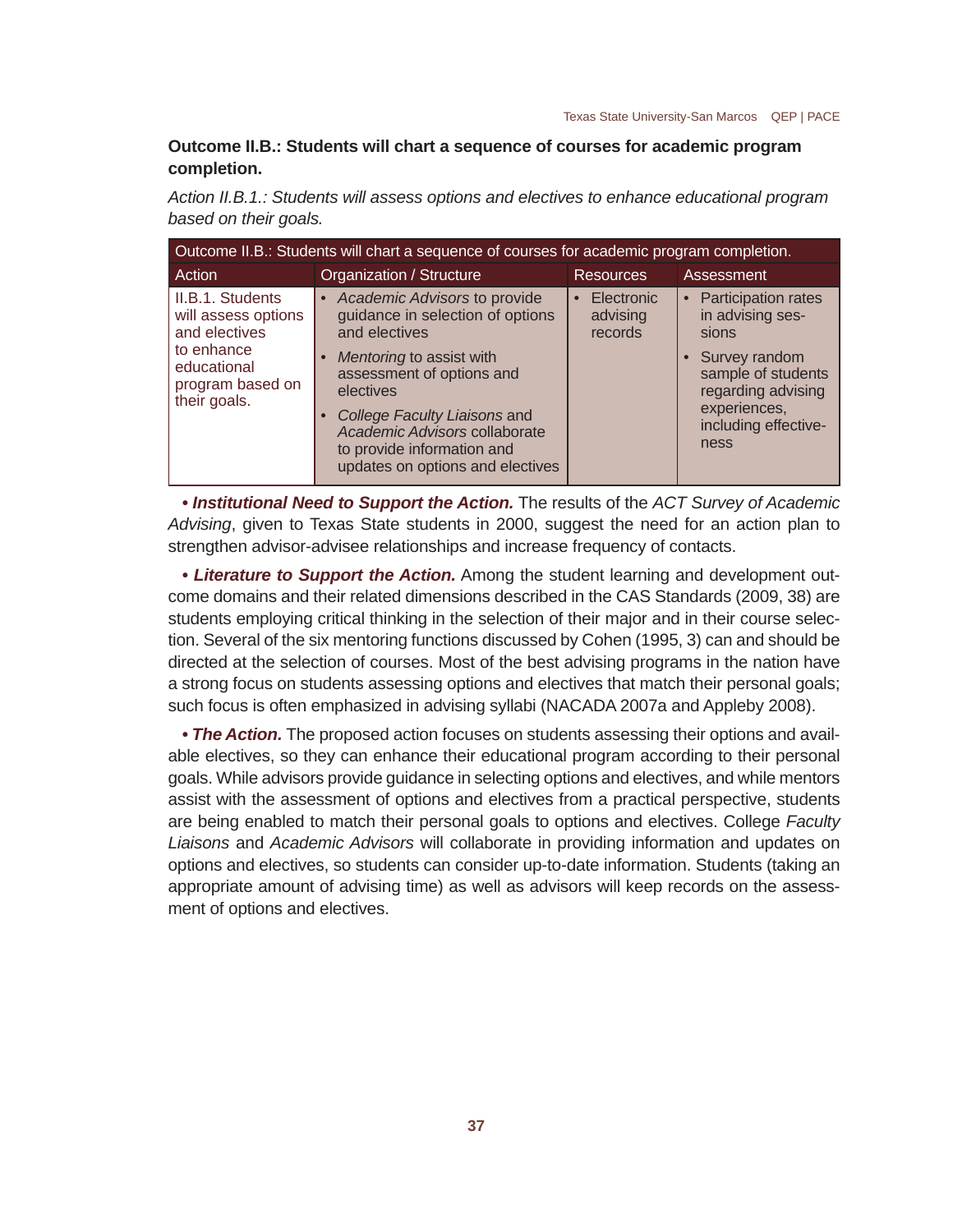**Outcome II.B.: Students will chart a sequence of courses for academic program completion.**

*Action II.B.1.: Students will assess options and electives to enhance educational program based on their goals.*

| Outcome II.B.: Students will chart a sequence of courses for academic program completion. | | | |
|---|---|---|---|
| Action | Organization / Structure | Resources | Assessment |
| II.B.1. Students will assess options and electives to enhance educational program based on their goals. | • *Academic Advisors* to provide guidance in selection of options and electives<br>• *Mentoring* to assist with assessment of options and electives<br>• *College Faculty Liaisons* and *Academic Advisors* collaborate to provide information and updates on options and electives | • Electronic advising records | • Participation rates in advising sessions<br>• Survey random sample of students regarding advising experiences, including effectiveness |

• ***Institutional Need to Support the Action.*** The results of the *ACT Survey of Academic Advising*, given to Texas State students in 2000, suggest the need for an action plan to strengthen advisor-advisee relationships and increase frequency of contacts.

• ***Literature to Support the Action.*** Among the student learning and development outcome domains and their related dimensions described in the CAS Standards (2009, 38) are students employing critical thinking in the selection of their major and in their course selection. Several of the six mentoring functions discussed by Cohen (1995, 3) can and should be directed at the selection of courses. Most of the best advising programs in the nation have a strong focus on students assessing options and electives that match their personal goals; such focus is often emphasized in advising syllabi (NACADA 2007a and Appleby 2008).

• ***The Action.*** The proposed action focuses on students assessing their options and available electives, so they can enhance their educational program according to their personal goals. While advisors provide guidance in selecting options and electives, and while mentors assist with the assessment of options and electives from a practical perspective, students are being enabled to match their personal goals to options and electives. College *Faculty Liaisons* and *Academic Advisors* will collaborate in providing information and updates on options and electives, so students can consider up-to-date information. Students (taking an appropriate amount of advising time) as well as advisors will keep records on the assessment of options and electives.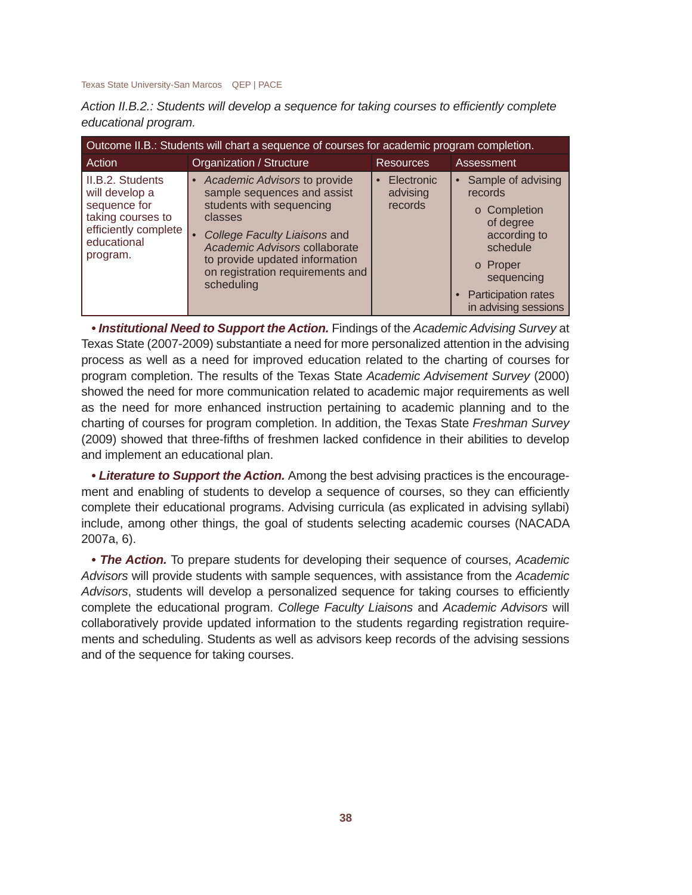*Action II.B.2.: Students will develop a sequence for taking courses to efficiently complete educational program.*

| Outcome II.B.: Students will chart a sequence of courses for academic program completion. | | | |
|---|---|---|---|
| **Action** | **Organization / Structure** | **Resources** | **Assessment** |
| II.B.2. Students will develop a sequence for taking courses to efficiently complete educational program. | • *Academic Advisors* to provide sample sequences and assist students with sequencing classes<br>• *College Faculty Liaisons* and *Academic Advisors* collaborate to provide updated information on registration requirements and scheduling | • Electronic advising records | • Sample of advising records<br>o Completion of degree according to schedule<br>o Proper sequencing<br>• Participation rates in advising sessions |

***• Institutional Need to Support the Action.*** Findings of the *Academic Advising Survey* at Texas State (2007-2009) substantiate a need for more personalized attention in the advising process as well as a need for improved education related to the charting of courses for program completion. The results of the Texas State *Academic Advisement Survey* (2000) showed the need for more communication related to academic major requirements as well as the need for more enhanced instruction pertaining to academic planning and to the charting of courses for program completion. In addition, the Texas State *Freshman Survey* (2009) showed that three-fifths of freshmen lacked confidence in their abilities to develop and implement an educational plan.

***• Literature to Support the Action.*** Among the best advising practices is the encouragement and enabling of students to develop a sequence of courses, so they can efficiently complete their educational programs. Advising curricula (as explicated in advising syllabi) include, among other things, the goal of students selecting academic courses (NACADA 2007a, 6).

***• The Action.*** To prepare students for developing their sequence of courses, *Academic Advisors* will provide students with sample sequences, with assistance from the *Academic Advisors*, students will develop a personalized sequence for taking courses to efficiently complete the educational program. *College Faculty Liaisons* and *Academic Advisors* will collaboratively provide updated information to the students regarding registration requirements and scheduling. Students as well as advisors keep records of the advising sessions and of the sequence for taking courses.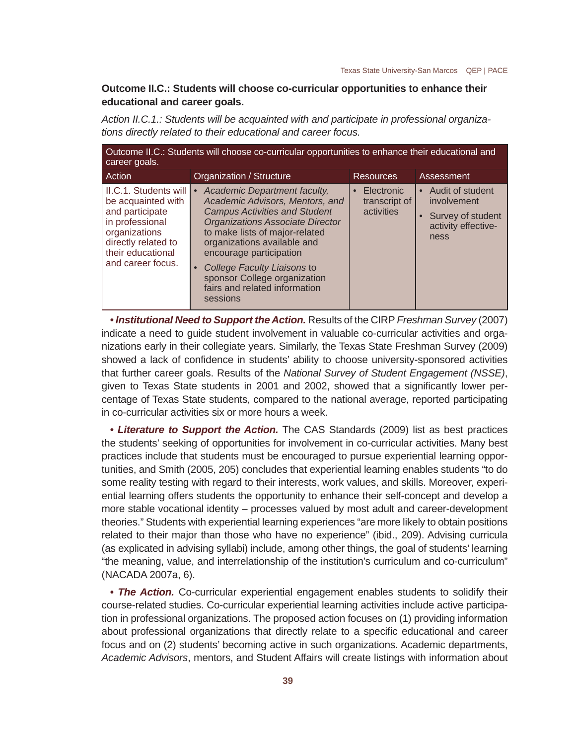**Outcome II.C.: Students will choose co-curricular opportunities to enhance their educational and career goals.**

*Action II.C.1.: Students will be acquainted with and participate in professional organizations directly related to their educational and career focus.*

| Outcome II.C.: Students will choose co-curricular opportunities to enhance their educational and career goals. | | | |
|---|---|---|---|
| Action | Organization / Structure | Resources | Assessment |
| II.C.1. Students will be acquainted with and participate in professional organizations directly related to their educational and career focus. | • *Academic Department faculty, Academic Advisors, Mentors, and Campus Activities and Student Organizations Associate Director* to make lists of major-related organizations available and encourage participation<br>• *College Faculty Liaisons* to sponsor College organization fairs and related information sessions | • Electronic transcript of activities | • Audit of student involvement<br>• Survey of student activity effectiveness |

• ***Institutional Need to Support the Action.*** Results of the CIRP *Freshman Survey* (2007) indicate a need to guide student involvement in valuable co-curricular activities and organizations early in their collegiate years. Similarly, the Texas State Freshman Survey (2009) showed a lack of confidence in students' ability to choose university-sponsored activities that further career goals. Results of the *National Survey of Student Engagement (NSSE)*, given to Texas State students in 2001 and 2002, showed that a significantly lower percentage of Texas State students, compared to the national average, reported participating in co-curricular activities six or more hours a week.

• ***Literature to Support the Action.*** The CAS Standards (2009) list as best practices the students' seeking of opportunities for involvement in co-curricular activities. Many best practices include that students must be encouraged to pursue experiential learning opportunities, and Smith (2005, 205) concludes that experiential learning enables students "to do some reality testing with regard to their interests, work values, and skills. Moreover, experiential learning offers students the opportunity to enhance their self-concept and develop a more stable vocational identity – processes valued by most adult and career-development theories." Students with experiential learning experiences "are more likely to obtain positions related to their major than those who have no experience" (ibid., 209). Advising curricula (as explicated in advising syllabi) include, among other things, the goal of students' learning "the meaning, value, and interrelationship of the institution's curriculum and co-curriculum" (NACADA 2007a, 6).

• ***The Action.*** Co-curricular experiential engagement enables students to solidify their course-related studies. Co-curricular experiential learning activities include active participation in professional organizations. The proposed action focuses on (1) providing information about professional organizations that directly relate to a specific educational and career focus and on (2) students' becoming active in such organizations. Academic departments, *Academic Advisors*, mentors, and Student Affairs will create listings with information about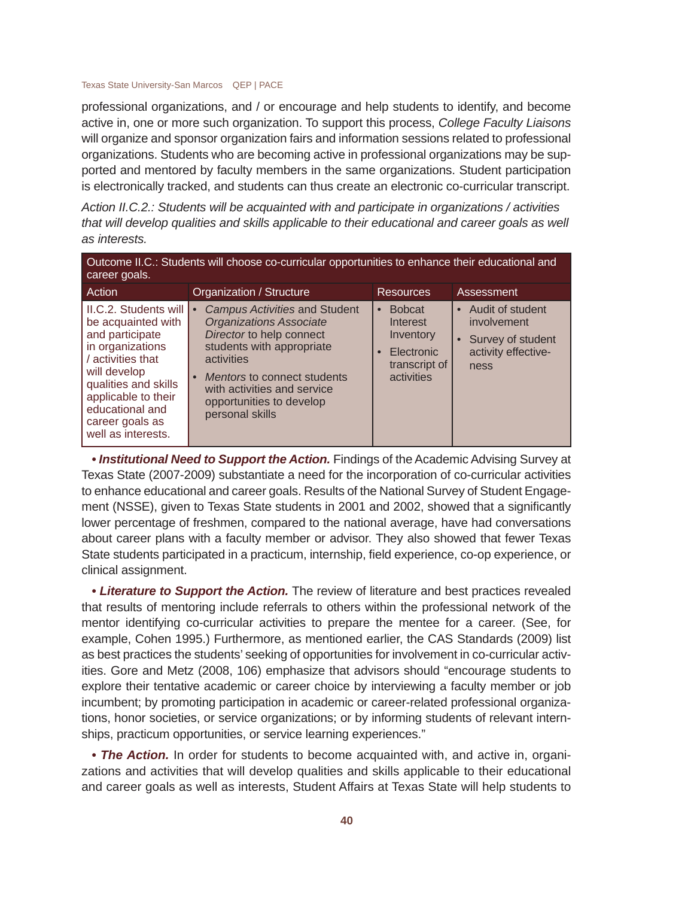professional organizations, and / or encourage and help students to identify, and become active in, one or more such organization. To support this process, *College Faculty Liaisons* will organize and sponsor organization fairs and information sessions related to professional organizations. Students who are becoming active in professional organizations may be supported and mentored by faculty members in the same organizations. Student participation is electronically tracked, and students can thus create an electronic co-curricular transcript.

*Action II.C.2.: Students will be acquainted with and participate in organizations / activities that will develop qualities and skills applicable to their educational and career goals as well as interests.*

| Outcome II.C.: Students will choose co-curricular opportunities to enhance their educational and career goals. | | | |
|---|---|---|---|
| Action | Organization / Structure | Resources | Assessment |
| II.C.2. Students will be acquainted with and participate in organizations / activities that will develop qualities and skills applicable to their educational and career goals as well as interests. | • *Campus Activities* and Student *Organizations Associate Director* to help connect students with appropriate activities<br>• *Mentors* to connect students with activities and service opportunities to develop personal skills | • Bobcat Interest Inventory<br>• Electronic transcript of activities | • Audit of student involvement<br>• Survey of student activity effectiveness |

***• Institutional Need to Support the Action.*** Findings of the Academic Advising Survey at Texas State (2007-2009) substantiate a need for the incorporation of co-curricular activities to enhance educational and career goals. Results of the National Survey of Student Engagement (NSSE), given to Texas State students in 2001 and 2002, showed that a significantly lower percentage of freshmen, compared to the national average, have had conversations about career plans with a faculty member or advisor. They also showed that fewer Texas State students participated in a practicum, internship, field experience, co-op experience, or clinical assignment.

***• Literature to Support the Action.*** The review of literature and best practices revealed that results of mentoring include referrals to others within the professional network of the mentor identifying co-curricular activities to prepare the mentee for a career. (See, for example, Cohen 1995.) Furthermore, as mentioned earlier, the CAS Standards (2009) list as best practices the students' seeking of opportunities for involvement in co-curricular activities. Gore and Metz (2008, 106) emphasize that advisors should "encourage students to explore their tentative academic or career choice by interviewing a faculty member or job incumbent; by promoting participation in academic or career-related professional organizations, honor societies, or service organizations; or by informing students of relevant internships, practicum opportunities, or service learning experiences."

***• The Action.*** In order for students to become acquainted with, and active in, organizations and activities that will develop qualities and skills applicable to their educational and career goals as well as interests, Student Affairs at Texas State will help students to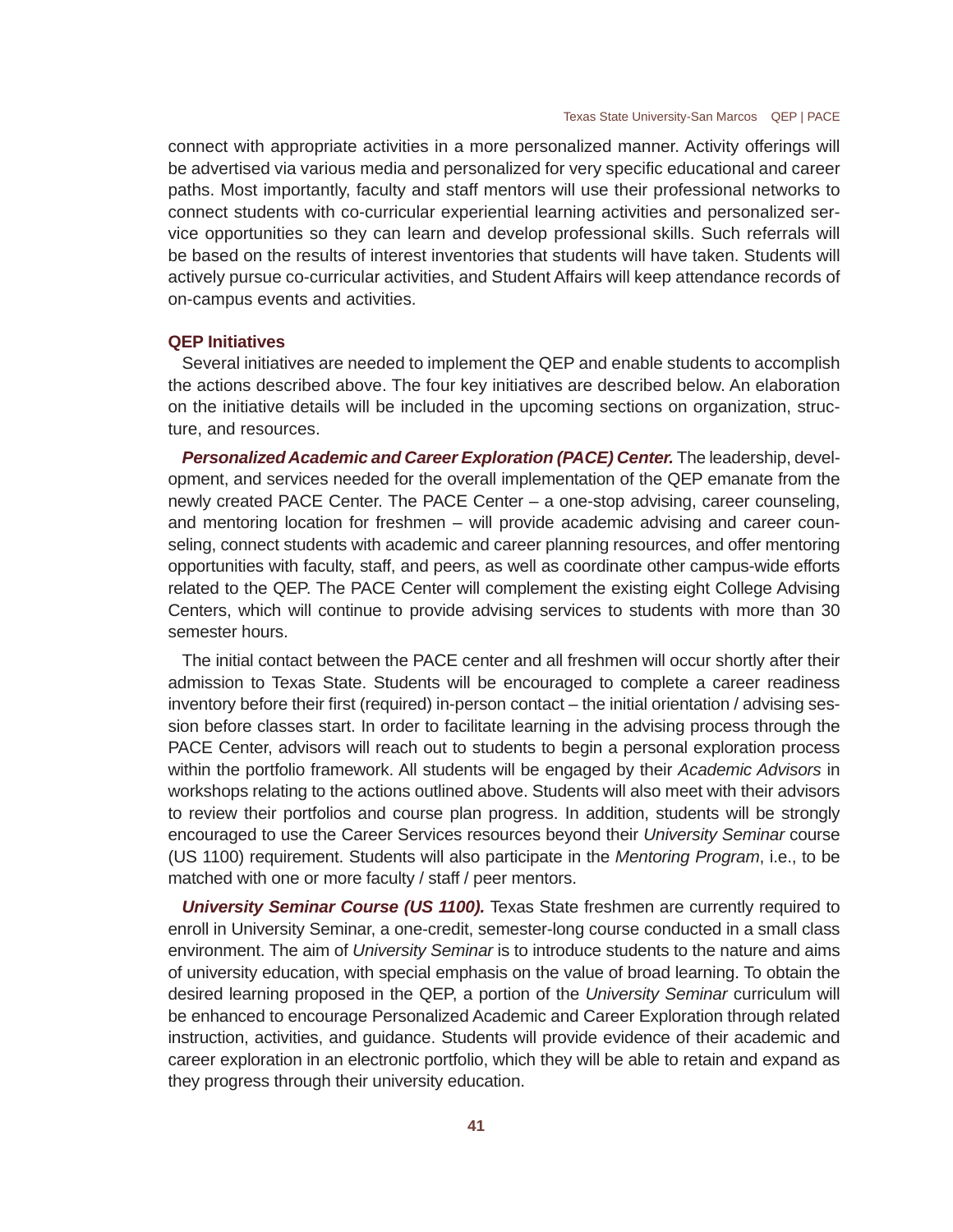connect with appropriate activities in a more personalized manner. Activity offerings will be advertised via various media and personalized for very specific educational and career paths. Most importantly, faculty and staff mentors will use their professional networks to connect students with co-curricular experiential learning activities and personalized service opportunities so they can learn and develop professional skills. Such referrals will be based on the results of interest inventories that students will have taken. Students will actively pursue co-curricular activities, and Student Affairs will keep attendance records of on-campus events and activities.

### QEP Initiatives

Several initiatives are needed to implement the QEP and enable students to accomplish the actions described above. The four key initiatives are described below. An elaboration on the initiative details will be included in the upcoming sections on organization, structure, and resources.

***Personalized Academic and Career Exploration (PACE) Center.*** The leadership, development, and services needed for the overall implementation of the QEP emanate from the newly created PACE Center. The PACE Center – a one-stop advising, career counseling, and mentoring location for freshmen – will provide academic advising and career counseling, connect students with academic and career planning resources, and offer mentoring opportunities with faculty, staff, and peers, as well as coordinate other campus-wide efforts related to the QEP. The PACE Center will complement the existing eight College Advising Centers, which will continue to provide advising services to students with more than 30 semester hours.

The initial contact between the PACE center and all freshmen will occur shortly after their admission to Texas State. Students will be encouraged to complete a career readiness inventory before their first (required) in-person contact – the initial orientation / advising session before classes start. In order to facilitate learning in the advising process through the PACE Center, advisors will reach out to students to begin a personal exploration process within the portfolio framework. All students will be engaged by their *Academic Advisors* in workshops relating to the actions outlined above. Students will also meet with their advisors to review their portfolios and course plan progress. In addition, students will be strongly encouraged to use the Career Services resources beyond their *University Seminar* course (US 1100) requirement. Students will also participate in the *Mentoring Program*, i.e., to be matched with one or more faculty / staff / peer mentors.

***University Seminar Course (US 1100).*** Texas State freshmen are currently required to enroll in University Seminar, a one-credit, semester-long course conducted in a small class environment. The aim of *University Seminar* is to introduce students to the nature and aims of university education, with special emphasis on the value of broad learning. To obtain the desired learning proposed in the QEP, a portion of the *University Seminar* curriculum will be enhanced to encourage Personalized Academic and Career Exploration through related instruction, activities, and guidance. Students will provide evidence of their academic and career exploration in an electronic portfolio, which they will be able to retain and expand as they progress through their university education.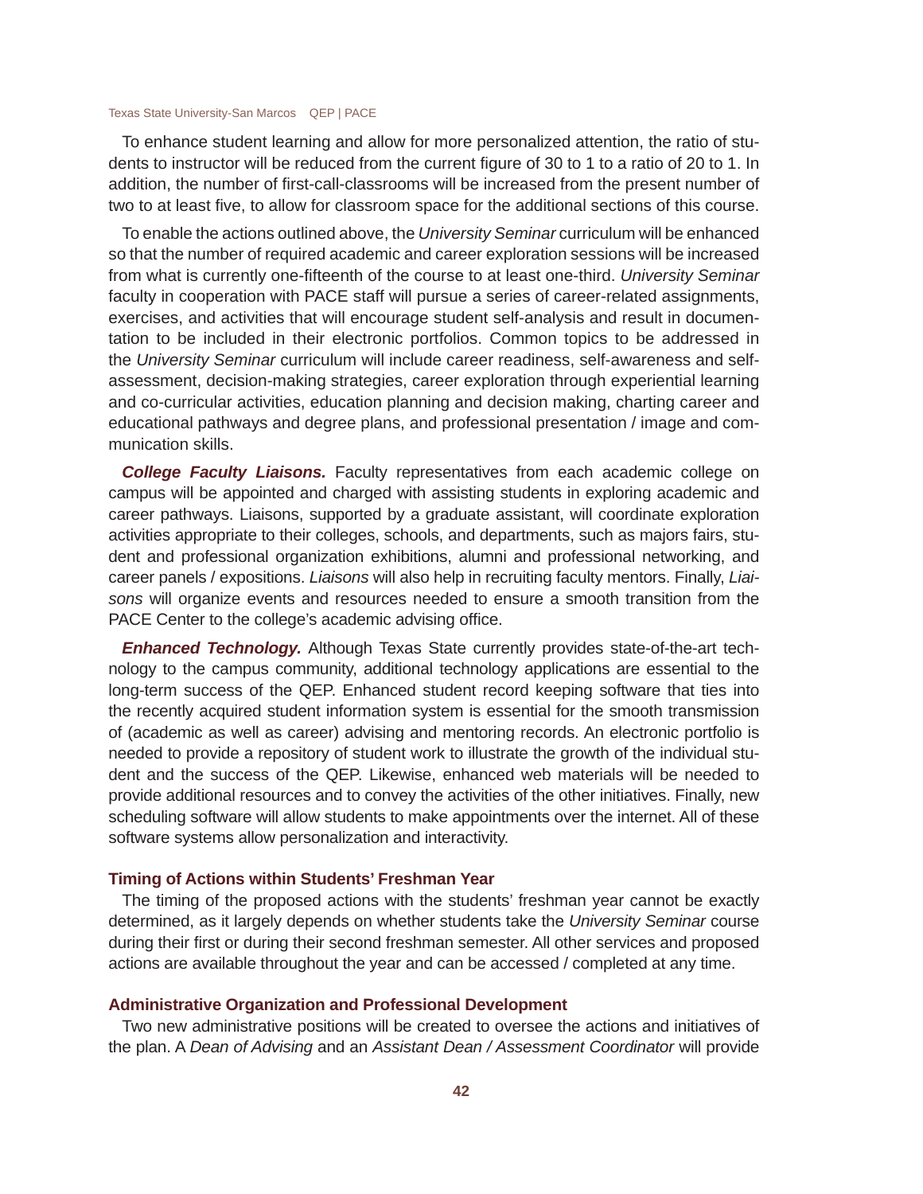To enhance student learning and allow for more personalized attention, the ratio of students to instructor will be reduced from the current figure of 30 to 1 to a ratio of 20 to 1. In addition, the number of first-call-classrooms will be increased from the present number of two to at least five, to allow for classroom space for the additional sections of this course.

To enable the actions outlined above, the *University Seminar* curriculum will be enhanced so that the number of required academic and career exploration sessions will be increased from what is currently one-fifteenth of the course to at least one-third. *University Seminar* faculty in cooperation with PACE staff will pursue a series of career-related assignments, exercises, and activities that will encourage student self-analysis and result in documentation to be included in their electronic portfolios. Common topics to be addressed in the *University Seminar* curriculum will include career readiness, self-awareness and self-assessment, decision-making strategies, career exploration through experiential learning and co-curricular activities, education planning and decision making, charting career and educational pathways and degree plans, and professional presentation / image and communication skills.

***College Faculty Liaisons.*** Faculty representatives from each academic college on campus will be appointed and charged with assisting students in exploring academic and career pathways. Liaisons, supported by a graduate assistant, will coordinate exploration activities appropriate to their colleges, schools, and departments, such as majors fairs, student and professional organization exhibitions, alumni and professional networking, and career panels / expositions. *Liaisons* will also help in recruiting faculty mentors. Finally, *Liaisons* will organize events and resources needed to ensure a smooth transition from the PACE Center to the college's academic advising office.

***Enhanced Technology.*** Although Texas State currently provides state-of-the-art technology to the campus community, additional technology applications are essential to the long-term success of the QEP. Enhanced student record keeping software that ties into the recently acquired student information system is essential for the smooth transmission of (academic as well as career) advising and mentoring records. An electronic portfolio is needed to provide a repository of student work to illustrate the growth of the individual student and the success of the QEP. Likewise, enhanced web materials will be needed to provide additional resources and to convey the activities of the other initiatives. Finally, new scheduling software will allow students to make appointments over the internet. All of these software systems allow personalization and interactivity.

### Timing of Actions within Students' Freshman Year

The timing of the proposed actions with the students' freshman year cannot be exactly determined, as it largely depends on whether students take the *University Seminar* course during their first or during their second freshman semester. All other services and proposed actions are available throughout the year and can be accessed / completed at any time.

### Administrative Organization and Professional Development

Two new administrative positions will be created to oversee the actions and initiatives of the plan. A *Dean of Advising* and an *Assistant Dean / Assessment Coordinator* will provide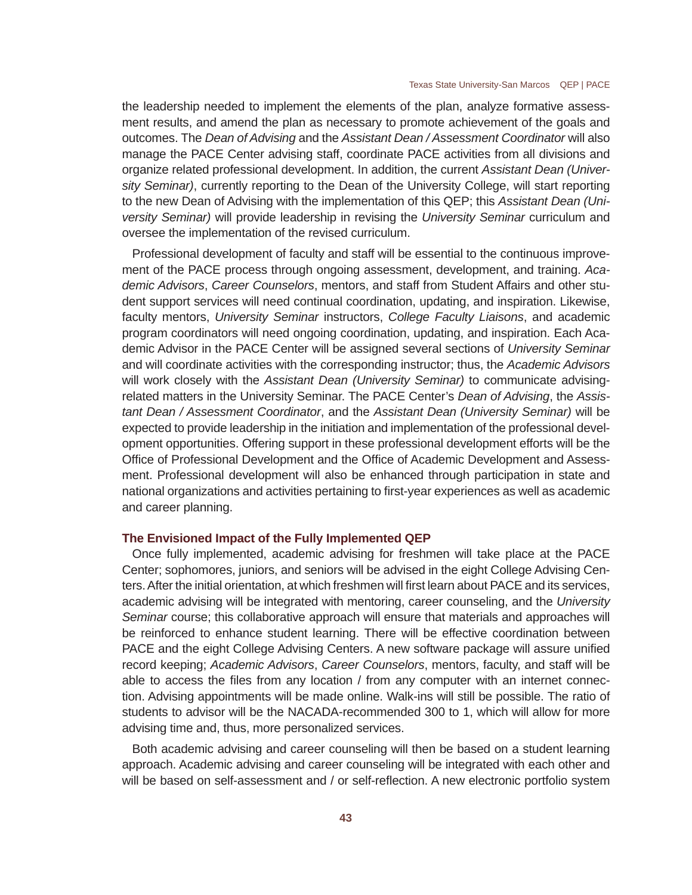the leadership needed to implement the elements of the plan, analyze formative assessment results, and amend the plan as necessary to promote achievement of the goals and outcomes. The *Dean of Advising* and the *Assistant Dean / Assessment Coordinator* will also manage the PACE Center advising staff, coordinate PACE activities from all divisions and organize related professional development. In addition, the current *Assistant Dean (University Seminar)*, currently reporting to the Dean of the University College, will start reporting to the new Dean of Advising with the implementation of this QEP; this *Assistant Dean (University Seminar)* will provide leadership in revising the *University Seminar* curriculum and oversee the implementation of the revised curriculum.

Professional development of faculty and staff will be essential to the continuous improvement of the PACE process through ongoing assessment, development, and training. *Academic Advisors*, *Career Counselors*, mentors, and staff from Student Affairs and other student support services will need continual coordination, updating, and inspiration. Likewise, faculty mentors, *University Seminar* instructors, *College Faculty Liaisons*, and academic program coordinators will need ongoing coordination, updating, and inspiration. Each Academic Advisor in the PACE Center will be assigned several sections of *University Seminar* and will coordinate activities with the corresponding instructor; thus, the *Academic Advisors* will work closely with the *Assistant Dean (University Seminar)* to communicate advising-related matters in the University Seminar. The PACE Center's *Dean of Advising*, the *Assistant Dean / Assessment Coordinator*, and the *Assistant Dean (University Seminar)* will be expected to provide leadership in the initiation and implementation of the professional development opportunities. Offering support in these professional development efforts will be the Office of Professional Development and the Office of Academic Development and Assessment. Professional development will also be enhanced through participation in state and national organizations and activities pertaining to first-year experiences as well as academic and career planning.

### The Envisioned Impact of the Fully Implemented QEP

Once fully implemented, academic advising for freshmen will take place at the PACE Center; sophomores, juniors, and seniors will be advised in the eight College Advising Centers. After the initial orientation, at which freshmen will first learn about PACE and its services, academic advising will be integrated with mentoring, career counseling, and the *University Seminar* course; this collaborative approach will ensure that materials and approaches will be reinforced to enhance student learning. There will be effective coordination between PACE and the eight College Advising Centers. A new software package will assure unified record keeping; *Academic Advisors*, *Career Counselors*, mentors, faculty, and staff will be able to access the files from any location / from any computer with an internet connection. Advising appointments will be made online. Walk-ins will still be possible. The ratio of students to advisor will be the NACADA-recommended 300 to 1, which will allow for more advising time and, thus, more personalized services.

Both academic advising and career counseling will then be based on a student learning approach. Academic advising and career counseling will be integrated with each other and will be based on self-assessment and / or self-reflection. A new electronic portfolio system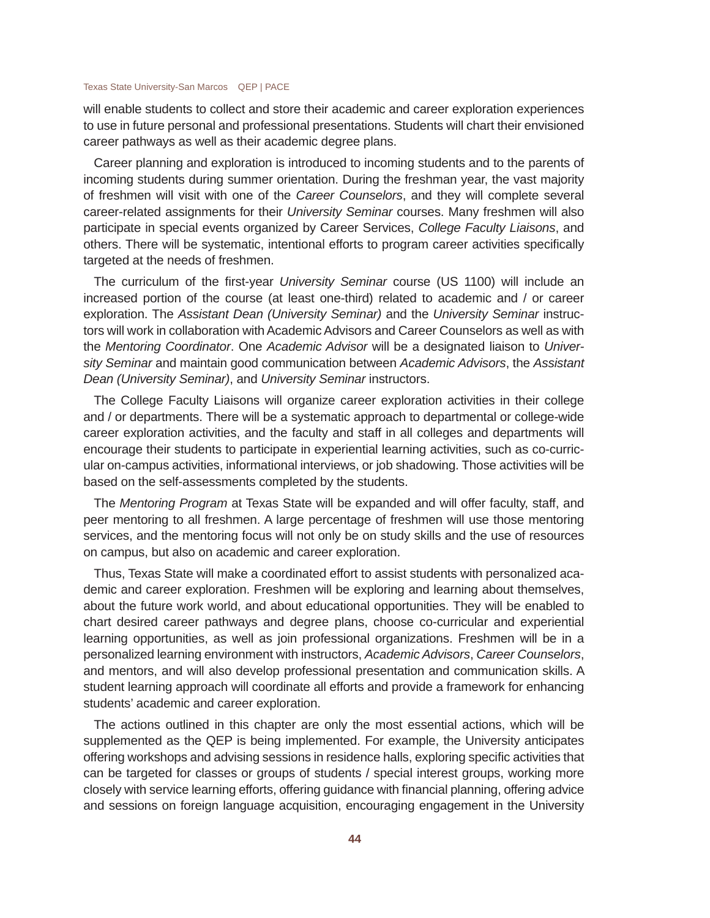will enable students to collect and store their academic and career exploration experiences to use in future personal and professional presentations. Students will chart their envisioned career pathways as well as their academic degree plans.

Career planning and exploration is introduced to incoming students and to the parents of incoming students during summer orientation. During the freshman year, the vast majority of freshmen will visit with one of the *Career Counselors*, and they will complete several career-related assignments for their *University Seminar* courses. Many freshmen will also participate in special events organized by Career Services, *College Faculty Liaisons*, and others. There will be systematic, intentional efforts to program career activities specifically targeted at the needs of freshmen.

The curriculum of the first-year *University Seminar* course (US 1100) will include an increased portion of the course (at least one-third) related to academic and / or career exploration. The *Assistant Dean (University Seminar)* and the *University Seminar* instructors will work in collaboration with Academic Advisors and Career Counselors as well as with the *Mentoring Coordinator*. One *Academic Advisor* will be a designated liaison to *University Seminar* and maintain good communication between *Academic Advisors*, the *Assistant Dean (University Seminar)*, and *University Seminar* instructors.

The College Faculty Liaisons will organize career exploration activities in their college and / or departments. There will be a systematic approach to departmental or college-wide career exploration activities, and the faculty and staff in all colleges and departments will encourage their students to participate in experiential learning activities, such as co-curricular on-campus activities, informational interviews, or job shadowing. Those activities will be based on the self-assessments completed by the students.

The *Mentoring Program* at Texas State will be expanded and will offer faculty, staff, and peer mentoring to all freshmen. A large percentage of freshmen will use those mentoring services, and the mentoring focus will not only be on study skills and the use of resources on campus, but also on academic and career exploration.

Thus, Texas State will make a coordinated effort to assist students with personalized academic and career exploration. Freshmen will be exploring and learning about themselves, about the future work world, and about educational opportunities. They will be enabled to chart desired career pathways and degree plans, choose co-curricular and experiential learning opportunities, as well as join professional organizations. Freshmen will be in a personalized learning environment with instructors, *Academic Advisors*, *Career Counselors*, and mentors, and will also develop professional presentation and communication skills. A student learning approach will coordinate all efforts and provide a framework for enhancing students' academic and career exploration.

The actions outlined in this chapter are only the most essential actions, which will be supplemented as the QEP is being implemented. For example, the University anticipates offering workshops and advising sessions in residence halls, exploring specific activities that can be targeted for classes or groups of students / special interest groups, working more closely with service learning efforts, offering guidance with financial planning, offering advice and sessions on foreign language acquisition, encouraging engagement in the University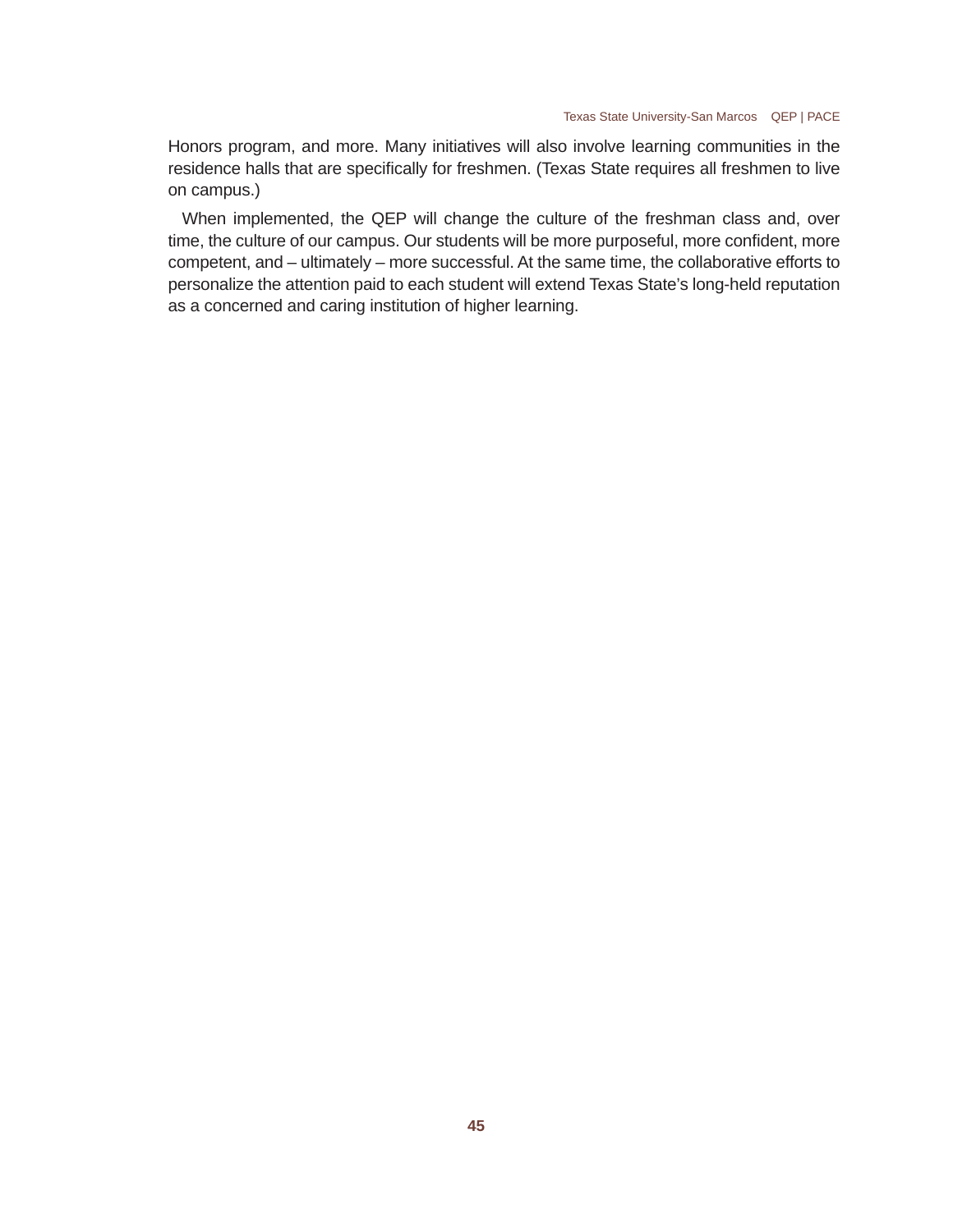Honors program, and more. Many initiatives will also involve learning communities in the residence halls that are specifically for freshmen. (Texas State requires all freshmen to live on campus.)

When implemented, the QEP will change the culture of the freshman class and, over time, the culture of our campus. Our students will be more purposeful, more confident, more competent, and – ultimately – more successful. At the same time, the collaborative efforts to personalize the attention paid to each student will extend Texas State's long-held reputation as a concerned and caring institution of higher learning.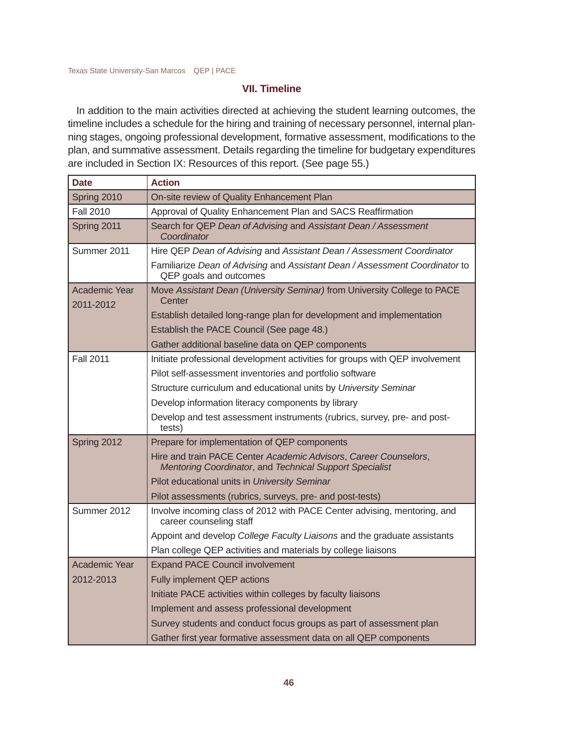## VII. Timeline

In addition to the main activities directed at achieving the student learning outcomes, the timeline includes a schedule for the hiring and training of necessary personnel, internal planning stages, ongoing professional development, formative assessment, modifications to the plan, and summative assessment. Details regarding the timeline for budgetary expenditures are included in Section IX: Resources of this report. (See page 55.)

| Date | Action |
|---|---|
| Spring 2010 | On-site review of Quality Enhancement Plan |
| Fall 2010 | Approval of Quality Enhancement Plan and SACS Reaffirmation |
| Spring 2011 | Search for QEP *Dean of Advising* and *Assistant Dean / Assessment Coordinator* |
| Summer 2011 | Hire QEP *Dean of Advising* and *Assistant Dean / Assessment Coordinator* |
| | Familiarize *Dean of Advising* and *Assistant Dean / Assessment Coordinator* to QEP goals and outcomes |
| Academic Year 2011-2012 | Move *Assistant Dean (University Seminar)* from University College to PACE Center |
| | Establish detailed long-range plan for development and implementation |
| | Establish the PACE Council (See page 48.) |
| | Gather additional baseline data on QEP components |
| Fall 2011 | Initiate professional development activities for groups with QEP involvement |
| | Pilot self-assessment inventories and portfolio software |
| | Structure curriculum and educational units by *University Seminar* |
| | Develop information literacy components by library |
| | Develop and test assessment instruments (rubrics, survey, pre- and post-tests) |
| Spring 2012 | Prepare for implementation of QEP components |
| | Hire and train PACE Center *Academic Advisors*, *Career Counselors*, *Mentoring Coordinator*, and *Technical Support Specialist* |
| | Pilot educational units in *University Seminar* |
| | Pilot assessments (rubrics, surveys, pre- and post-tests) |
| Summer 2012 | Involve incoming class of 2012 with PACE Center advising, mentoring, and career counseling staff |
| | Appoint and develop *College Faculty Liaisons* and the graduate assistants |
| | Plan college QEP activities and materials by college liaisons |
| Academic Year 2012-2013 | Expand PACE Council involvement |
| | Fully implement QEP actions |
| | Initiate PACE activities within colleges by faculty liaisons |
| | Implement and assess professional development |
| | Survey students and conduct focus groups as part of assessment plan |
| | Gather first year formative assessment data on all QEP components |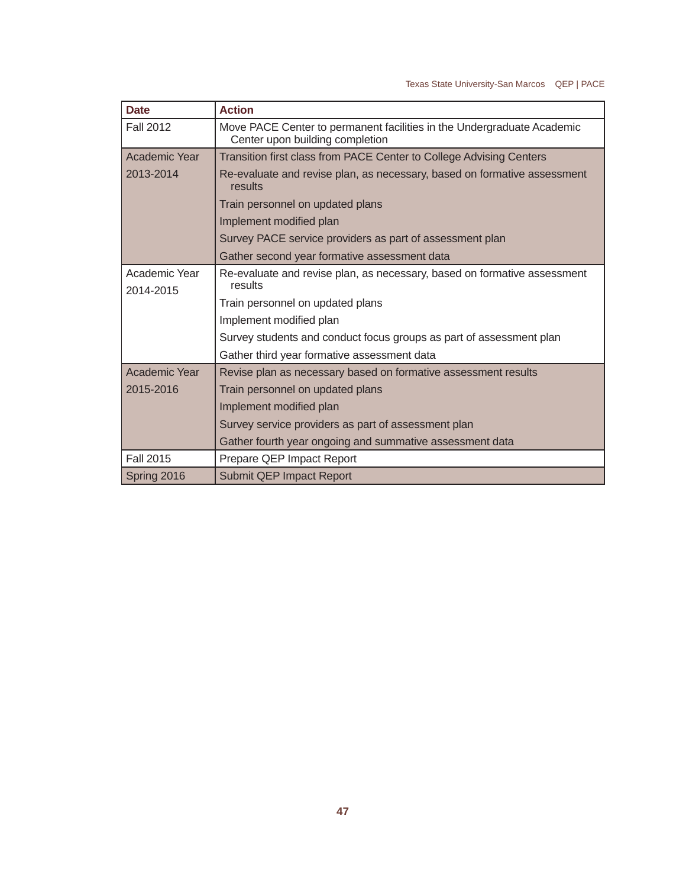| Date | Action |
|---|---|
| Fall 2012 | Move PACE Center to permanent facilities in the Undergraduate Academic Center upon building completion |
| Academic Year 2013-2014 | Transition first class from PACE Center to College Advising Centers |
| | Re-evaluate and revise plan, as necessary, based on formative assessment results |
| | Train personnel on updated plans |
| | Implement modified plan |
| | Survey PACE service providers as part of assessment plan |
| | Gather second year formative assessment data |
| Academic Year 2014-2015 | Re-evaluate and revise plan, as necessary, based on formative assessment results |
| | Train personnel on updated plans |
| | Implement modified plan |
| | Survey students and conduct focus groups as part of assessment plan |
| | Gather third year formative assessment data |
| Academic Year 2015-2016 | Revise plan as necessary based on formative assessment results |
| | Train personnel on updated plans |
| | Implement modified plan |
| | Survey service providers as part of assessment plan |
| | Gather fourth year ongoing and summative assessment data |
| Fall 2015 | Prepare QEP Impact Report |
| Spring 2016 | Submit QEP Impact Report |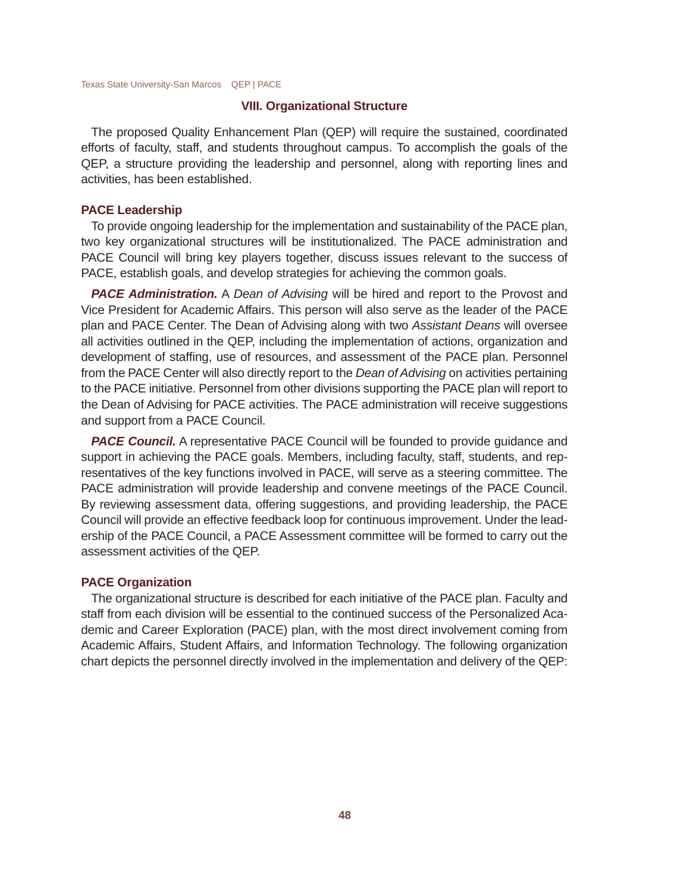## VIII. Organizational Structure

The proposed Quality Enhancement Plan (QEP) will require the sustained, coordinated efforts of faculty, staff, and students throughout campus. To accomplish the goals of the QEP, a structure providing the leadership and personnel, along with reporting lines and activities, has been established.

### PACE Leadership

To provide ongoing leadership for the implementation and sustainability of the PACE plan, two key organizational structures will be institutionalized. The PACE administration and PACE Council will bring key players together, discuss issues relevant to the success of PACE, establish goals, and develop strategies for achieving the common goals.

***PACE Administration.*** A *Dean of Advising* will be hired and report to the Provost and Vice President for Academic Affairs. This person will also serve as the leader of the PACE plan and PACE Center. The Dean of Advising along with two *Assistant Deans* will oversee all activities outlined in the QEP, including the implementation of actions, organization and development of staffing, use of resources, and assessment of the PACE plan. Personnel from the PACE Center will also directly report to the *Dean of Advising* on activities pertaining to the PACE initiative. Personnel from other divisions supporting the PACE plan will report to the Dean of Advising for PACE activities. The PACE administration will receive suggestions and support from a PACE Council.

***PACE Council.*** A representative PACE Council will be founded to provide guidance and support in achieving the PACE goals. Members, including faculty, staff, students, and representatives of the key functions involved in PACE, will serve as a steering committee. The PACE administration will provide leadership and convene meetings of the PACE Council. By reviewing assessment data, offering suggestions, and providing leadership, the PACE Council will provide an effective feedback loop for continuous improvement. Under the leadership of the PACE Council, a PACE Assessment committee will be formed to carry out the assessment activities of the QEP.

### PACE Organization

The organizational structure is described for each initiative of the PACE plan. Faculty and staff from each division will be essential to the continued success of the Personalized Academic and Career Exploration (PACE) plan, with the most direct involvement coming from Academic Affairs, Student Affairs, and Information Technology. The following organization chart depicts the personnel directly involved in the implementation and delivery of the QEP: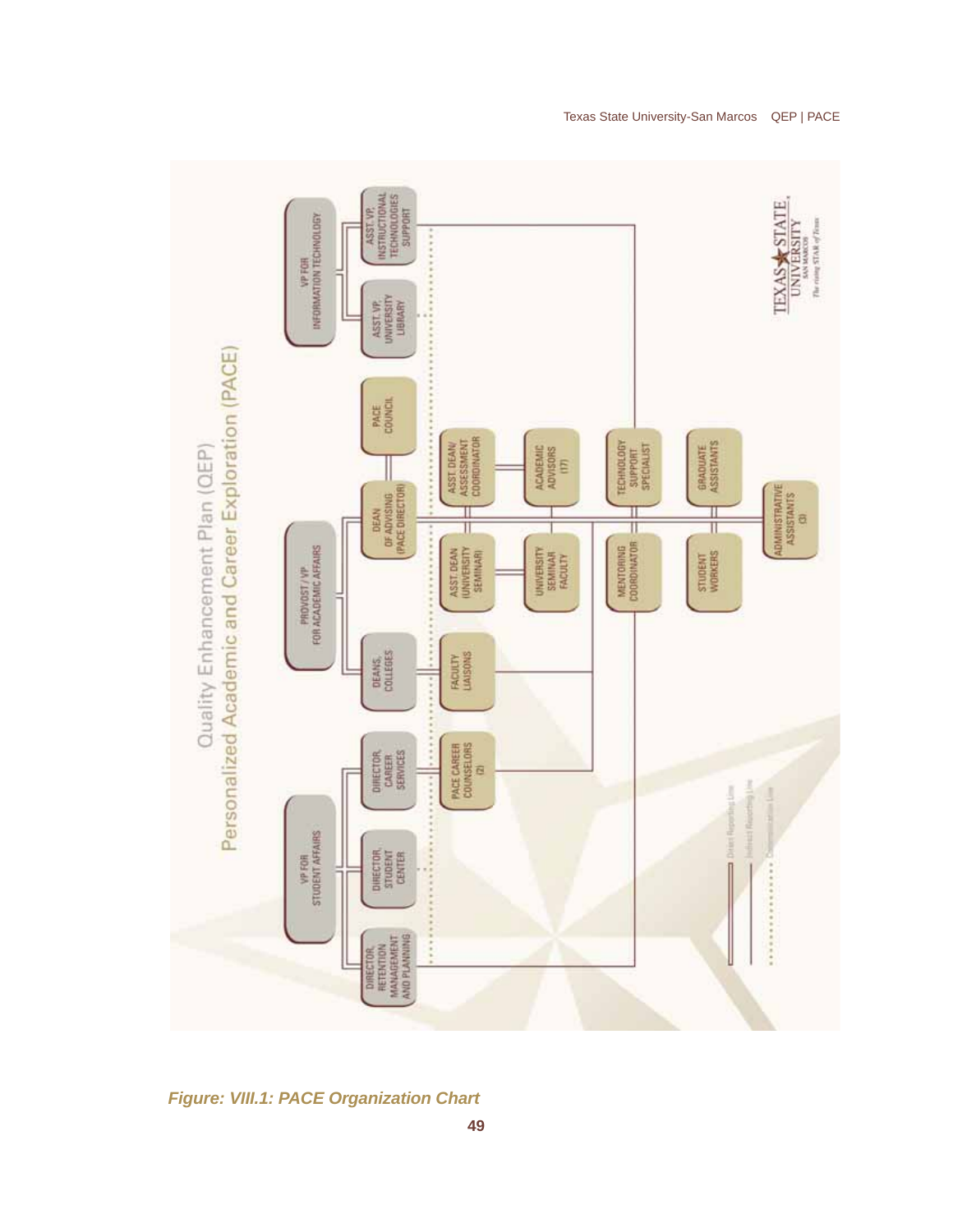# Quality Enhancement Plan (QEP)

## Personalized Academic and Career Exploration (PACE)

- VP FOR STUDENT AFFAIRS
  - DIRECTOR, RETENTION MANAGEMENT AND PLANNING
  - DIRECTOR, STUDENT CENTER
  - DIRECTOR, CAREER SERVICES
    - PACE CAREER COUNSELORS (2)
- PROVOST / VP FOR ACADEMIC AFFAIRS
  - DEANS, COLLEGES
    - FACULTY LIAISONS
  - DEAN OF ADVISING (PACE DIRECTOR)
    - PACE COUNCIL
    - ASST. DEAN (UNIVERSITY SEMINAR)
    - ASST. DEAN/ ASSESSMENT COORDINATOR
    - UNIVERSITY SEMINAR FACULTY
    - ACADEMIC ADVISORS (17)
    - MENTORING COORDINATOR
    - TECHNOLOGY SUPPORT SPECIALIST
    - STUDENT WORKERS
    - GRADUATE ASSISTANTS
    - ADMINISTRATIVE ASSISTANTS (3)
- VP FOR INFORMATION TECHNOLOGY
  - ASST. VP, UNIVERSITY LIBRARY
  - ASST. VP, INSTRUCTIONAL TECHNOLOGIES SUPPORT

Legend: Direct Reporting Line; Indirect Reporting Line; Communication Line

TEXAS STATE UNIVERSITY SAN MARCOS — The rising STAR of Texas

*Figure: VIII.1: PACE Organization Chart*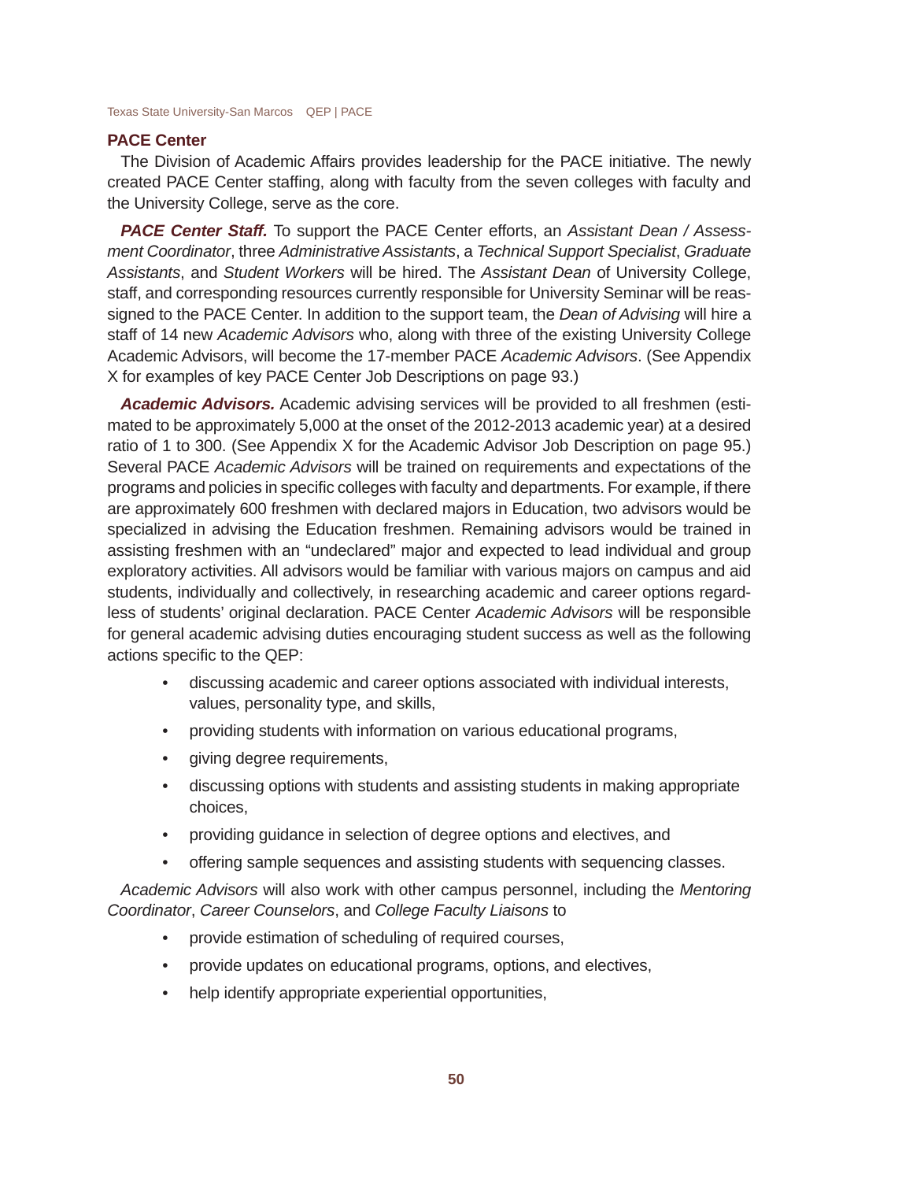## PACE Center

The Division of Academic Affairs provides leadership for the PACE initiative. The newly created PACE Center staffing, along with faculty from the seven colleges with faculty and the University College, serve as the core.

***PACE Center Staff.*** To support the PACE Center efforts, an *Assistant Dean / Assessment Coordinator*, three *Administrative Assistants*, a *Technical Support Specialist*, *Graduate Assistants*, and *Student Workers* will be hired. The *Assistant Dean* of University College, staff, and corresponding resources currently responsible for University Seminar will be reassigned to the PACE Center. In addition to the support team, the *Dean of Advising* will hire a staff of 14 new *Academic Advisors* who, along with three of the existing University College Academic Advisors, will become the 17-member PACE *Academic Advisors*. (See Appendix X for examples of key PACE Center Job Descriptions on page 93.)

***Academic Advisors.*** Academic advising services will be provided to all freshmen (estimated to be approximately 5,000 at the onset of the 2012-2013 academic year) at a desired ratio of 1 to 300. (See Appendix X for the Academic Advisor Job Description on page 95.) Several PACE *Academic Advisors* will be trained on requirements and expectations of the programs and policies in specific colleges with faculty and departments. For example, if there are approximately 600 freshmen with declared majors in Education, two advisors would be specialized in advising the Education freshmen. Remaining advisors would be trained in assisting freshmen with an "undeclared" major and expected to lead individual and group exploratory activities. All advisors would be familiar with various majors on campus and aid students, individually and collectively, in researching academic and career options regardless of students' original declaration. PACE Center *Academic Advisors* will be responsible for general academic advising duties encouraging student success as well as the following actions specific to the QEP:

- discussing academic and career options associated with individual interests, values, personality type, and skills,
- providing students with information on various educational programs,
- giving degree requirements,
- discussing options with students and assisting students in making appropriate choices,
- providing guidance in selection of degree options and electives, and
- offering sample sequences and assisting students with sequencing classes.

*Academic Advisors* will also work with other campus personnel, including the *Mentoring Coordinator*, *Career Counselors*, and *College Faculty Liaisons* to

- provide estimation of scheduling of required courses,
- provide updates on educational programs, options, and electives,
- help identify appropriate experiential opportunities,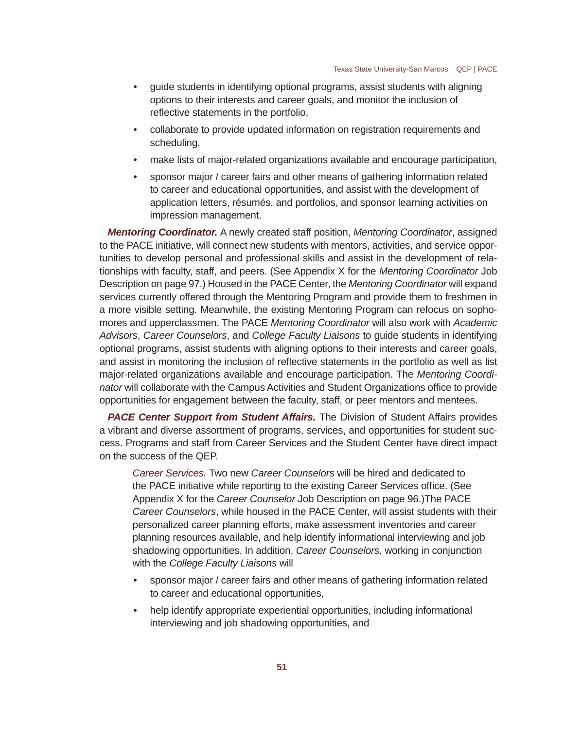- guide students in identifying optional programs, assist students with aligning options to their interests and career goals, and monitor the inclusion of reflective statements in the portfolio,
- collaborate to provide updated information on registration requirements and scheduling,
- make lists of major-related organizations available and encourage participation,
- sponsor major / career fairs and other means of gathering information related to career and educational opportunities, and assist with the development of application letters, résumés, and portfolios, and sponsor learning activities on impression management.

***Mentoring Coordinator.*** A newly created staff position, *Mentoring Coordinator*, assigned to the PACE initiative, will connect new students with mentors, activities, and service opportunities to develop personal and professional skills and assist in the development of relationships with faculty, staff, and peers. (See Appendix X for the *Mentoring Coordinator* Job Description on page 97.) Housed in the PACE Center, the *Mentoring Coordinator* will expand services currently offered through the Mentoring Program and provide them to freshmen in a more visible setting. Meanwhile, the existing Mentoring Program can refocus on sophomores and upperclassmen. The PACE *Mentoring Coordinator* will also work with *Academic Advisors*, *Career Counselors*, and *College Faculty Liaisons* to guide students in identifying optional programs, assist students with aligning options to their interests and career goals, and assist in monitoring the inclusion of reflective statements in the portfolio as well as list major-related organizations available and encourage participation. The *Mentoring Coordinator* will collaborate with the Campus Activities and Student Organizations office to provide opportunities for engagement between the faculty, staff, or peer mentors and mentees.

***PACE Center Support from Student Affairs.*** The Division of Student Affairs provides a vibrant and diverse assortment of programs, services, and opportunities for student success. Programs and staff from Career Services and the Student Center have direct impact on the success of the QEP.

*Career Services.* Two new *Career Counselors* will be hired and dedicated to the PACE initiative while reporting to the existing Career Services office. (See Appendix X for the *Career Counselor* Job Description on page 96.)The PACE *Career Counselors*, while housed in the PACE Center, will assist students with their personalized career planning efforts, make assessment inventories and career planning resources available, and help identify informational interviewing and job shadowing opportunities. In addition, *Career Counselors*, working in conjunction with the *College Faculty Liaisons* will

- sponsor major / career fairs and other means of gathering information related to career and educational opportunities,
- help identify appropriate experiential opportunities, including informational interviewing and job shadowing opportunities, and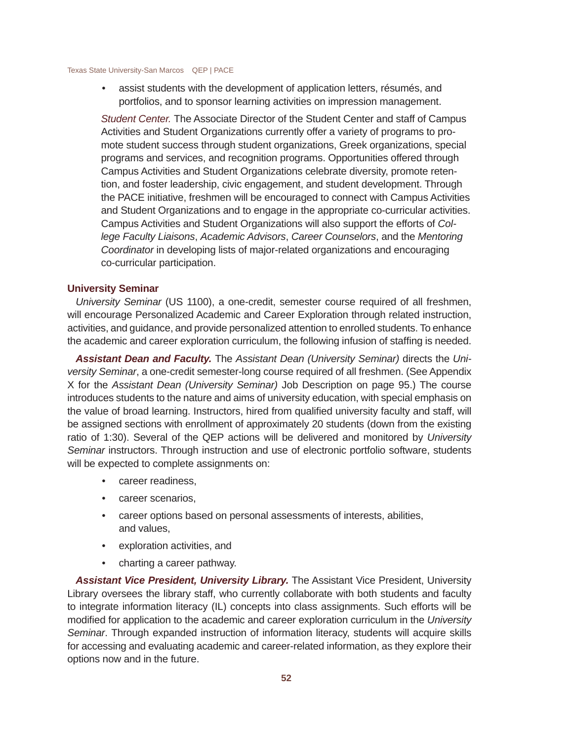- assist students with the development of application letters, résumés, and portfolios, and to sponsor learning activities on impression management.

*Student Center.* The Associate Director of the Student Center and staff of Campus Activities and Student Organizations currently offer a variety of programs to promote student success through student organizations, Greek organizations, special programs and services, and recognition programs. Opportunities offered through Campus Activities and Student Organizations celebrate diversity, promote retention, and foster leadership, civic engagement, and student development. Through the PACE initiative, freshmen will be encouraged to connect with Campus Activities and Student Organizations and to engage in the appropriate co-curricular activities. Campus Activities and Student Organizations will also support the efforts of *College Faculty Liaisons*, *Academic Advisors*, *Career Counselors*, and the *Mentoring Coordinator* in developing lists of major-related organizations and encouraging co-curricular participation.

### University Seminar

*University Seminar* (US 1100), a one-credit, semester course required of all freshmen, will encourage Personalized Academic and Career Exploration through related instruction, activities, and guidance, and provide personalized attention to enrolled students. To enhance the academic and career exploration curriculum, the following infusion of staffing is needed.

***Assistant Dean and Faculty.*** The *Assistant Dean (University Seminar)* directs the *University Seminar*, a one-credit semester-long course required of all freshmen. (See Appendix X for the *Assistant Dean (University Seminar)* Job Description on page 95.) The course introduces students to the nature and aims of university education, with special emphasis on the value of broad learning. Instructors, hired from qualified university faculty and staff, will be assigned sections with enrollment of approximately 20 students (down from the existing ratio of 1:30). Several of the QEP actions will be delivered and monitored by *University Seminar* instructors. Through instruction and use of electronic portfolio software, students will be expected to complete assignments on:

- career readiness,
- career scenarios,
- career options based on personal assessments of interests, abilities, and values,
- exploration activities, and
- charting a career pathway.

***Assistant Vice President, University Library.*** The Assistant Vice President, University Library oversees the library staff, who currently collaborate with both students and faculty to integrate information literacy (IL) concepts into class assignments. Such efforts will be modified for application to the academic and career exploration curriculum in the *University Seminar*. Through expanded instruction of information literacy, students will acquire skills for accessing and evaluating academic and career-related information, as they explore their options now and in the future.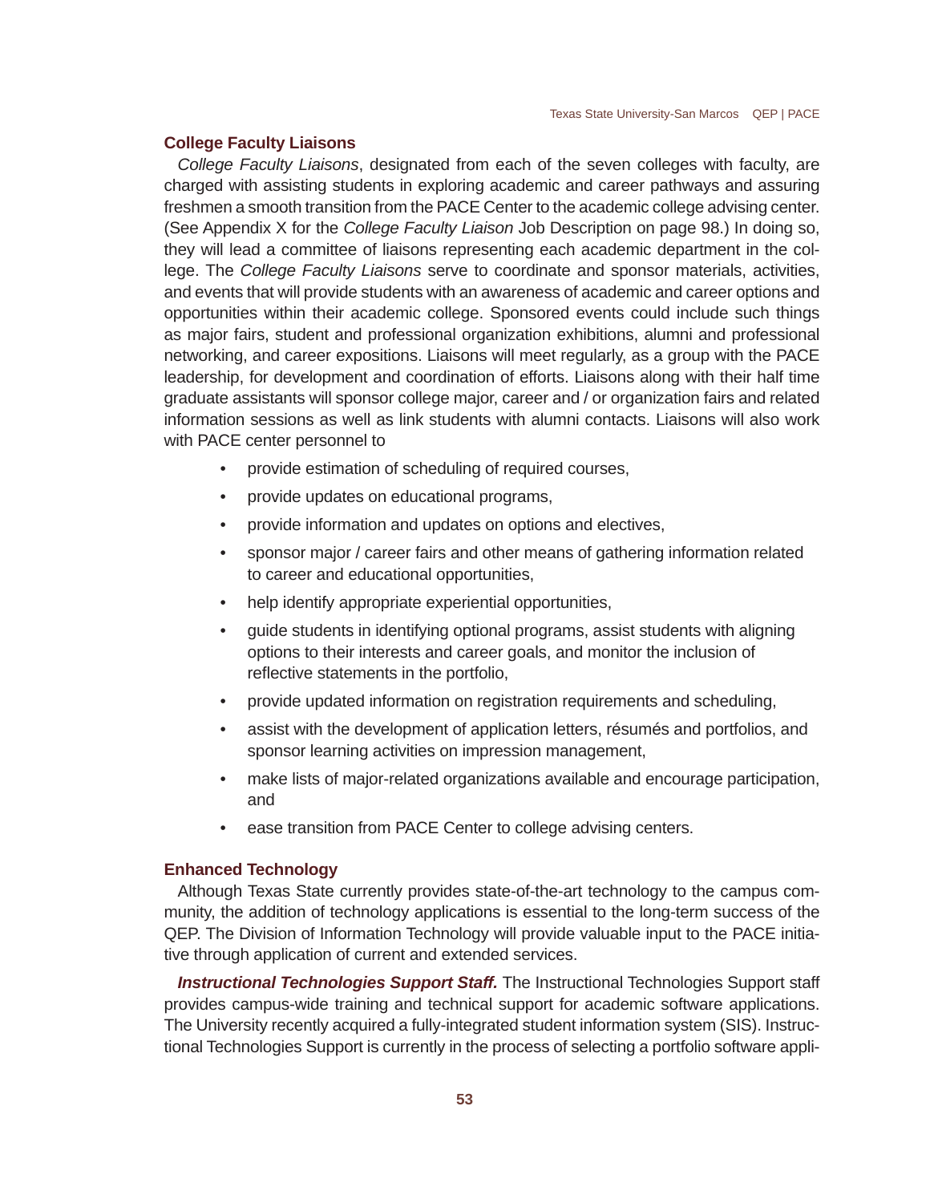### College Faculty Liaisons

*College Faculty Liaisons*, designated from each of the seven colleges with faculty, are charged with assisting students in exploring academic and career pathways and assuring freshmen a smooth transition from the PACE Center to the academic college advising center. (See Appendix X for the *College Faculty Liaison* Job Description on page 98.) In doing so, they will lead a committee of liaisons representing each academic department in the college. The *College Faculty Liaisons* serve to coordinate and sponsor materials, activities, and events that will provide students with an awareness of academic and career options and opportunities within their academic college. Sponsored events could include such things as major fairs, student and professional organization exhibitions, alumni and professional networking, and career expositions. Liaisons will meet regularly, as a group with the PACE leadership, for development and coordination of efforts. Liaisons along with their half time graduate assistants will sponsor college major, career and / or organization fairs and related information sessions as well as link students with alumni contacts. Liaisons will also work with PACE center personnel to

- provide estimation of scheduling of required courses,
- provide updates on educational programs,
- provide information and updates on options and electives,
- sponsor major / career fairs and other means of gathering information related to career and educational opportunities,
- help identify appropriate experiential opportunities,
- guide students in identifying optional programs, assist students with aligning options to their interests and career goals, and monitor the inclusion of reflective statements in the portfolio,
- provide updated information on registration requirements and scheduling,
- assist with the development of application letters, résumés and portfolios, and sponsor learning activities on impression management,
- make lists of major-related organizations available and encourage participation, and
- ease transition from PACE Center to college advising centers.

### Enhanced Technology

Although Texas State currently provides state-of-the-art technology to the campus community, the addition of technology applications is essential to the long-term success of the QEP. The Division of Information Technology will provide valuable input to the PACE initiative through application of current and extended services.

***Instructional Technologies Support Staff.*** The Instructional Technologies Support staff provides campus-wide training and technical support for academic software applications. The University recently acquired a fully-integrated student information system (SIS). Instructional Technologies Support is currently in the process of selecting a portfolio software appli-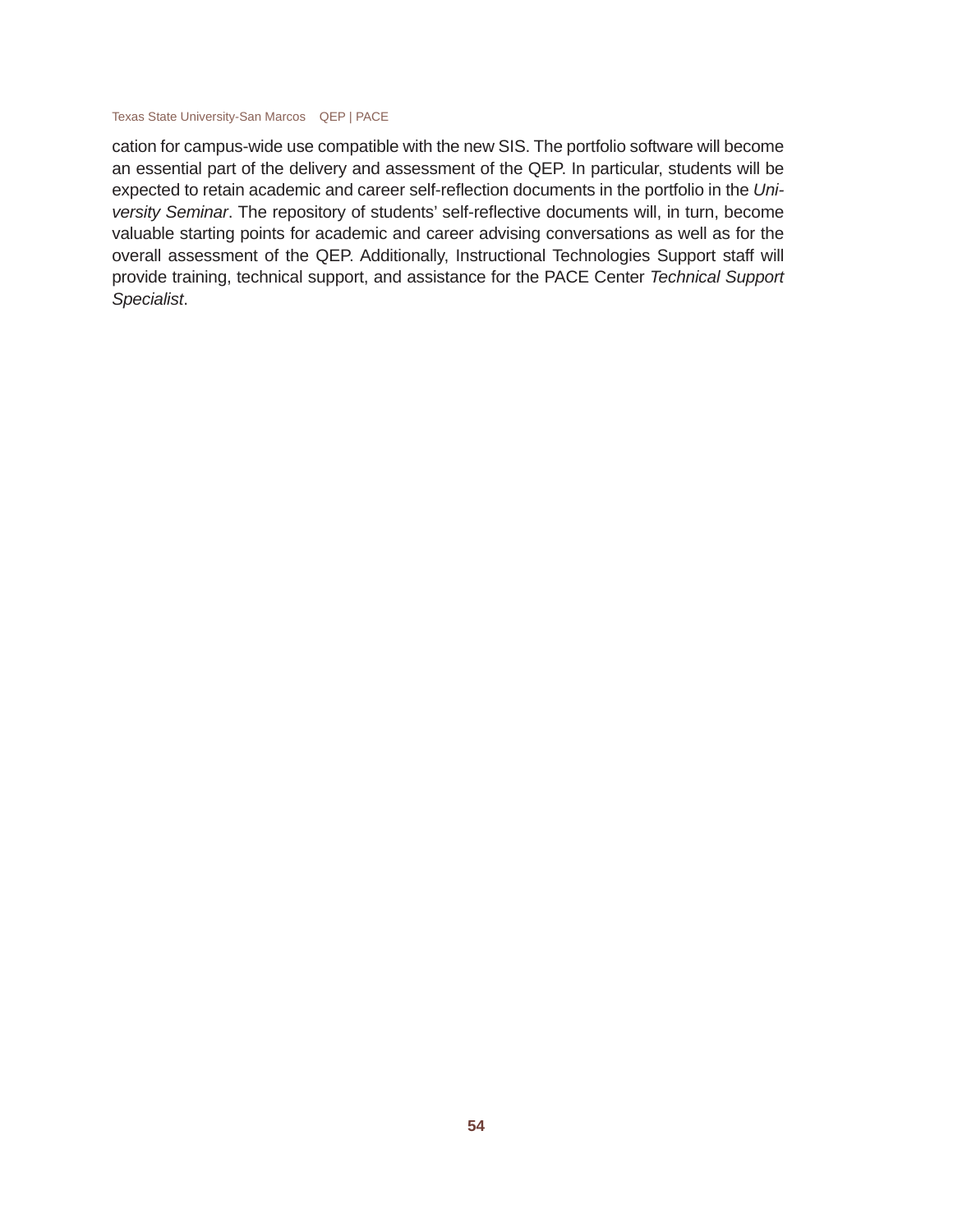cation for campus-wide use compatible with the new SIS. The portfolio software will become an essential part of the delivery and assessment of the QEP. In particular, students will be expected to retain academic and career self-reflection documents in the portfolio in the *University Seminar*. The repository of students' self-reflective documents will, in turn, become valuable starting points for academic and career advising conversations as well as for the overall assessment of the QEP. Additionally, Instructional Technologies Support staff will provide training, technical support, and assistance for the PACE Center *Technical Support Specialist*.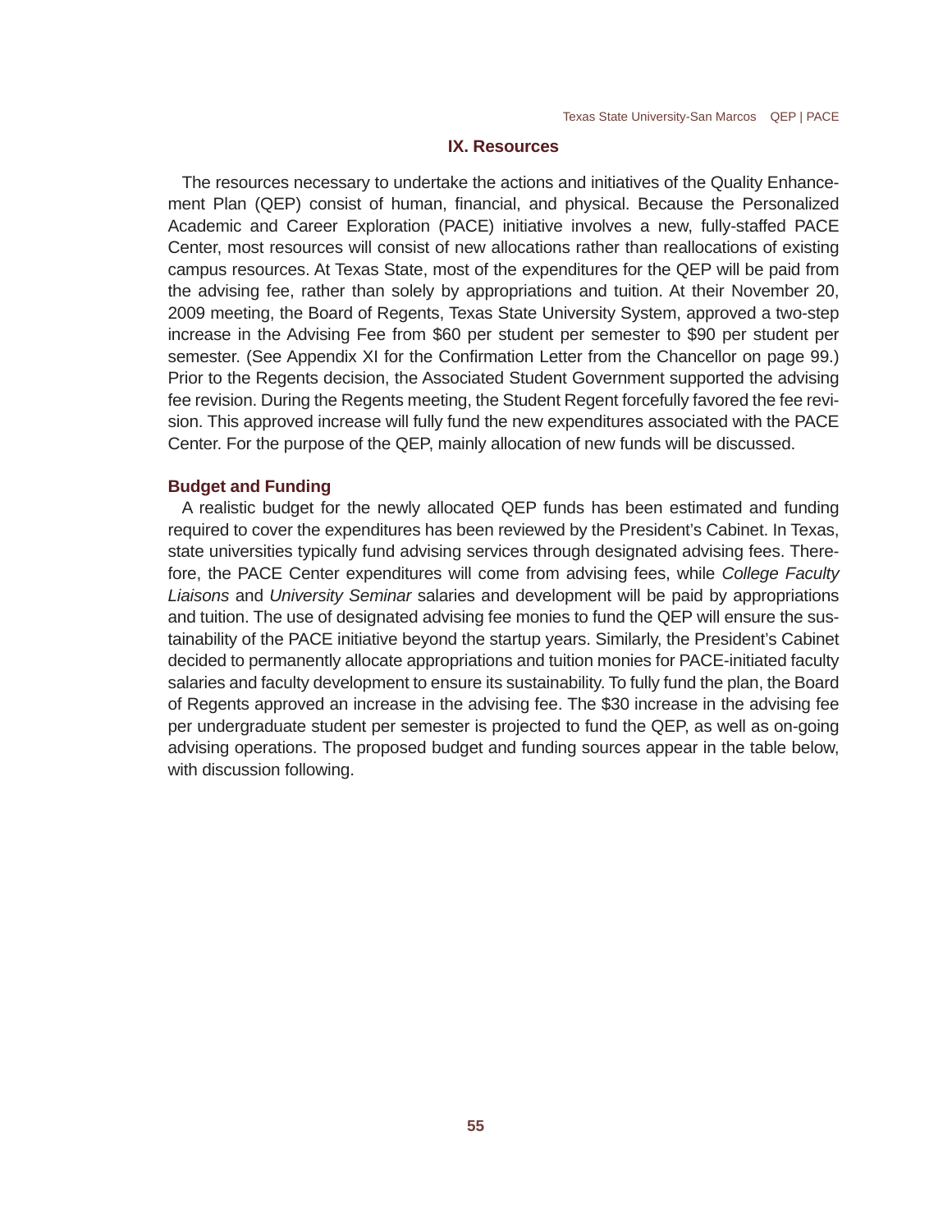## IX. Resources

The resources necessary to undertake the actions and initiatives of the Quality Enhancement Plan (QEP) consist of human, financial, and physical. Because the Personalized Academic and Career Exploration (PACE) initiative involves a new, fully-staffed PACE Center, most resources will consist of new allocations rather than reallocations of existing campus resources. At Texas State, most of the expenditures for the QEP will be paid from the advising fee, rather than solely by appropriations and tuition. At their November 20, 2009 meeting, the Board of Regents, Texas State University System, approved a two-step increase in the Advising Fee from $60 per student per semester to $90 per student per semester. (See Appendix XI for the Confirmation Letter from the Chancellor on page 99.) Prior to the Regents decision, the Associated Student Government supported the advising fee revision. During the Regents meeting, the Student Regent forcefully favored the fee revision. This approved increase will fully fund the new expenditures associated with the PACE Center. For the purpose of the QEP, mainly allocation of new funds will be discussed.

### Budget and Funding

A realistic budget for the newly allocated QEP funds has been estimated and funding required to cover the expenditures has been reviewed by the President's Cabinet. In Texas, state universities typically fund advising services through designated advising fees. Therefore, the PACE Center expenditures will come from advising fees, while *College Faculty Liaisons* and *University Seminar* salaries and development will be paid by appropriations and tuition. The use of designated advising fee monies to fund the QEP will ensure the sustainability of the PACE initiative beyond the startup years. Similarly, the President's Cabinet decided to permanently allocate appropriations and tuition monies for PACE-initiated faculty salaries and faculty development to ensure its sustainability. To fully fund the plan, the Board of Regents approved an increase in the advising fee. The $30 increase in the advising fee per undergraduate student per semester is projected to fund the QEP, as well as on-going advising operations. The proposed budget and funding sources appear in the table below, with discussion following.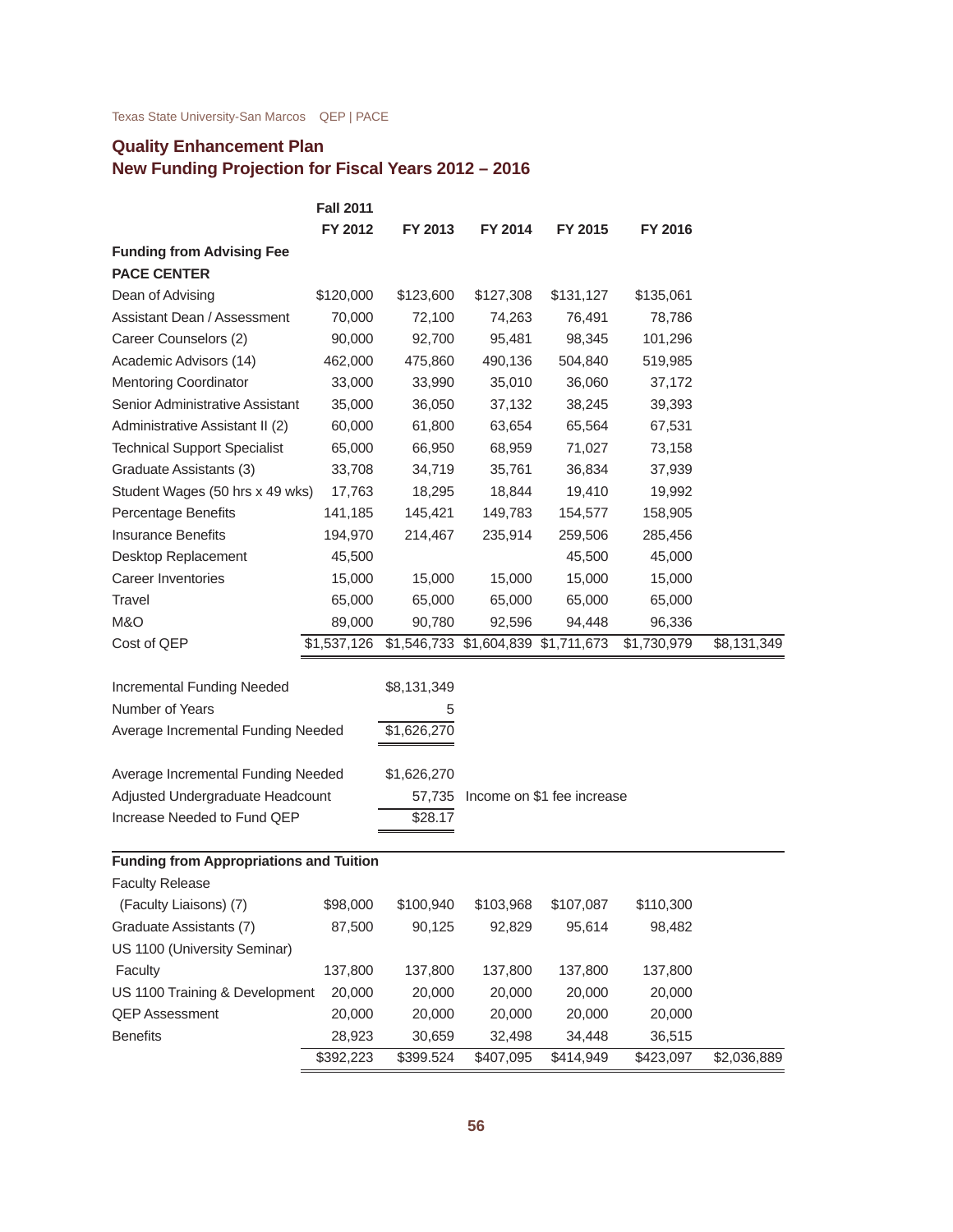## Quality Enhancement Plan
## New Funding Projection for Fiscal Years 2012 – 2016

| | Fall 2011 FY 2012 | FY 2013 | FY 2014 | FY 2015 | FY 2016 | |
|---|---|---|---|---|---|---|
| **Funding from Advising Fee** | | | | | | |
| **PACE CENTER** | | | | | | |
| Dean of Advising | $120,000 | $123,600 | $127,308 | $131,127 | $135,061 | |
| Assistant Dean / Assessment | 70,000 | 72,100 | 74,263 | 76,491 | 78,786 | |
| Career Counselors (2) | 90,000 | 92,700 | 95,481 | 98,345 | 101,296 | |
| Academic Advisors (14) | 462,000 | 475,860 | 490,136 | 504,840 | 519,985 | |
| Mentoring Coordinator | 33,000 | 33,990 | 35,010 | 36,060 | 37,172 | |
| Senior Administrative Assistant | 35,000 | 36,050 | 37,132 | 38,245 | 39,393 | |
| Administrative Assistant II (2) | 60,000 | 61,800 | 63,654 | 65,564 | 67,531 | |
| Technical Support Specialist | 65,000 | 66,950 | 68,959 | 71,027 | 73,158 | |
| Graduate Assistants (3) | 33,708 | 34,719 | 35,761 | 36,834 | 37,939 | |
| Student Wages (50 hrs x 49 wks) | 17,763 | 18,295 | 18,844 | 19,410 | 19,992 | |
| Percentage Benefits | 141,185 | 145,421 | 149,783 | 154,577 | 158,905 | |
| Insurance Benefits | 194,970 | 214,467 | 235,914 | 259,506 | 285,456 | |
| Desktop Replacement | 45,500 | | | 45,500 | 45,000 | |
| Career Inventories | 15,000 | 15,000 | 15,000 | 15,000 | 15,000 | |
| Travel | 65,000 | 65,000 | 65,000 | 65,000 | 65,000 | |
| M&O | 89,000 | 90,780 | 92,596 | 94,448 | 96,336 | |
| Cost of QEP | $1,537,126 | $1,546,733 | $1,604,839 | $1,711,673 | $1,730,979 | $8,131,349 |

| | | |
|---|---|---|
| Incremental Funding Needed | $8,131,349 | |
| Number of Years | 5 | |
| Average Incremental Funding Needed | $1,626,270 | |
| | | |
| Average Incremental Funding Needed | $1,626,270 | |
| Adjusted Undergraduate Headcount | 57,735 | Income on $1 fee increase |
| Increase Needed to Fund QEP | $28.17 | |

| | | | | | | |
|---|---|---|---|---|---|---|
| **Funding from Appropriations and Tuition** | | | | | | |
| Faculty Release | | | | | | |
| (Faculty Liaisons) (7) | $98,000 | $100,940 | $103,968 | $107,087 | $110,300 | |
| Graduate Assistants (7) | 87,500 | 90,125 | 92,829 | 95,614 | 98,482 | |
| US 1100 (University Seminar) | | | | | | |
| Faculty | 137,800 | 137,800 | 137,800 | 137,800 | 137,800 | |
| US 1100 Training & Development | 20,000 | 20,000 | 20,000 | 20,000 | 20,000 | |
| QEP Assessment | 20,000 | 20,000 | 20,000 | 20,000 | 20,000 | |
| Benefits | 28,923 | 30,659 | 32,498 | 34,448 | 36,515 | |
| | $392,223 | $399.524 | $407,095 | $414,949 | $423,097 | $2,036,889 |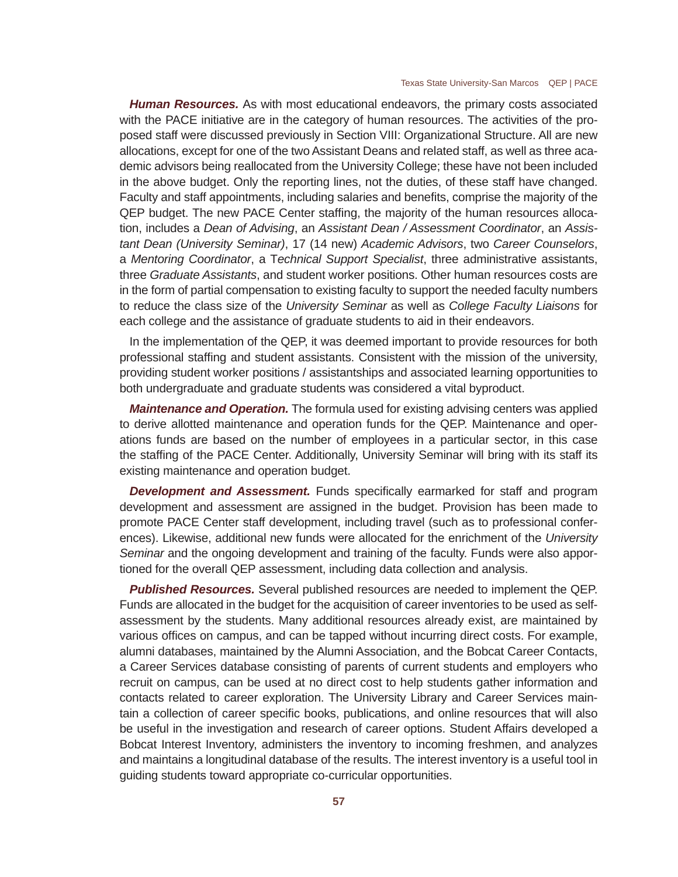***Human Resources.*** As with most educational endeavors, the primary costs associated with the PACE initiative are in the category of human resources. The activities of the proposed staff were discussed previously in Section VIII: Organizational Structure. All are new allocations, except for one of the two Assistant Deans and related staff, as well as three academic advisors being reallocated from the University College; these have not been included in the above budget. Only the reporting lines, not the duties, of these staff have changed. Faculty and staff appointments, including salaries and benefits, comprise the majority of the QEP budget. The new PACE Center staffing, the majority of the human resources allocation, includes a *Dean of Advising*, an *Assistant Dean / Assessment Coordinator*, an *Assistant Dean (University Seminar)*, 17 (14 new) *Academic Advisors*, two *Career Counselors*, a *Mentoring Coordinator*, a T*echnical Support Specialist*, three administrative assistants, three *Graduate Assistants*, and student worker positions. Other human resources costs are in the form of partial compensation to existing faculty to support the needed faculty numbers to reduce the class size of the *University Seminar* as well as *College Faculty Liaisons* for each college and the assistance of graduate students to aid in their endeavors.

In the implementation of the QEP, it was deemed important to provide resources for both professional staffing and student assistants. Consistent with the mission of the university, providing student worker positions / assistantships and associated learning opportunities to both undergraduate and graduate students was considered a vital byproduct.

***Maintenance and Operation.*** The formula used for existing advising centers was applied to derive allotted maintenance and operation funds for the QEP. Maintenance and operations funds are based on the number of employees in a particular sector, in this case the staffing of the PACE Center. Additionally, University Seminar will bring with its staff its existing maintenance and operation budget.

***Development and Assessment.*** Funds specifically earmarked for staff and program development and assessment are assigned in the budget. Provision has been made to promote PACE Center staff development, including travel (such as to professional conferences). Likewise, additional new funds were allocated for the enrichment of the *University Seminar* and the ongoing development and training of the faculty. Funds were also apportioned for the overall QEP assessment, including data collection and analysis.

***Published Resources.*** Several published resources are needed to implement the QEP. Funds are allocated in the budget for the acquisition of career inventories to be used as self-assessment by the students. Many additional resources already exist, are maintained by various offices on campus, and can be tapped without incurring direct costs. For example, alumni databases, maintained by the Alumni Association, and the Bobcat Career Contacts, a Career Services database consisting of parents of current students and employers who recruit on campus, can be used at no direct cost to help students gather information and contacts related to career exploration. The University Library and Career Services maintain a collection of career specific books, publications, and online resources that will also be useful in the investigation and research of career options. Student Affairs developed a Bobcat Interest Inventory, administers the inventory to incoming freshmen, and analyzes and maintains a longitudinal database of the results. The interest inventory is a useful tool in guiding students toward appropriate co-curricular opportunities.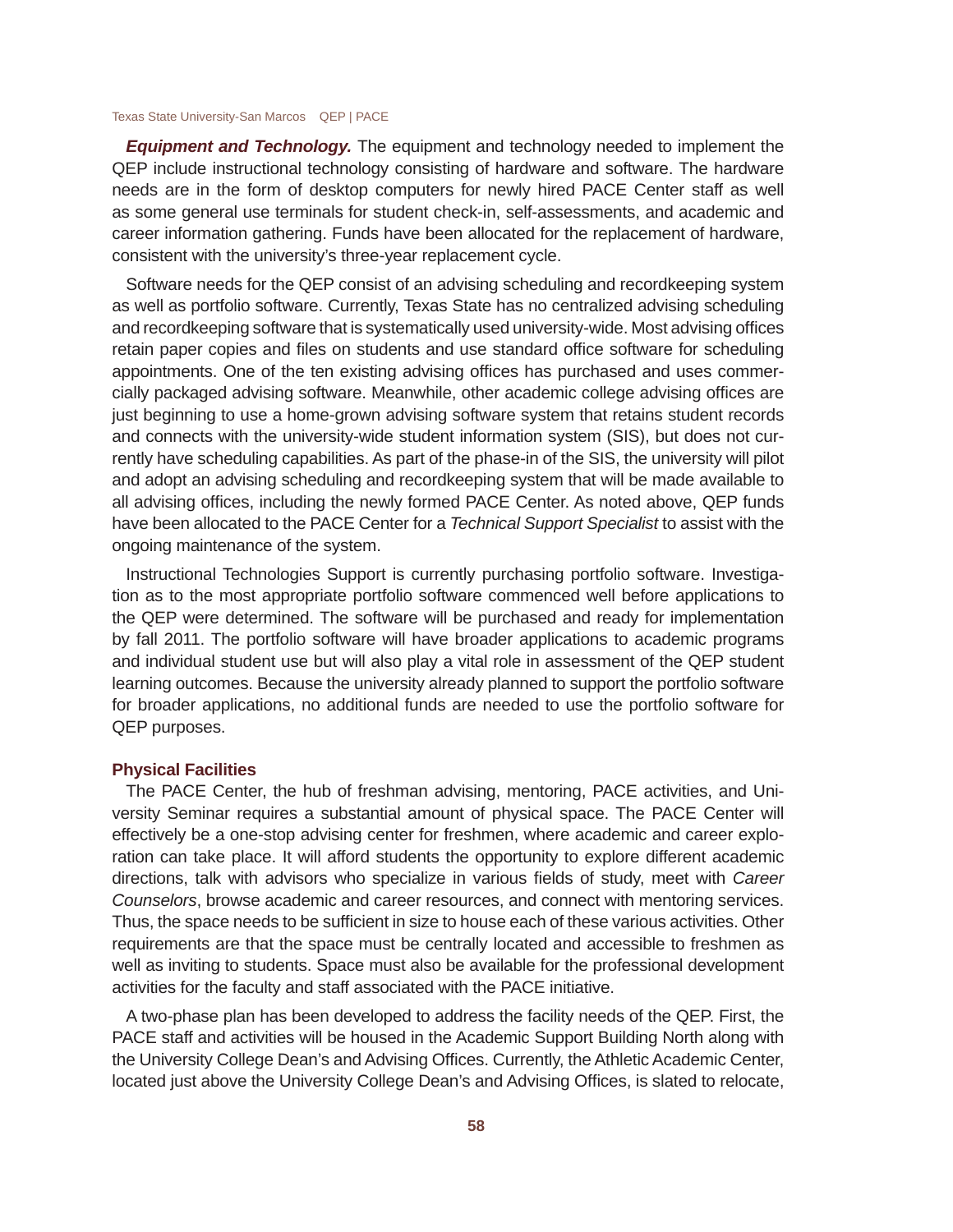***Equipment and Technology.*** The equipment and technology needed to implement the QEP include instructional technology consisting of hardware and software. The hardware needs are in the form of desktop computers for newly hired PACE Center staff as well as some general use terminals for student check-in, self-assessments, and academic and career information gathering. Funds have been allocated for the replacement of hardware, consistent with the university's three-year replacement cycle.

Software needs for the QEP consist of an advising scheduling and recordkeeping system as well as portfolio software. Currently, Texas State has no centralized advising scheduling and recordkeeping software that is systematically used university-wide. Most advising offices retain paper copies and files on students and use standard office software for scheduling appointments. One of the ten existing advising offices has purchased and uses commercially packaged advising software. Meanwhile, other academic college advising offices are just beginning to use a home-grown advising software system that retains student records and connects with the university-wide student information system (SIS), but does not currently have scheduling capabilities. As part of the phase-in of the SIS, the university will pilot and adopt an advising scheduling and recordkeeping system that will be made available to all advising offices, including the newly formed PACE Center. As noted above, QEP funds have been allocated to the PACE Center for a *Technical Support Specialist* to assist with the ongoing maintenance of the system.

Instructional Technologies Support is currently purchasing portfolio software. Investigation as to the most appropriate portfolio software commenced well before applications to the QEP were determined. The software will be purchased and ready for implementation by fall 2011. The portfolio software will have broader applications to academic programs and individual student use but will also play a vital role in assessment of the QEP student learning outcomes. Because the university already planned to support the portfolio software for broader applications, no additional funds are needed to use the portfolio software for QEP purposes.

### Physical Facilities

The PACE Center, the hub of freshman advising, mentoring, PACE activities, and University Seminar requires a substantial amount of physical space. The PACE Center will effectively be a one-stop advising center for freshmen, where academic and career exploration can take place. It will afford students the opportunity to explore different academic directions, talk with advisors who specialize in various fields of study, meet with *Career Counselors*, browse academic and career resources, and connect with mentoring services. Thus, the space needs to be sufficient in size to house each of these various activities. Other requirements are that the space must be centrally located and accessible to freshmen as well as inviting to students. Space must also be available for the professional development activities for the faculty and staff associated with the PACE initiative.

A two-phase plan has been developed to address the facility needs of the QEP. First, the PACE staff and activities will be housed in the Academic Support Building North along with the University College Dean's and Advising Offices. Currently, the Athletic Academic Center, located just above the University College Dean's and Advising Offices, is slated to relocate,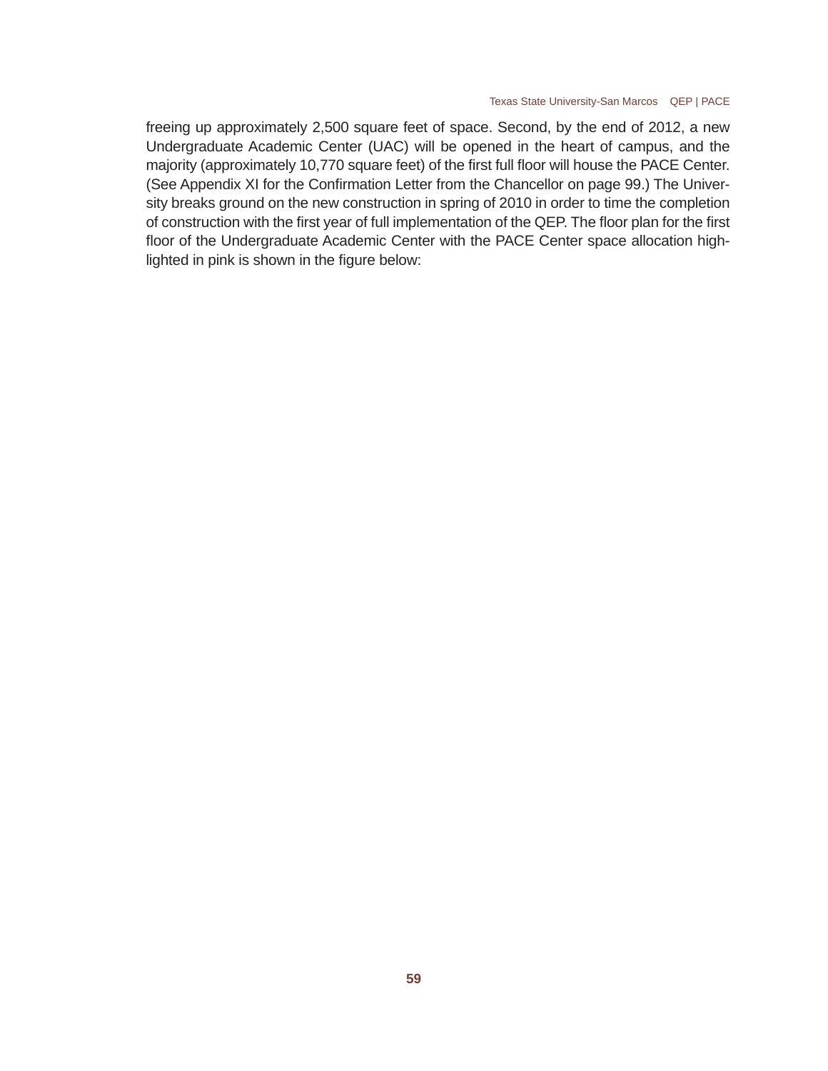freeing up approximately 2,500 square feet of space. Second, by the end of 2012, a new Undergraduate Academic Center (UAC) will be opened in the heart of campus, and the majority (approximately 10,770 square feet) of the first full floor will house the PACE Center. (See Appendix XI for the Confirmation Letter from the Chancellor on page 99.) The University breaks ground on the new construction in spring of 2010 in order to time the completion of construction with the first year of full implementation of the QEP. The floor plan for the first floor of the Undergraduate Academic Center with the PACE Center space allocation highlighted in pink is shown in the figure below: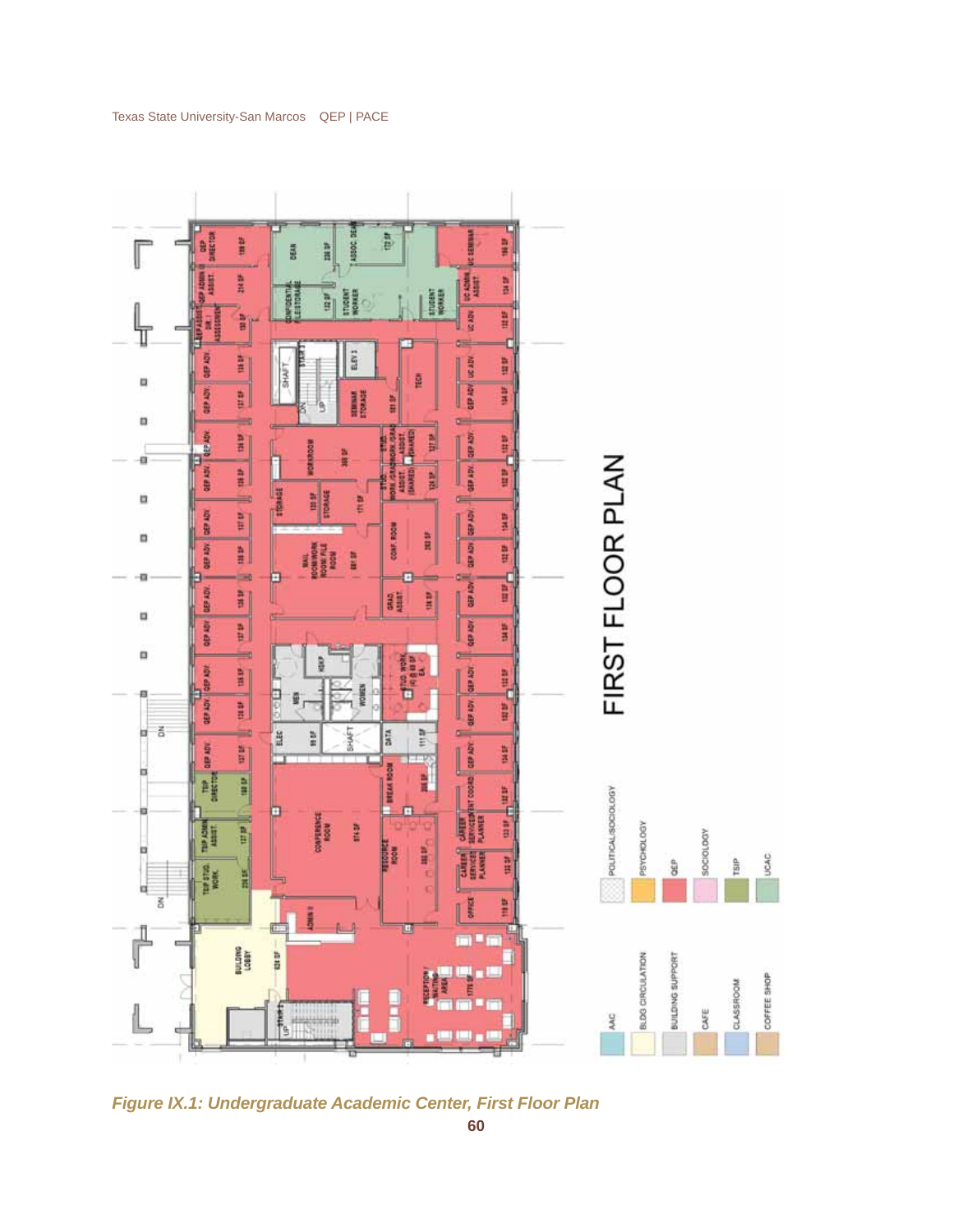*Figure IX.1: Undergraduate Academic Center, First Floor Plan*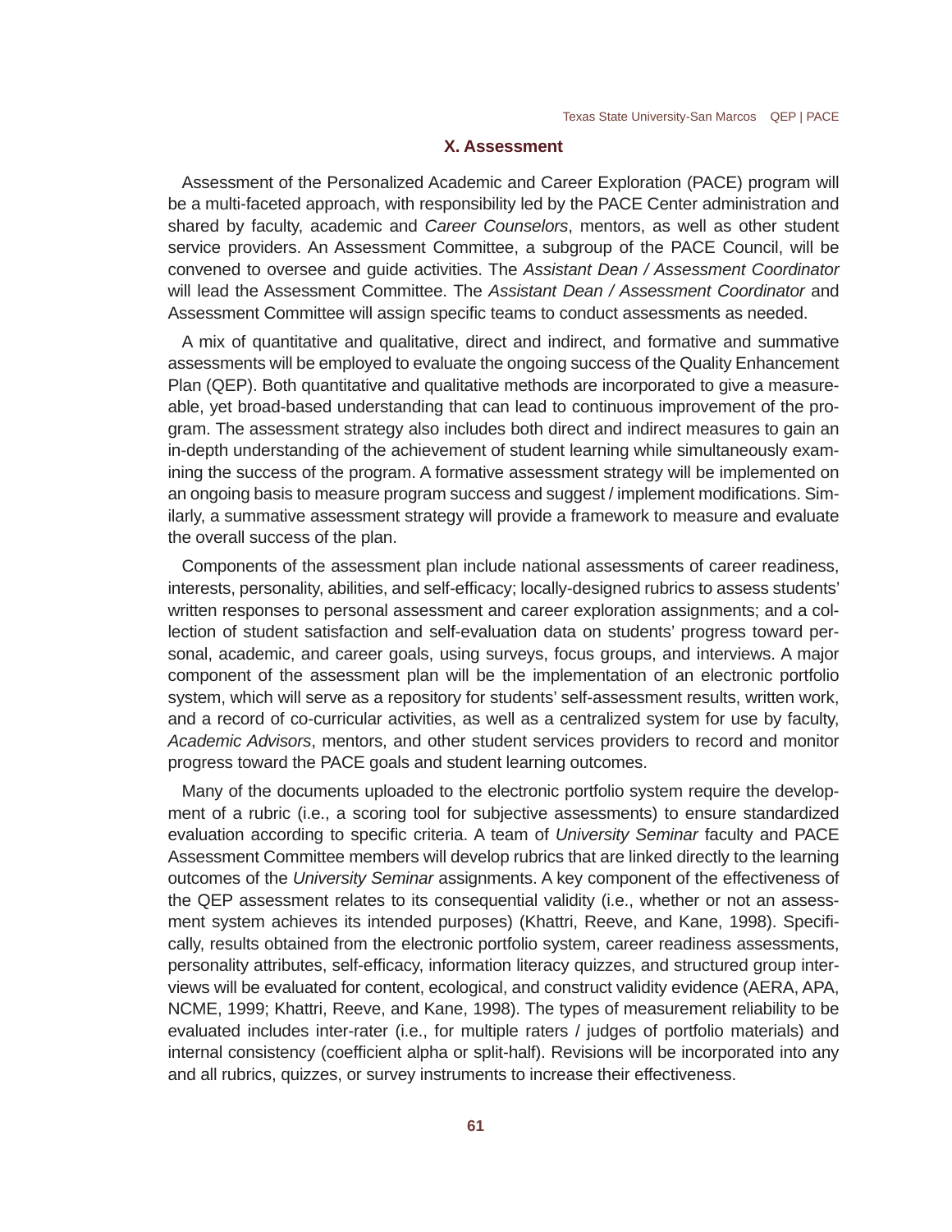## X. Assessment

Assessment of the Personalized Academic and Career Exploration (PACE) program will be a multi-faceted approach, with responsibility led by the PACE Center administration and shared by faculty, academic and *Career Counselors*, mentors, as well as other student service providers. An Assessment Committee, a subgroup of the PACE Council, will be convened to oversee and guide activities. The *Assistant Dean / Assessment Coordinator* will lead the Assessment Committee. The *Assistant Dean / Assessment Coordinator* and Assessment Committee will assign specific teams to conduct assessments as needed.

A mix of quantitative and qualitative, direct and indirect, and formative and summative assessments will be employed to evaluate the ongoing success of the Quality Enhancement Plan (QEP). Both quantitative and qualitative methods are incorporated to give a measureable, yet broad-based understanding that can lead to continuous improvement of the program. The assessment strategy also includes both direct and indirect measures to gain an in-depth understanding of the achievement of student learning while simultaneously examining the success of the program. A formative assessment strategy will be implemented on an ongoing basis to measure program success and suggest / implement modifications. Similarly, a summative assessment strategy will provide a framework to measure and evaluate the overall success of the plan.

Components of the assessment plan include national assessments of career readiness, interests, personality, abilities, and self-efficacy; locally-designed rubrics to assess students' written responses to personal assessment and career exploration assignments; and a collection of student satisfaction and self-evaluation data on students' progress toward personal, academic, and career goals, using surveys, focus groups, and interviews. A major component of the assessment plan will be the implementation of an electronic portfolio system, which will serve as a repository for students' self-assessment results, written work, and a record of co-curricular activities, as well as a centralized system for use by faculty, *Academic Advisors*, mentors, and other student services providers to record and monitor progress toward the PACE goals and student learning outcomes.

Many of the documents uploaded to the electronic portfolio system require the development of a rubric (i.e., a scoring tool for subjective assessments) to ensure standardized evaluation according to specific criteria. A team of *University Seminar* faculty and PACE Assessment Committee members will develop rubrics that are linked directly to the learning outcomes of the *University Seminar* assignments. A key component of the effectiveness of the QEP assessment relates to its consequential validity (i.e., whether or not an assessment system achieves its intended purposes) (Khattri, Reeve, and Kane, 1998). Specifically, results obtained from the electronic portfolio system, career readiness assessments, personality attributes, self-efficacy, information literacy quizzes, and structured group interviews will be evaluated for content, ecological, and construct validity evidence (AERA, APA, NCME, 1999; Khattri, Reeve, and Kane, 1998). The types of measurement reliability to be evaluated includes inter-rater (i.e., for multiple raters / judges of portfolio materials) and internal consistency (coefficient alpha or split-half). Revisions will be incorporated into any and all rubrics, quizzes, or survey instruments to increase their effectiveness.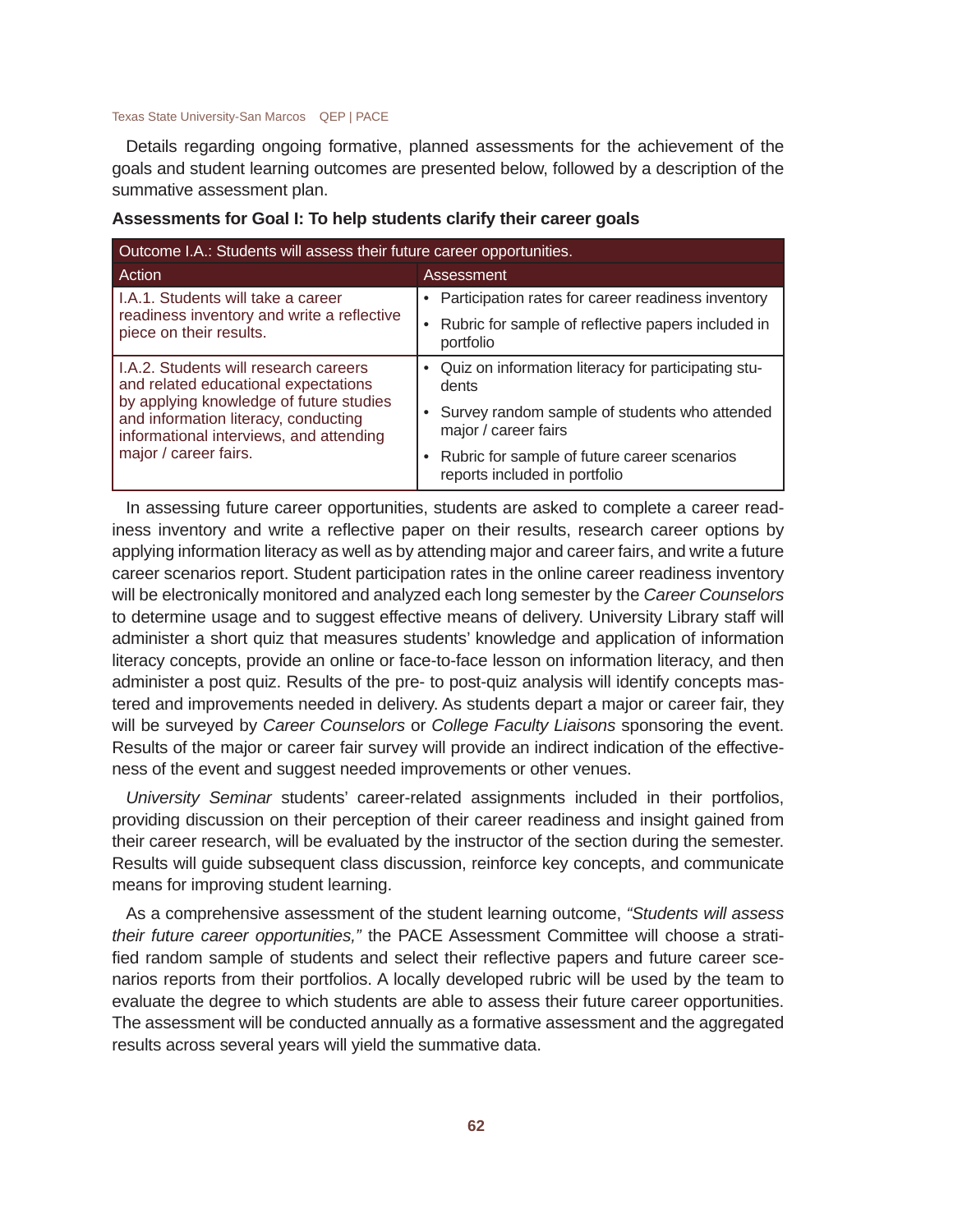Details regarding ongoing formative, planned assessments for the achievement of the goals and student learning outcomes are presented below, followed by a description of the summative assessment plan.

**Assessments for Goal I: To help students clarify their career goals**

| Outcome I.A.: Students will assess their future career opportunities. | |
|---|---|
| **Action** | **Assessment** |
| I.A.1. Students will take a career readiness inventory and write a reflective piece on their results. | • Participation rates for career readiness inventory<br>• Rubric for sample of reflective papers included in portfolio |
| I.A.2. Students will research careers and related educational expectations by applying knowledge of future studies and information literacy, conducting informational interviews, and attending major / career fairs. | • Quiz on information literacy for participating students<br>• Survey random sample of students who attended major / career fairs<br>• Rubric for sample of future career scenarios reports included in portfolio |

In assessing future career opportunities, students are asked to complete a career readiness inventory and write a reflective paper on their results, research career options by applying information literacy as well as by attending major and career fairs, and write a future career scenarios report. Student participation rates in the online career readiness inventory will be electronically monitored and analyzed each long semester by the *Career Counselors* to determine usage and to suggest effective means of delivery. University Library staff will administer a short quiz that measures students' knowledge and application of information literacy concepts, provide an online or face-to-face lesson on information literacy, and then administer a post quiz. Results of the pre- to post-quiz analysis will identify concepts mastered and improvements needed in delivery. As students depart a major or career fair, they will be surveyed by *Career Counselors* or *College Faculty Liaisons* sponsoring the event. Results of the major or career fair survey will provide an indirect indication of the effectiveness of the event and suggest needed improvements or other venues.

*University Seminar* students' career-related assignments included in their portfolios, providing discussion on their perception of their career readiness and insight gained from their career research, will be evaluated by the instructor of the section during the semester. Results will guide subsequent class discussion, reinforce key concepts, and communicate means for improving student learning.

As a comprehensive assessment of the student learning outcome, *"Students will assess their future career opportunities,"* the PACE Assessment Committee will choose a stratified random sample of students and select their reflective papers and future career scenarios reports from their portfolios. A locally developed rubric will be used by the team to evaluate the degree to which students are able to assess their future career opportunities. The assessment will be conducted annually as a formative assessment and the aggregated results across several years will yield the summative data.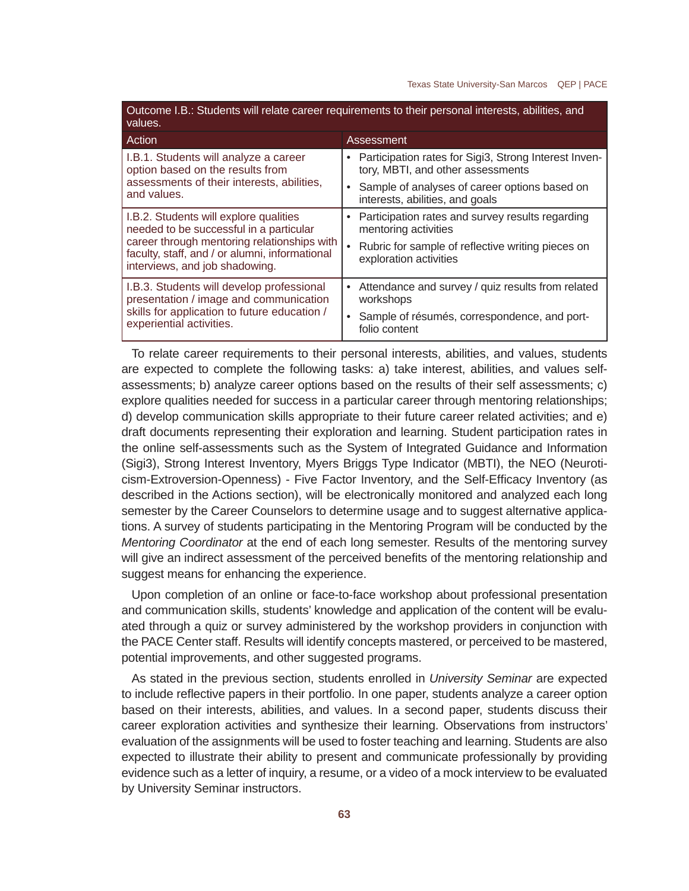| Outcome I.B.: Students will relate career requirements to their personal interests, abilities, and values. | |
|---|---|
| **Action** | **Assessment** |
| I.B.1. Students will analyze a career option based on the results from assessments of their interests, abilities, and values. | • Participation rates for Sigi3, Strong Interest Inventory, MBTI, and other assessments<br>• Sample of analyses of career options based on interests, abilities, and goals |
| I.B.2. Students will explore qualities needed to be successful in a particular career through mentoring relationships with faculty, staff, and / or alumni, informational interviews, and job shadowing. | • Participation rates and survey results regarding mentoring activities<br>• Rubric for sample of reflective writing pieces on exploration activities |
| I.B.3. Students will develop professional presentation / image and communication skills for application to future education / experiential activities. | • Attendance and survey / quiz results from related workshops<br>• Sample of résumés, correspondence, and portfolio content |

To relate career requirements to their personal interests, abilities, and values, students are expected to complete the following tasks: a) take interest, abilities, and values self-assessments; b) analyze career options based on the results of their self assessments; c) explore qualities needed for success in a particular career through mentoring relationships; d) develop communication skills appropriate to their future career related activities; and e) draft documents representing their exploration and learning. Student participation rates in the online self-assessments such as the System of Integrated Guidance and Information (Sigi3), Strong Interest Inventory, Myers Briggs Type Indicator (MBTI), the NEO (Neuroticism-Extroversion-Openness) - Five Factor Inventory, and the Self-Efficacy Inventory (as described in the Actions section), will be electronically monitored and analyzed each long semester by the Career Counselors to determine usage and to suggest alternative applications. A survey of students participating in the Mentoring Program will be conducted by the *Mentoring Coordinator* at the end of each long semester. Results of the mentoring survey will give an indirect assessment of the perceived benefits of the mentoring relationship and suggest means for enhancing the experience.

Upon completion of an online or face-to-face workshop about professional presentation and communication skills, students' knowledge and application of the content will be evaluated through a quiz or survey administered by the workshop providers in conjunction with the PACE Center staff. Results will identify concepts mastered, or perceived to be mastered, potential improvements, and other suggested programs.

As stated in the previous section, students enrolled in *University Seminar* are expected to include reflective papers in their portfolio. In one paper, students analyze a career option based on their interests, abilities, and values. In a second paper, students discuss their career exploration activities and synthesize their learning. Observations from instructors' evaluation of the assignments will be used to foster teaching and learning. Students are also expected to illustrate their ability to present and communicate professionally by providing evidence such as a letter of inquiry, a resume, or a video of a mock interview to be evaluated by University Seminar instructors.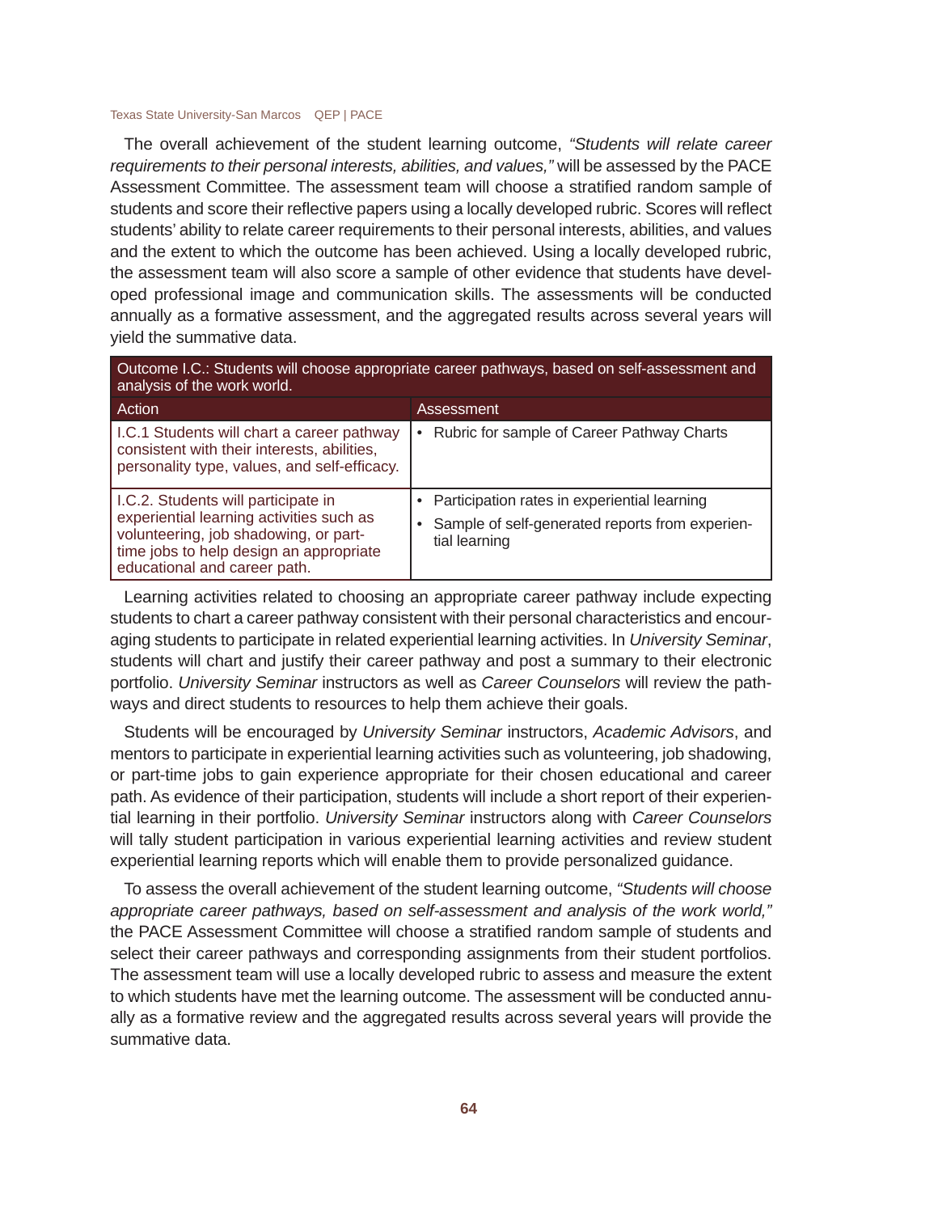The overall achievement of the student learning outcome, *"Students will relate career requirements to their personal interests, abilities, and values,"* will be assessed by the PACE Assessment Committee. The assessment team will choose a stratified random sample of students and score their reflective papers using a locally developed rubric. Scores will reflect students' ability to relate career requirements to their personal interests, abilities, and values and the extent to which the outcome has been achieved. Using a locally developed rubric, the assessment team will also score a sample of other evidence that students have developed professional image and communication skills. The assessments will be conducted annually as a formative assessment, and the aggregated results across several years will yield the summative data.

| Outcome I.C.: Students will choose appropriate career pathways, based on self-assessment and analysis of the work world. | |
|---|---|
| **Action** | **Assessment** |
| I.C.1 Students will chart a career pathway consistent with their interests, abilities, personality type, values, and self-efficacy. | • Rubric for sample of Career Pathway Charts |
| I.C.2. Students will participate in experiential learning activities such as volunteering, job shadowing, or part-time jobs to help design an appropriate educational and career path. | • Participation rates in experiential learning<br>• Sample of self-generated reports from experiential learning |

Learning activities related to choosing an appropriate career pathway include expecting students to chart a career pathway consistent with their personal characteristics and encouraging students to participate in related experiential learning activities. In *University Seminar*, students will chart and justify their career pathway and post a summary to their electronic portfolio. *University Seminar* instructors as well as *Career Counselors* will review the pathways and direct students to resources to help them achieve their goals.

Students will be encouraged by *University Seminar* instructors, *Academic Advisors*, and mentors to participate in experiential learning activities such as volunteering, job shadowing, or part-time jobs to gain experience appropriate for their chosen educational and career path. As evidence of their participation, students will include a short report of their experiential learning in their portfolio. *University Seminar* instructors along with *Career Counselors* will tally student participation in various experiential learning activities and review student experiential learning reports which will enable them to provide personalized guidance.

To assess the overall achievement of the student learning outcome, *"Students will choose appropriate career pathways, based on self-assessment and analysis of the work world,"* the PACE Assessment Committee will choose a stratified random sample of students and select their career pathways and corresponding assignments from their student portfolios. The assessment team will use a locally developed rubric to assess and measure the extent to which students have met the learning outcome. The assessment will be conducted annually as a formative review and the aggregated results across several years will provide the summative data.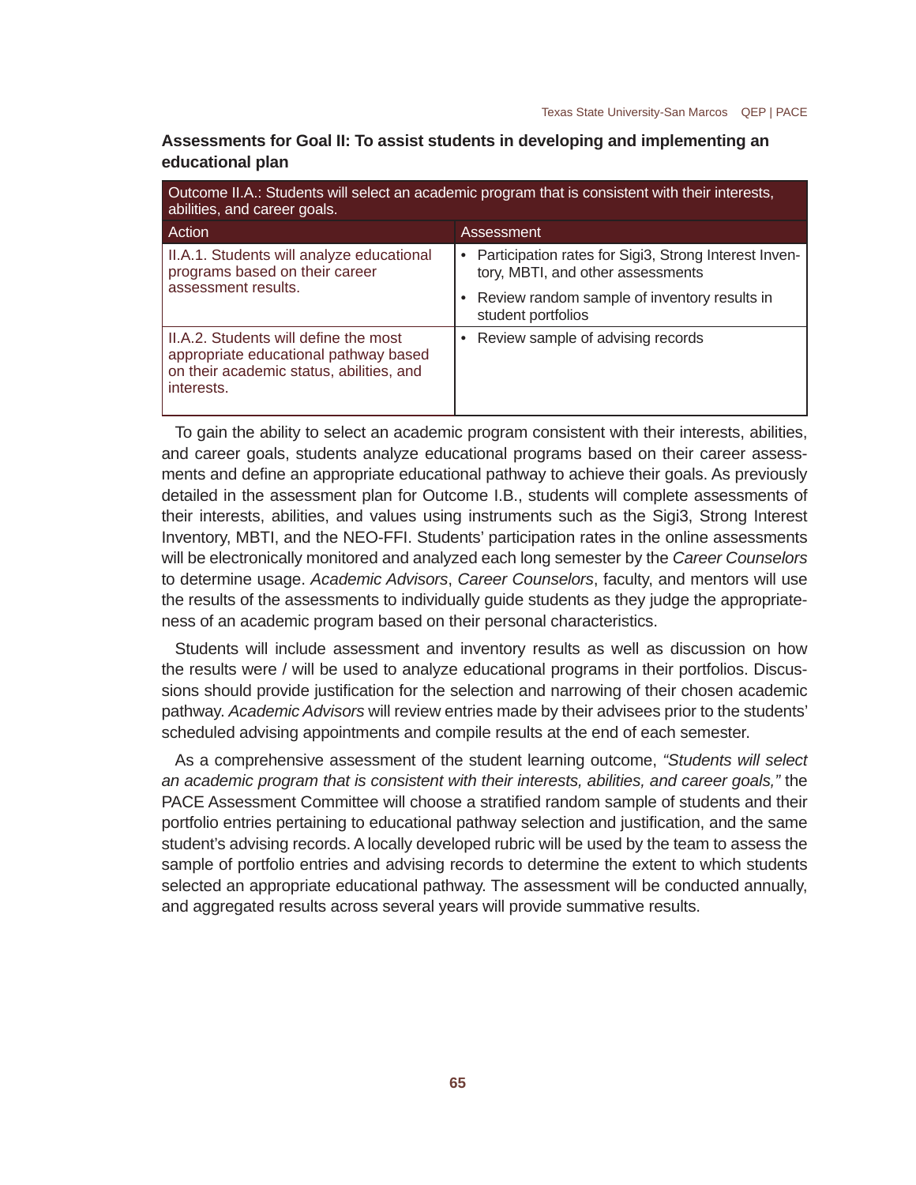### Assessments for Goal II: To assist students in developing and implementing an educational plan

| Outcome II.A.: Students will select an academic program that is consistent with their interests, abilities, and career goals. | |
|---|---|
| **Action** | **Assessment** |
| II.A.1. Students will analyze educational programs based on their career assessment results. | • Participation rates for Sigi3, Strong Interest Inventory, MBTI, and other assessments<br>• Review random sample of inventory results in student portfolios |
| II.A.2. Students will define the most appropriate educational pathway based on their academic status, abilities, and interests. | • Review sample of advising records |

To gain the ability to select an academic program consistent with their interests, abilities, and career goals, students analyze educational programs based on their career assessments and define an appropriate educational pathway to achieve their goals. As previously detailed in the assessment plan for Outcome I.B., students will complete assessments of their interests, abilities, and values using instruments such as the Sigi3, Strong Interest Inventory, MBTI, and the NEO-FFI. Students' participation rates in the online assessments will be electronically monitored and analyzed each long semester by the *Career Counselors* to determine usage. *Academic Advisors*, *Career Counselors*, faculty, and mentors will use the results of the assessments to individually guide students as they judge the appropriateness of an academic program based on their personal characteristics.

Students will include assessment and inventory results as well as discussion on how the results were / will be used to analyze educational programs in their portfolios. Discussions should provide justification for the selection and narrowing of their chosen academic pathway. *Academic Advisors* will review entries made by their advisees prior to the students' scheduled advising appointments and compile results at the end of each semester.

As a comprehensive assessment of the student learning outcome, *"Students will select an academic program that is consistent with their interests, abilities, and career goals,"* the PACE Assessment Committee will choose a stratified random sample of students and their portfolio entries pertaining to educational pathway selection and justification, and the same student's advising records. A locally developed rubric will be used by the team to assess the sample of portfolio entries and advising records to determine the extent to which students selected an appropriate educational pathway. The assessment will be conducted annually, and aggregated results across several years will provide summative results.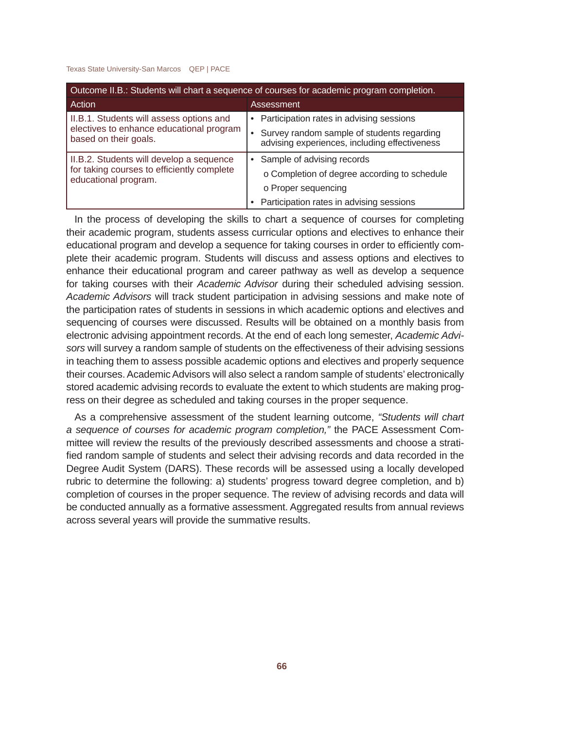| Outcome II.B.: Students will chart a sequence of courses for academic program completion. | |
|---|---|
| **Action** | **Assessment** |
| II.B.1. Students will assess options and electives to enhance educational program based on their goals. | • Participation rates in advising sessions<br>• Survey random sample of students regarding advising experiences, including effectiveness |
| II.B.2. Students will develop a sequence for taking courses to efficiently complete educational program. | • Sample of advising records<br>o Completion of degree according to schedule<br>o Proper sequencing<br>• Participation rates in advising sessions |

In the process of developing the skills to chart a sequence of courses for completing their academic program, students assess curricular options and electives to enhance their educational program and develop a sequence for taking courses in order to efficiently complete their academic program. Students will discuss and assess options and electives to enhance their educational program and career pathway as well as develop a sequence for taking courses with their *Academic Advisor* during their scheduled advising session. *Academic Advisors* will track student participation in advising sessions and make note of the participation rates of students in sessions in which academic options and electives and sequencing of courses were discussed. Results will be obtained on a monthly basis from electronic advising appointment records. At the end of each long semester, *Academic Advisors* will survey a random sample of students on the effectiveness of their advising sessions in teaching them to assess possible academic options and electives and properly sequence their courses. Academic Advisors will also select a random sample of students' electronically stored academic advising records to evaluate the extent to which students are making progress on their degree as scheduled and taking courses in the proper sequence.

As a comprehensive assessment of the student learning outcome, *"Students will chart a sequence of courses for academic program completion,"* the PACE Assessment Committee will review the results of the previously described assessments and choose a stratified random sample of students and select their advising records and data recorded in the Degree Audit System (DARS). These records will be assessed using a locally developed rubric to determine the following: a) students' progress toward degree completion, and b) completion of courses in the proper sequence. The review of advising records and data will be conducted annually as a formative assessment. Aggregated results from annual reviews across several years will provide the summative results.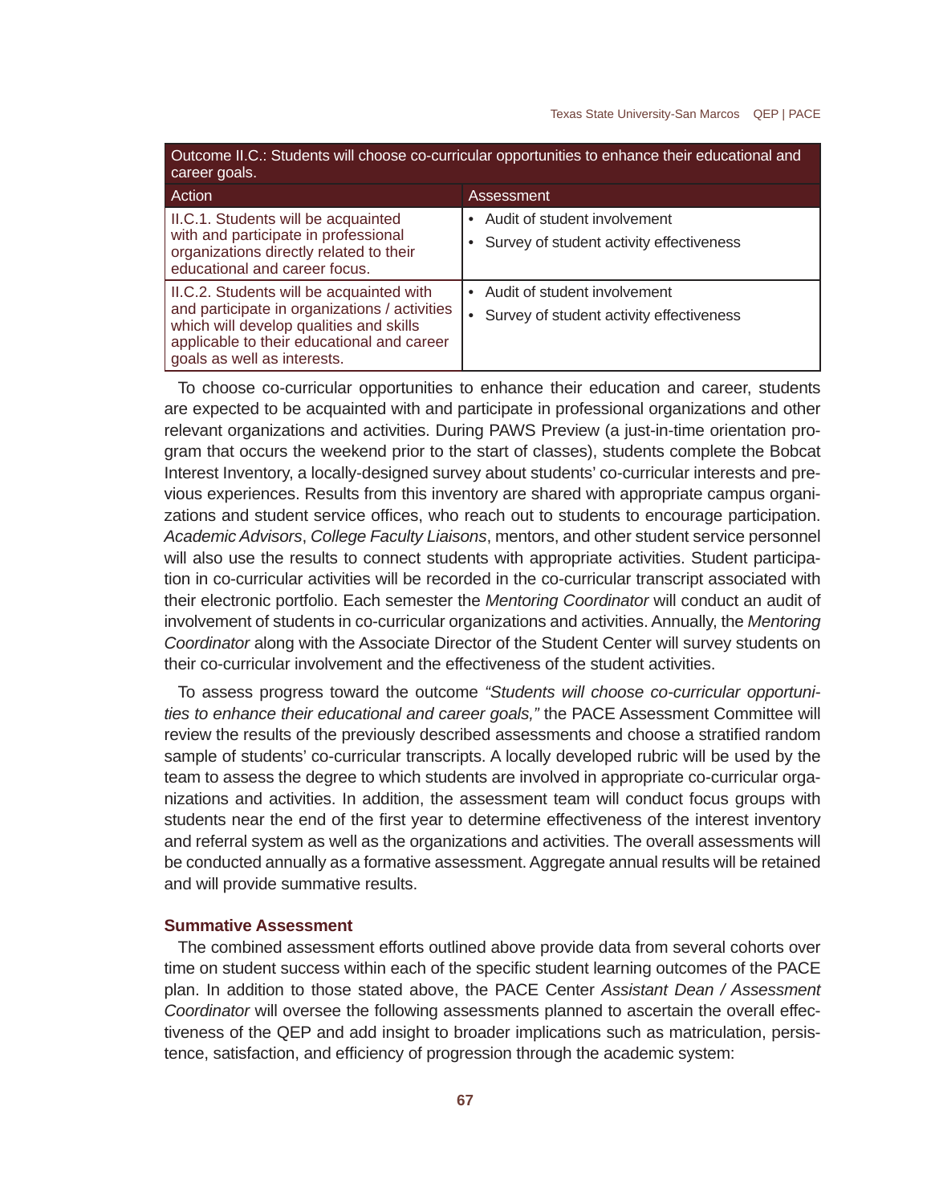| Outcome II.C.: Students will choose co-curricular opportunities to enhance their educational and career goals. | |
|---|---|
| **Action** | **Assessment** |
| II.C.1. Students will be acquainted with and participate in professional organizations directly related to their educational and career focus. | • Audit of student involvement<br>• Survey of student activity effectiveness |
| II.C.2. Students will be acquainted with and participate in organizations / activities which will develop qualities and skills applicable to their educational and career goals as well as interests. | • Audit of student involvement<br>• Survey of student activity effectiveness |

To choose co-curricular opportunities to enhance their education and career, students are expected to be acquainted with and participate in professional organizations and other relevant organizations and activities. During PAWS Preview (a just-in-time orientation program that occurs the weekend prior to the start of classes), students complete the Bobcat Interest Inventory, a locally-designed survey about students' co-curricular interests and previous experiences. Results from this inventory are shared with appropriate campus organizations and student service offices, who reach out to students to encourage participation. *Academic Advisors*, *College Faculty Liaisons*, mentors, and other student service personnel will also use the results to connect students with appropriate activities. Student participation in co-curricular activities will be recorded in the co-curricular transcript associated with their electronic portfolio. Each semester the *Mentoring Coordinator* will conduct an audit of involvement of students in co-curricular organizations and activities. Annually, the *Mentoring Coordinator* along with the Associate Director of the Student Center will survey students on their co-curricular involvement and the effectiveness of the student activities.

To assess progress toward the outcome *"Students will choose co-curricular opportunities to enhance their educational and career goals,"* the PACE Assessment Committee will review the results of the previously described assessments and choose a stratified random sample of students' co-curricular transcripts. A locally developed rubric will be used by the team to assess the degree to which students are involved in appropriate co-curricular organizations and activities. In addition, the assessment team will conduct focus groups with students near the end of the first year to determine effectiveness of the interest inventory and referral system as well as the organizations and activities. The overall assessments will be conducted annually as a formative assessment. Aggregate annual results will be retained and will provide summative results.

### Summative Assessment

The combined assessment efforts outlined above provide data from several cohorts over time on student success within each of the specific student learning outcomes of the PACE plan. In addition to those stated above, the PACE Center *Assistant Dean / Assessment Coordinator* will oversee the following assessments planned to ascertain the overall effectiveness of the QEP and add insight to broader implications such as matriculation, persistence, satisfaction, and efficiency of progression through the academic system: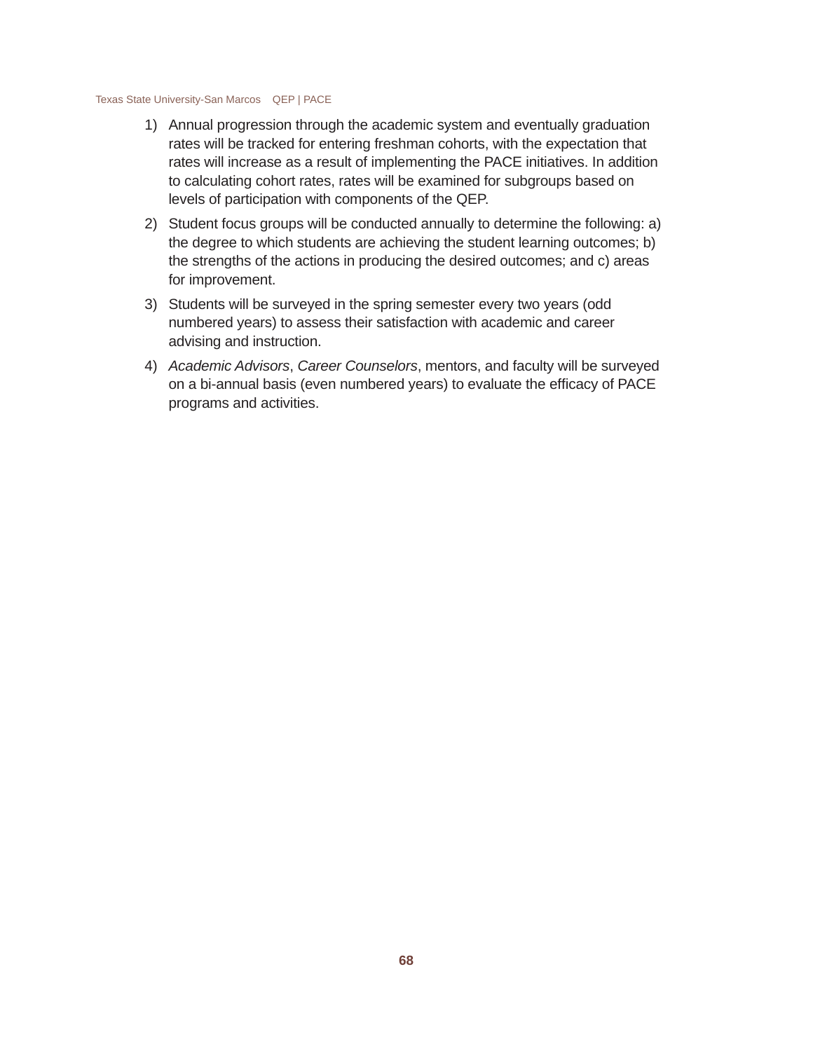1) Annual progression through the academic system and eventually graduation rates will be tracked for entering freshman cohorts, with the expectation that rates will increase as a result of implementing the PACE initiatives. In addition to calculating cohort rates, rates will be examined for subgroups based on levels of participation with components of the QEP.

2) Student focus groups will be conducted annually to determine the following: a) the degree to which students are achieving the student learning outcomes; b) the strengths of the actions in producing the desired outcomes; and c) areas for improvement.

3) Students will be surveyed in the spring semester every two years (odd numbered years) to assess their satisfaction with academic and career advising and instruction.

4) *Academic Advisors*, *Career Counselors*, mentors, and faculty will be surveyed on a bi-annual basis (even numbered years) to evaluate the efficacy of PACE programs and activities.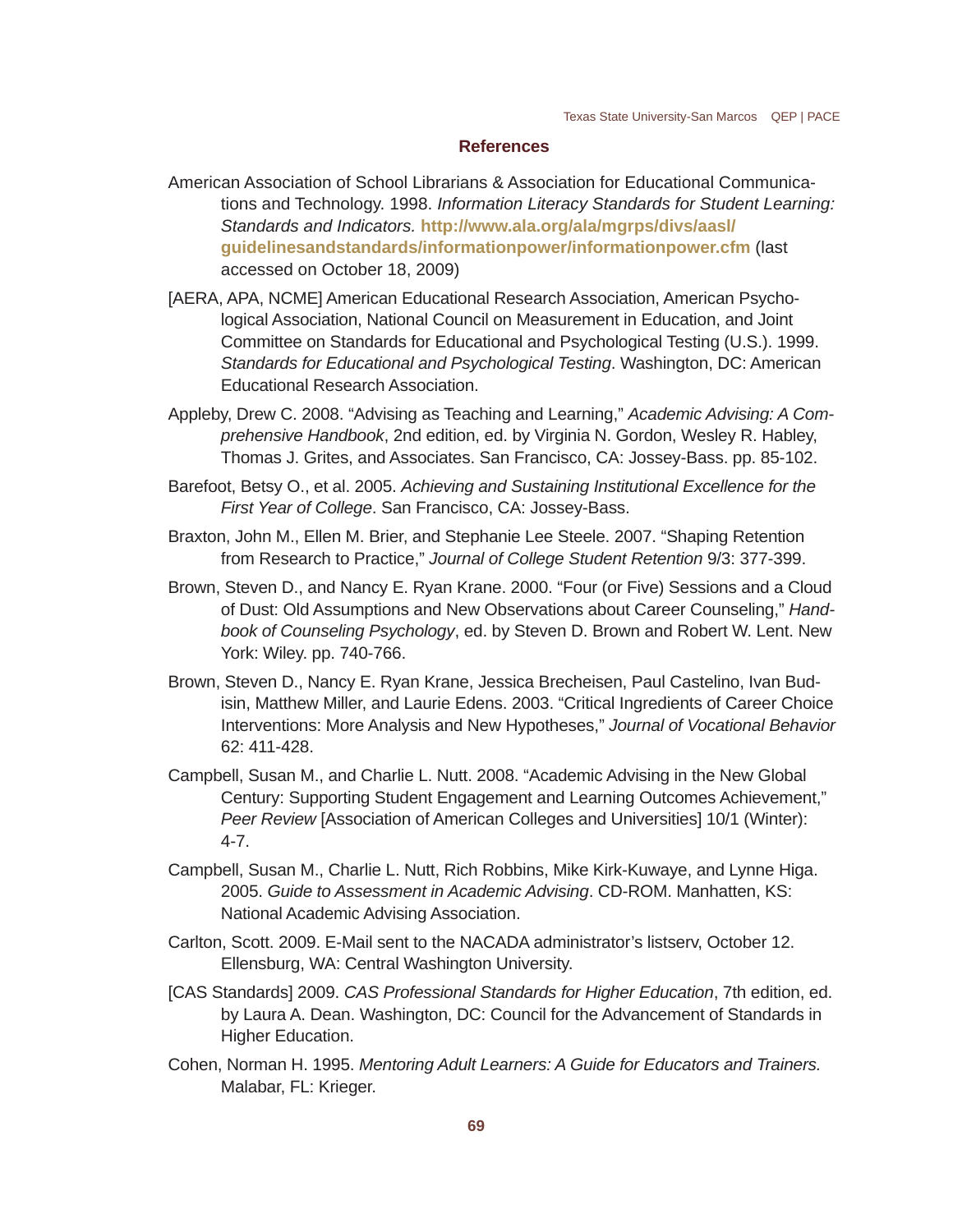## References

American Association of School Librarians & Association for Educational Communications and Technology. 1998. *Information Literacy Standards for Student Learning: Standards and Indicators.* **http://www.ala.org/ala/mgrps/divs/aasl/guidelinesandstandards/informationpower/informationpower.cfm** (last accessed on October 18, 2009)

[AERA, APA, NCME] American Educational Research Association, American Psychological Association, National Council on Measurement in Education, and Joint Committee on Standards for Educational and Psychological Testing (U.S.). 1999. *Standards for Educational and Psychological Testing*. Washington, DC: American Educational Research Association.

Appleby, Drew C. 2008. "Advising as Teaching and Learning," *Academic Advising: A Comprehensive Handbook*, 2nd edition, ed. by Virginia N. Gordon, Wesley R. Habley, Thomas J. Grites, and Associates. San Francisco, CA: Jossey-Bass. pp. 85-102.

Barefoot, Betsy O., et al. 2005. *Achieving and Sustaining Institutional Excellence for the First Year of College*. San Francisco, CA: Jossey-Bass.

Braxton, John M., Ellen M. Brier, and Stephanie Lee Steele. 2007. "Shaping Retention from Research to Practice," *Journal of College Student Retention* 9/3: 377-399.

Brown, Steven D., and Nancy E. Ryan Krane. 2000. "Four (or Five) Sessions and a Cloud of Dust: Old Assumptions and New Observations about Career Counseling," *Handbook of Counseling Psychology*, ed. by Steven D. Brown and Robert W. Lent. New York: Wiley. pp. 740-766.

Brown, Steven D., Nancy E. Ryan Krane, Jessica Brecheisen, Paul Castelino, Ivan Budisin, Matthew Miller, and Laurie Edens. 2003. "Critical Ingredients of Career Choice Interventions: More Analysis and New Hypotheses," *Journal of Vocational Behavior* 62: 411-428.

Campbell, Susan M., and Charlie L. Nutt. 2008. "Academic Advising in the New Global Century: Supporting Student Engagement and Learning Outcomes Achievement," *Peer Review* [Association of American Colleges and Universities] 10/1 (Winter): 4-7.

Campbell, Susan M., Charlie L. Nutt, Rich Robbins, Mike Kirk-Kuwaye, and Lynne Higa. 2005. *Guide to Assessment in Academic Advising*. CD-ROM. Manhatten, KS: National Academic Advising Association.

Carlton, Scott. 2009. E-Mail sent to the NACADA administrator's listserv, October 12. Ellensburg, WA: Central Washington University.

[CAS Standards] 2009. *CAS Professional Standards for Higher Education*, 7th edition, ed. by Laura A. Dean. Washington, DC: Council for the Advancement of Standards in Higher Education.

Cohen, Norman H. 1995. *Mentoring Adult Learners: A Guide for Educators and Trainers.* Malabar, FL: Krieger.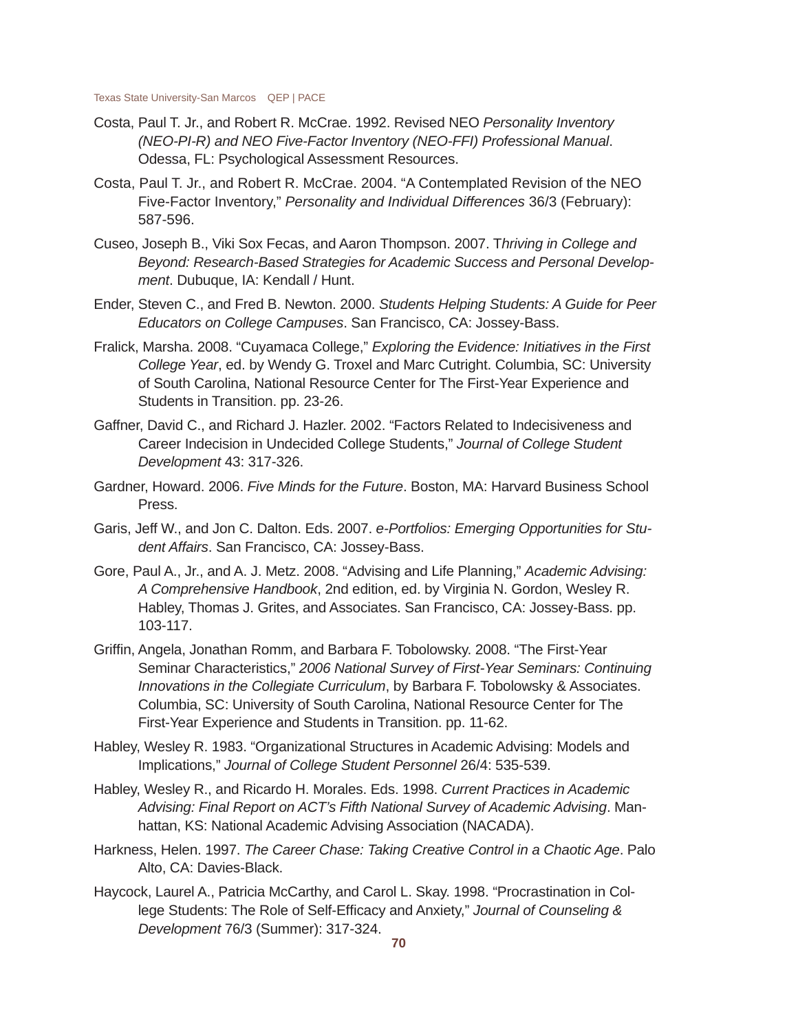Costa, Paul T. Jr., and Robert R. McCrae. 1992. Revised NEO *Personality Inventory (NEO-PI-R) and NEO Five-Factor Inventory (NEO-FFI) Professional Manual*. Odessa, FL: Psychological Assessment Resources.

Costa, Paul T. Jr., and Robert R. McCrae. 2004. "A Contemplated Revision of the NEO Five-Factor Inventory," *Personality and Individual Differences* 36/3 (February): 587-596.

Cuseo, Joseph B., Viki Sox Fecas, and Aaron Thompson. 2007. T*hriving in College and Beyond: Research-Based Strategies for Academic Success and Personal Development*. Dubuque, IA: Kendall / Hunt.

Ender, Steven C., and Fred B. Newton. 2000. *Students Helping Students: A Guide for Peer Educators on College Campuses*. San Francisco, CA: Jossey-Bass.

Fralick, Marsha. 2008. "Cuyamaca College," *Exploring the Evidence: Initiatives in the First College Year*, ed. by Wendy G. Troxel and Marc Cutright. Columbia, SC: University of South Carolina, National Resource Center for The First-Year Experience and Students in Transition. pp. 23-26.

Gaffner, David C., and Richard J. Hazler. 2002. "Factors Related to Indecisiveness and Career Indecision in Undecided College Students," *Journal of College Student Development* 43: 317-326.

Gardner, Howard. 2006. *Five Minds for the Future*. Boston, MA: Harvard Business School Press.

Garis, Jeff W., and Jon C. Dalton. Eds. 2007. *e-Portfolios: Emerging Opportunities for Student Affairs*. San Francisco, CA: Jossey-Bass.

Gore, Paul A., Jr., and A. J. Metz. 2008. "Advising and Life Planning," *Academic Advising: A Comprehensive Handbook*, 2nd edition, ed. by Virginia N. Gordon, Wesley R. Habley, Thomas J. Grites, and Associates. San Francisco, CA: Jossey-Bass. pp. 103-117.

Griffin, Angela, Jonathan Romm, and Barbara F. Tobolowsky. 2008. "The First-Year Seminar Characteristics," *2006 National Survey of First-Year Seminars: Continuing Innovations in the Collegiate Curriculum*, by Barbara F. Tobolowsky & Associates. Columbia, SC: University of South Carolina, National Resource Center for The First-Year Experience and Students in Transition. pp. 11-62.

Habley, Wesley R. 1983. "Organizational Structures in Academic Advising: Models and Implications," *Journal of College Student Personnel* 26/4: 535-539.

Habley, Wesley R., and Ricardo H. Morales. Eds. 1998. *Current Practices in Academic Advising: Final Report on ACT's Fifth National Survey of Academic Advising*. Manhattan, KS: National Academic Advising Association (NACADA).

Harkness, Helen. 1997. *The Career Chase: Taking Creative Control in a Chaotic Age*. Palo Alto, CA: Davies-Black.

Haycock, Laurel A., Patricia McCarthy, and Carol L. Skay. 1998. "Procrastination in College Students: The Role of Self-Efficacy and Anxiety," *Journal of Counseling & Development* 76/3 (Summer): 317-324.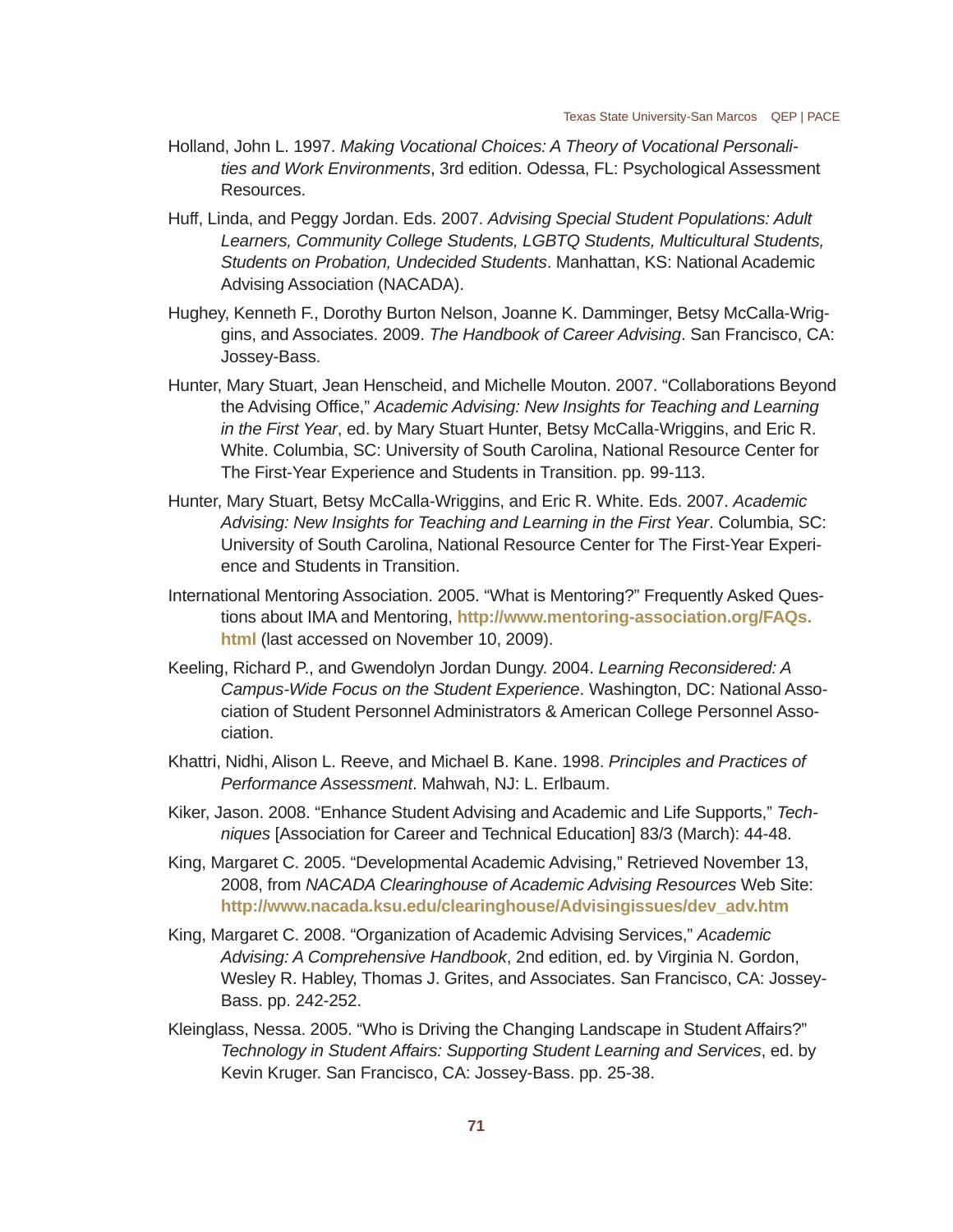Holland, John L. 1997. *Making Vocational Choices: A Theory of Vocational Personalities and Work Environments*, 3rd edition. Odessa, FL: Psychological Assessment Resources.

Huff, Linda, and Peggy Jordan. Eds. 2007. *Advising Special Student Populations: Adult Learners, Community College Students, LGBTQ Students, Multicultural Students, Students on Probation, Undecided Students*. Manhattan, KS: National Academic Advising Association (NACADA).

Hughey, Kenneth F., Dorothy Burton Nelson, Joanne K. Damminger, Betsy McCalla-Wriggins, and Associates. 2009. *The Handbook of Career Advising*. San Francisco, CA: Jossey-Bass.

Hunter, Mary Stuart, Jean Henscheid, and Michelle Mouton. 2007. "Collaborations Beyond the Advising Office," *Academic Advising: New Insights for Teaching and Learning in the First Year*, ed. by Mary Stuart Hunter, Betsy McCalla-Wriggins, and Eric R. White. Columbia, SC: University of South Carolina, National Resource Center for The First-Year Experience and Students in Transition. pp. 99-113.

Hunter, Mary Stuart, Betsy McCalla-Wriggins, and Eric R. White. Eds. 2007. *Academic Advising: New Insights for Teaching and Learning in the First Year*. Columbia, SC: University of South Carolina, National Resource Center for The First-Year Experience and Students in Transition.

International Mentoring Association. 2005. "What is Mentoring?" Frequently Asked Questions about IMA and Mentoring, **http://www.mentoring-association.org/FAQs.html** (last accessed on November 10, 2009).

Keeling, Richard P., and Gwendolyn Jordan Dungy. 2004. *Learning Reconsidered: A Campus-Wide Focus on the Student Experience*. Washington, DC: National Association of Student Personnel Administrators & American College Personnel Association.

Khattri, Nidhi, Alison L. Reeve, and Michael B. Kane. 1998. *Principles and Practices of Performance Assessment*. Mahwah, NJ: L. Erlbaum.

Kiker, Jason. 2008. "Enhance Student Advising and Academic and Life Supports," *Techniques* [Association for Career and Technical Education] 83/3 (March): 44-48.

King, Margaret C. 2005. "Developmental Academic Advising," Retrieved November 13, 2008, from *NACADA Clearinghouse of Academic Advising Resources* Web Site: **http://www.nacada.ksu.edu/clearinghouse/Advisingissues/dev_adv.htm**

King, Margaret C. 2008. "Organization of Academic Advising Services," *Academic Advising: A Comprehensive Handbook*, 2nd edition, ed. by Virginia N. Gordon, Wesley R. Habley, Thomas J. Grites, and Associates. San Francisco, CA: Jossey-Bass. pp. 242-252.

Kleinglass, Nessa. 2005. "Who is Driving the Changing Landscape in Student Affairs?" *Technology in Student Affairs: Supporting Student Learning and Services*, ed. by Kevin Kruger. San Francisco, CA: Jossey-Bass. pp. 25-38.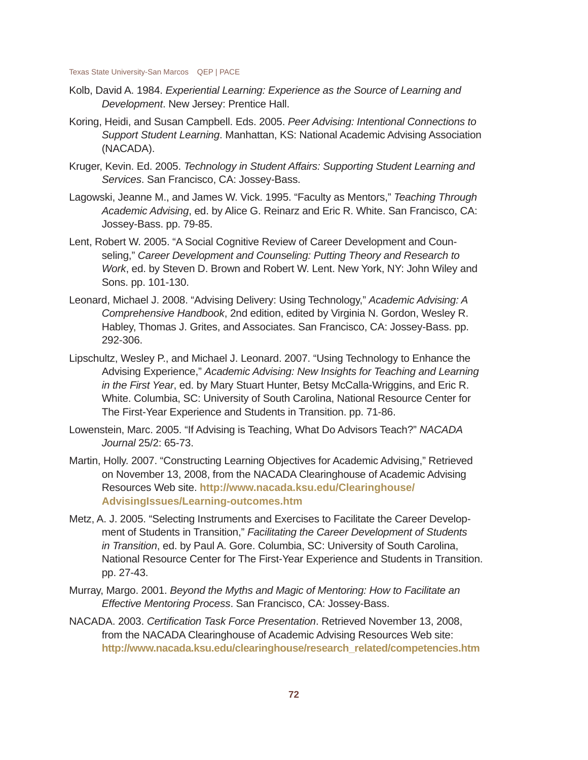Kolb, David A. 1984. *Experiential Learning: Experience as the Source of Learning and Development*. New Jersey: Prentice Hall.

Koring, Heidi, and Susan Campbell. Eds. 2005. *Peer Advising: Intentional Connections to Support Student Learning*. Manhattan, KS: National Academic Advising Association (NACADA).

Kruger, Kevin. Ed. 2005. *Technology in Student Affairs: Supporting Student Learning and Services*. San Francisco, CA: Jossey-Bass.

Lagowski, Jeanne M., and James W. Vick. 1995. "Faculty as Mentors," *Teaching Through Academic Advising*, ed. by Alice G. Reinarz and Eric R. White. San Francisco, CA: Jossey-Bass. pp. 79-85.

Lent, Robert W. 2005. "A Social Cognitive Review of Career Development and Counseling," *Career Development and Counseling: Putting Theory and Research to Work*, ed. by Steven D. Brown and Robert W. Lent. New York, NY: John Wiley and Sons. pp. 101-130.

Leonard, Michael J. 2008. "Advising Delivery: Using Technology," *Academic Advising: A Comprehensive Handbook*, 2nd edition, edited by Virginia N. Gordon, Wesley R. Habley, Thomas J. Grites, and Associates. San Francisco, CA: Jossey-Bass. pp. 292-306.

Lipschultz, Wesley P., and Michael J. Leonard. 2007. "Using Technology to Enhance the Advising Experience," *Academic Advising: New Insights for Teaching and Learning in the First Year*, ed. by Mary Stuart Hunter, Betsy McCalla-Wriggins, and Eric R. White. Columbia, SC: University of South Carolina, National Resource Center for The First-Year Experience and Students in Transition. pp. 71-86.

Lowenstein, Marc. 2005. "If Advising is Teaching, What Do Advisors Teach?" *NACADA Journal* 25/2: 65-73.

Martin, Holly. 2007. "Constructing Learning Objectives for Academic Advising," Retrieved on November 13, 2008, from the NACADA Clearinghouse of Academic Advising Resources Web site. **http://www.nacada.ksu.edu/Clearinghouse/AdvisingIssues/Learning-outcomes.htm**

Metz, A. J. 2005. "Selecting Instruments and Exercises to Facilitate the Career Development of Students in Transition," *Facilitating the Career Development of Students in Transition*, ed. by Paul A. Gore. Columbia, SC: University of South Carolina, National Resource Center for The First-Year Experience and Students in Transition. pp. 27-43.

Murray, Margo. 2001. *Beyond the Myths and Magic of Mentoring: How to Facilitate an Effective Mentoring Process*. San Francisco, CA: Jossey-Bass.

NACADA. 2003. *Certification Task Force Presentation*. Retrieved November 13, 2008, from the NACADA Clearinghouse of Academic Advising Resources Web site: **http://www.nacada.ksu.edu/clearinghouse/research_related/competencies.htm**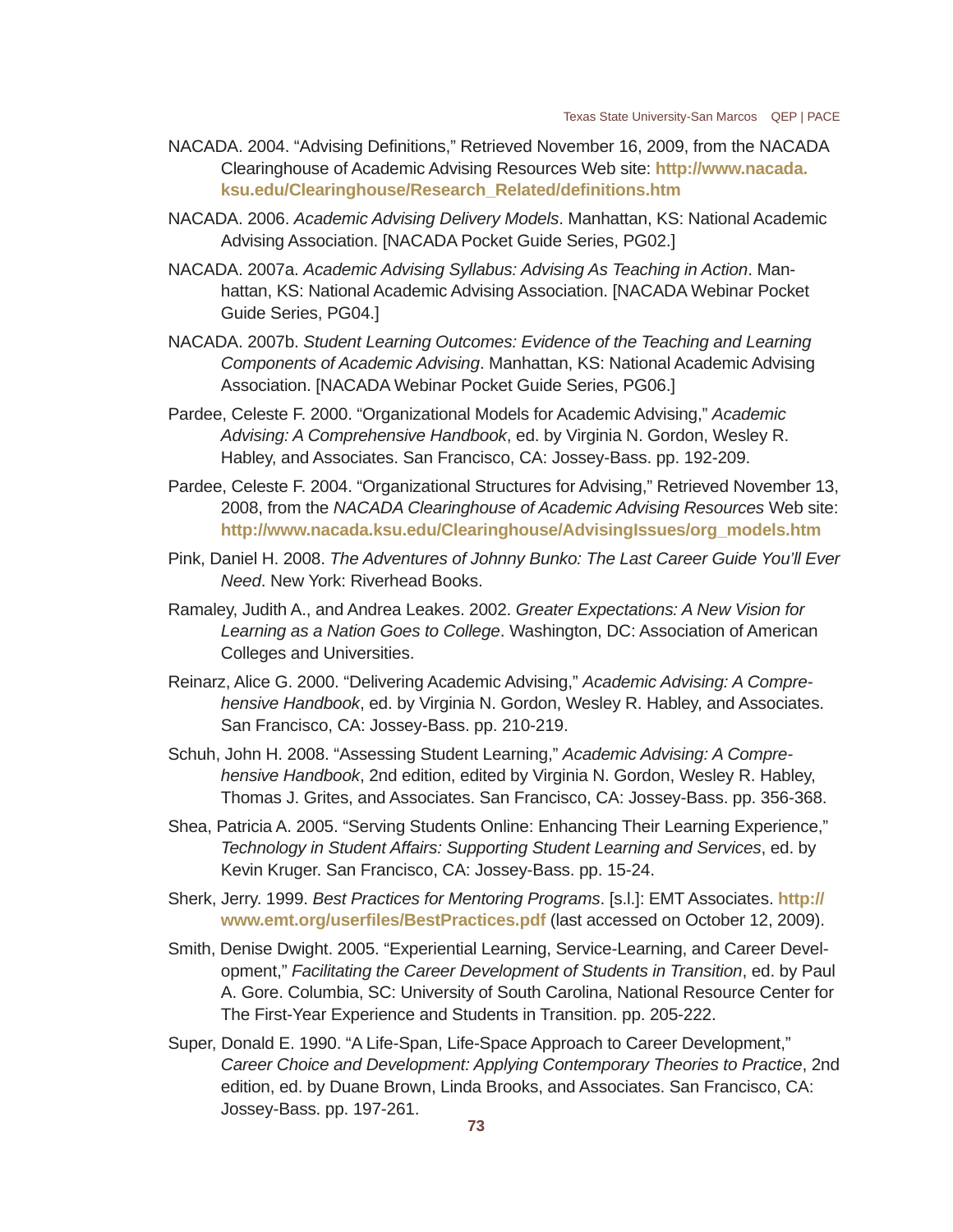NACADA. 2004. “Advising Definitions,” Retrieved November 16, 2009, from the NACADA Clearinghouse of Academic Advising Resources Web site: **http://www.nacada.ksu.edu/Clearinghouse/Research_Related/definitions.htm**

NACADA. 2006. *Academic Advising Delivery Models*. Manhattan, KS: National Academic Advising Association. [NACADA Pocket Guide Series, PG02.]

NACADA. 2007a. *Academic Advising Syllabus: Advising As Teaching in Action*. Manhattan, KS: National Academic Advising Association. [NACADA Webinar Pocket Guide Series, PG04.]

NACADA. 2007b. *Student Learning Outcomes: Evidence of the Teaching and Learning Components of Academic Advising*. Manhattan, KS: National Academic Advising Association. [NACADA Webinar Pocket Guide Series, PG06.]

Pardee, Celeste F. 2000. “Organizational Models for Academic Advising,” *Academic Advising: A Comprehensive Handbook*, ed. by Virginia N. Gordon, Wesley R. Habley, and Associates. San Francisco, CA: Jossey-Bass. pp. 192-209.

Pardee, Celeste F. 2004. “Organizational Structures for Advising,” Retrieved November 13, 2008, from the *NACADA Clearinghouse of Academic Advising Resources* Web site: **http://www.nacada.ksu.edu/Clearinghouse/AdvisingIssues/org_models.htm**

Pink, Daniel H. 2008. *The Adventures of Johnny Bunko: The Last Career Guide You’ll Ever Need*. New York: Riverhead Books.

Ramaley, Judith A., and Andrea Leakes. 2002. *Greater Expectations: A New Vision for Learning as a Nation Goes to College*. Washington, DC: Association of American Colleges and Universities.

Reinarz, Alice G. 2000. “Delivering Academic Advising,” *Academic Advising: A Comprehensive Handbook*, ed. by Virginia N. Gordon, Wesley R. Habley, and Associates. San Francisco, CA: Jossey-Bass. pp. 210-219.

Schuh, John H. 2008. “Assessing Student Learning,” *Academic Advising: A Comprehensive Handbook*, 2nd edition, edited by Virginia N. Gordon, Wesley R. Habley, Thomas J. Grites, and Associates. San Francisco, CA: Jossey-Bass. pp. 356-368.

Shea, Patricia A. 2005. “Serving Students Online: Enhancing Their Learning Experience,” *Technology in Student Affairs: Supporting Student Learning and Services*, ed. by Kevin Kruger. San Francisco, CA: Jossey-Bass. pp. 15-24.

Sherk, Jerry. 1999. *Best Practices for Mentoring Programs*. [s.l.]: EMT Associates. **http://www.emt.org/userfiles/BestPractices.pdf** (last accessed on October 12, 2009).

Smith, Denise Dwight. 2005. “Experiential Learning, Service-Learning, and Career Development,” *Facilitating the Career Development of Students in Transition*, ed. by Paul A. Gore. Columbia, SC: University of South Carolina, National Resource Center for The First-Year Experience and Students in Transition. pp. 205-222.

Super, Donald E. 1990. “A Life-Span, Life-Space Approach to Career Development,” *Career Choice and Development: Applying Contemporary Theories to Practice*, 2nd edition, ed. by Duane Brown, Linda Brooks, and Associates. San Francisco, CA: Jossey-Bass. pp. 197-261.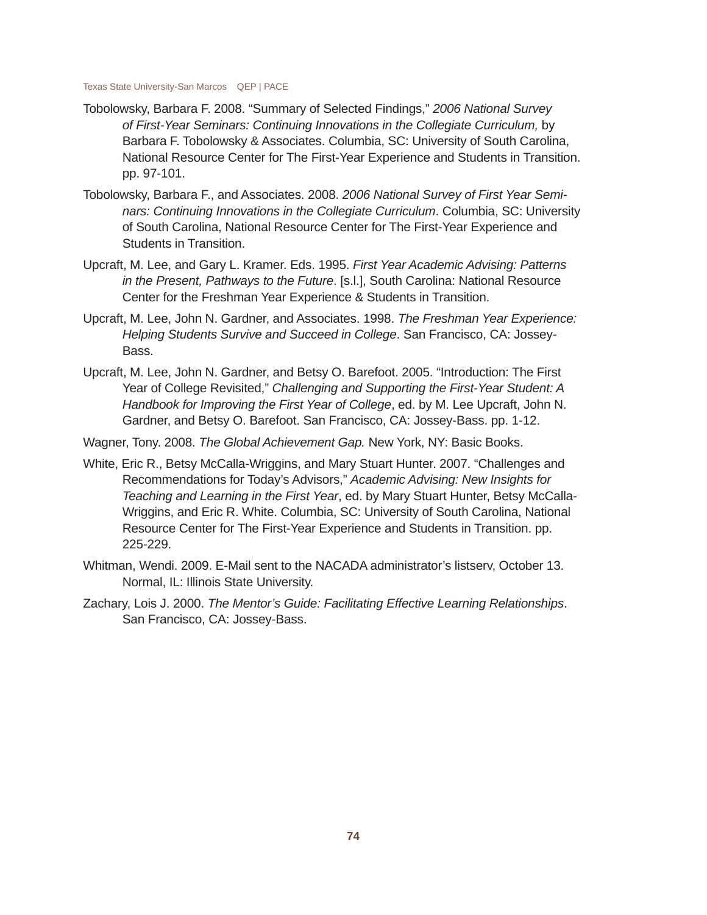Tobolowsky, Barbara F. 2008. "Summary of Selected Findings," *2006 National Survey of First-Year Seminars: Continuing Innovations in the Collegiate Curriculum,* by Barbara F. Tobolowsky & Associates. Columbia, SC: University of South Carolina, National Resource Center for The First-Year Experience and Students in Transition. pp. 97-101.

Tobolowsky, Barbara F., and Associates. 2008. *2006 National Survey of First Year Seminars: Continuing Innovations in the Collegiate Curriculum*. Columbia, SC: University of South Carolina, National Resource Center for The First-Year Experience and Students in Transition.

Upcraft, M. Lee, and Gary L. Kramer. Eds. 1995. *First Year Academic Advising: Patterns in the Present, Pathways to the Future*. [s.l.], South Carolina: National Resource Center for the Freshman Year Experience & Students in Transition.

Upcraft, M. Lee, John N. Gardner, and Associates. 1998. *The Freshman Year Experience: Helping Students Survive and Succeed in College*. San Francisco, CA: Jossey-Bass.

Upcraft, M. Lee, John N. Gardner, and Betsy O. Barefoot. 2005. "Introduction: The First Year of College Revisited," *Challenging and Supporting the First-Year Student: A Handbook for Improving the First Year of College*, ed. by M. Lee Upcraft, John N. Gardner, and Betsy O. Barefoot. San Francisco, CA: Jossey-Bass. pp. 1-12.

Wagner, Tony. 2008. *The Global Achievement Gap.* New York, NY: Basic Books.

White, Eric R., Betsy McCalla-Wriggins, and Mary Stuart Hunter. 2007. "Challenges and Recommendations for Today's Advisors," *Academic Advising: New Insights for Teaching and Learning in the First Year*, ed. by Mary Stuart Hunter, Betsy McCalla-Wriggins, and Eric R. White. Columbia, SC: University of South Carolina, National Resource Center for The First-Year Experience and Students in Transition. pp. 225-229.

Whitman, Wendi. 2009. E-Mail sent to the NACADA administrator's listserv, October 13. Normal, IL: Illinois State University.

Zachary, Lois J. 2000. *The Mentor's Guide: Facilitating Effective Learning Relationships*. San Francisco, CA: Jossey-Bass.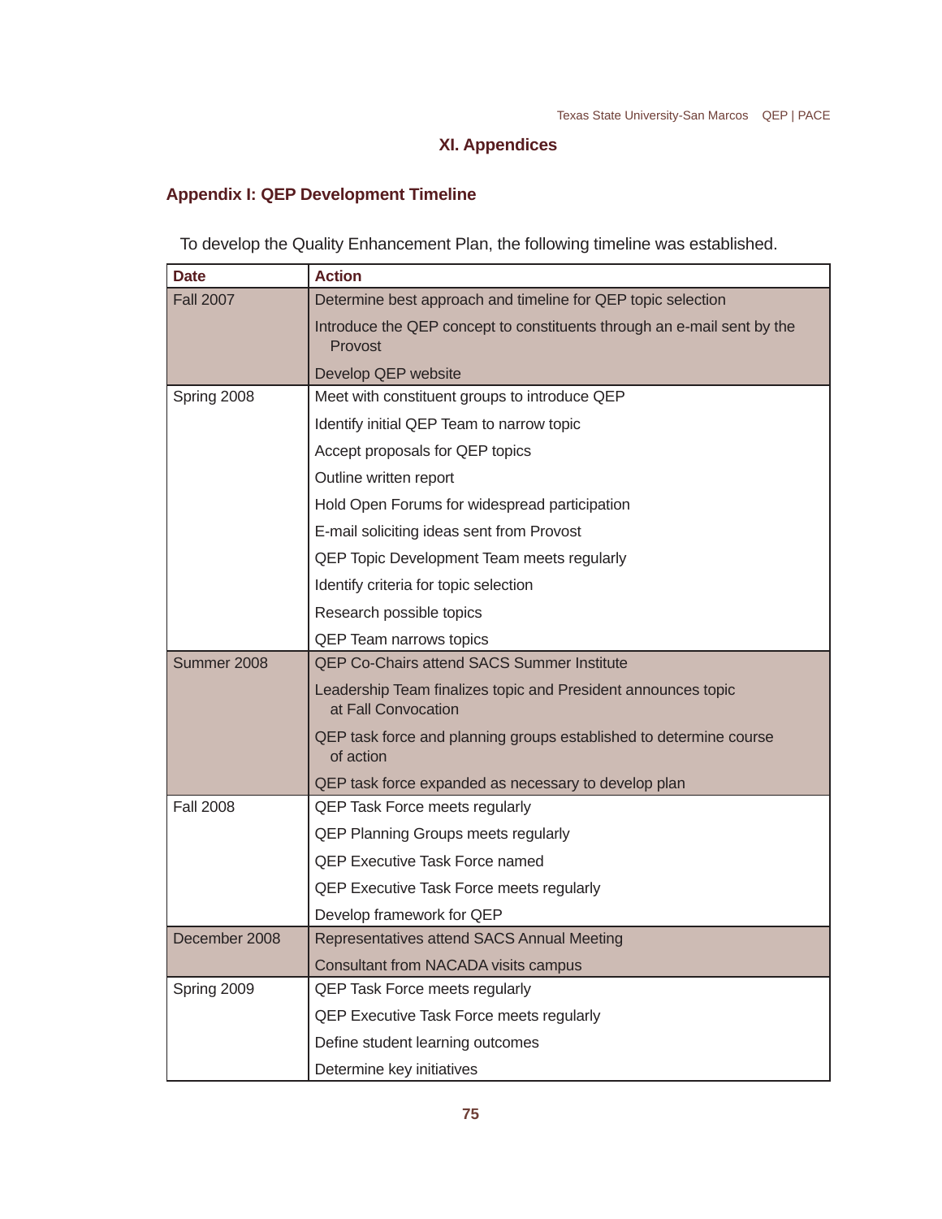# XI. Appendices

## Appendix I: QEP Development Timeline

To develop the Quality Enhancement Plan, the following timeline was established.

| Date | Action |
|---|---|
| Fall 2007 | Determine best approach and timeline for QEP topic selection |
| | Introduce the QEP concept to constituents through an e-mail sent by the Provost |
| | Develop QEP website |
| Spring 2008 | Meet with constituent groups to introduce QEP |
| | Identify initial QEP Team to narrow topic |
| | Accept proposals for QEP topics |
| | Outline written report |
| | Hold Open Forums for widespread participation |
| | E-mail soliciting ideas sent from Provost |
| | QEP Topic Development Team meets regularly |
| | Identify criteria for topic selection |
| | Research possible topics |
| | QEP Team narrows topics |
| Summer 2008 | QEP Co-Chairs attend SACS Summer Institute |
| | Leadership Team finalizes topic and President announces topic at Fall Convocation |
| | QEP task force and planning groups established to determine course of action |
| | QEP task force expanded as necessary to develop plan |
| Fall 2008 | QEP Task Force meets regularly |
| | QEP Planning Groups meets regularly |
| | QEP Executive Task Force named |
| | QEP Executive Task Force meets regularly |
| | Develop framework for QEP |
| December 2008 | Representatives attend SACS Annual Meeting |
| | Consultant from NACADA visits campus |
| Spring 2009 | QEP Task Force meets regularly |
| | QEP Executive Task Force meets regularly |
| | Define student learning outcomes |
| | Determine key initiatives |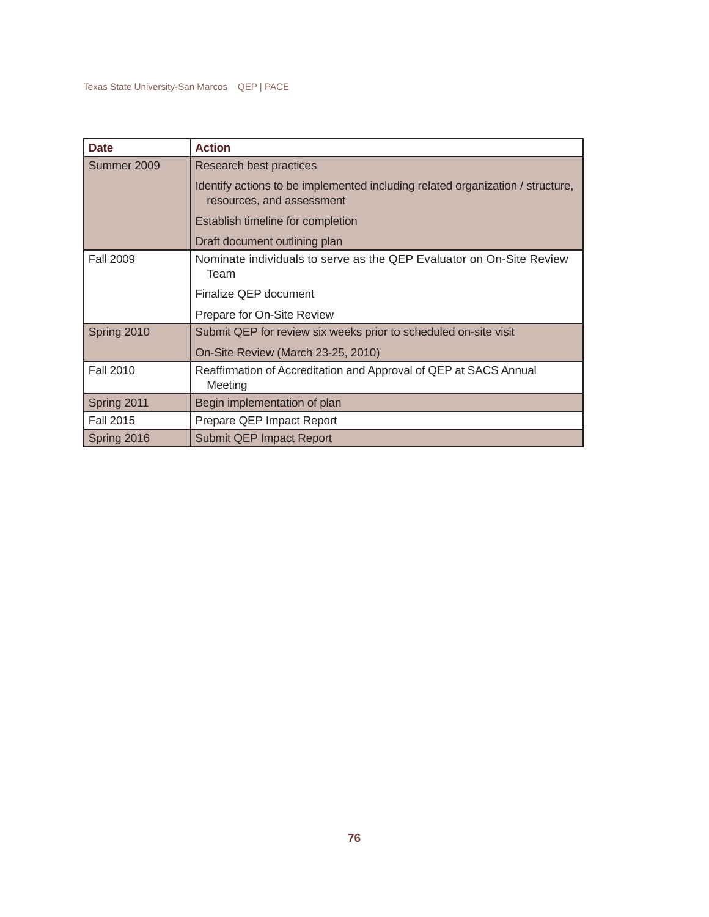| Date | Action |
| --- | --- |
| Summer 2009 | Research best practices<br>Identify actions to be implemented including related organization / structure, resources, and assessment<br>Establish timeline for completion<br>Draft document outlining plan |
| Fall 2009 | Nominate individuals to serve as the QEP Evaluator on On-Site Review Team<br>Finalize QEP document<br>Prepare for On-Site Review |
| Spring 2010 | Submit QEP for review six weeks prior to scheduled on-site visit<br>On-Site Review (March 23-25, 2010) |
| Fall 2010 | Reaffirmation of Accreditation and Approval of QEP at SACS Annual Meeting |
| Spring 2011 | Begin implementation of plan |
| Fall 2015 | Prepare QEP Impact Report |
| Spring 2016 | Submit QEP Impact Report |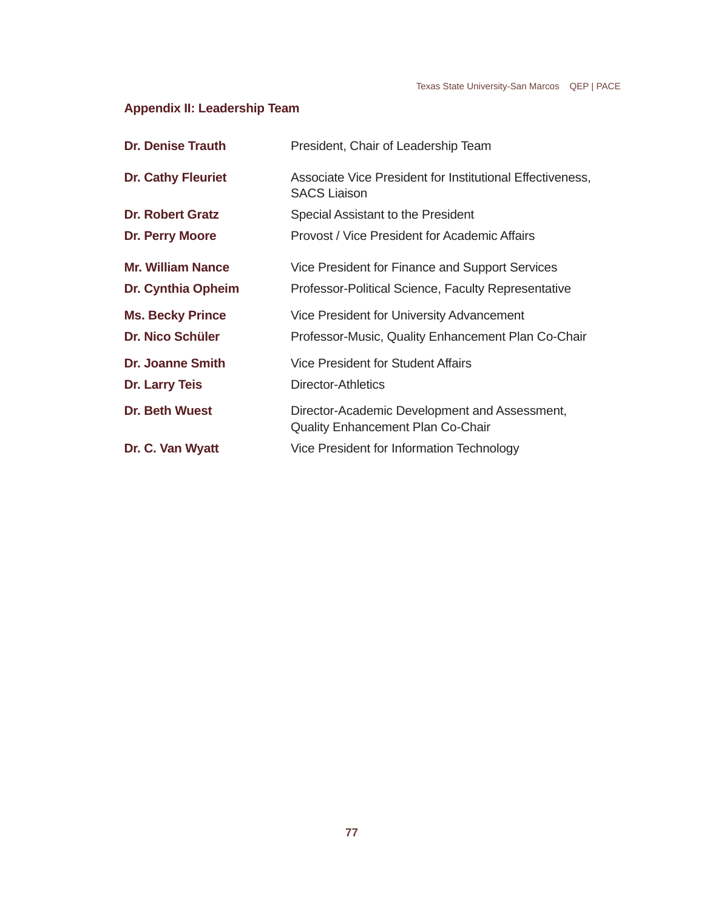## Appendix II: Leadership Team

| | |
|---|---|
| **Dr. Denise Trauth** | President, Chair of Leadership Team |
| **Dr. Cathy Fleuriet** | Associate Vice President for Institutional Effectiveness, SACS Liaison |
| **Dr. Robert Gratz** | Special Assistant to the President |
| **Dr. Perry Moore** | Provost / Vice President for Academic Affairs |
| **Mr. William Nance** | Vice President for Finance and Support Services |
| **Dr. Cynthia Opheim** | Professor-Political Science, Faculty Representative |
| **Ms. Becky Prince** | Vice President for University Advancement |
| **Dr. Nico Schüler** | Professor-Music, Quality Enhancement Plan Co-Chair |
| **Dr. Joanne Smith** | Vice President for Student Affairs |
| **Dr. Larry Teis** | Director-Athletics |
| **Dr. Beth Wuest** | Director-Academic Development and Assessment, Quality Enhancement Plan Co-Chair |
| **Dr. C. Van Wyatt** | Vice President for Information Technology |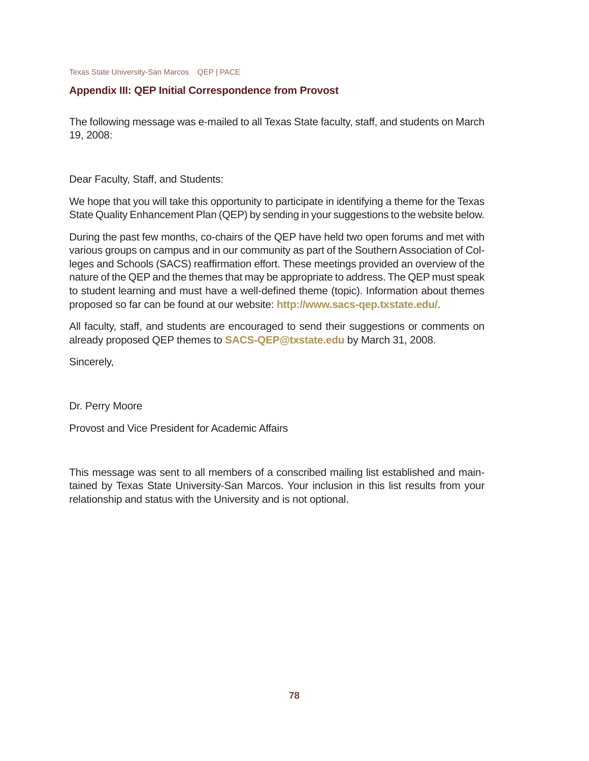## Appendix III: QEP Initial Correspondence from Provost

The following message was e-mailed to all Texas State faculty, staff, and students on March 19, 2008:

Dear Faculty, Staff, and Students:

We hope that you will take this opportunity to participate in identifying a theme for the Texas State Quality Enhancement Plan (QEP) by sending in your suggestions to the website below.

During the past few months, co-chairs of the QEP have held two open forums and met with various groups on campus and in our community as part of the Southern Association of Colleges and Schools (SACS) reaffirmation effort. These meetings provided an overview of the nature of the QEP and the themes that may be appropriate to address. The QEP must speak to student learning and must have a well-defined theme (topic). Information about themes proposed so far can be found at our website: **http://www.sacs-qep.txstate.edu/**.

All faculty, staff, and students are encouraged to send their suggestions or comments on already proposed QEP themes to **SACS-QEP@txstate.edu** by March 31, 2008.

Sincerely,

Dr. Perry Moore

Provost and Vice President for Academic Affairs

This message was sent to all members of a conscribed mailing list established and maintained by Texas State University-San Marcos. Your inclusion in this list results from your relationship and status with the University and is not optional.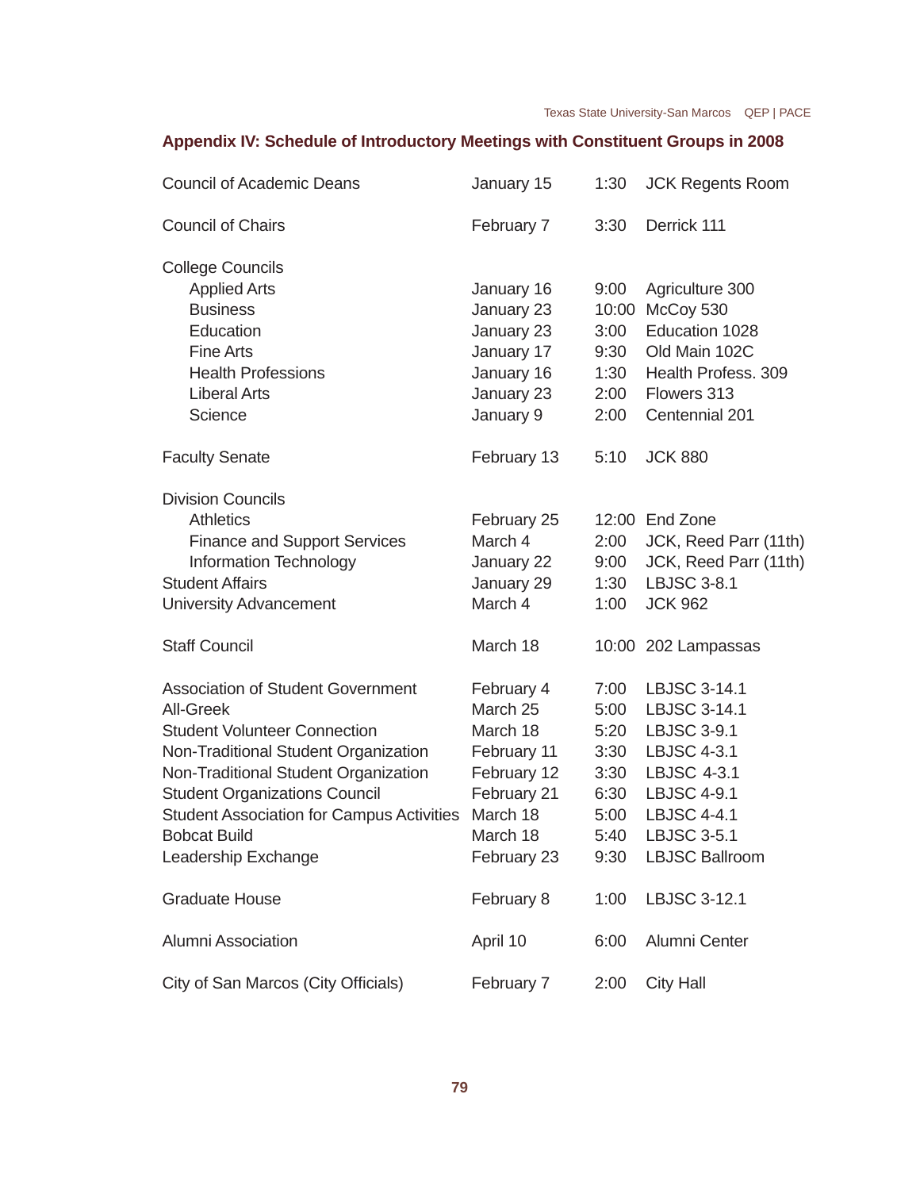## Appendix IV: Schedule of Introductory Meetings with Constituent Groups in 2008

| Group | Date | Time | Location |
|---|---|---|---|
| Council of Academic Deans | January 15 | 1:30 | JCK Regents Room |
| Council of Chairs | February 7 | 3:30 | Derrick 111 |
| College Councils | | | |
| Applied Arts | January 16 | 9:00 | Agriculture 300 |
| Business | January 23 | 10:00 | McCoy 530 |
| Education | January 23 | 3:00 | Education 1028 |
| Fine Arts | January 17 | 9:30 | Old Main 102C |
| Health Professions | January 16 | 1:30 | Health Profess. 309 |
| Liberal Arts | January 23 | 2:00 | Flowers 313 |
| Science | January 9 | 2:00 | Centennial 201 |
| Faculty Senate | February 13 | 5:10 | JCK 880 |
| Division Councils | | | |
| Athletics | February 25 | 12:00 | End Zone |
| Finance and Support Services | March 4 | 2:00 | JCK, Reed Parr (11th) |
| Information Technology | January 22 | 9:00 | JCK, Reed Parr (11th) |
| Student Affairs | January 29 | 1:30 | LBJSC 3-8.1 |
| University Advancement | March 4 | 1:00 | JCK 962 |
| Staff Council | March 18 | 10:00 | 202 Lampassas |
| Association of Student Government | February 4 | 7:00 | LBJSC 3-14.1 |
| All-Greek | March 25 | 5:00 | LBJSC 3-14.1 |
| Student Volunteer Connection | March 18 | 5:20 | LBJSC 3-9.1 |
| Non-Traditional Student Organization | February 11 | 3:30 | LBJSC 4-3.1 |
| Non-Traditional Student Organization | February 12 | 3:30 | LBJSC 4-3.1 |
| Student Organizations Council | February 21 | 6:30 | LBJSC 4-9.1 |
| Student Association for Campus Activities | March 18 | 5:00 | LBJSC 4-4.1 |
| Bobcat Build | March 18 | 5:40 | LBJSC 3-5.1 |
| Leadership Exchange | February 23 | 9:30 | LBJSC Ballroom |
| Graduate House | February 8 | 1:00 | LBJSC 3-12.1 |
| Alumni Association | April 10 | 6:00 | Alumni Center |
| City of San Marcos (City Officials) | February 7 | 2:00 | City Hall |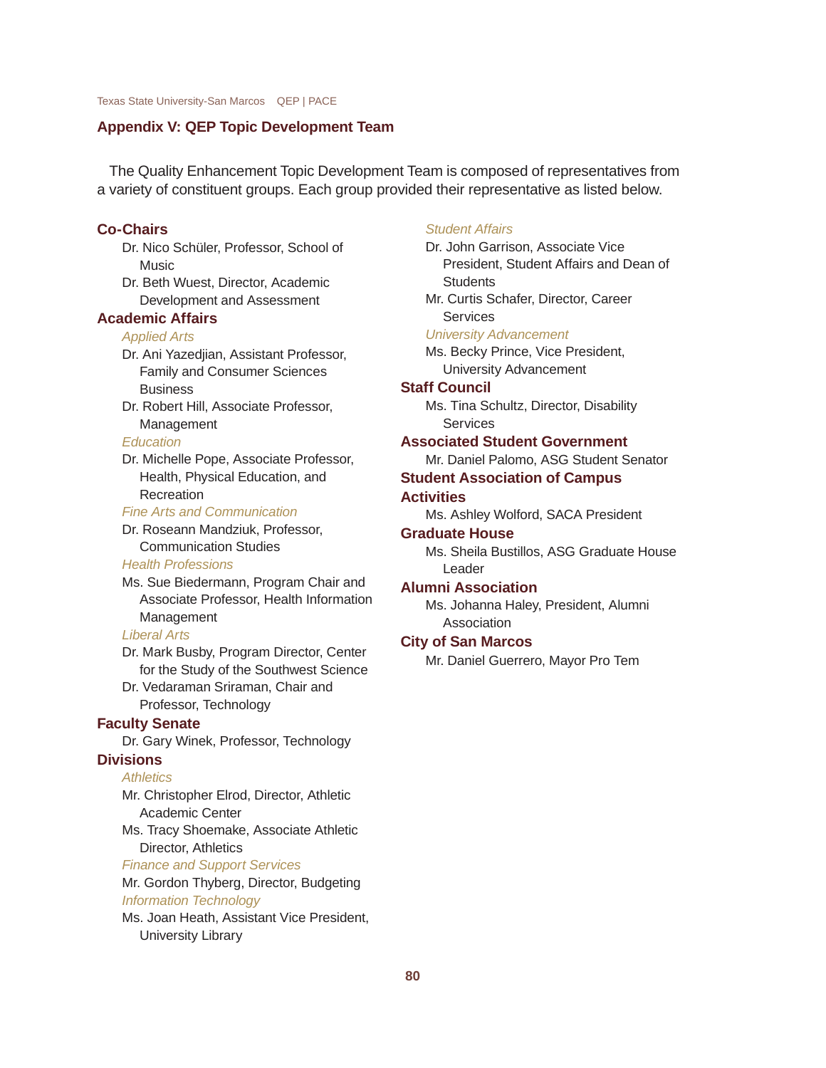## Appendix V: QEP Topic Development Team

The Quality Enhancement Topic Development Team is composed of representatives from a variety of constituent groups. Each group provided their representative as listed below.

### Co-Chairs

- Dr. Nico Schüler, Professor, School of Music
- Dr. Beth Wuest, Director, Academic Development and Assessment

### Academic Affairs

*Applied Arts*

- Dr. Ani Yazedjian, Assistant Professor, Family and Consumer Sciences Business
- Dr. Robert Hill, Associate Professor, Management

*Education*

- Dr. Michelle Pope, Associate Professor, Health, Physical Education, and Recreation

*Fine Arts and Communication*

- Dr. Roseann Mandziuk, Professor, Communication Studies

*Health Professions*

- Ms. Sue Biedermann, Program Chair and Associate Professor, Health Information Management

*Liberal Arts*

- Dr. Mark Busby, Program Director, Center for the Study of the Southwest Science
- Dr. Vedaraman Sriraman, Chair and Professor, Technology

### Faculty Senate

- Dr. Gary Winek, Professor, Technology

### Divisions

*Athletics*

- Mr. Christopher Elrod, Director, Athletic Academic Center
- Ms. Tracy Shoemake, Associate Athletic Director, Athletics

*Finance and Support Services*

- Mr. Gordon Thyberg, Director, Budgeting

*Information Technology*

- Ms. Joan Heath, Assistant Vice President, University Library

*Student Affairs*

- Dr. John Garrison, Associate Vice President, Student Affairs and Dean of Students
- Mr. Curtis Schafer, Director, Career Services

*University Advancement*

- Ms. Becky Prince, Vice President, University Advancement

### Staff Council

- Ms. Tina Schultz, Director, Disability Services

### Associated Student Government

- Mr. Daniel Palomo, ASG Student Senator

### Student Association of Campus Activities

- Ms. Ashley Wolford, SACA President

### Graduate House

- Ms. Sheila Bustillos, ASG Graduate House Leader

### Alumni Association

- Ms. Johanna Haley, President, Alumni Association

### City of San Marcos

- Mr. Daniel Guerrero, Mayor Pro Tem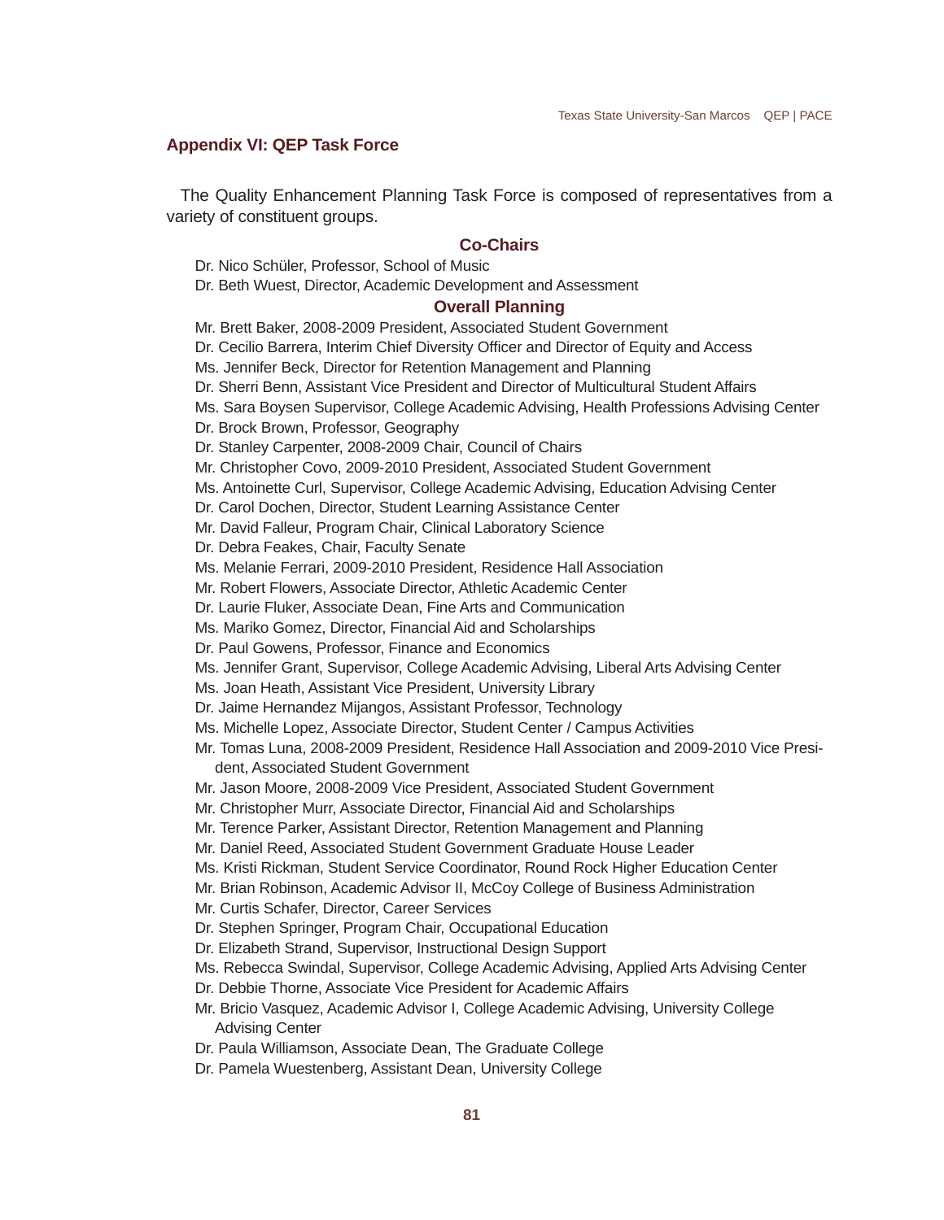## Appendix VI: QEP Task Force

The Quality Enhancement Planning Task Force is composed of representatives from a variety of constituent groups.

### Co-Chairs

Dr. Nico Schüler, Professor, School of Music

Dr. Beth Wuest, Director, Academic Development and Assessment

### Overall Planning

Mr. Brett Baker, 2008-2009 President, Associated Student Government

Dr. Cecilio Barrera, Interim Chief Diversity Officer and Director of Equity and Access

Ms. Jennifer Beck, Director for Retention Management and Planning

Dr. Sherri Benn, Assistant Vice President and Director of Multicultural Student Affairs

Ms. Sara Boysen Supervisor, College Academic Advising, Health Professions Advising Center

Dr. Brock Brown, Professor, Geography

Dr. Stanley Carpenter, 2008-2009 Chair, Council of Chairs

Mr. Christopher Covo, 2009-2010 President, Associated Student Government

Ms. Antoinette Curl, Supervisor, College Academic Advising, Education Advising Center

Dr. Carol Dochen, Director, Student Learning Assistance Center

Mr. David Falleur, Program Chair, Clinical Laboratory Science

Dr. Debra Feakes, Chair, Faculty Senate

Ms. Melanie Ferrari, 2009-2010 President, Residence Hall Association

Mr. Robert Flowers, Associate Director, Athletic Academic Center

Dr. Laurie Fluker, Associate Dean, Fine Arts and Communication

Ms. Mariko Gomez, Director, Financial Aid and Scholarships

Dr. Paul Gowens, Professor, Finance and Economics

Ms. Jennifer Grant, Supervisor, College Academic Advising, Liberal Arts Advising Center

Ms. Joan Heath, Assistant Vice President, University Library

Dr. Jaime Hernandez Mijangos, Assistant Professor, Technology

Ms. Michelle Lopez, Associate Director, Student Center / Campus Activities

Mr. Tomas Luna, 2008-2009 President, Residence Hall Association and 2009-2010 Vice President, Associated Student Government

Mr. Jason Moore, 2008-2009 Vice President, Associated Student Government

Mr. Christopher Murr, Associate Director, Financial Aid and Scholarships

Mr. Terence Parker, Assistant Director, Retention Management and Planning

Mr. Daniel Reed, Associated Student Government Graduate House Leader

Ms. Kristi Rickman, Student Service Coordinator, Round Rock Higher Education Center

Mr. Brian Robinson, Academic Advisor II, McCoy College of Business Administration

Mr. Curtis Schafer, Director, Career Services

Dr. Stephen Springer, Program Chair, Occupational Education

Dr. Elizabeth Strand, Supervisor, Instructional Design Support

Ms. Rebecca Swindal, Supervisor, College Academic Advising, Applied Arts Advising Center

Dr. Debbie Thorne, Associate Vice President for Academic Affairs

Mr. Bricio Vasquez, Academic Advisor I, College Academic Advising, University College Advising Center

Dr. Paula Williamson, Associate Dean, The Graduate College

Dr. Pamela Wuestenberg, Assistant Dean, University College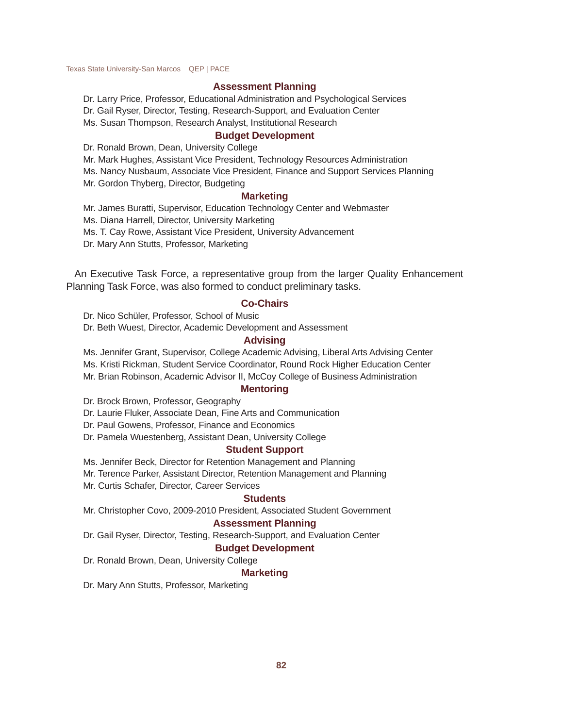### Assessment Planning

Dr. Larry Price, Professor, Educational Administration and Psychological Services
Dr. Gail Ryser, Director, Testing, Research-Support, and Evaluation Center
Ms. Susan Thompson, Research Analyst, Institutional Research

### Budget Development

Dr. Ronald Brown, Dean, University College
Mr. Mark Hughes, Assistant Vice President, Technology Resources Administration
Ms. Nancy Nusbaum, Associate Vice President, Finance and Support Services Planning
Mr. Gordon Thyberg, Director, Budgeting

### Marketing

Mr. James Buratti, Supervisor, Education Technology Center and Webmaster
Ms. Diana Harrell, Director, University Marketing
Ms. T. Cay Rowe, Assistant Vice President, University Advancement
Dr. Mary Ann Stutts, Professor, Marketing

An Executive Task Force, a representative group from the larger Quality Enhancement Planning Task Force, was also formed to conduct preliminary tasks.

### Co-Chairs

Dr. Nico Schüler, Professor, School of Music
Dr. Beth Wuest, Director, Academic Development and Assessment

### Advising

Ms. Jennifer Grant, Supervisor, College Academic Advising, Liberal Arts Advising Center
Ms. Kristi Rickman, Student Service Coordinator, Round Rock Higher Education Center
Mr. Brian Robinson, Academic Advisor II, McCoy College of Business Administration

### Mentoring

Dr. Brock Brown, Professor, Geography
Dr. Laurie Fluker, Associate Dean, Fine Arts and Communication
Dr. Paul Gowens, Professor, Finance and Economics
Dr. Pamela Wuestenberg, Assistant Dean, University College

### Student Support

Ms. Jennifer Beck, Director for Retention Management and Planning
Mr. Terence Parker, Assistant Director, Retention Management and Planning
Mr. Curtis Schafer, Director, Career Services

### Students

Mr. Christopher Covo, 2009-2010 President, Associated Student Government

### Assessment Planning

Dr. Gail Ryser, Director, Testing, Research-Support, and Evaluation Center

### Budget Development

Dr. Ronald Brown, Dean, University College

### Marketing

Dr. Mary Ann Stutts, Professor, Marketing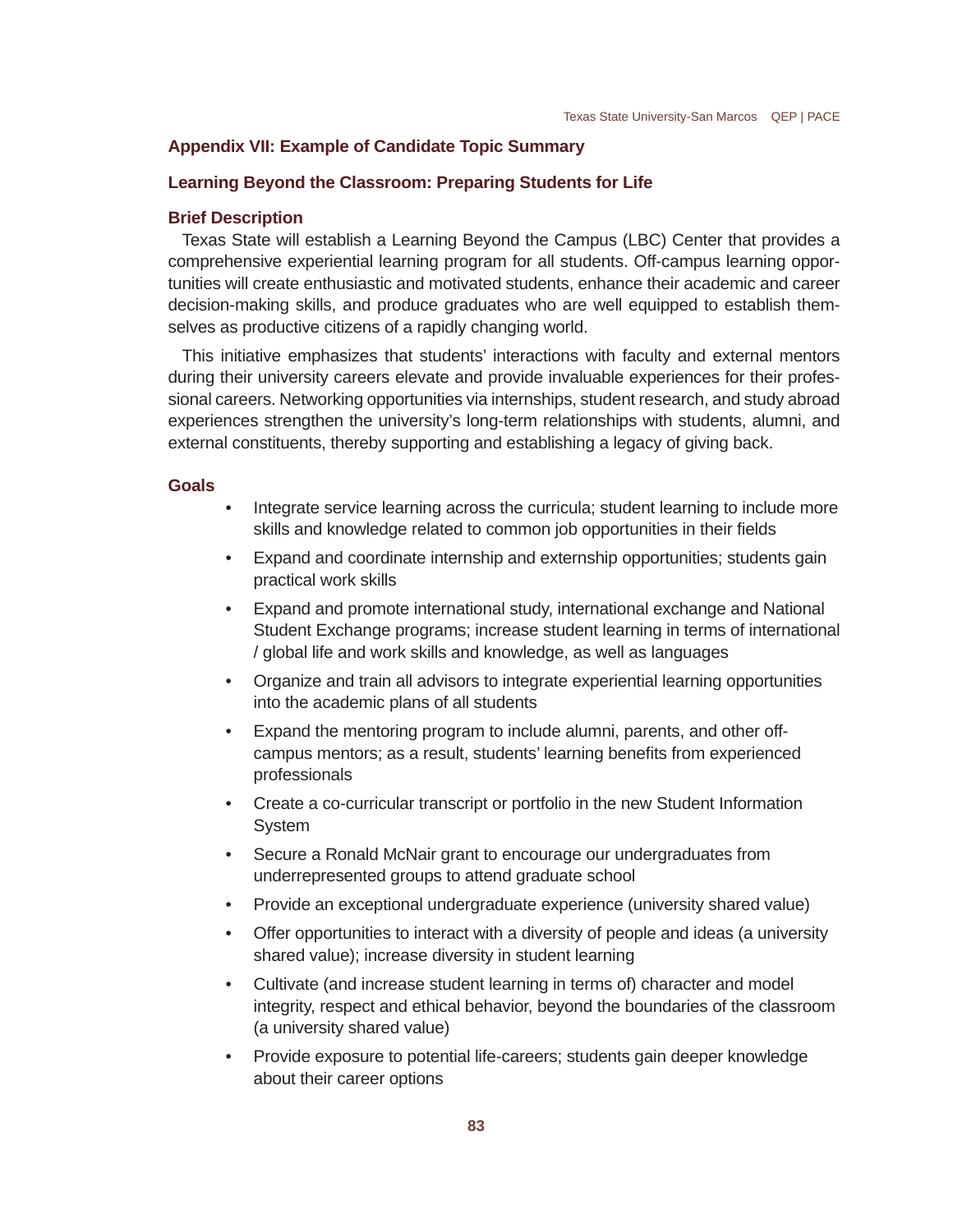## Appendix VII: Example of Candidate Topic Summary

### Learning Beyond the Classroom: Preparing Students for Life

#### Brief Description

Texas State will establish a Learning Beyond the Campus (LBC) Center that provides a comprehensive experiential learning program for all students. Off-campus learning opportunities will create enthusiastic and motivated students, enhance their academic and career decision-making skills, and produce graduates who are well equipped to establish themselves as productive citizens of a rapidly changing world.

This initiative emphasizes that students' interactions with faculty and external mentors during their university careers elevate and provide invaluable experiences for their professional careers. Networking opportunities via internships, student research, and study abroad experiences strengthen the university's long-term relationships with students, alumni, and external constituents, thereby supporting and establishing a legacy of giving back.

#### Goals

- Integrate service learning across the curricula; student learning to include more skills and knowledge related to common job opportunities in their fields
- Expand and coordinate internship and externship opportunities; students gain practical work skills
- Expand and promote international study, international exchange and National Student Exchange programs; increase student learning in terms of international / global life and work skills and knowledge, as well as languages
- Organize and train all advisors to integrate experiential learning opportunities into the academic plans of all students
- Expand the mentoring program to include alumni, parents, and other off-campus mentors; as a result, students' learning benefits from experienced professionals
- Create a co-curricular transcript or portfolio in the new Student Information System
- Secure a Ronald McNair grant to encourage our undergraduates from underrepresented groups to attend graduate school
- Provide an exceptional undergraduate experience (university shared value)
- Offer opportunities to interact with a diversity of people and ideas (a university shared value); increase diversity in student learning
- Cultivate (and increase student learning in terms of) character and model integrity, respect and ethical behavior, beyond the boundaries of the classroom (a university shared value)
- Provide exposure to potential life-careers; students gain deeper knowledge about their career options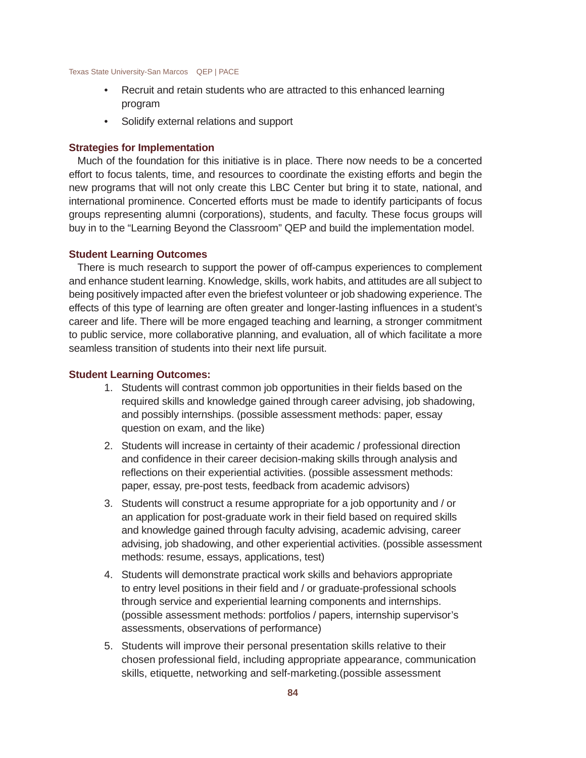- Recruit and retain students who are attracted to this enhanced learning program
- Solidify external relations and support

**Strategies for Implementation**

Much of the foundation for this initiative is in place. There now needs to be a concerted effort to focus talents, time, and resources to coordinate the existing efforts and begin the new programs that will not only create this LBC Center but bring it to state, national, and international prominence. Concerted efforts must be made to identify participants of focus groups representing alumni (corporations), students, and faculty. These focus groups will buy in to the "Learning Beyond the Classroom" QEP and build the implementation model.

**Student Learning Outcomes**

There is much research to support the power of off-campus experiences to complement and enhance student learning. Knowledge, skills, work habits, and attitudes are all subject to being positively impacted after even the briefest volunteer or job shadowing experience. The effects of this type of learning are often greater and longer-lasting influences in a student's career and life. There will be more engaged teaching and learning, a stronger commitment to public service, more collaborative planning, and evaluation, all of which facilitate a more seamless transition of students into their next life pursuit.

**Student Learning Outcomes:**

1. Students will contrast common job opportunities in their fields based on the required skills and knowledge gained through career advising, job shadowing, and possibly internships. (possible assessment methods: paper, essay question on exam, and the like)
2. Students will increase in certainty of their academic / professional direction and confidence in their career decision-making skills through analysis and reflections on their experiential activities. (possible assessment methods: paper, essay, pre-post tests, feedback from academic advisors)
3. Students will construct a resume appropriate for a job opportunity and / or an application for post-graduate work in their field based on required skills and knowledge gained through faculty advising, academic advising, career advising, job shadowing, and other experiential activities. (possible assessment methods: resume, essays, applications, test)
4. Students will demonstrate practical work skills and behaviors appropriate to entry level positions in their field and / or graduate-professional schools through service and experiential learning components and internships. (possible assessment methods: portfolios / papers, internship supervisor's assessments, observations of performance)
5. Students will improve their personal presentation skills relative to their chosen professional field, including appropriate appearance, communication skills, etiquette, networking and self-marketing.(possible assessment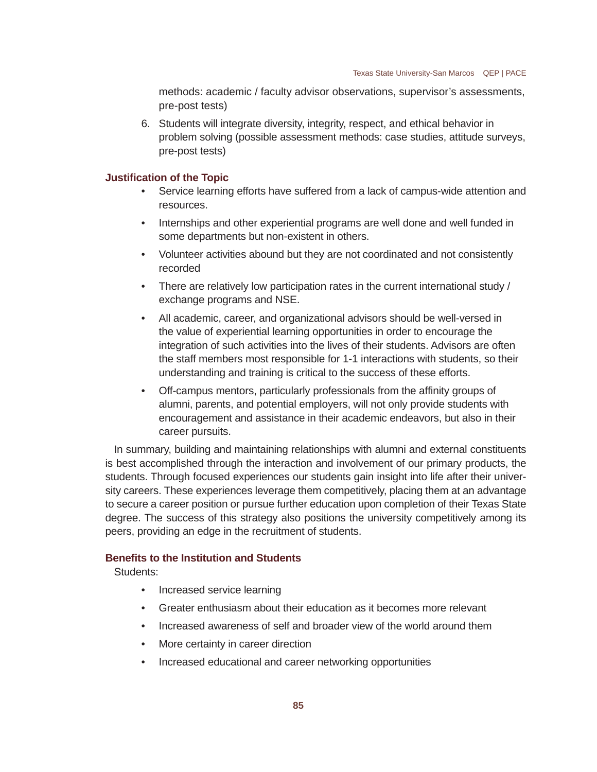methods: academic / faculty advisor observations, supervisor's assessments, pre-post tests)

6. Students will integrate diversity, integrity, respect, and ethical behavior in problem solving (possible assessment methods: case studies, attitude surveys, pre-post tests)

### Justification of the Topic

- Service learning efforts have suffered from a lack of campus-wide attention and resources.
- Internships and other experiential programs are well done and well funded in some departments but non-existent in others.
- Volunteer activities abound but they are not coordinated and not consistently recorded
- There are relatively low participation rates in the current international study / exchange programs and NSE.
- All academic, career, and organizational advisors should be well-versed in the value of experiential learning opportunities in order to encourage the integration of such activities into the lives of their students. Advisors are often the staff members most responsible for 1-1 interactions with students, so their understanding and training is critical to the success of these efforts.
- Off-campus mentors, particularly professionals from the affinity groups of alumni, parents, and potential employers, will not only provide students with encouragement and assistance in their academic endeavors, but also in their career pursuits.

In summary, building and maintaining relationships with alumni and external constituents is best accomplished through the interaction and involvement of our primary products, the students. Through focused experiences our students gain insight into life after their university careers. These experiences leverage them competitively, placing them at an advantage to secure a career position or pursue further education upon completion of their Texas State degree. The success of this strategy also positions the university competitively among its peers, providing an edge in the recruitment of students.

### Benefits to the Institution and Students

Students:

- Increased service learning
- Greater enthusiasm about their education as it becomes more relevant
- Increased awareness of self and broader view of the world around them
- More certainty in career direction
- Increased educational and career networking opportunities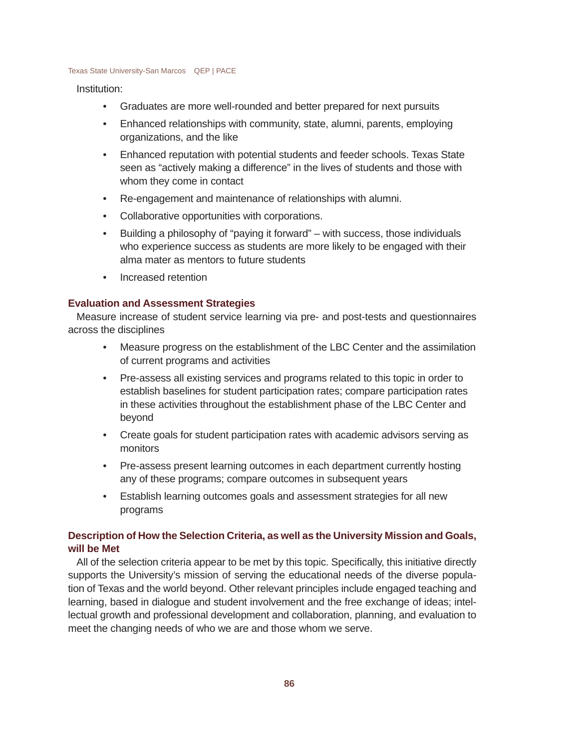Institution:

- Graduates are more well-rounded and better prepared for next pursuits
- Enhanced relationships with community, state, alumni, parents, employing organizations, and the like
- Enhanced reputation with potential students and feeder schools. Texas State seen as “actively making a difference” in the lives of students and those with whom they come in contact
- Re-engagement and maintenance of relationships with alumni.
- Collaborative opportunities with corporations.
- Building a philosophy of “paying it forward” – with success, those individuals who experience success as students are more likely to be engaged with their alma mater as mentors to future students
- Increased retention

### Evaluation and Assessment Strategies

Measure increase of student service learning via pre- and post-tests and questionnaires across the disciplines

- Measure progress on the establishment of the LBC Center and the assimilation of current programs and activities
- Pre-assess all existing services and programs related to this topic in order to establish baselines for student participation rates; compare participation rates in these activities throughout the establishment phase of the LBC Center and beyond
- Create goals for student participation rates with academic advisors serving as monitors
- Pre-assess present learning outcomes in each department currently hosting any of these programs; compare outcomes in subsequent years
- Establish learning outcomes goals and assessment strategies for all new programs

### Description of How the Selection Criteria, as well as the University Mission and Goals, will be Met

All of the selection criteria appear to be met by this topic. Specifically, this initiative directly supports the University’s mission of serving the educational needs of the diverse population of Texas and the world beyond. Other relevant principles include engaged teaching and learning, based in dialogue and student involvement and the free exchange of ideas; intellectual growth and professional development and collaboration, planning, and evaluation to meet the changing needs of who we are and those whom we serve.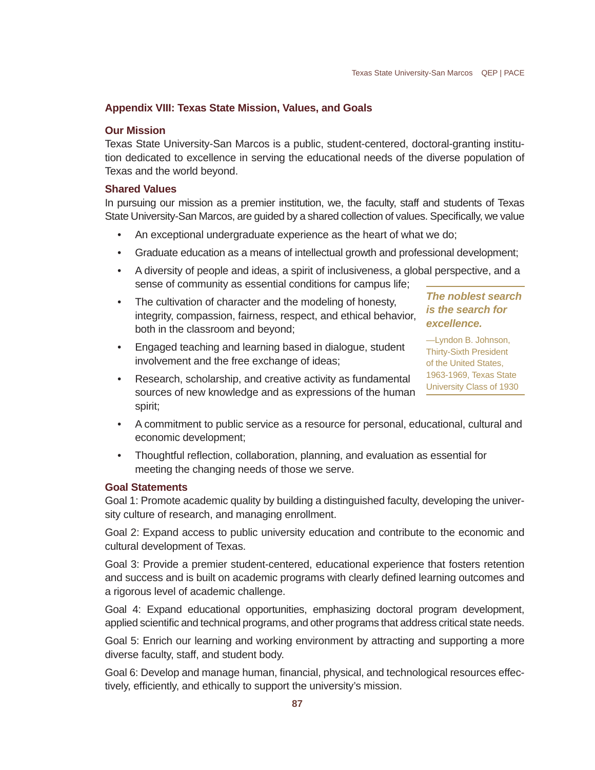## Appendix VIII: Texas State Mission, Values, and Goals

### Our Mission

Texas State University-San Marcos is a public, student-centered, doctoral-granting institution dedicated to excellence in serving the educational needs of the diverse population of Texas and the world beyond.

### Shared Values

In pursuing our mission as a premier institution, we, the faculty, staff and students of Texas State University-San Marcos, are guided by a shared collection of values. Specifically, we value

- An exceptional undergraduate experience as the heart of what we do;
- Graduate education as a means of intellectual growth and professional development;
- A diversity of people and ideas, a spirit of inclusiveness, a global perspective, and a sense of community as essential conditions for campus life;
- The cultivation of character and the modeling of honesty, integrity, compassion, fairness, respect, and ethical behavior, both in the classroom and beyond;
- Engaged teaching and learning based in dialogue, student involvement and the free exchange of ideas;
- Research, scholarship, and creative activity as fundamental sources of new knowledge and as expressions of the human spirit;
- A commitment to public service as a resource for personal, educational, cultural and economic development;
- Thoughtful reflection, collaboration, planning, and evaluation as essential for meeting the changing needs of those we serve.

> ***The noblest search is the search for excellence.***
>
> —Lyndon B. Johnson, Thirty-Sixth President of the United States, 1963-1969, Texas State University Class of 1930

### Goal Statements

Goal 1: Promote academic quality by building a distinguished faculty, developing the university culture of research, and managing enrollment.

Goal 2: Expand access to public university education and contribute to the economic and cultural development of Texas.

Goal 3: Provide a premier student-centered, educational experience that fosters retention and success and is built on academic programs with clearly defined learning outcomes and a rigorous level of academic challenge.

Goal 4: Expand educational opportunities, emphasizing doctoral program development, applied scientific and technical programs, and other programs that address critical state needs.

Goal 5: Enrich our learning and working environment by attracting and supporting a more diverse faculty, staff, and student body.

Goal 6: Develop and manage human, financial, physical, and technological resources effectively, efficiently, and ethically to support the university's mission.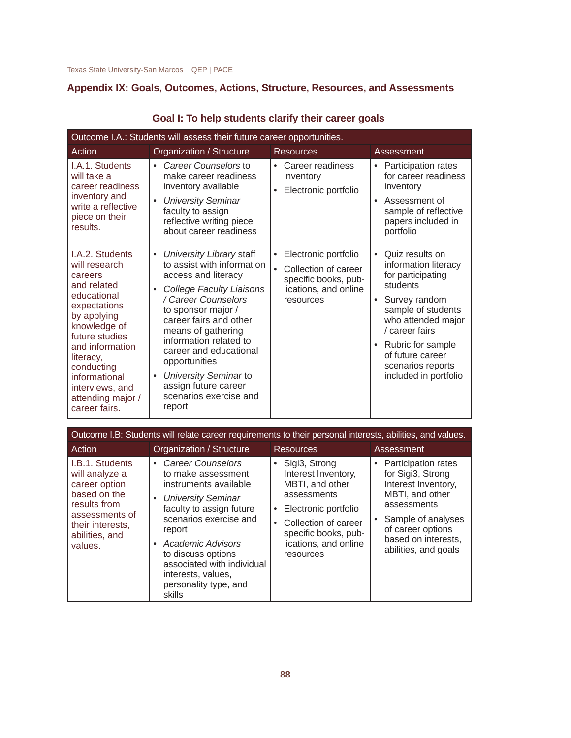## Appendix IX: Goals, Outcomes, Actions, Structure, Resources, and Assessments

### Goal I: To help students clarify their career goals

| Outcome I.A.: Students will assess their future career opportunities. | | | |
|---|---|---|---|
| **Action** | **Organization / Structure** | **Resources** | **Assessment** |
| I.A.1. Students will take a career readiness inventory and write a reflective piece on their results. | • *Career Counselors* to make career readiness inventory available<br>• *University Seminar* faculty to assign reflective writing piece about career readiness | • Career readiness inventory<br>• Electronic portfolio | • Participation rates for career readiness inventory<br>• Assessment of sample of reflective papers included in portfolio |
| I.A.2. Students will research careers and related educational expectations by applying knowledge of future studies and information literacy, conducting informational interviews, and attending major / career fairs. | • *University Library* staff to assist with information access and literacy<br>• *College Faculty Liaisons / Career Counselors* to sponsor major / career fairs and other means of gathering information related to career and educational opportunities<br>• *University Seminar* to assign future career scenarios exercise and report | • Electronic portfolio<br>• Collection of career specific books, publications, and online resources | • Quiz results on information literacy for participating students<br>• Survey random sample of students who attended major / career fairs<br>• Rubric for sample of future career scenarios reports included in portfolio |

| Outcome I.B: Students will relate career requirements to their personal interests, abilities, and values. | | | |
|---|---|---|---|
| **Action** | **Organization / Structure** | **Resources** | **Assessment** |
| I.B.1. Students will analyze a career option based on the results from assessments of their interests, abilities, and values. | • *Career Counselors* to make assessment instruments available<br>• *University Seminar* faculty to assign future scenarios exercise and report<br>• *Academic Advisors* to discuss options associated with individual interests, values, personality type, and skills | • Sigi3, Strong Interest Inventory, MBTI, and other assessments<br>• Electronic portfolio<br>• Collection of career specific books, publications, and online resources | • Participation rates for Sigi3, Strong Interest Inventory, MBTI, and other assessments<br>• Sample of analyses of career options based on interests, abilities, and goals |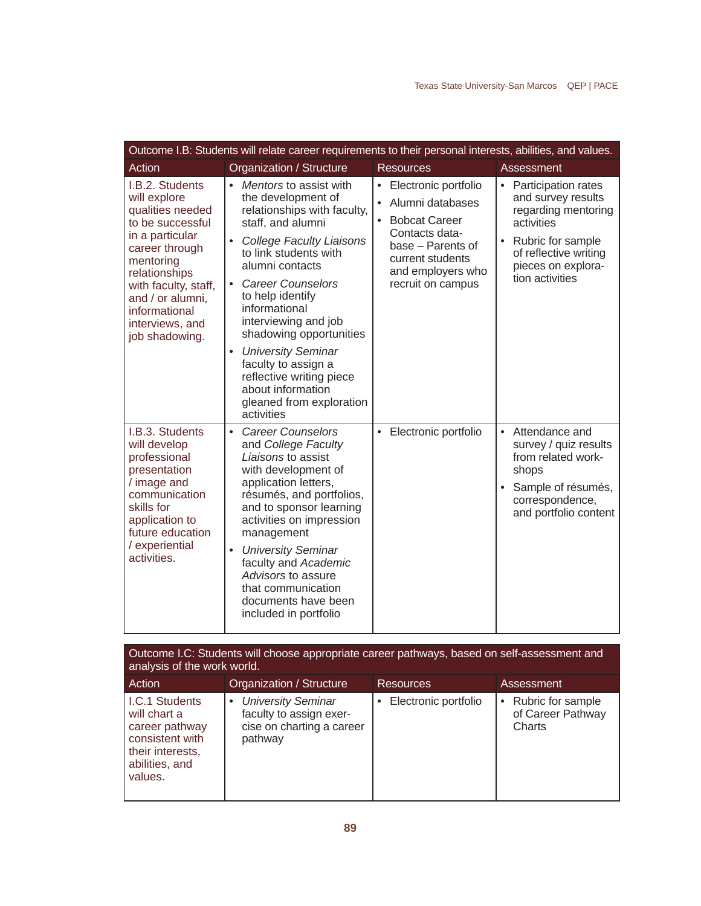| Outcome I.B: Students will relate career requirements to their personal interests, abilities, and values. | | | |
|---|---|---|---|
| **Action** | **Organization / Structure** | **Resources** | **Assessment** |
| I.B.2. Students will explore qualities needed to be successful in a particular career through mentoring relationships with faculty, staff, and / or alumni, informational interviews, and job shadowing. | • *Mentors* to assist with the development of relationships with faculty, staff, and alumni<br>• *College Faculty Liaisons* to link students with alumni contacts<br>• *Career Counselors* to help identify informational interviewing and job shadowing opportunities<br>• *University Seminar* faculty to assign a reflective writing piece about information gleaned from exploration activities | • Electronic portfolio<br>• Alumni databases<br>• Bobcat Career Contacts database – Parents of current students and employers who recruit on campus | • Participation rates and survey results regarding mentoring activities<br>• Rubric for sample of reflective writing pieces on exploration activities |
| I.B.3. Students will develop professional presentation / image and communication skills for application to future education / experiential activities. | • *Career Counselors* and *College Faculty Liaisons* to assist with development of application letters, résumés, and portfolios, and to sponsor learning activities on impression management<br>• *University Seminar* faculty and *Academic Advisors* to assure that communication documents have been included in portfolio | • Electronic portfolio | • Attendance and survey / quiz results from related workshops<br>• Sample of résumés, correspondence, and portfolio content |

| Outcome I.C: Students will choose appropriate career pathways, based on self-assessment and analysis of the work world. | | | |
|---|---|---|---|
| **Action** | **Organization / Structure** | **Resources** | **Assessment** |
| I.C.1 Students will chart a career pathway consistent with their interests, abilities, and values. | • *University Seminar* faculty to assign exercise on charting a career pathway | • Electronic portfolio | • Rubric for sample of Career Pathway Charts |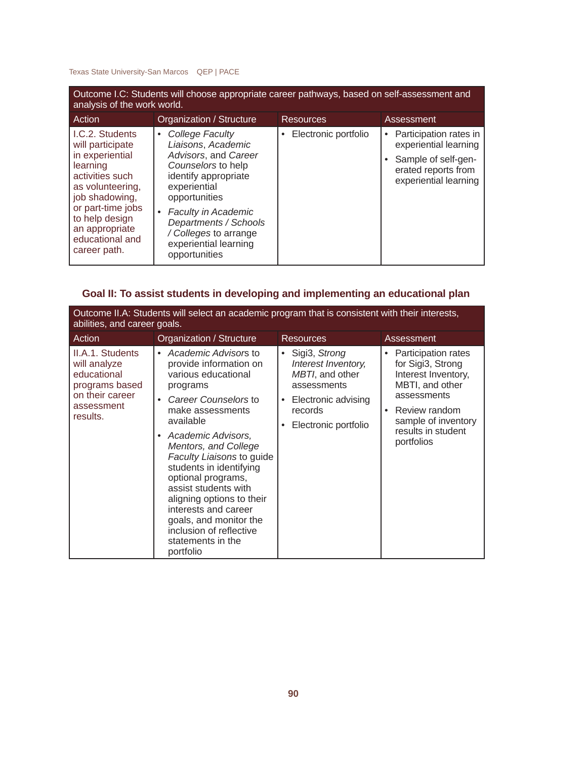| Outcome I.C: Students will choose appropriate career pathways, based on self-assessment and analysis of the work world. | | | |
|---|---|---|---|
| Action | Organization / Structure | Resources | Assessment |
| I.C.2. Students will participate in experiential learning activities such as volunteering, job shadowing, or part-time jobs to help design an appropriate educational and career path. | • *College Faculty Liaisons*, *Academic Advisors*, and *Career Counselors* to help identify appropriate experiential opportunities<br>• *Faculty in Academic Departments / Schools / Colleges* to arrange experiential learning opportunities | • Electronic portfolio | • Participation rates in experiential learning<br>• Sample of self-generated reports from experiential learning |

## Goal II: To assist students in developing and implementing an educational plan

| Outcome II.A: Students will select an academic program that is consistent with their interests, abilities, and career goals. | | | |
|---|---|---|---|
| Action | Organization / Structure | Resources | Assessment |
| II.A.1. Students will analyze educational programs based on their career assessment results. | • *Academic Advisors* to provide information on various educational programs<br>• *Career Counselors* to make assessments available<br>• *Academic Advisors, Mentors, and College Faculty Liaisons* to guide students in identifying optional programs, assist students with aligning options to their interests and career goals, and monitor the inclusion of reflective statements in the portfolio | • Sigi3, *Strong Interest Inventory, MBTI*, and other assessments<br>• Electronic advising records<br>• Electronic portfolio | • Participation rates for Sigi3, Strong Interest Inventory, MBTI, and other assessments<br>• Review random sample of inventory results in student portfolios |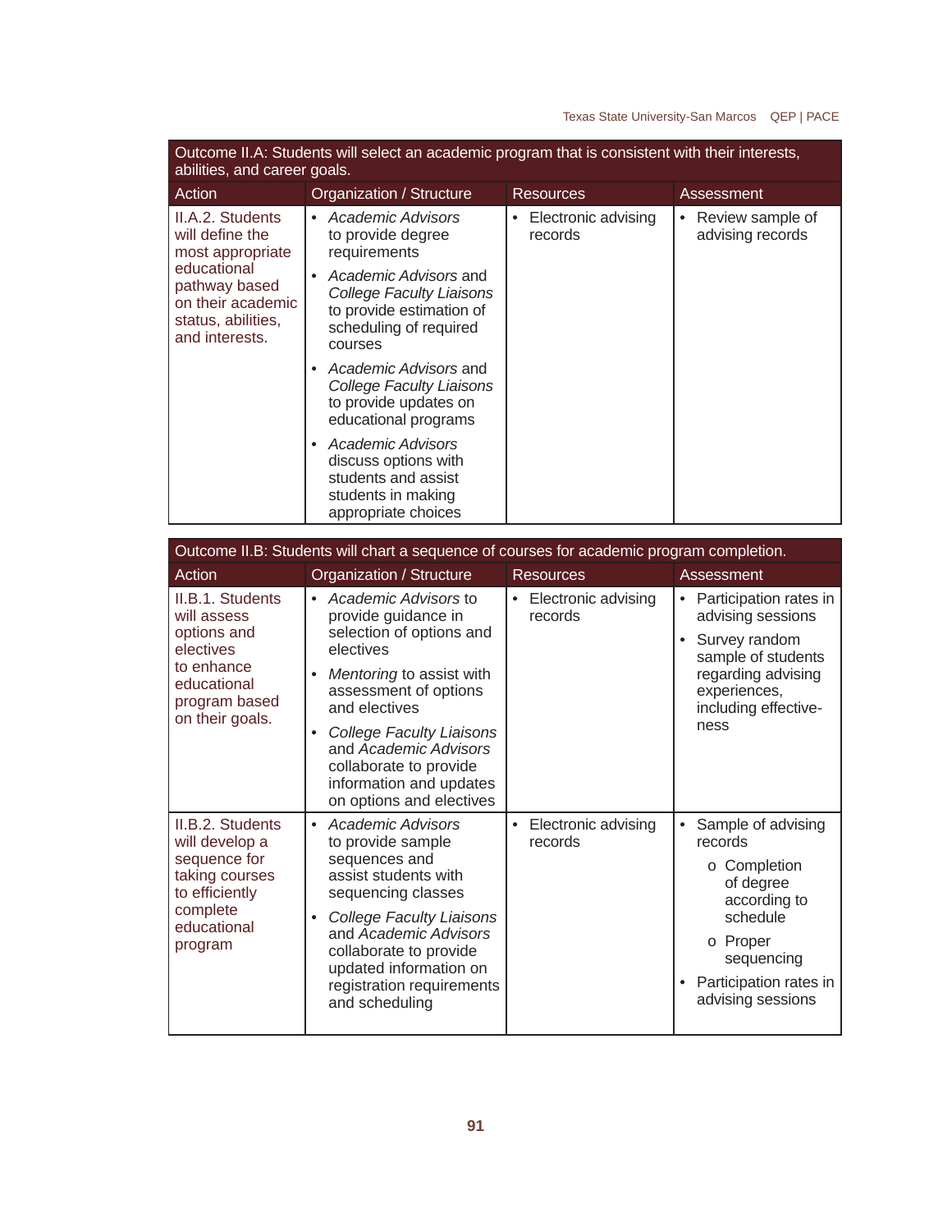| Outcome II.A: Students will select an academic program that is consistent with their interests, abilities, and career goals. | | | |
|---|---|---|---|
| Action | Organization / Structure | Resources | Assessment |
| II.A.2. Students will define the most appropriate educational pathway based on their academic status, abilities, and interests. | • *Academic Advisors* to provide degree requirements<br>• *Academic Advisors* and *College Faculty Liaisons* to provide estimation of scheduling of required courses<br>• *Academic Advisors* and *College Faculty Liaisons* to provide updates on educational programs<br>• *Academic Advisors* discuss options with students and assist students in making appropriate choices | • Electronic advising records | • Review sample of advising records |

| Outcome II.B: Students will chart a sequence of courses for academic program completion. | | | |
|---|---|---|---|
| Action | Organization / Structure | Resources | Assessment |
| II.B.1. Students will assess options and electives to enhance educational program based on their goals. | • *Academic Advisors* to provide guidance in selection of options and electives<br>• *Mentoring* to assist with assessment of options and electives<br>• *College Faculty Liaisons* and *Academic Advisors* collaborate to provide information and updates on options and electives | • Electronic advising records | • Participation rates in advising sessions<br>• Survey random sample of students regarding advising experiences, including effective-ness |
| II.B.2. Students will develop a sequence for taking courses to efficiently complete educational program | • *Academic Advisors* to provide sample sequences and assist students with sequencing classes<br>• *College Faculty Liaisons* and *Academic Advisors* collaborate to provide updated information on registration requirements and scheduling | • Electronic advising records | • Sample of advising records<br>  o Completion of degree according to schedule<br>  o Proper sequencing<br>• Participation rates in advising sessions |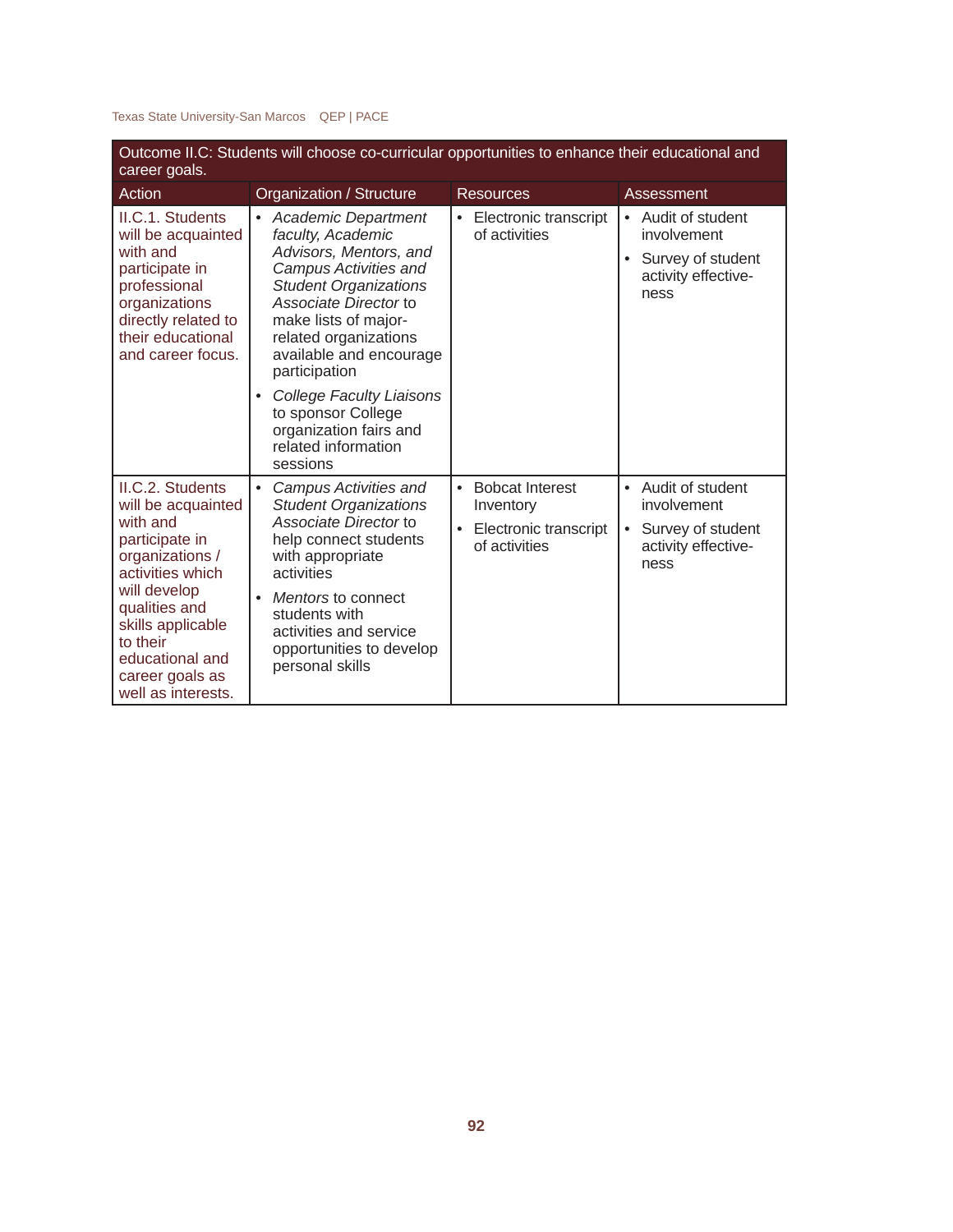| Outcome II.C: Students will choose co-curricular opportunities to enhance their educational and career goals. | | | |
|---|---|---|---|
| **Action** | **Organization / Structure** | **Resources** | **Assessment** |
| II.C.1. Students will be acquainted with and participate in professional organizations directly related to their educational and career focus. | • *Academic Department faculty, Academic Advisors, Mentors, and Campus Activities and Student Organizations Associate Director* to make lists of major-related organizations available and encourage participation<br>• *College Faculty Liaisons* to sponsor College organization fairs and related information sessions | • Electronic transcript of activities | • Audit of student involvement<br>• Survey of student activity effectiveness |
| II.C.2. Students will be acquainted with and participate in organizations / activities which will develop qualities and skills applicable to their educational and career goals as well as interests. | • *Campus Activities and Student Organizations Associate Director* to help connect students with appropriate activities<br>• *Mentors* to connect students with activities and service opportunities to develop personal skills | • Bobcat Interest Inventory<br>• Electronic transcript of activities | • Audit of student involvement<br>• Survey of student activity effectiveness |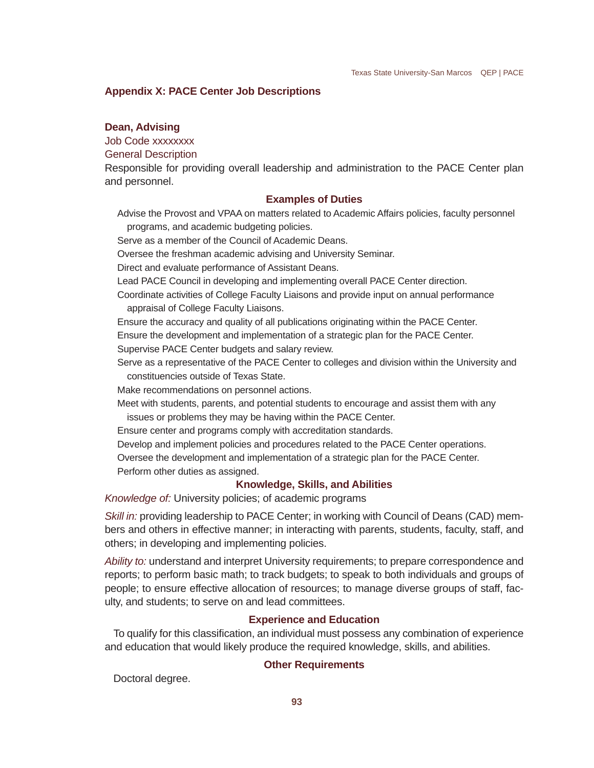## Appendix X: PACE Center Job Descriptions

### Dean, Advising

Job Code xxxxxxxx

General Description

Responsible for providing overall leadership and administration to the PACE Center plan and personnel.

#### Examples of Duties

Advise the Provost and VPAA on matters related to Academic Affairs policies, faculty personnel programs, and academic budgeting policies.

Serve as a member of the Council of Academic Deans.

Oversee the freshman academic advising and University Seminar.

Direct and evaluate performance of Assistant Deans.

Lead PACE Council in developing and implementing overall PACE Center direction.

Coordinate activities of College Faculty Liaisons and provide input on annual performance appraisal of College Faculty Liaisons.

Ensure the accuracy and quality of all publications originating within the PACE Center.

Ensure the development and implementation of a strategic plan for the PACE Center.

Supervise PACE Center budgets and salary review.

Serve as a representative of the PACE Center to colleges and division within the University and constituencies outside of Texas State.

Make recommendations on personnel actions.

Meet with students, parents, and potential students to encourage and assist them with any issues or problems they may be having within the PACE Center.

Ensure center and programs comply with accreditation standards.

Develop and implement policies and procedures related to the PACE Center operations.

Oversee the development and implementation of a strategic plan for the PACE Center.

Perform other duties as assigned.

#### Knowledge, Skills, and Abilities

*Knowledge of:* University policies; of academic programs

*Skill in:* providing leadership to PACE Center; in working with Council of Deans (CAD) members and others in effective manner; in interacting with parents, students, faculty, staff, and others; in developing and implementing policies.

*Ability to:* understand and interpret University requirements; to prepare correspondence and reports; to perform basic math; to track budgets; to speak to both individuals and groups of people; to ensure effective allocation of resources; to manage diverse groups of staff, faculty, and students; to serve on and lead committees.

#### Experience and Education

To qualify for this classification, an individual must possess any combination of experience and education that would likely produce the required knowledge, skills, and abilities.

#### Other Requirements

Doctoral degree.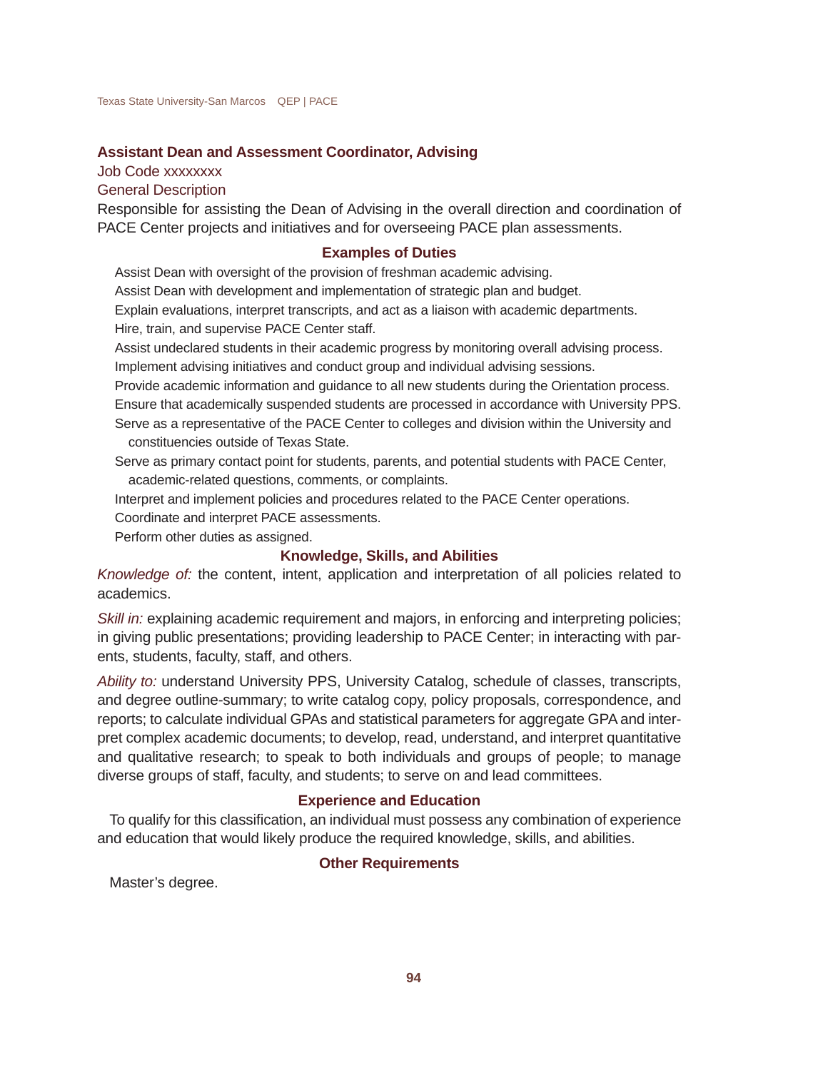## Assistant Dean and Assessment Coordinator, Advising

Job Code xxxxxxxx

General Description

Responsible for assisting the Dean of Advising in the overall direction and coordination of PACE Center projects and initiatives and for overseeing PACE plan assessments.

### Examples of Duties

- Assist Dean with oversight of the provision of freshman academic advising.
- Assist Dean with development and implementation of strategic plan and budget.
- Explain evaluations, interpret transcripts, and act as a liaison with academic departments.
- Hire, train, and supervise PACE Center staff.
- Assist undeclared students in their academic progress by monitoring overall advising process.
- Implement advising initiatives and conduct group and individual advising sessions.
- Provide academic information and guidance to all new students during the Orientation process.
- Ensure that academically suspended students are processed in accordance with University PPS.
- Serve as a representative of the PACE Center to colleges and division within the University and constituencies outside of Texas State.
- Serve as primary contact point for students, parents, and potential students with PACE Center, academic-related questions, comments, or complaints.
- Interpret and implement policies and procedures related to the PACE Center operations.
- Coordinate and interpret PACE assessments.
- Perform other duties as assigned.

### Knowledge, Skills, and Abilities

*Knowledge of:* the content, intent, application and interpretation of all policies related to academics.

*Skill in:* explaining academic requirement and majors, in enforcing and interpreting policies; in giving public presentations; providing leadership to PACE Center; in interacting with parents, students, faculty, staff, and others.

*Ability to:* understand University PPS, University Catalog, schedule of classes, transcripts, and degree outline-summary; to write catalog copy, policy proposals, correspondence, and reports; to calculate individual GPAs and statistical parameters for aggregate GPA and interpret complex academic documents; to develop, read, understand, and interpret quantitative and qualitative research; to speak to both individuals and groups of people; to manage diverse groups of staff, faculty, and students; to serve on and lead committees.

### Experience and Education

To qualify for this classification, an individual must possess any combination of experience and education that would likely produce the required knowledge, skills, and abilities.

### Other Requirements

Master's degree.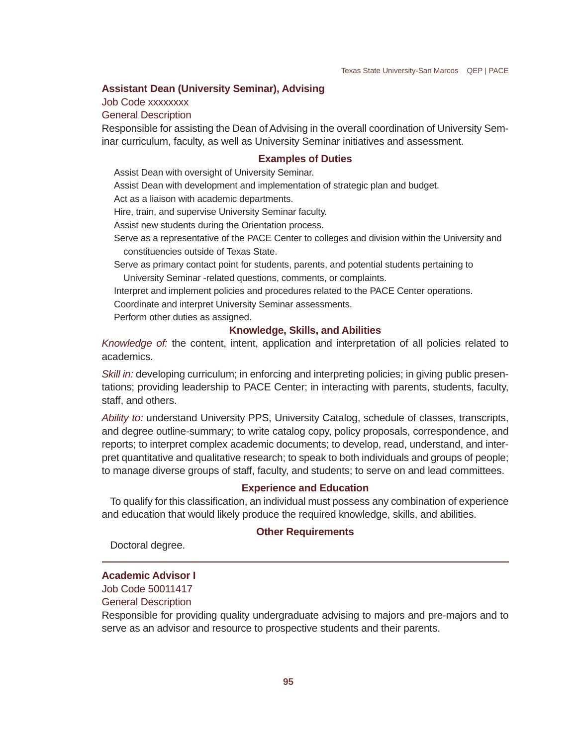### Assistant Dean (University Seminar), Advising

Job Code xxxxxxxx

General Description

Responsible for assisting the Dean of Advising in the overall coordination of University Seminar curriculum, faculty, as well as University Seminar initiatives and assessment.

#### Examples of Duties

Assist Dean with oversight of University Seminar.

Assist Dean with development and implementation of strategic plan and budget.

Act as a liaison with academic departments.

Hire, train, and supervise University Seminar faculty.

Assist new students during the Orientation process.

Serve as a representative of the PACE Center to colleges and division within the University and constituencies outside of Texas State.

Serve as primary contact point for students, parents, and potential students pertaining to University Seminar -related questions, comments, or complaints.

Interpret and implement policies and procedures related to the PACE Center operations.

Coordinate and interpret University Seminar assessments.

Perform other duties as assigned.

#### Knowledge, Skills, and Abilities

*Knowledge of:* the content, intent, application and interpretation of all policies related to academics.

*Skill in:* developing curriculum; in enforcing and interpreting policies; in giving public presentations; providing leadership to PACE Center; in interacting with parents, students, faculty, staff, and others.

*Ability to:* understand University PPS, University Catalog, schedule of classes, transcripts, and degree outline-summary; to write catalog copy, policy proposals, correspondence, and reports; to interpret complex academic documents; to develop, read, understand, and interpret quantitative and qualitative research; to speak to both individuals and groups of people; to manage diverse groups of staff, faculty, and students; to serve on and lead committees.

#### Experience and Education

To qualify for this classification, an individual must possess any combination of experience and education that would likely produce the required knowledge, skills, and abilities.

#### Other Requirements

Doctoral degree.

---

### Academic Advisor I

Job Code 50011417

General Description

Responsible for providing quality undergraduate advising to majors and pre-majors and to serve as an advisor and resource to prospective students and their parents.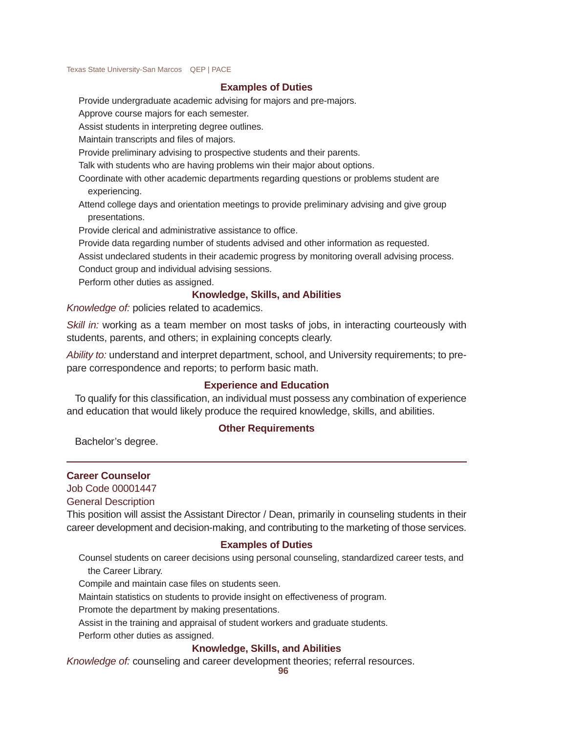### Examples of Duties

Provide undergraduate academic advising for majors and pre-majors.

Approve course majors for each semester.

Assist students in interpreting degree outlines.

Maintain transcripts and files of majors.

Provide preliminary advising to prospective students and their parents.

Talk with students who are having problems win their major about options.

Coordinate with other academic departments regarding questions or problems student are experiencing.

Attend college days and orientation meetings to provide preliminary advising and give group presentations.

Provide clerical and administrative assistance to office.

Provide data regarding number of students advised and other information as requested.

Assist undeclared students in their academic progress by monitoring overall advising process.

Conduct group and individual advising sessions.

Perform other duties as assigned.

### Knowledge, Skills, and Abilities

*Knowledge of:* policies related to academics.

*Skill in:* working as a team member on most tasks of jobs, in interacting courteously with students, parents, and others; in explaining concepts clearly.

*Ability to:* understand and interpret department, school, and University requirements; to prepare correspondence and reports; to perform basic math.

### Experience and Education

To qualify for this classification, an individual must possess any combination of experience and education that would likely produce the required knowledge, skills, and abilities.

### Other Requirements

Bachelor's degree.

---

## Career Counselor

Job Code 00001447

General Description

This position will assist the Assistant Director / Dean, primarily in counseling students in their career development and decision-making, and contributing to the marketing of those services.

### Examples of Duties

Counsel students on career decisions using personal counseling, standardized career tests, and the Career Library.

Compile and maintain case files on students seen.

Maintain statistics on students to provide insight on effectiveness of program.

Promote the department by making presentations.

Assist in the training and appraisal of student workers and graduate students.

Perform other duties as assigned.

### Knowledge, Skills, and Abilities

*Knowledge of:* counseling and career development theories; referral resources.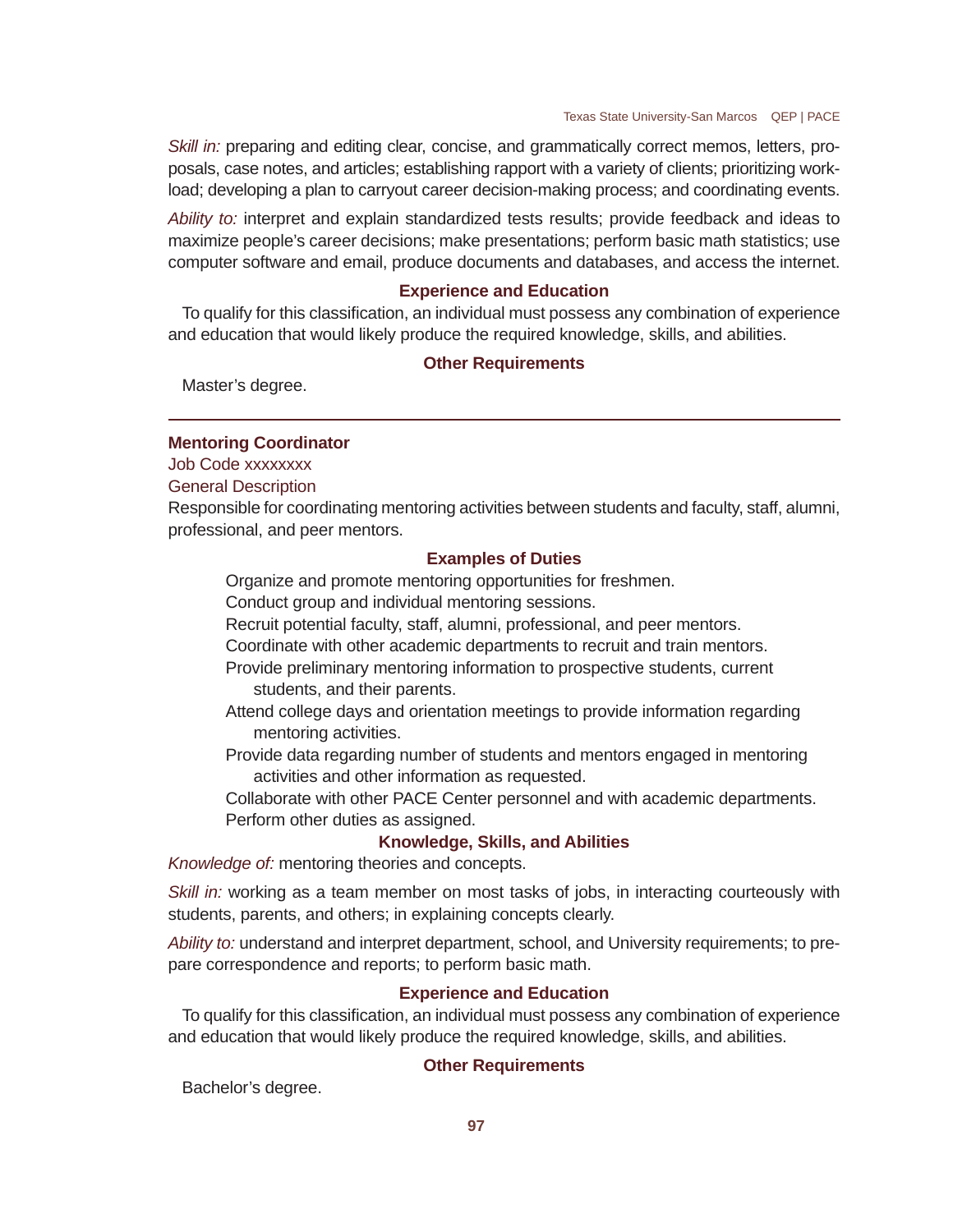*Skill in:* preparing and editing clear, concise, and grammatically correct memos, letters, proposals, case notes, and articles; establishing rapport with a variety of clients; prioritizing workload; developing a plan to carryout career decision-making process; and coordinating events.

*Ability to:* interpret and explain standardized tests results; provide feedback and ideas to maximize people's career decisions; make presentations; perform basic math statistics; use computer software and email, produce documents and databases, and access the internet.

**Experience and Education**

To qualify for this classification, an individual must possess any combination of experience and education that would likely produce the required knowledge, skills, and abilities.

**Other Requirements**

Master's degree.

---

**Mentoring Coordinator**

Job Code xxxxxxxx

General Description

Responsible for coordinating mentoring activities between students and faculty, staff, alumni, professional, and peer mentors.

**Examples of Duties**

- Organize and promote mentoring opportunities for freshmen.
- Conduct group and individual mentoring sessions.
- Recruit potential faculty, staff, alumni, professional, and peer mentors.
- Coordinate with other academic departments to recruit and train mentors.
- Provide preliminary mentoring information to prospective students, current students, and their parents.
- Attend college days and orientation meetings to provide information regarding mentoring activities.
- Provide data regarding number of students and mentors engaged in mentoring activities and other information as requested.
- Collaborate with other PACE Center personnel and with academic departments.
- Perform other duties as assigned.

**Knowledge, Skills, and Abilities**

*Knowledge of:* mentoring theories and concepts.

*Skill in:* working as a team member on most tasks of jobs, in interacting courteously with students, parents, and others; in explaining concepts clearly.

*Ability to:* understand and interpret department, school, and University requirements; to prepare correspondence and reports; to perform basic math.

**Experience and Education**

To qualify for this classification, an individual must possess any combination of experience and education that would likely produce the required knowledge, skills, and abilities.

**Other Requirements**

Bachelor's degree.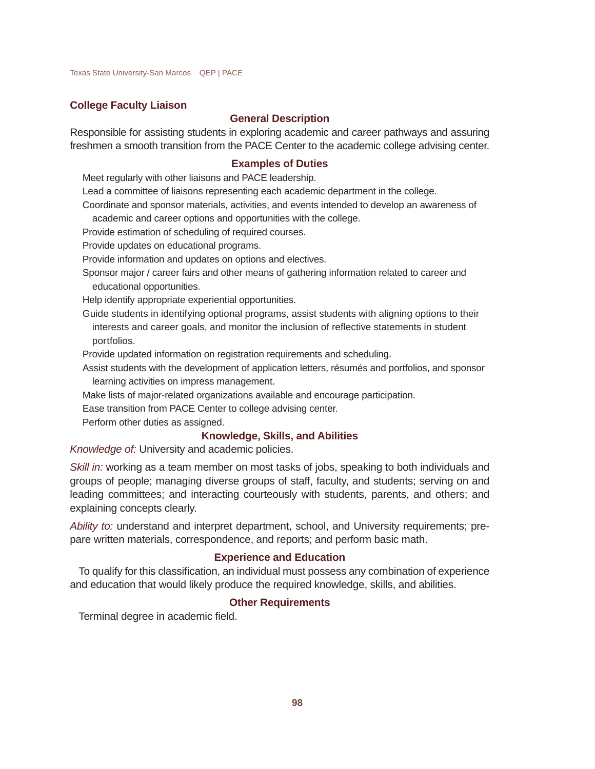## College Faculty Liaison

### General Description

Responsible for assisting students in exploring academic and career pathways and assuring freshmen a smooth transition from the PACE Center to the academic college advising center.

### Examples of Duties

- Meet regularly with other liaisons and PACE leadership.
- Lead a committee of liaisons representing each academic department in the college.
- Coordinate and sponsor materials, activities, and events intended to develop an awareness of academic and career options and opportunities with the college.
- Provide estimation of scheduling of required courses.
- Provide updates on educational programs.
- Provide information and updates on options and electives.
- Sponsor major / career fairs and other means of gathering information related to career and educational opportunities.
- Help identify appropriate experiential opportunities.
- Guide students in identifying optional programs, assist students with aligning options to their interests and career goals, and monitor the inclusion of reflective statements in student portfolios.
- Provide updated information on registration requirements and scheduling.
- Assist students with the development of application letters, résumés and portfolios, and sponsor learning activities on impress management.
- Make lists of major-related organizations available and encourage participation.
- Ease transition from PACE Center to college advising center.
- Perform other duties as assigned.

### Knowledge, Skills, and Abilities

*Knowledge of:* University and academic policies.

*Skill in:* working as a team member on most tasks of jobs, speaking to both individuals and groups of people; managing diverse groups of staff, faculty, and students; serving on and leading committees; and interacting courteously with students, parents, and others; and explaining concepts clearly.

*Ability to:* understand and interpret department, school, and University requirements; prepare written materials, correspondence, and reports; and perform basic math.

### Experience and Education

To qualify for this classification, an individual must possess any combination of experience and education that would likely produce the required knowledge, skills, and abilities.

### Other Requirements

Terminal degree in academic field.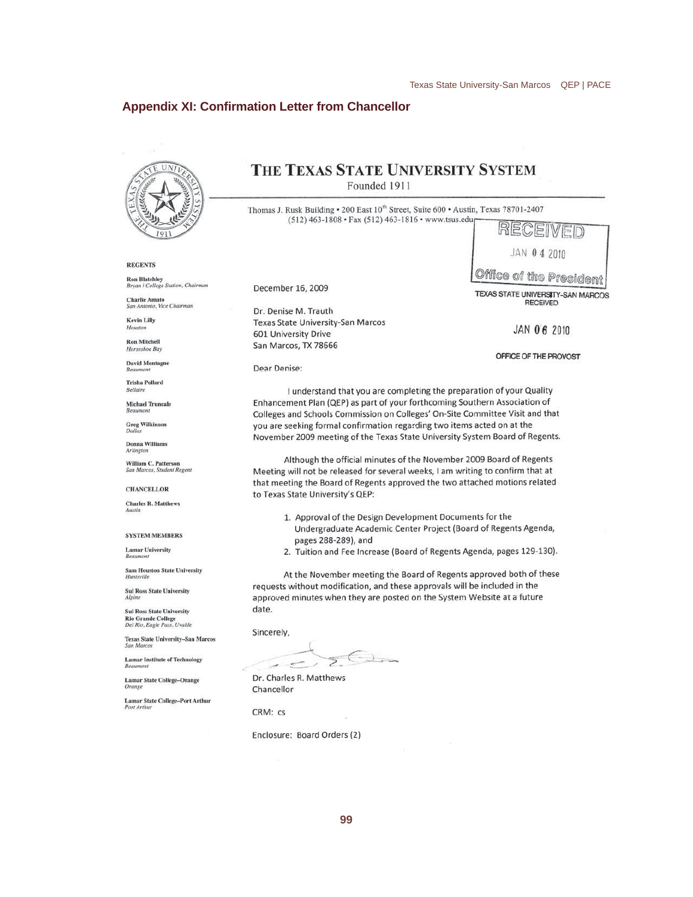## Appendix XI: Confirmation Letter from Chancellor

# THE TEXAS STATE UNIVERSITY SYSTEM

Founded 1911

Thomas J. Rusk Building • 200 East 10th Street, Suite 600 • Austin, Texas 78701-2407
(512) 463-1808 • Fax (512) 463-1816 • www.tsus.edu

RECEIVED
JAN 04 2010
Office of the President

TEXAS STATE UNIVERSITY-SAN MARCOS
RECEIVED
JAN 06 2010
OFFICE OF THE PROVOST

**REGENTS**

**Ron Blatchley**
*Bryan / College Station, Chairman*

**Charlie Amato**
*San Antonio, Vice Chairman*

**Kevin Lilly**
*Houston*

**Ron Mitchell**
*Horseshoe Bay*

**David Montagne**
*Beaumont*

**Trisha Pollard**
*Bellaire*

**Michael Truncale**
*Beaumont*

**Greg Wilkinson**
*Dallas*

**Donna Williams**
*Arlington*

**William C. Patterson**
*San Marcos, Student Regent*

**CHANCELLOR**

**Charles R. Matthews**
*Austin*

**SYSTEM MEMBERS**

**Lamar University**
*Beaumont*

**Sam Houston State University**
*Huntsville*

**Sul Ross State University**
*Alpine*

**Sul Ross State University Rio Grande College**
*Del Rio, Eagle Pass, Uvalde*

**Texas State University–San Marcos**
*San Marcos*

**Lamar Institute of Technology**
*Beaumont*

**Lamar State College–Orange**
*Orange*

**Lamar State College–Port Arthur**
*Port Arthur*

December 16, 2009

Dr. Denise M. Trauth
Texas State University-San Marcos
601 University Drive
San Marcos, TX 78666

Dear Denise:

I understand that you are completing the preparation of your Quality Enhancement Plan (QEP) as part of your forthcoming Southern Association of Colleges and Schools Commission on Colleges' On-Site Committee Visit and that you are seeking formal confirmation regarding two items acted on at the November 2009 meeting of the Texas State University System Board of Regents.

Although the official minutes of the November 2009 Board of Regents Meeting will not be released for several weeks, I am writing to confirm that at that meeting the Board of Regents approved the two attached motions related to Texas State University's QEP:

1. Approval of the Design Development Documents for the Undergraduate Academic Center Project (Board of Regents Agenda, pages 288-289), and
2. Tuition and Fee Increase (Board of Regents Agenda, pages 129-130).

At the November meeting the Board of Regents approved both of these requests without modification, and these approvals will be included in the approved minutes when they are posted on the System Website at a future date.

Sincerely,

Dr. Charles R. Matthews
Chancellor

CRM: cs

Enclosure: Board Orders (2)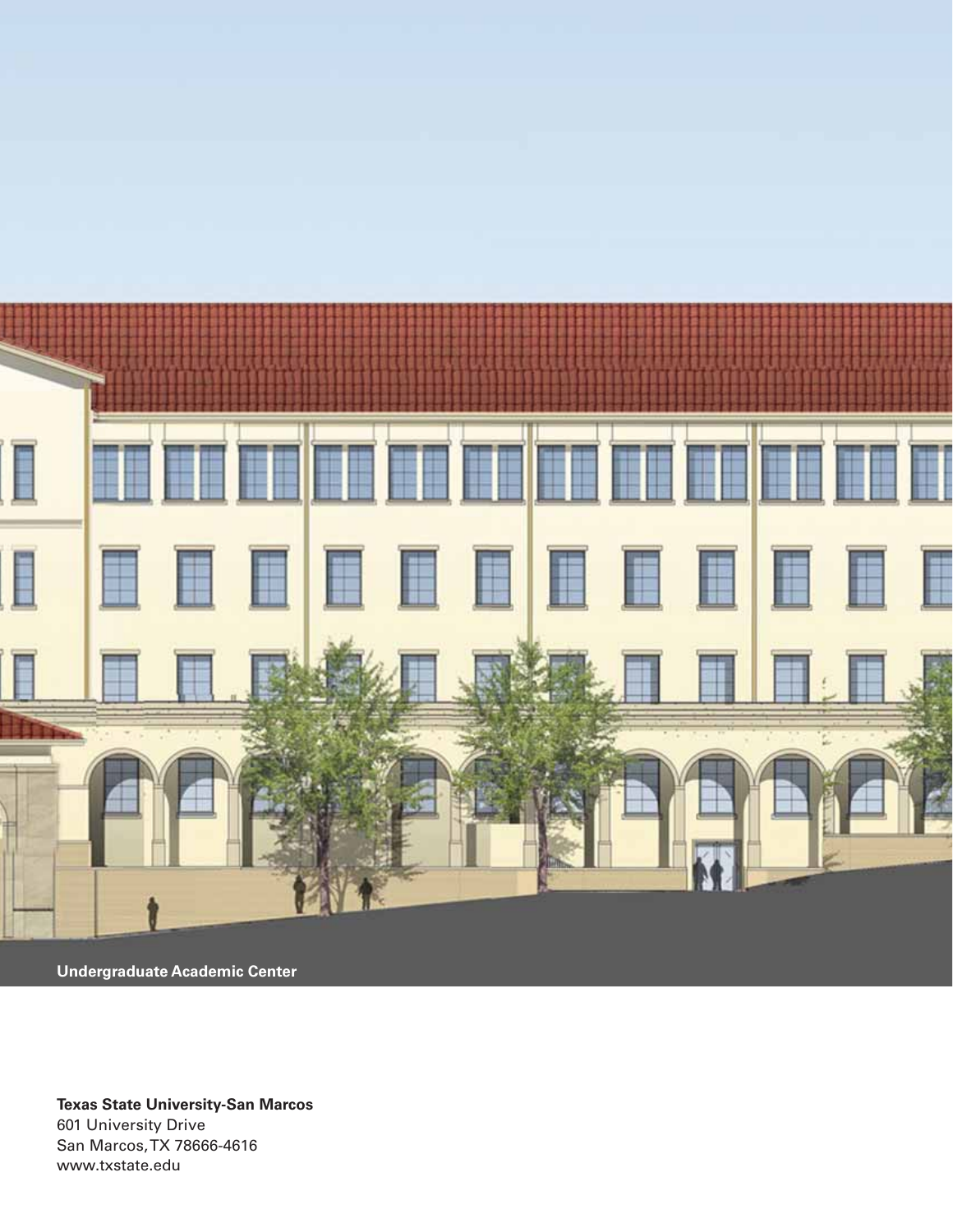Undergraduate Academic Center

**Texas State University-San Marcos**
601 University Drive
San Marcos, TX 78666-4616
www.txstate.edu